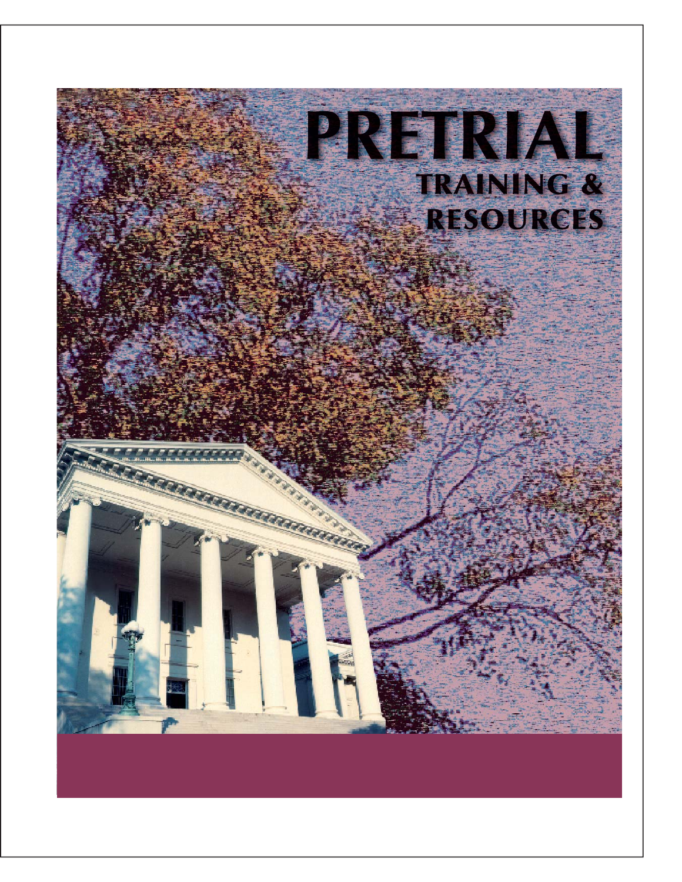# PRETRIAL

## TRAINING & RESOURCES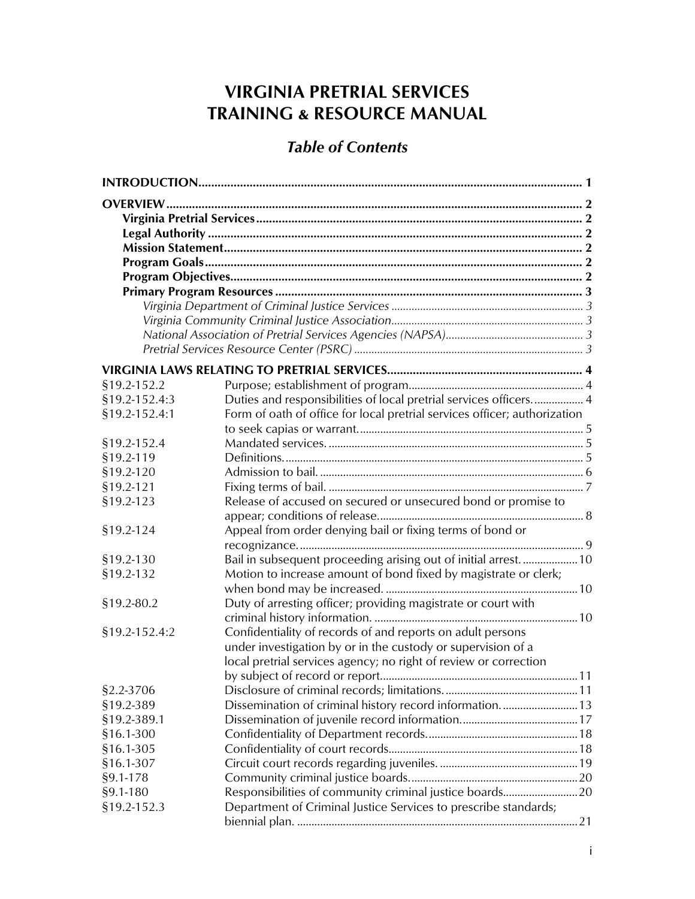# VIRGINIA PRETRIAL SERVICES TRAINING & RESOURCE MANUAL

## *Table of Contents*

**INTRODUCTION** ........................................................................................................ 1

**OVERVIEW** ................................................................................................................ 2

- **Virginia Pretrial Services** ..................................................................................... 2
- **Legal Authority** ..................................................................................................... 2
- **Mission Statement** ................................................................................................ 2
- **Program Goals** ...................................................................................................... 2
- **Program Objectives** .............................................................................................. 2
- **Primary Program Resources** ................................................................................ 3
  - *Virginia Department of Criminal Justice Services* ................................................ 3
  - *Virginia Community Criminal Justice Association* ................................................ 3
  - *National Association of Pretrial Services Agencies (NAPSA)* ................................ 3
  - *Pretrial Services Resource Center (PSRC)* ............................................................. 3

**VIRGINIA LAWS RELATING TO PRETRIAL SERVICES** ............................................. 4

| Section | Title | Page |
|---|---|---|
| §19.2-152.2 | Purpose; establishment of program. | 4 |
| §19.2-152.4:3 | Duties and responsibilities of local pretrial services officers. | 4 |
| §19.2-152.4:1 | Form of oath of office for local pretrial services officer; authorization to seek capias or warrant. | 5 |
| §19.2-152.4 | Mandated services. | 5 |
| §19.2-119 | Definitions. | 5 |
| §19.2-120 | Admission to bail. | 6 |
| §19.2-121 | Fixing terms of bail. | 7 |
| §19.2-123 | Release of accused on secured or unsecured bond or promise to appear; conditions of release. | 8 |
| §19.2-124 | Appeal from order denying bail or fixing terms of bond or recognizance. | 9 |
| §19.2-130 | Bail in subsequent proceeding arising out of initial arrest. | 10 |
| §19.2-132 | Motion to increase amount of bond fixed by magistrate or clerk; when bond may be increased. | 10 |
| §19.2-80.2 | Duty of arresting officer; providing magistrate or court with criminal history information. | 10 |
| §19.2-152.4:2 | Confidentiality of records of and reports on adult persons under investigation by or in the custody or supervision of a local pretrial services agency; no right of review or correction by subject of record or report. | 11 |
| §2.2-3706 | Disclosure of criminal records; limitations. | 11 |
| §19.2-389 | Dissemination of criminal history record information. | 13 |
| §19.2-389.1 | Dissemination of juvenile record information. | 17 |
| §16.1-300 | Confidentiality of Department records. | 18 |
| §16.1-305 | Confidentiality of court records. | 18 |
| §16.1-307 | Circuit court records regarding juveniles. | 19 |
| §9.1-178 | Community criminal justice boards. | 20 |
| §9.1-180 | Responsibilities of community criminal justice boards. | 20 |
| §19.2-152.3 | Department of Criminal Justice Services to prescribe standards; biennial plan. | 21 |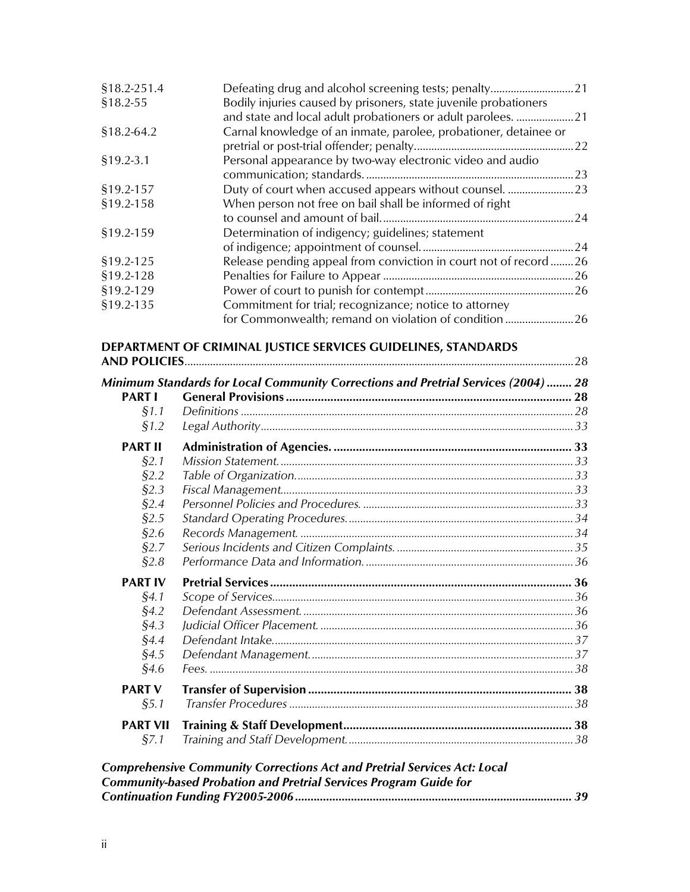| | | |
|---|---|---|
| §18.2-251.4 | Defeating drug and alcohol screening tests; penalty | 21 |
| §18.2-55 | Bodily injuries caused by prisoners, state juvenile probationers and state and local adult probationers or adult parolees. | 21 |
| §18.2-64.2 | Carnal knowledge of an inmate, parolee, probationer, detainee or pretrial or post-trial offender; penalty | 22 |
| §19.2-3.1 | Personal appearance by two-way electronic video and audio communication; standards. | 23 |
| §19.2-157 | Duty of court when accused appears without counsel. | 23 |
| §19.2-158 | When person not free on bail shall be informed of right to counsel and amount of bail. | 24 |
| §19.2-159 | Determination of indigency; guidelines; statement of indigence; appointment of counsel. | 24 |
| §19.2-125 | Release pending appeal from conviction in court not of record | 26 |
| §19.2-128 | Penalties for Failure to Appear | 26 |
| §19.2-129 | Power of court to punish for contempt | 26 |
| §19.2-135 | Commitment for trial; recognizance; notice to attorney for Commonwealth; remand on violation of condition | 26 |

**DEPARTMENT OF CRIMINAL JUSTICE SERVICES GUIDELINES, STANDARDS AND POLICIES** .......... 28

***Minimum Standards for Local Community Corrections and Pretrial Services (2004)*** .......... ***28***

| | | |
|---|---|---|
| **PART I** | **General Provisions** | **28** |
| *§1.1* | *Definitions* | *28* |
| *§1.2* | *Legal Authority* | *33* |
| **PART II** | **Administration of Agencies.** | **33** |
| *§2.1* | *Mission Statement.* | *33* |
| *§2.2* | *Table of Organization.* | *33* |
| *§2.3* | *Fiscal Management.* | *33* |
| *§2.4* | *Personnel Policies and Procedures.* | *33* |
| *§2.5* | *Standard Operating Procedures.* | *34* |
| *§2.6* | *Records Management.* | *34* |
| *§2.7* | *Serious Incidents and Citizen Complaints.* | *35* |
| *§2.8* | *Performance Data and Information.* | *36* |
| **PART IV** | **Pretrial Services** | **36** |
| *§4.1* | *Scope of Services.* | *36* |
| *§4.2* | *Defendant Assessment.* | *36* |
| *§4.3* | *Judicial Officer Placement.* | *36* |
| *§4.4* | *Defendant Intake.* | *37* |
| *§4.5* | *Defendant Management.* | *37* |
| *§4.6* | *Fees.* | *38* |
| **PART V** | **Transfer of Supervision** | **38** |
| *§5.1* | *Transfer Procedures* | *38* |
| **PART VII** | **Training & Staff Development** | **38** |
| *§7.1* | *Training and Staff Development.* | *38* |

***Comprehensive Community Corrections Act and Pretrial Services Act: Local Community-based Probation and Pretrial Services Program Guide for Continuation Funding FY2005-2006*** .......... ***39***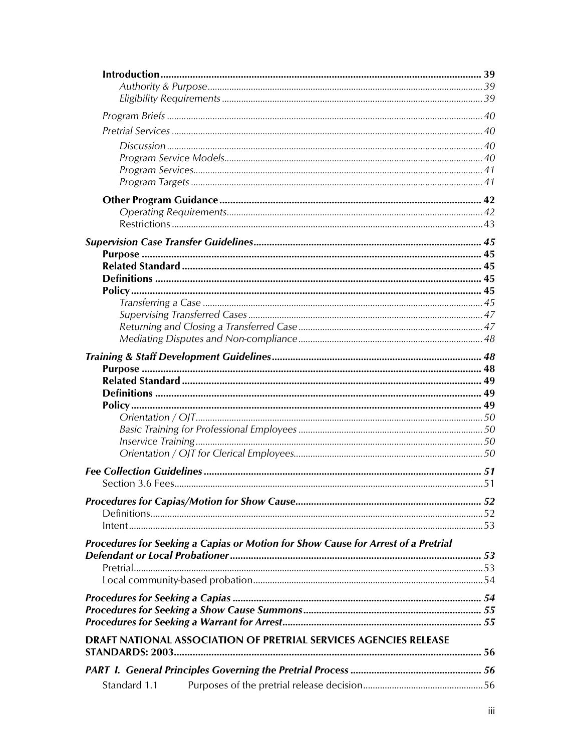**Introduction** ........................................................................................................................ **39**

*Authority & Purpose* ................................................................................................. *39*

*Eligibility Requirements* ............................................................................................ *39*

*Program Briefs* .................................................................................................................. *40*

*Pretrial Services* ................................................................................................................. *40*

*Discussion* .................................................................................................................. *40*

*Program Service Models* ........................................................................................... *40*

*Program Services* ........................................................................................................ *41*

*Program Targets* ........................................................................................................ *41*

**Other Program Guidance** .................................................................................................. **42**

*Operating Requirements* ........................................................................................... *42*

Restrictions ................................................................................................................. 43

***Supervision Case Transfer Guidelines*** ...................................................................................... ***45***

**Purpose** ............................................................................................................................... **45**

**Related Standard** ................................................................................................................ **45**

**Definitions** .......................................................................................................................... **45**

**Policy** ................................................................................................................................... **45**

*Transferring a Case* .................................................................................................... *45*

*Supervising Transferred Cases* ................................................................................. *47*

*Returning and Closing a Transferred Case* ............................................................. *47*

*Mediating Disputes and Non-compliance* .............................................................. *48*

***Training & Staff Development Guidelines*** ............................................................................... ***48***

**Purpose** ............................................................................................................................... **48**

**Related Standard** ................................................................................................................ **49**

**Definitions** .......................................................................................................................... **49**

**Policy** ................................................................................................................................... **49**

*Orientation / OJT* ....................................................................................................... *50*

*Basic Training for Professional Employees* ............................................................ *50*

*Inservice Training* ....................................................................................................... *50*

*Orientation / OJT for Clerical Employees* .............................................................. *50*

***Fee Collection Guidelines*** ......................................................................................................... ***51***

Section 3.6 Fees ................................................................................................................ 51

***Procedures for Capias/Motion for Show Cause*** ...................................................................... ***52***

Definitions ......................................................................................................................... 52

Intent .................................................................................................................................. 53

***Procedures for Seeking a Capias or Motion for Show Cause for Arrest of a Pretrial Defendant or Local Probationer*** ............................................................................................... ***53***

Pretrial ................................................................................................................................ 53

Local community-based probation .................................................................................. 54

***Procedures for Seeking a Capias*** .............................................................................................. ***54***

***Procedures for Seeking a Show Cause Summons*** .................................................................. ***55***

***Procedures for Seeking a Warrant for Arrest*** ........................................................................... ***55***

**DRAFT NATIONAL ASSOCIATION OF PRETRIAL SERVICES AGENCIES RELEASE STANDARDS: 2003** ................................................................................................................. **56**

***PART I. General Principles Governing the Pretrial Process*** .................................................. ***56***

Standard 1.1 Purposes of the pretrial release decision ................................................. 56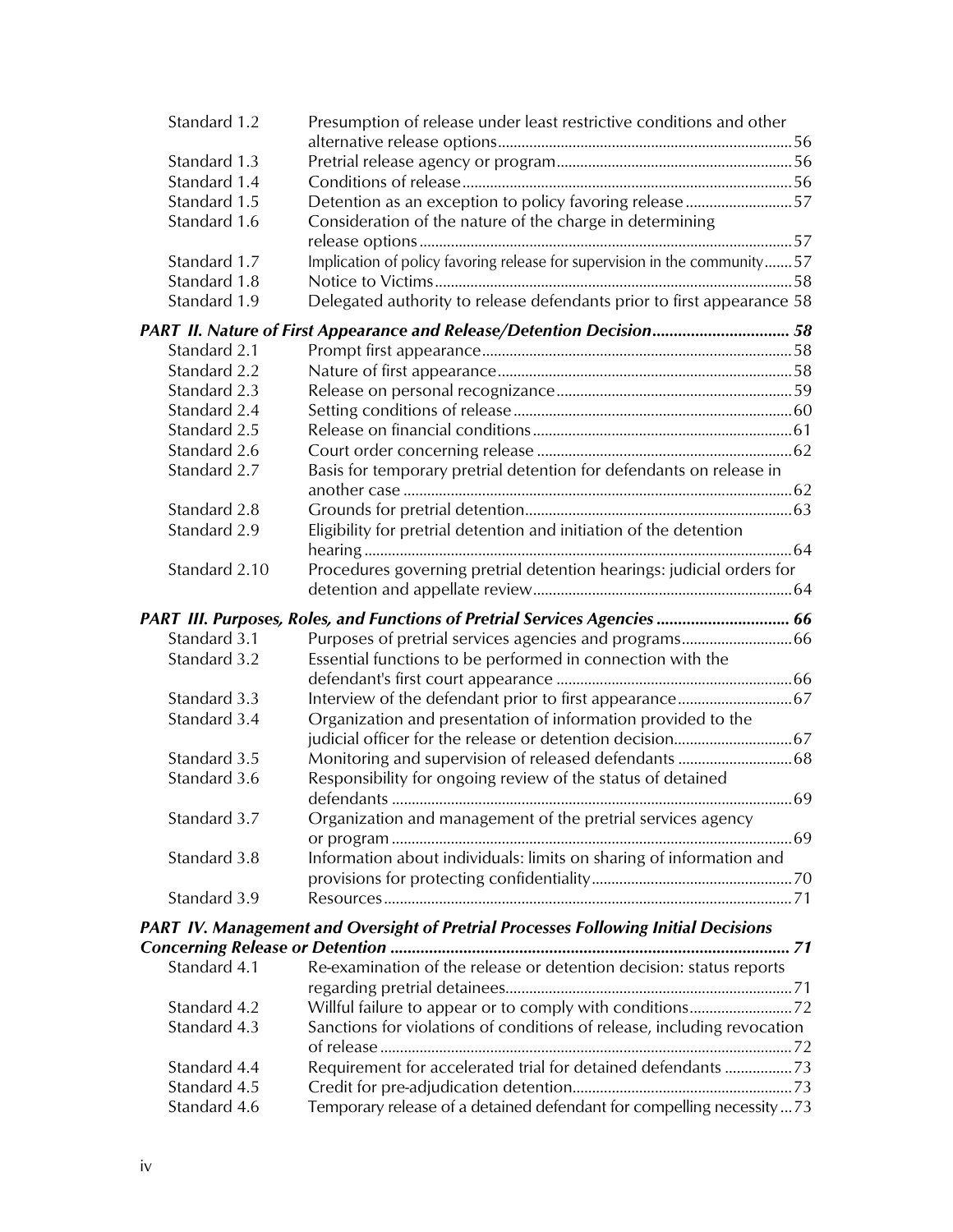| | | |
|---|---|---|
| Standard 1.2 | Presumption of release under least restrictive conditions and other alternative release options | 56 |
| Standard 1.3 | Pretrial release agency or program | 56 |
| Standard 1.4 | Conditions of release | 56 |
| Standard 1.5 | Detention as an exception to policy favoring release | 57 |
| Standard 1.6 | Consideration of the nature of the charge in determining release options | 57 |
| Standard 1.7 | Implication of policy favoring release for supervision in the community | 57 |
| Standard 1.8 | Notice to Victims | 58 |
| Standard 1.9 | Delegated authority to release defendants prior to first appearance | 58 |

***PART II. Nature of First Appearance and Release/Detention Decision ............................... 58***

| | | |
|---|---|---|
| Standard 2.1 | Prompt first appearance | 58 |
| Standard 2.2 | Nature of first appearance | 58 |
| Standard 2.3 | Release on personal recognizance | 59 |
| Standard 2.4 | Setting conditions of release | 60 |
| Standard 2.5 | Release on financial conditions | 61 |
| Standard 2.6 | Court order concerning release | 62 |
| Standard 2.7 | Basis for temporary pretrial detention for defendants on release in another case | 62 |
| Standard 2.8 | Grounds for pretrial detention | 63 |
| Standard 2.9 | Eligibility for pretrial detention and initiation of the detention hearing | 64 |
| Standard 2.10 | Procedures governing pretrial detention hearings: judicial orders for detention and appellate review | 64 |

***PART III. Purposes, Roles, and Functions of Pretrial Services Agencies .............................. 66***

| | | |
|---|---|---|
| Standard 3.1 | Purposes of pretrial services agencies and programs | 66 |
| Standard 3.2 | Essential functions to be performed in connection with the defendant's first court appearance | 66 |
| Standard 3.3 | Interview of the defendant prior to first appearance | 67 |
| Standard 3.4 | Organization and presentation of information provided to the judicial officer for the release or detention decision | 67 |
| Standard 3.5 | Monitoring and supervision of released defendants | 68 |
| Standard 3.6 | Responsibility for ongoing review of the status of detained defendants | 69 |
| Standard 3.7 | Organization and management of the pretrial services agency or program | 69 |
| Standard 3.8 | Information about individuals: limits on sharing of information and provisions for protecting confidentiality | 70 |
| Standard 3.9 | Resources | 71 |

***PART IV. Management and Oversight of Pretrial Processes Following Initial Decisions Concerning Release or Detention ............................................................................................. 71***

| | | |
|---|---|---|
| Standard 4.1 | Re-examination of the release or detention decision: status reports regarding pretrial detainees | 71 |
| Standard 4.2 | Willful failure to appear or to comply with conditions | 72 |
| Standard 4.3 | Sanctions for violations of conditions of release, including revocation of release | 72 |
| Standard 4.4 | Requirement for accelerated trial for detained defendants | 73 |
| Standard 4.5 | Credit for pre-adjudication detention | 73 |
| Standard 4.6 | Temporary release of a detained defendant for compelling necessity | 73 |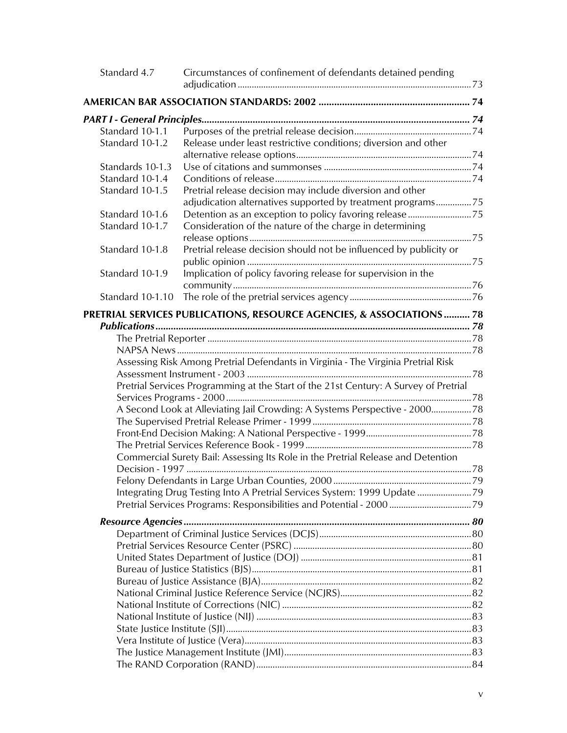| | | |
|---|---|---|
| Standard 4.7 | Circumstances of confinement of defendants detained pending adjudication | 73 |

**AMERICAN BAR ASSOCIATION STANDARDS: 2002** ..... 74

***PART I - General Principles*** ..... 74

| | | |
|---|---|---|
| Standard 10-1.1 | Purposes of the pretrial release decision | 74 |
| Standard 10-1.2 | Release under least restrictive conditions; diversion and other alternative release options | 74 |
| Standards 10-1.3 | Use of citations and summonses | 74 |
| Standard 10-1.4 | Conditions of release | 74 |
| Standard 10-1.5 | Pretrial release decision may include diversion and other adjudication alternatives supported by treatment programs | 75 |
| Standard 10-1.6 | Detention as an exception to policy favoring release | 75 |
| Standard 10-1.7 | Consideration of the nature of the charge in determining release options | 75 |
| Standard 10-1.8 | Pretrial release decision should not be influenced by publicity or public opinion | 75 |
| Standard 10-1.9 | Implication of policy favoring release for supervision in the community | 76 |
| Standard 10-1.10 | The role of the pretrial services agency | 76 |

**PRETRIAL SERVICES PUBLICATIONS, RESOURCE AGENCIES, & ASSOCIATIONS** ..... 78

***Publications*** ..... 78

- The Pretrial Reporter ..... 78
- NAPSA News ..... 78
- Assessing Risk Among Pretrial Defendants in Virginia - The Virginia Pretrial Risk Assessment Instrument - 2003 ..... 78
- Pretrial Services Programming at the Start of the 21st Century: A Survey of Pretrial Services Programs - 2000 ..... 78
- A Second Look at Alleviating Jail Crowding: A Systems Perspective - 2000 ..... 78
- The Supervised Pretrial Release Primer - 1999 ..... 78
- Front-End Decision Making: A National Perspective - 1999 ..... 78
- The Pretrial Services Reference Book - 1999 ..... 78
- Commercial Surety Bail: Assessing Its Role in the Pretrial Release and Detention Decision - 1997 ..... 78
- Felony Defendants in Large Urban Counties, 2000 ..... 79
- Integrating Drug Testing Into A Pretrial Services System: 1999 Update ..... 79
- Pretrial Services Programs: Responsibilities and Potential - 2000 ..... 79

***Resource Agencies*** ..... 80

- Department of Criminal Justice Services (DCJS) ..... 80
- Pretrial Services Resource Center (PSRC) ..... 80
- United States Department of Justice (DOJ) ..... 81
- Bureau of Justice Statistics (BJS) ..... 81
- Bureau of Justice Assistance (BJA) ..... 82
- National Criminal Justice Reference Service (NCJRS) ..... 82
- National Institute of Corrections (NIC) ..... 82
- National Institute of Justice (NIJ) ..... 83
- State Justice Institute (SJI) ..... 83
- Vera Institute of Justice (Vera) ..... 83
- The Justice Management Institute (JMI) ..... 83
- The RAND Corporation (RAND) ..... 84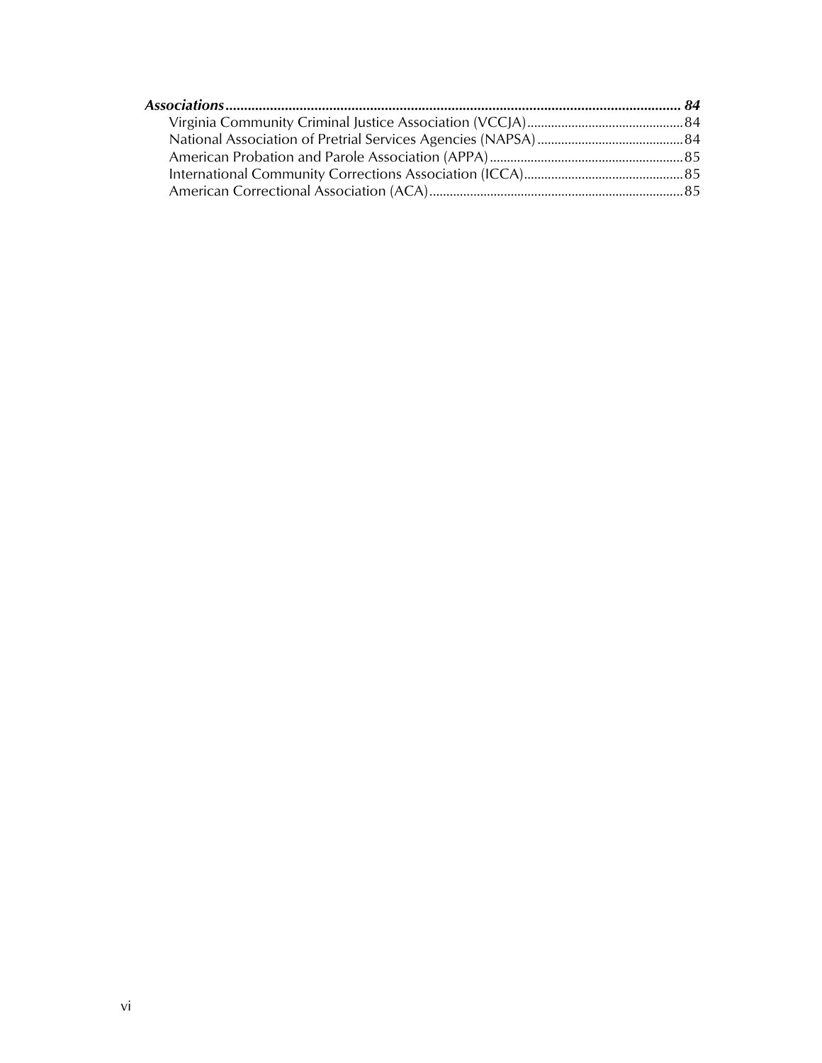***Associations*** ........................................................................................................... ***84***

- Virginia Community Criminal Justice Association (VCCJA) .............................................. 84
- National Association of Pretrial Services Agencies (NAPSA) ........................................... 84
- American Probation and Parole Association (APPA) ......................................................... 85
- International Community Corrections Association (ICCA) ............................................... 85
- American Correctional Association (ACA) ........................................................................... 85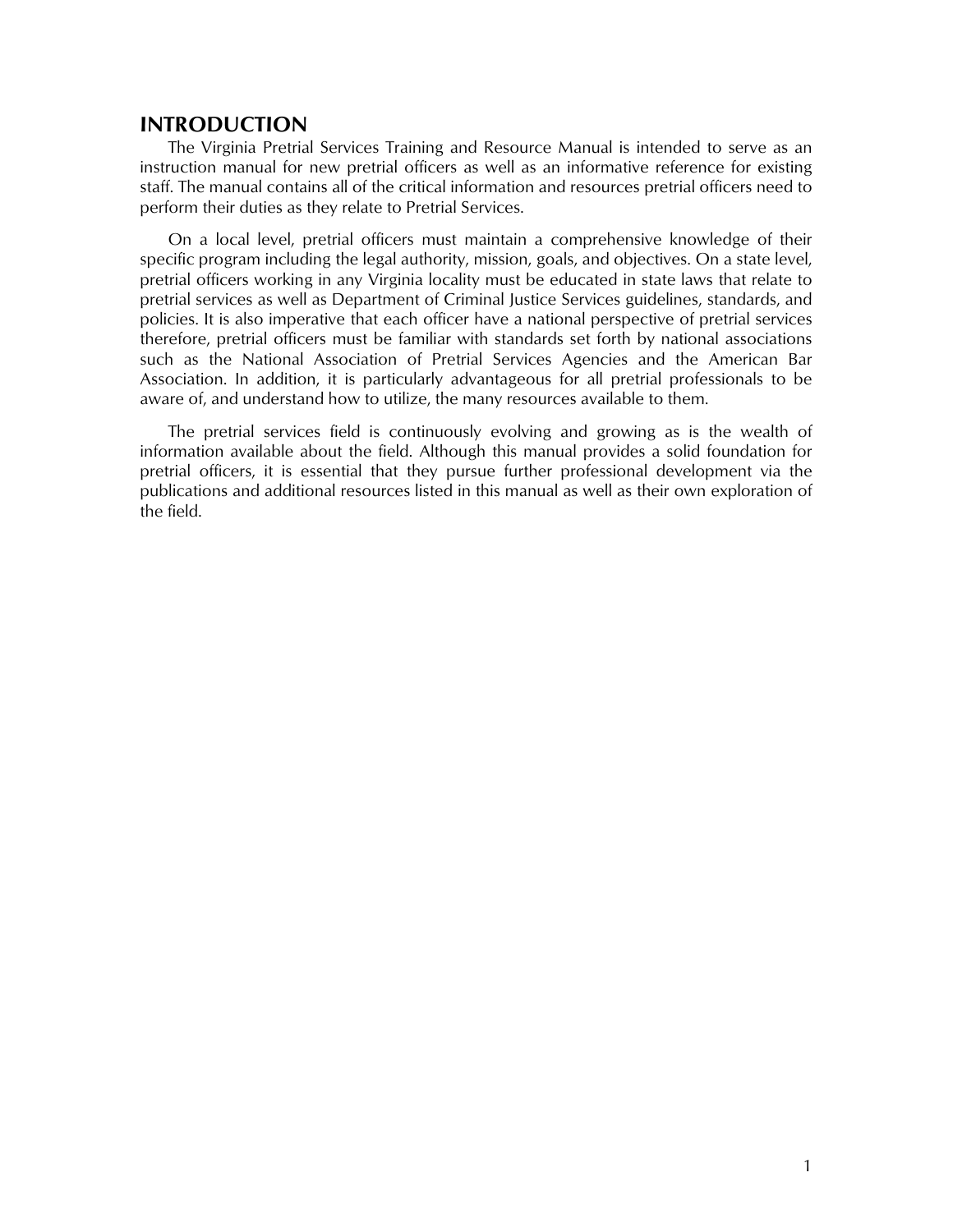# INTRODUCTION

The Virginia Pretrial Services Training and Resource Manual is intended to serve as an instruction manual for new pretrial officers as well as an informative reference for existing staff. The manual contains all of the critical information and resources pretrial officers need to perform their duties as they relate to Pretrial Services.

On a local level, pretrial officers must maintain a comprehensive knowledge of their specific program including the legal authority, mission, goals, and objectives. On a state level, pretrial officers working in any Virginia locality must be educated in state laws that relate to pretrial services as well as Department of Criminal Justice Services guidelines, standards, and policies. It is also imperative that each officer have a national perspective of pretrial services therefore, pretrial officers must be familiar with standards set forth by national associations such as the National Association of Pretrial Services Agencies and the American Bar Association. In addition, it is particularly advantageous for all pretrial professionals to be aware of, and understand how to utilize, the many resources available to them.

The pretrial services field is continuously evolving and growing as is the wealth of information available about the field. Although this manual provides a solid foundation for pretrial officers, it is essential that they pursue further professional development via the publications and additional resources listed in this manual as well as their own exploration of the field.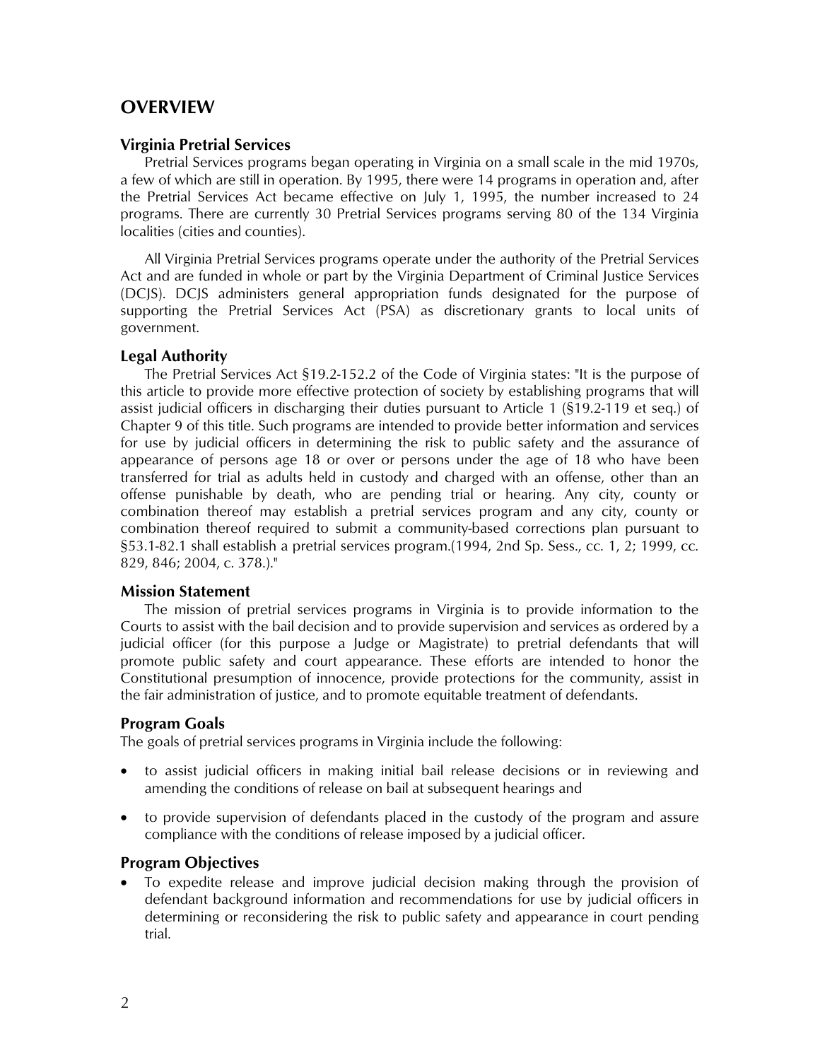# OVERVIEW

## Virginia Pretrial Services

Pretrial Services programs began operating in Virginia on a small scale in the mid 1970s, a few of which are still in operation. By 1995, there were 14 programs in operation and, after the Pretrial Services Act became effective on July 1, 1995, the number increased to 24 programs. There are currently 30 Pretrial Services programs serving 80 of the 134 Virginia localities (cities and counties).

All Virginia Pretrial Services programs operate under the authority of the Pretrial Services Act and are funded in whole or part by the Virginia Department of Criminal Justice Services (DCJS). DCJS administers general appropriation funds designated for the purpose of supporting the Pretrial Services Act (PSA) as discretionary grants to local units of government.

## Legal Authority

The Pretrial Services Act §19.2-152.2 of the Code of Virginia states: "It is the purpose of this article to provide more effective protection of society by establishing programs that will assist judicial officers in discharging their duties pursuant to Article 1 (§19.2-119 et seq.) of Chapter 9 of this title. Such programs are intended to provide better information and services for use by judicial officers in determining the risk to public safety and the assurance of appearance of persons age 18 or over or persons under the age of 18 who have been transferred for trial as adults held in custody and charged with an offense, other than an offense punishable by death, who are pending trial or hearing. Any city, county or combination thereof may establish a pretrial services program and any city, county or combination thereof required to submit a community-based corrections plan pursuant to §53.1-82.1 shall establish a pretrial services program.(1994, 2nd Sp. Sess., cc. 1, 2; 1999, cc. 829, 846; 2004, c. 378.)."

## Mission Statement

The mission of pretrial services programs in Virginia is to provide information to the Courts to assist with the bail decision and to provide supervision and services as ordered by a judicial officer (for this purpose a Judge or Magistrate) to pretrial defendants that will promote public safety and court appearance. These efforts are intended to honor the Constitutional presumption of innocence, provide protections for the community, assist in the fair administration of justice, and to promote equitable treatment of defendants.

## Program Goals

The goals of pretrial services programs in Virginia include the following:

- to assist judicial officers in making initial bail release decisions or in reviewing and amending the conditions of release on bail at subsequent hearings and
- to provide supervision of defendants placed in the custody of the program and assure compliance with the conditions of release imposed by a judicial officer.

## Program Objectives

- To expedite release and improve judicial decision making through the provision of defendant background information and recommendations for use by judicial officers in determining or reconsidering the risk to public safety and appearance in court pending trial.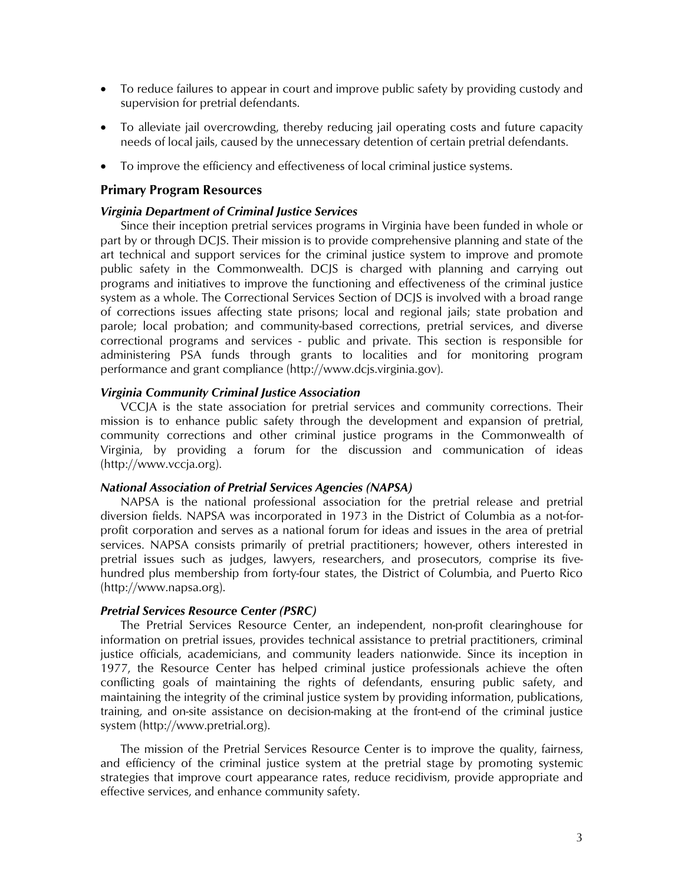- To reduce failures to appear in court and improve public safety by providing custody and supervision for pretrial defendants.
- To alleviate jail overcrowding, thereby reducing jail operating costs and future capacity needs of local jails, caused by the unnecessary detention of certain pretrial defendants.
- To improve the efficiency and effectiveness of local criminal justice systems.

### Primary Program Resources

#### *Virginia Department of Criminal Justice Services*

Since their inception pretrial services programs in Virginia have been funded in whole or part by or through DCJS. Their mission is to provide comprehensive planning and state of the art technical and support services for the criminal justice system to improve and promote public safety in the Commonwealth. DCJS is charged with planning and carrying out programs and initiatives to improve the functioning and effectiveness of the criminal justice system as a whole. The Correctional Services Section of DCJS is involved with a broad range of corrections issues affecting state prisons; local and regional jails; state probation and parole; local probation; and community-based corrections, pretrial services, and diverse correctional programs and services - public and private. This section is responsible for administering PSA funds through grants to localities and for monitoring program performance and grant compliance (http://www.dcjs.virginia.gov).

#### *Virginia Community Criminal Justice Association*

VCCJA is the state association for pretrial services and community corrections. Their mission is to enhance public safety through the development and expansion of pretrial, community corrections and other criminal justice programs in the Commonwealth of Virginia, by providing a forum for the discussion and communication of ideas (http://www.vccja.org).

#### *National Association of Pretrial Services Agencies (NAPSA)*

NAPSA is the national professional association for the pretrial release and pretrial diversion fields. NAPSA was incorporated in 1973 in the District of Columbia as a not-for-profit corporation and serves as a national forum for ideas and issues in the area of pretrial services. NAPSA consists primarily of pretrial practitioners; however, others interested in pretrial issues such as judges, lawyers, researchers, and prosecutors, comprise its five-hundred plus membership from forty-four states, the District of Columbia, and Puerto Rico (http://www.napsa.org).

#### *Pretrial Services Resource Center (PSRC)*

The Pretrial Services Resource Center, an independent, non-profit clearinghouse for information on pretrial issues, provides technical assistance to pretrial practitioners, criminal justice officials, academicians, and community leaders nationwide. Since its inception in 1977, the Resource Center has helped criminal justice professionals achieve the often conflicting goals of maintaining the rights of defendants, ensuring public safety, and maintaining the integrity of the criminal justice system by providing information, publications, training, and on-site assistance on decision-making at the front-end of the criminal justice system (http://www.pretrial.org).

The mission of the Pretrial Services Resource Center is to improve the quality, fairness, and efficiency of the criminal justice system at the pretrial stage by promoting systemic strategies that improve court appearance rates, reduce recidivism, provide appropriate and effective services, and enhance community safety.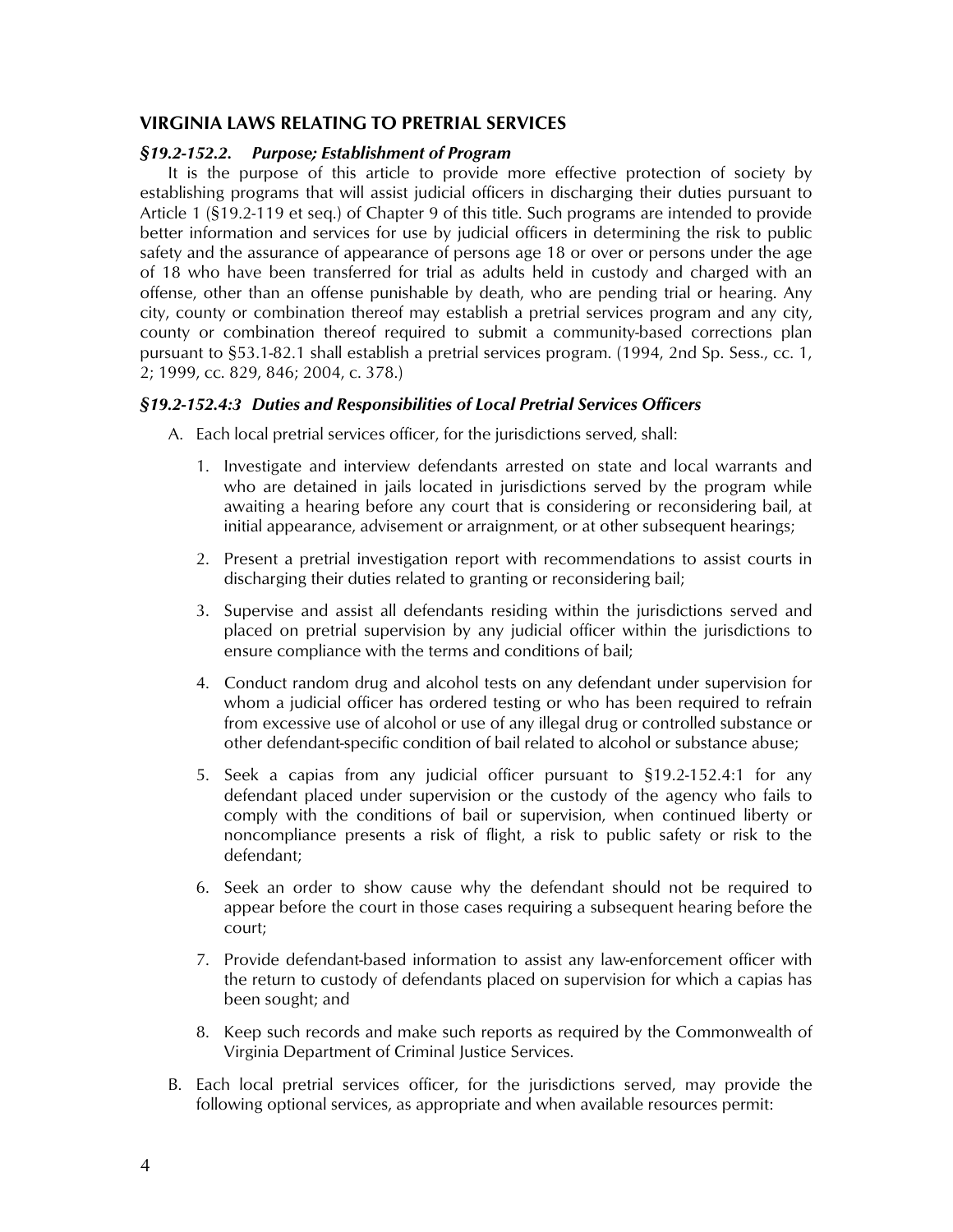## VIRGINIA LAWS RELATING TO PRETRIAL SERVICES

### *§19.2-152.2. Purpose; Establishment of Program*

It is the purpose of this article to provide more effective protection of society by establishing programs that will assist judicial officers in discharging their duties pursuant to Article 1 (§19.2-119 et seq.) of Chapter 9 of this title. Such programs are intended to provide better information and services for use by judicial officers in determining the risk to public safety and the assurance of appearance of persons age 18 or over or persons under the age of 18 who have been transferred for trial as adults held in custody and charged with an offense, other than an offense punishable by death, who are pending trial or hearing. Any city, county or combination thereof may establish a pretrial services program and any city, county or combination thereof required to submit a community-based corrections plan pursuant to §53.1-82.1 shall establish a pretrial services program. (1994, 2nd Sp. Sess., cc. 1, 2; 1999, cc. 829, 846; 2004, c. 378.)

### *§19.2-152.4:3 Duties and Responsibilities of Local Pretrial Services Officers*

A. Each local pretrial services officer, for the jurisdictions served, shall:

   1. Investigate and interview defendants arrested on state and local warrants and who are detained in jails located in jurisdictions served by the program while awaiting a hearing before any court that is considering or reconsidering bail, at initial appearance, advisement or arraignment, or at other subsequent hearings;

   2. Present a pretrial investigation report with recommendations to assist courts in discharging their duties related to granting or reconsidering bail;

   3. Supervise and assist all defendants residing within the jurisdictions served and placed on pretrial supervision by any judicial officer within the jurisdictions to ensure compliance with the terms and conditions of bail;

   4. Conduct random drug and alcohol tests on any defendant under supervision for whom a judicial officer has ordered testing or who has been required to refrain from excessive use of alcohol or use of any illegal drug or controlled substance or other defendant-specific condition of bail related to alcohol or substance abuse;

   5. Seek a capias from any judicial officer pursuant to §19.2-152.4:1 for any defendant placed under supervision or the custody of the agency who fails to comply with the conditions of bail or supervision, when continued liberty or noncompliance presents a risk of flight, a risk to public safety or risk to the defendant;

   6. Seek an order to show cause why the defendant should not be required to appear before the court in those cases requiring a subsequent hearing before the court;

   7. Provide defendant-based information to assist any law-enforcement officer with the return to custody of defendants placed on supervision for which a capias has been sought; and

   8. Keep such records and make such reports as required by the Commonwealth of Virginia Department of Criminal Justice Services.

B. Each local pretrial services officer, for the jurisdictions served, may provide the following optional services, as appropriate and when available resources permit: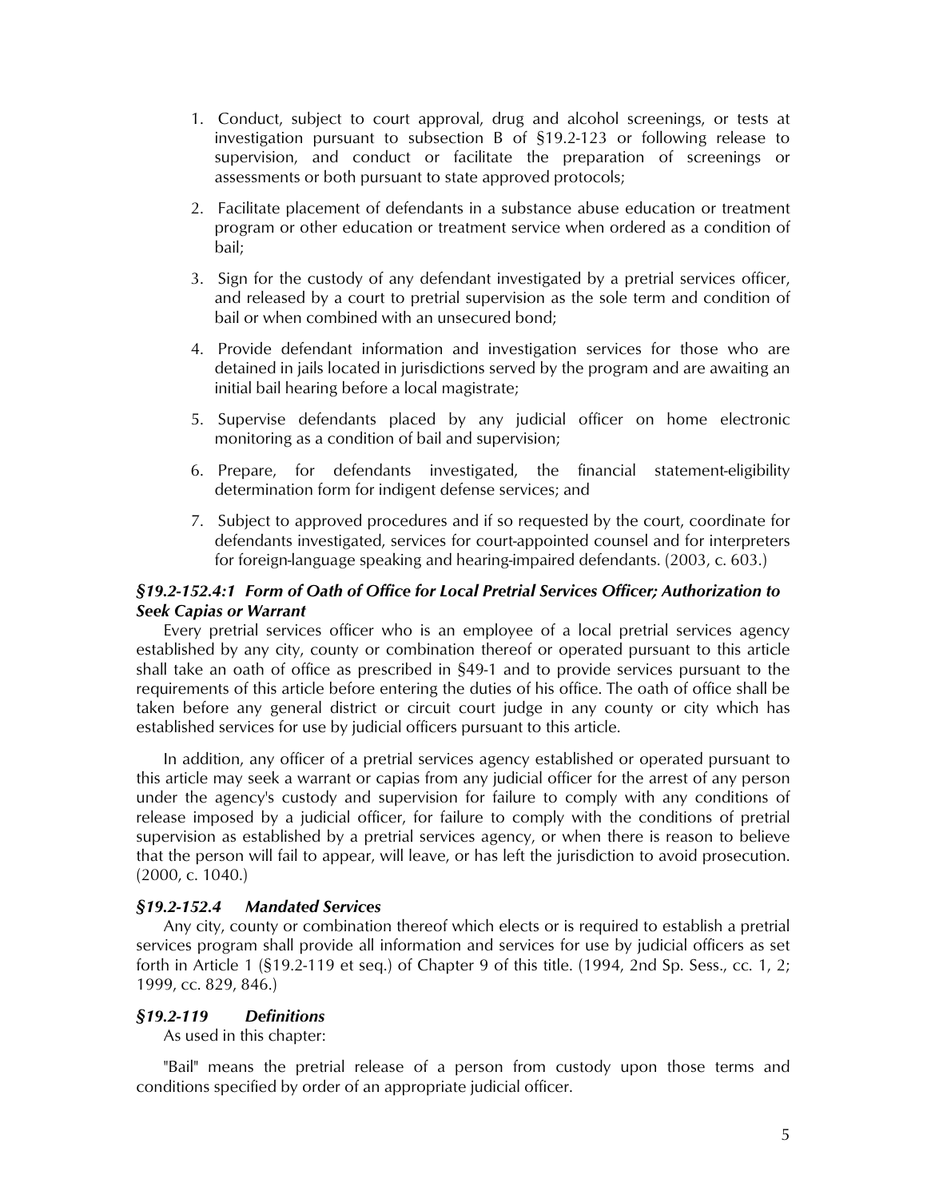1. Conduct, subject to court approval, drug and alcohol screenings, or tests at investigation pursuant to subsection B of §19.2-123 or following release to supervision, and conduct or facilitate the preparation of screenings or assessments or both pursuant to state approved protocols;

2. Facilitate placement of defendants in a substance abuse education or treatment program or other education or treatment service when ordered as a condition of bail;

3. Sign for the custody of any defendant investigated by a pretrial services officer, and released by a court to pretrial supervision as the sole term and condition of bail or when combined with an unsecured bond;

4. Provide defendant information and investigation services for those who are detained in jails located in jurisdictions served by the program and are awaiting an initial bail hearing before a local magistrate;

5. Supervise defendants placed by any judicial officer on home electronic monitoring as a condition of bail and supervision;

6. Prepare, for defendants investigated, the financial statement-eligibility determination form for indigent defense services; and

7. Subject to approved procedures and if so requested by the court, coordinate for defendants investigated, services for court-appointed counsel and for interpreters for foreign-language speaking and hearing-impaired defendants. (2003, c. 603.)

### *§19.2-152.4:1 Form of Oath of Office for Local Pretrial Services Officer; Authorization to Seek Capias or Warrant*

Every pretrial services officer who is an employee of a local pretrial services agency established by any city, county or combination thereof or operated pursuant to this article shall take an oath of office as prescribed in §49-1 and to provide services pursuant to the requirements of this article before entering the duties of his office. The oath of office shall be taken before any general district or circuit court judge in any county or city which has established services for use by judicial officers pursuant to this article.

In addition, any officer of a pretrial services agency established or operated pursuant to this article may seek a warrant or capias from any judicial officer for the arrest of any person under the agency's custody and supervision for failure to comply with any conditions of release imposed by a judicial officer, for failure to comply with the conditions of pretrial supervision as established by a pretrial services agency, or when there is reason to believe that the person will fail to appear, will leave, or has left the jurisdiction to avoid prosecution. (2000, c. 1040.)

### *§19.2-152.4 Mandated Services*

Any city, county or combination thereof which elects or is required to establish a pretrial services program shall provide all information and services for use by judicial officers as set forth in Article 1 (§19.2-119 et seq.) of Chapter 9 of this title. (1994, 2nd Sp. Sess., cc. 1, 2; 1999, cc. 829, 846.)

### *§19.2-119 Definitions*

As used in this chapter:

"Bail" means the pretrial release of a person from custody upon those terms and conditions specified by order of an appropriate judicial officer.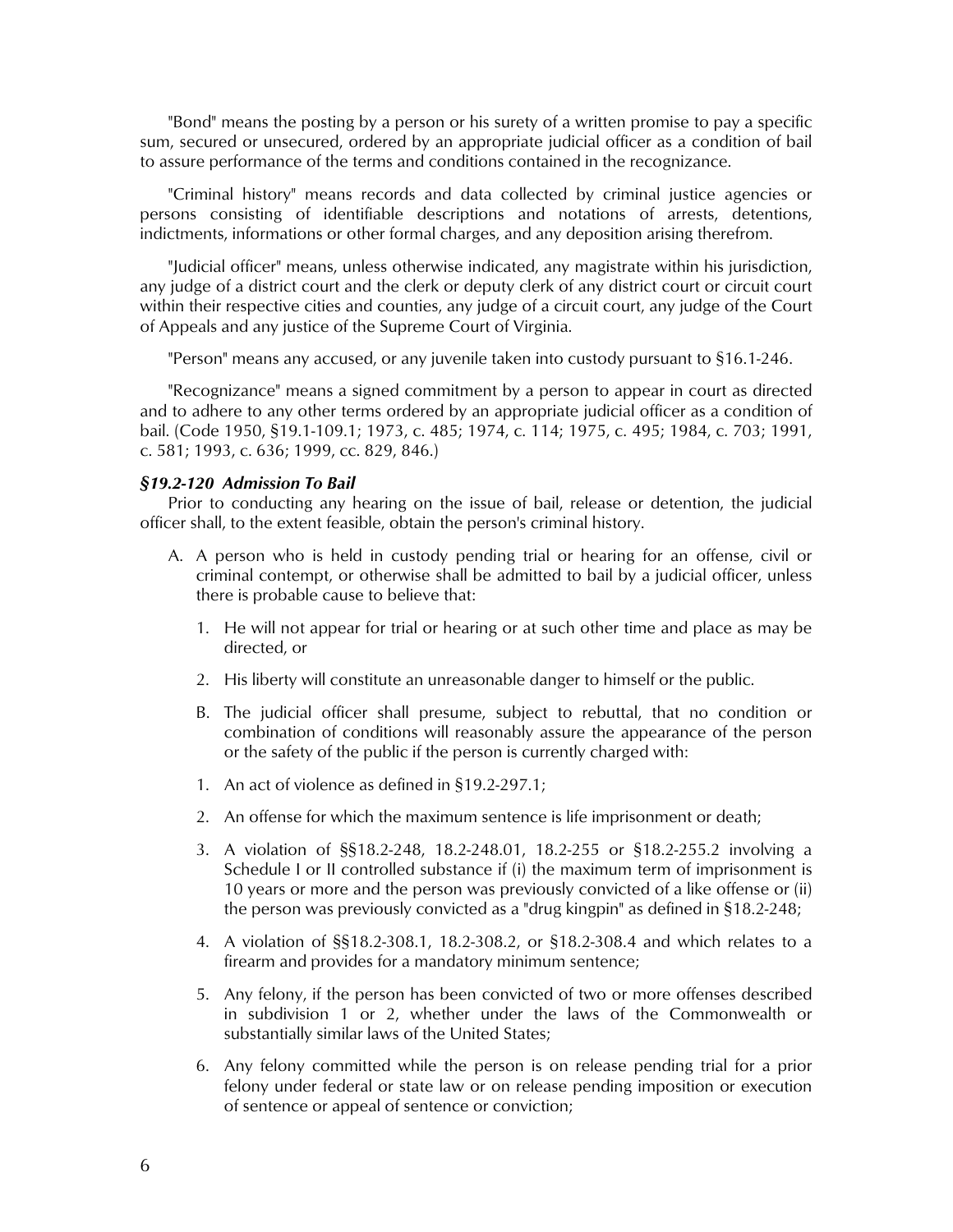"Bond" means the posting by a person or his surety of a written promise to pay a specific sum, secured or unsecured, ordered by an appropriate judicial officer as a condition of bail to assure performance of the terms and conditions contained in the recognizance.

"Criminal history" means records and data collected by criminal justice agencies or persons consisting of identifiable descriptions and notations of arrests, detentions, indictments, informations or other formal charges, and any deposition arising therefrom.

"Judicial officer" means, unless otherwise indicated, any magistrate within his jurisdiction, any judge of a district court and the clerk or deputy clerk of any district court or circuit court within their respective cities and counties, any judge of a circuit court, any judge of the Court of Appeals and any justice of the Supreme Court of Virginia.

"Person" means any accused, or any juvenile taken into custody pursuant to §16.1-246.

"Recognizance" means a signed commitment by a person to appear in court as directed and to adhere to any other terms ordered by an appropriate judicial officer as a condition of bail. (Code 1950, §19.1-109.1; 1973, c. 485; 1974, c. 114; 1975, c. 495; 1984, c. 703; 1991, c. 581; 1993, c. 636; 1999, cc. 829, 846.)

***§19.2-120 Admission To Bail***

Prior to conducting any hearing on the issue of bail, release or detention, the judicial officer shall, to the extent feasible, obtain the person's criminal history.

A. A person who is held in custody pending trial or hearing for an offense, civil or criminal contempt, or otherwise shall be admitted to bail by a judicial officer, unless there is probable cause to believe that:

   1. He will not appear for trial or hearing or at such other time and place as may be directed, or

   2. His liberty will constitute an unreasonable danger to himself or the public.

B. The judicial officer shall presume, subject to rebuttal, that no condition or combination of conditions will reasonably assure the appearance of the person or the safety of the public if the person is currently charged with:

   1. An act of violence as defined in §19.2-297.1;

   2. An offense for which the maximum sentence is life imprisonment or death;

   3. A violation of §§18.2-248, 18.2-248.01, 18.2-255 or §18.2-255.2 involving a Schedule I or II controlled substance if (i) the maximum term of imprisonment is 10 years or more and the person was previously convicted of a like offense or (ii) the person was previously convicted as a "drug kingpin" as defined in §18.2-248;

   4. A violation of §§18.2-308.1, 18.2-308.2, or §18.2-308.4 and which relates to a firearm and provides for a mandatory minimum sentence;

   5. Any felony, if the person has been convicted of two or more offenses described in subdivision 1 or 2, whether under the laws of the Commonwealth or substantially similar laws of the United States;

   6. Any felony committed while the person is on release pending trial for a prior felony under federal or state law or on release pending imposition or execution of sentence or appeal of sentence or conviction;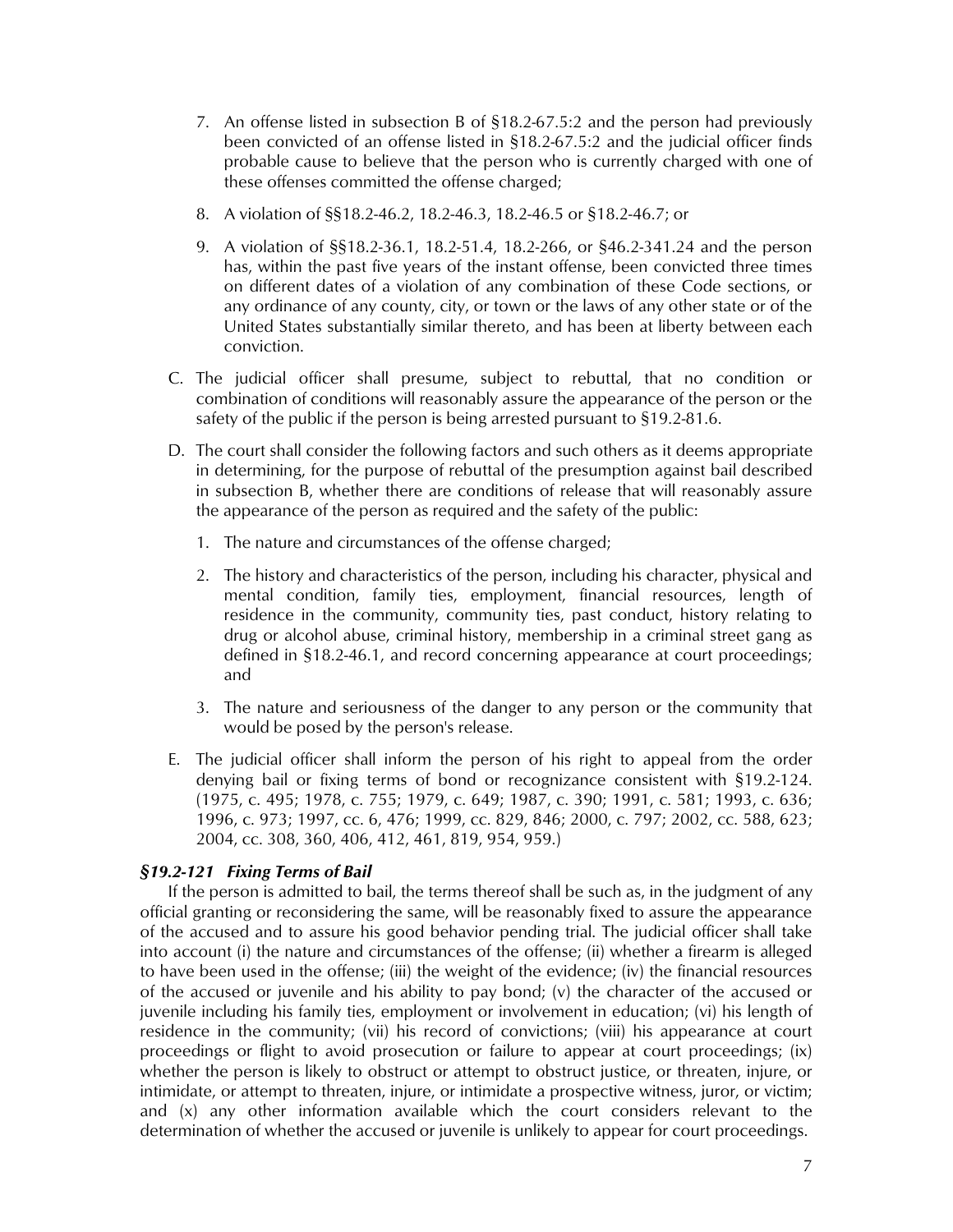7. An offense listed in subsection B of §18.2-67.5:2 and the person had previously been convicted of an offense listed in §18.2-67.5:2 and the judicial officer finds probable cause to believe that the person who is currently charged with one of these offenses committed the offense charged;

8. A violation of §§18.2-46.2, 18.2-46.3, 18.2-46.5 or §18.2-46.7; or

9. A violation of §§18.2-36.1, 18.2-51.4, 18.2-266, or §46.2-341.24 and the person has, within the past five years of the instant offense, been convicted three times on different dates of a violation of any combination of these Code sections, or any ordinance of any county, city, or town or the laws of any other state or of the United States substantially similar thereto, and has been at liberty between each conviction.

C. The judicial officer shall presume, subject to rebuttal, that no condition or combination of conditions will reasonably assure the appearance of the person or the safety of the public if the person is being arrested pursuant to §19.2-81.6.

D. The court shall consider the following factors and such others as it deems appropriate in determining, for the purpose of rebuttal of the presumption against bail described in subsection B, whether there are conditions of release that will reasonably assure the appearance of the person as required and the safety of the public:

1. The nature and circumstances of the offense charged;

2. The history and characteristics of the person, including his character, physical and mental condition, family ties, employment, financial resources, length of residence in the community, community ties, past conduct, history relating to drug or alcohol abuse, criminal history, membership in a criminal street gang as defined in §18.2-46.1, and record concerning appearance at court proceedings; and

3. The nature and seriousness of the danger to any person or the community that would be posed by the person's release.

E. The judicial officer shall inform the person of his right to appeal from the order denying bail or fixing terms of bond or recognizance consistent with §19.2-124. (1975, c. 495; 1978, c. 755; 1979, c. 649; 1987, c. 390; 1991, c. 581; 1993, c. 636; 1996, c. 973; 1997, cc. 6, 476; 1999, cc. 829, 846; 2000, c. 797; 2002, cc. 588, 623; 2004, cc. 308, 360, 406, 412, 461, 819, 954, 959.)

### *§19.2-121 Fixing Terms of Bail*

If the person is admitted to bail, the terms thereof shall be such as, in the judgment of any official granting or reconsidering the same, will be reasonably fixed to assure the appearance of the accused and to assure his good behavior pending trial. The judicial officer shall take into account (i) the nature and circumstances of the offense; (ii) whether a firearm is alleged to have been used in the offense; (iii) the weight of the evidence; (iv) the financial resources of the accused or juvenile and his ability to pay bond; (v) the character of the accused or juvenile including his family ties, employment or involvement in education; (vi) his length of residence in the community; (vii) his record of convictions; (viii) his appearance at court proceedings or flight to avoid prosecution or failure to appear at court proceedings; (ix) whether the person is likely to obstruct or attempt to obstruct justice, or threaten, injure, or intimidate, or attempt to threaten, injure, or intimidate a prospective witness, juror, or victim; and (x) any other information available which the court considers relevant to the determination of whether the accused or juvenile is unlikely to appear for court proceedings.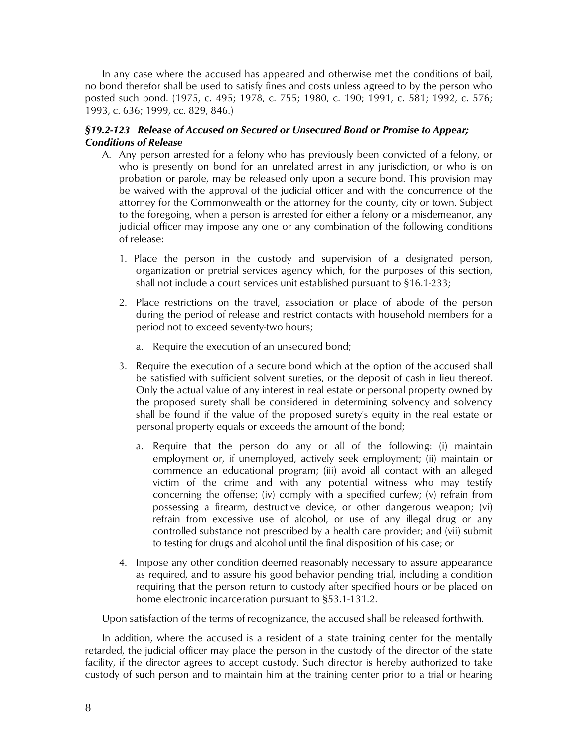In any case where the accused has appeared and otherwise met the conditions of bail, no bond therefor shall be used to satisfy fines and costs unless agreed to by the person who posted such bond. (1975, c. 495; 1978, c. 755; 1980, c. 190; 1991, c. 581; 1992, c. 576; 1993, c. 636; 1999, cc. 829, 846.)

***§19.2-123 Release of Accused on Secured or Unsecured Bond or Promise to Appear; Conditions of Release***

A. Any person arrested for a felony who has previously been convicted of a felony, or who is presently on bond for an unrelated arrest in any jurisdiction, or who is on probation or parole, may be released only upon a secure bond. This provision may be waived with the approval of the judicial officer and with the concurrence of the attorney for the Commonwealth or the attorney for the county, city or town. Subject to the foregoing, when a person is arrested for either a felony or a misdemeanor, any judicial officer may impose any one or any combination of the following conditions of release:

   1. Place the person in the custody and supervision of a designated person, organization or pretrial services agency which, for the purposes of this section, shall not include a court services unit established pursuant to §16.1-233;

   2. Place restrictions on the travel, association or place of abode of the person during the period of release and restrict contacts with household members for a period not to exceed seventy-two hours;

      a. Require the execution of an unsecured bond;

   3. Require the execution of a secure bond which at the option of the accused shall be satisfied with sufficient solvent sureties, or the deposit of cash in lieu thereof. Only the actual value of any interest in real estate or personal property owned by the proposed surety shall be considered in determining solvency and solvency shall be found if the value of the proposed surety's equity in the real estate or personal property equals or exceeds the amount of the bond;

      a. Require that the person do any or all of the following: (i) maintain employment or, if unemployed, actively seek employment; (ii) maintain or commence an educational program; (iii) avoid all contact with an alleged victim of the crime and with any potential witness who may testify concerning the offense; (iv) comply with a specified curfew; (v) refrain from possessing a firearm, destructive device, or other dangerous weapon; (vi) refrain from excessive use of alcohol, or use of any illegal drug or any controlled substance not prescribed by a health care provider; and (vii) submit to testing for drugs and alcohol until the final disposition of his case; or

   4. Impose any other condition deemed reasonably necessary to assure appearance as required, and to assure his good behavior pending trial, including a condition requiring that the person return to custody after specified hours or be placed on home electronic incarceration pursuant to §53.1-131.2.

Upon satisfaction of the terms of recognizance, the accused shall be released forthwith.

In addition, where the accused is a resident of a state training center for the mentally retarded, the judicial officer may place the person in the custody of the director of the state facility, if the director agrees to accept custody. Such director is hereby authorized to take custody of such person and to maintain him at the training center prior to a trial or hearing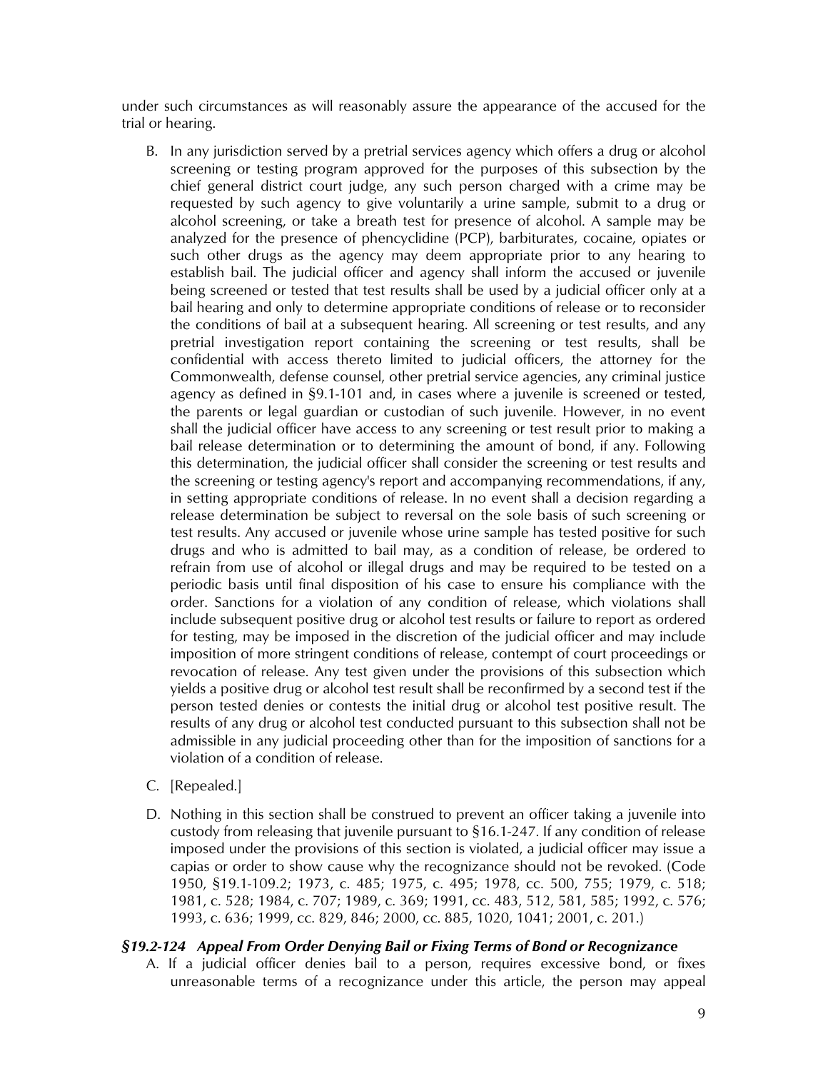under such circumstances as will reasonably assure the appearance of the accused for the trial or hearing.

B. In any jurisdiction served by a pretrial services agency which offers a drug or alcohol screening or testing program approved for the purposes of this subsection by the chief general district court judge, any such person charged with a crime may be requested by such agency to give voluntarily a urine sample, submit to a drug or alcohol screening, or take a breath test for presence of alcohol. A sample may be analyzed for the presence of phencyclidine (PCP), barbiturates, cocaine, opiates or such other drugs as the agency may deem appropriate prior to any hearing to establish bail. The judicial officer and agency shall inform the accused or juvenile being screened or tested that test results shall be used by a judicial officer only at a bail hearing and only to determine appropriate conditions of release or to reconsider the conditions of bail at a subsequent hearing. All screening or test results, and any pretrial investigation report containing the screening or test results, shall be confidential with access thereto limited to judicial officers, the attorney for the Commonwealth, defense counsel, other pretrial service agencies, any criminal justice agency as defined in §9.1-101 and, in cases where a juvenile is screened or tested, the parents or legal guardian or custodian of such juvenile. However, in no event shall the judicial officer have access to any screening or test result prior to making a bail release determination or to determining the amount of bond, if any. Following this determination, the judicial officer shall consider the screening or test results and the screening or testing agency's report and accompanying recommendations, if any, in setting appropriate conditions of release. In no event shall a decision regarding a release determination be subject to reversal on the sole basis of such screening or test results. Any accused or juvenile whose urine sample has tested positive for such drugs and who is admitted to bail may, as a condition of release, be ordered to refrain from use of alcohol or illegal drugs and may be required to be tested on a periodic basis until final disposition of his case to ensure his compliance with the order. Sanctions for a violation of any condition of release, which violations shall include subsequent positive drug or alcohol test results or failure to report as ordered for testing, may be imposed in the discretion of the judicial officer and may include imposition of more stringent conditions of release, contempt of court proceedings or revocation of release. Any test given under the provisions of this subsection which yields a positive drug or alcohol test result shall be reconfirmed by a second test if the person tested denies or contests the initial drug or alcohol test positive result. The results of any drug or alcohol test conducted pursuant to this subsection shall not be admissible in any judicial proceeding other than for the imposition of sanctions for a violation of a condition of release.

C. [Repealed.]

D. Nothing in this section shall be construed to prevent an officer taking a juvenile into custody from releasing that juvenile pursuant to §16.1-247. If any condition of release imposed under the provisions of this section is violated, a judicial officer may issue a capias or order to show cause why the recognizance should not be revoked. (Code 1950, §19.1-109.2; 1973, c. 485; 1975, c. 495; 1978, cc. 500, 755; 1979, c. 518; 1981, c. 528; 1984, c. 707; 1989, c. 369; 1991, cc. 483, 512, 581, 585; 1992, c. 576; 1993, c. 636; 1999, cc. 829, 846; 2000, cc. 885, 1020, 1041; 2001, c. 201.)

### *§19.2-124 Appeal From Order Denying Bail or Fixing Terms of Bond or Recognizance*

A. If a judicial officer denies bail to a person, requires excessive bond, or fixes unreasonable terms of a recognizance under this article, the person may appeal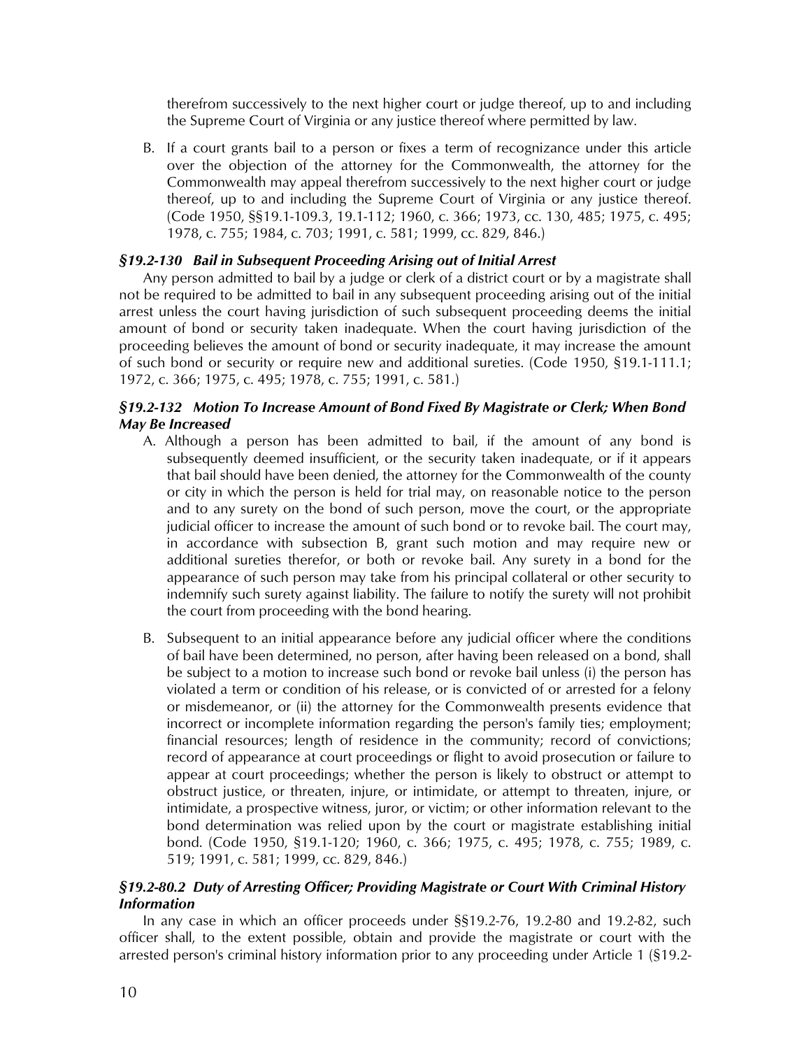therefrom successively to the next higher court or judge thereof, up to and including the Supreme Court of Virginia or any justice thereof where permitted by law.

B. If a court grants bail to a person or fixes a term of recognizance under this article over the objection of the attorney for the Commonwealth, the attorney for the Commonwealth may appeal therefrom successively to the next higher court or judge thereof, up to and including the Supreme Court of Virginia or any justice thereof. (Code 1950, §§19.1-109.3, 19.1-112; 1960, c. 366; 1973, cc. 130, 485; 1975, c. 495; 1978, c. 755; 1984, c. 703; 1991, c. 581; 1999, cc. 829, 846.)

***§19.2-130 Bail in Subsequent Proceeding Arising out of Initial Arrest***

Any person admitted to bail by a judge or clerk of a district court or by a magistrate shall not be required to be admitted to bail in any subsequent proceeding arising out of the initial arrest unless the court having jurisdiction of such subsequent proceeding deems the initial amount of bond or security taken inadequate. When the court having jurisdiction of the proceeding believes the amount of bond or security inadequate, it may increase the amount of such bond or security or require new and additional sureties. (Code 1950, §19.1-111.1; 1972, c. 366; 1975, c. 495; 1978, c. 755; 1991, c. 581.)

***§19.2-132 Motion To Increase Amount of Bond Fixed By Magistrate or Clerk; When Bond May Be Increased***

A. Although a person has been admitted to bail, if the amount of any bond is subsequently deemed insufficient, or the security taken inadequate, or if it appears that bail should have been denied, the attorney for the Commonwealth of the county or city in which the person is held for trial may, on reasonable notice to the person and to any surety on the bond of such person, move the court, or the appropriate judicial officer to increase the amount of such bond or to revoke bail. The court may, in accordance with subsection B, grant such motion and may require new or additional sureties therefor, or both or revoke bail. Any surety in a bond for the appearance of such person may take from his principal collateral or other security to indemnify such surety against liability. The failure to notify the surety will not prohibit the court from proceeding with the bond hearing.

B. Subsequent to an initial appearance before any judicial officer where the conditions of bail have been determined, no person, after having been released on a bond, shall be subject to a motion to increase such bond or revoke bail unless (i) the person has violated a term or condition of his release, or is convicted of or arrested for a felony or misdemeanor, or (ii) the attorney for the Commonwealth presents evidence that incorrect or incomplete information regarding the person's family ties; employment; financial resources; length of residence in the community; record of convictions; record of appearance at court proceedings or flight to avoid prosecution or failure to appear at court proceedings; whether the person is likely to obstruct or attempt to obstruct justice, or threaten, injure, or intimidate, or attempt to threaten, injure, or intimidate, a prospective witness, juror, or victim; or other information relevant to the bond determination was relied upon by the court or magistrate establishing initial bond. (Code 1950, §19.1-120; 1960, c. 366; 1975, c. 495; 1978, c. 755; 1989, c. 519; 1991, c. 581; 1999, cc. 829, 846.)

***§19.2-80.2 Duty of Arresting Officer; Providing Magistrate or Court With Criminal History Information***

In any case in which an officer proceeds under §§19.2-76, 19.2-80 and 19.2-82, such officer shall, to the extent possible, obtain and provide the magistrate or court with the arrested person's criminal history information prior to any proceeding under Article 1 (§19.2-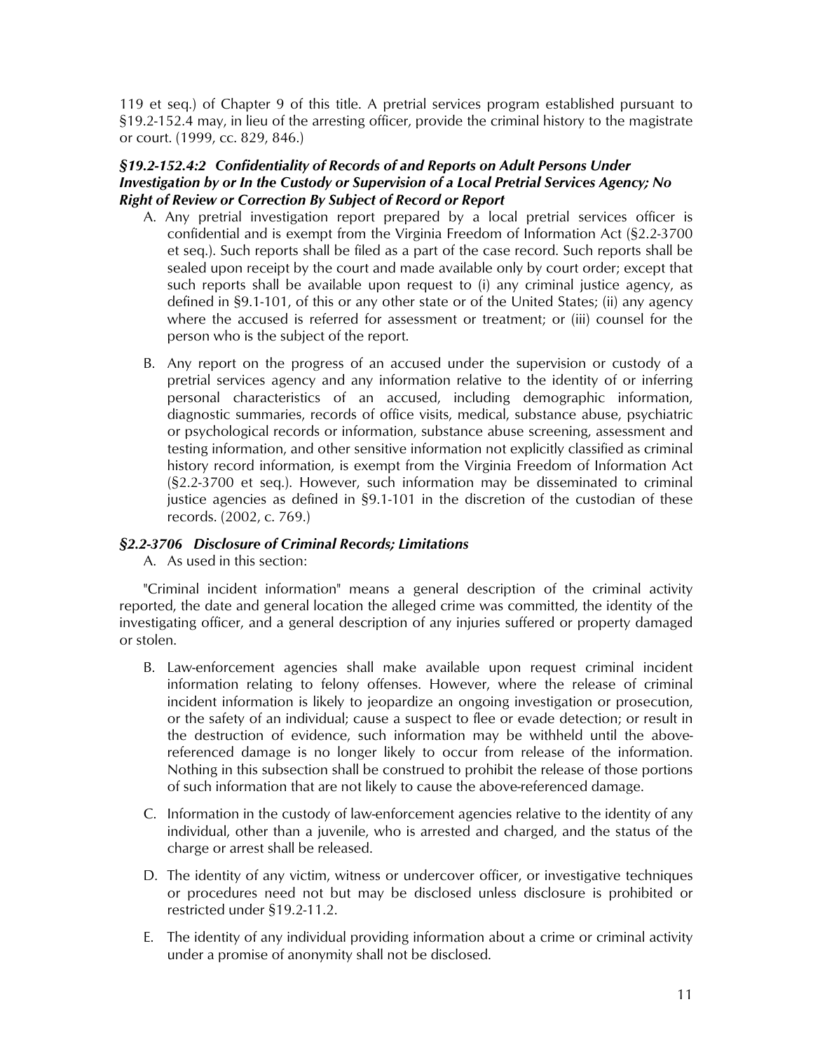119 et seq.) of Chapter 9 of this title. A pretrial services program established pursuant to §19.2-152.4 may, in lieu of the arresting officer, provide the criminal history to the magistrate or court. (1999, cc. 829, 846.)

### *§19.2-152.4:2 Confidentiality of Records of and Reports on Adult Persons Under Investigation by or In the Custody or Supervision of a Local Pretrial Services Agency; No Right of Review or Correction By Subject of Record or Report*

A. Any pretrial investigation report prepared by a local pretrial services officer is confidential and is exempt from the Virginia Freedom of Information Act (§2.2-3700 et seq.). Such reports shall be filed as a part of the case record. Such reports shall be sealed upon receipt by the court and made available only by court order; except that such reports shall be available upon request to (i) any criminal justice agency, as defined in §9.1-101, of this or any other state or of the United States; (ii) any agency where the accused is referred for assessment or treatment; or (iii) counsel for the person who is the subject of the report.

B. Any report on the progress of an accused under the supervision or custody of a pretrial services agency and any information relative to the identity of or inferring personal characteristics of an accused, including demographic information, diagnostic summaries, records of office visits, medical, substance abuse, psychiatric or psychological records or information, substance abuse screening, assessment and testing information, and other sensitive information not explicitly classified as criminal history record information, is exempt from the Virginia Freedom of Information Act (§2.2-3700 et seq.). However, such information may be disseminated to criminal justice agencies as defined in §9.1-101 in the discretion of the custodian of these records. (2002, c. 769.)

### *§2.2-3706 Disclosure of Criminal Records; Limitations*

A. As used in this section:

"Criminal incident information" means a general description of the criminal activity reported, the date and general location the alleged crime was committed, the identity of the investigating officer, and a general description of any injuries suffered or property damaged or stolen.

B. Law-enforcement agencies shall make available upon request criminal incident information relating to felony offenses. However, where the release of criminal incident information is likely to jeopardize an ongoing investigation or prosecution, or the safety of an individual; cause a suspect to flee or evade detection; or result in the destruction of evidence, such information may be withheld until the above-referenced damage is no longer likely to occur from release of the information. Nothing in this subsection shall be construed to prohibit the release of those portions of such information that are not likely to cause the above-referenced damage.

C. Information in the custody of law-enforcement agencies relative to the identity of any individual, other than a juvenile, who is arrested and charged, and the status of the charge or arrest shall be released.

D. The identity of any victim, witness or undercover officer, or investigative techniques or procedures need not but may be disclosed unless disclosure is prohibited or restricted under §19.2-11.2.

E. The identity of any individual providing information about a crime or criminal activity under a promise of anonymity shall not be disclosed.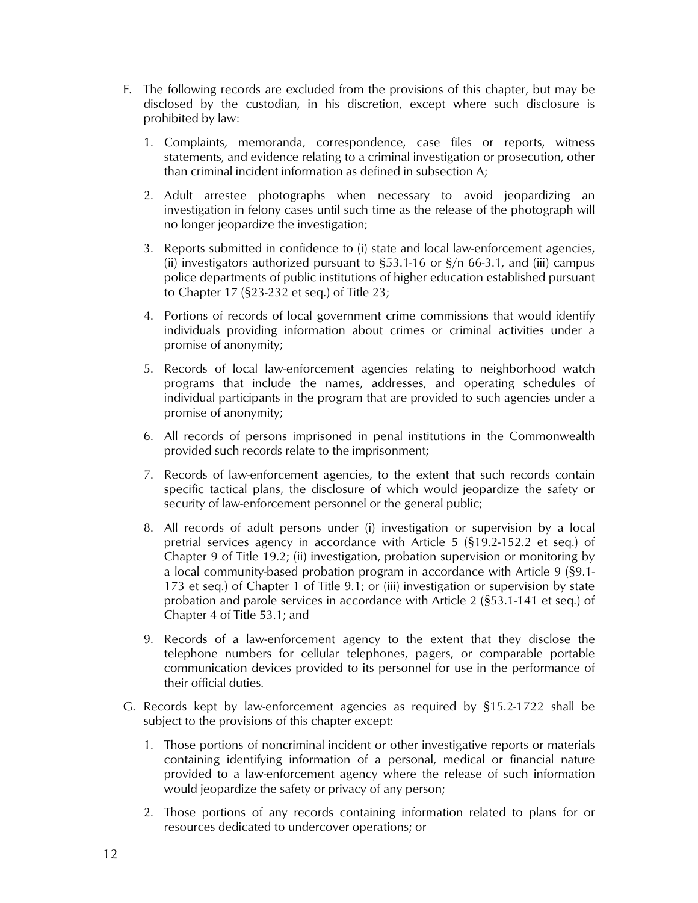F. The following records are excluded from the provisions of this chapter, but may be disclosed by the custodian, in his discretion, except where such disclosure is prohibited by law:

   1. Complaints, memoranda, correspondence, case files or reports, witness statements, and evidence relating to a criminal investigation or prosecution, other than criminal incident information as defined in subsection A;

   2. Adult arrestee photographs when necessary to avoid jeopardizing an investigation in felony cases until such time as the release of the photograph will no longer jeopardize the investigation;

   3. Reports submitted in confidence to (i) state and local law-enforcement agencies, (ii) investigators authorized pursuant to §53.1-16 or §/n 66-3.1, and (iii) campus police departments of public institutions of higher education established pursuant to Chapter 17 (§23-232 et seq.) of Title 23;

   4. Portions of records of local government crime commissions that would identify individuals providing information about crimes or criminal activities under a promise of anonymity;

   5. Records of local law-enforcement agencies relating to neighborhood watch programs that include the names, addresses, and operating schedules of individual participants in the program that are provided to such agencies under a promise of anonymity;

   6. All records of persons imprisoned in penal institutions in the Commonwealth provided such records relate to the imprisonment;

   7. Records of law-enforcement agencies, to the extent that such records contain specific tactical plans, the disclosure of which would jeopardize the safety or security of law-enforcement personnel or the general public;

   8. All records of adult persons under (i) investigation or supervision by a local pretrial services agency in accordance with Article 5 (§19.2-152.2 et seq.) of Chapter 9 of Title 19.2; (ii) investigation, probation supervision or monitoring by a local community-based probation program in accordance with Article 9 (§9.1-173 et seq.) of Chapter 1 of Title 9.1; or (iii) investigation or supervision by state probation and parole services in accordance with Article 2 (§53.1-141 et seq.) of Chapter 4 of Title 53.1; and

   9. Records of a law-enforcement agency to the extent that they disclose the telephone numbers for cellular telephones, pagers, or comparable portable communication devices provided to its personnel for use in the performance of their official duties.

G. Records kept by law-enforcement agencies as required by §15.2-1722 shall be subject to the provisions of this chapter except:

   1. Those portions of noncriminal incident or other investigative reports or materials containing identifying information of a personal, medical or financial nature provided to a law-enforcement agency where the release of such information would jeopardize the safety or privacy of any person;

   2. Those portions of any records containing information related to plans for or resources dedicated to undercover operations; or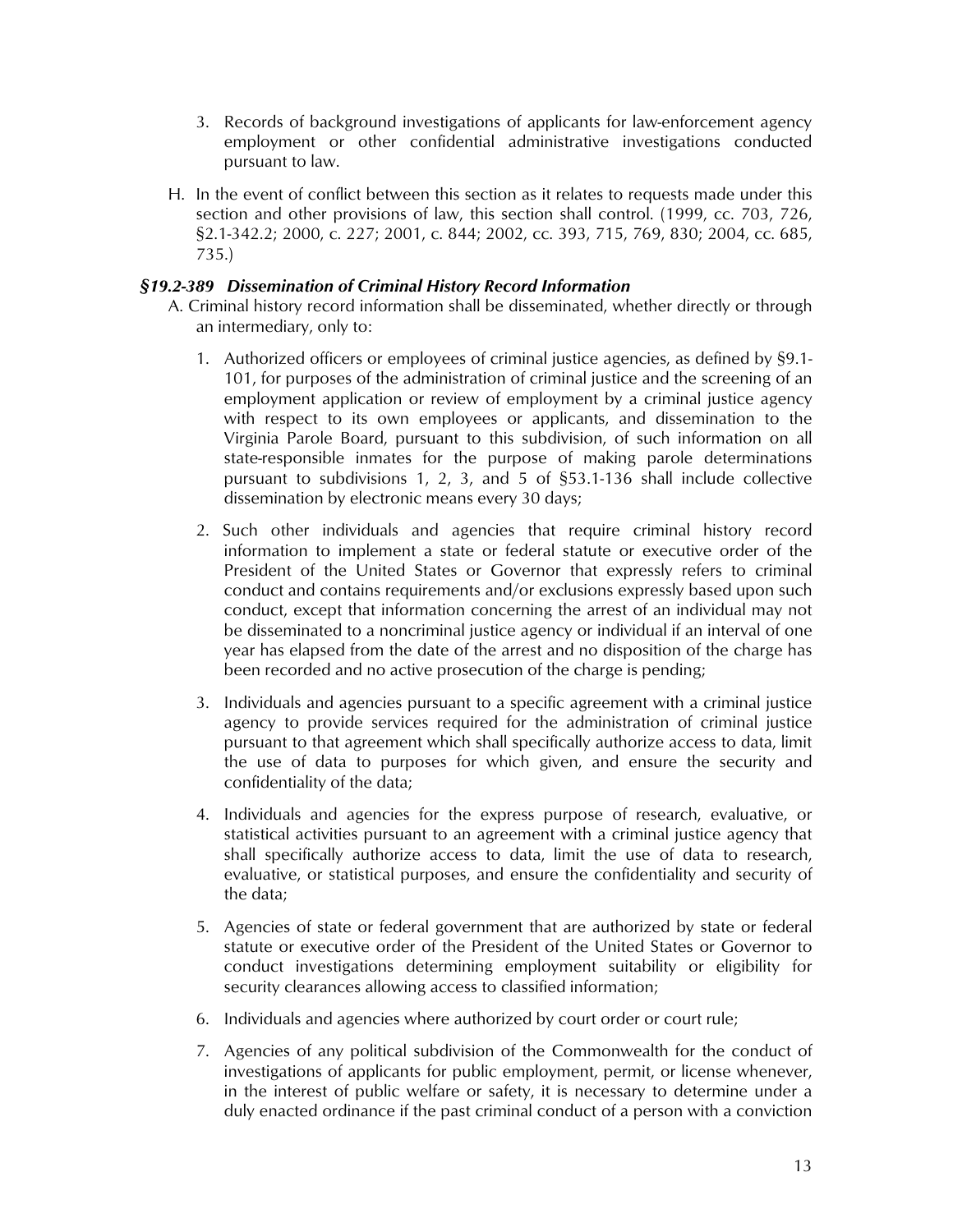3. Records of background investigations of applicants for law-enforcement agency employment or other confidential administrative investigations conducted pursuant to law.

H. In the event of conflict between this section as it relates to requests made under this section and other provisions of law, this section shall control. (1999, cc. 703, 726, §2.1-342.2; 2000, c. 227; 2001, c. 844; 2002, cc. 393, 715, 769, 830; 2004, cc. 685, 735.)

### *§19.2-389 Dissemination of Criminal History Record Information*

A. Criminal history record information shall be disseminated, whether directly or through an intermediary, only to:

1. Authorized officers or employees of criminal justice agencies, as defined by §9.1-101, for purposes of the administration of criminal justice and the screening of an employment application or review of employment by a criminal justice agency with respect to its own employees or applicants, and dissemination to the Virginia Parole Board, pursuant to this subdivision, of such information on all state-responsible inmates for the purpose of making parole determinations pursuant to subdivisions 1, 2, 3, and 5 of §53.1-136 shall include collective dissemination by electronic means every 30 days;

2. Such other individuals and agencies that require criminal history record information to implement a state or federal statute or executive order of the President of the United States or Governor that expressly refers to criminal conduct and contains requirements and/or exclusions expressly based upon such conduct, except that information concerning the arrest of an individual may not be disseminated to a noncriminal justice agency or individual if an interval of one year has elapsed from the date of the arrest and no disposition of the charge has been recorded and no active prosecution of the charge is pending;

3. Individuals and agencies pursuant to a specific agreement with a criminal justice agency to provide services required for the administration of criminal justice pursuant to that agreement which shall specifically authorize access to data, limit the use of data to purposes for which given, and ensure the security and confidentiality of the data;

4. Individuals and agencies for the express purpose of research, evaluative, or statistical activities pursuant to an agreement with a criminal justice agency that shall specifically authorize access to data, limit the use of data to research, evaluative, or statistical purposes, and ensure the confidentiality and security of the data;

5. Agencies of state or federal government that are authorized by state or federal statute or executive order of the President of the United States or Governor to conduct investigations determining employment suitability or eligibility for security clearances allowing access to classified information;

6. Individuals and agencies where authorized by court order or court rule;

7. Agencies of any political subdivision of the Commonwealth for the conduct of investigations of applicants for public employment, permit, or license whenever, in the interest of public welfare or safety, it is necessary to determine under a duly enacted ordinance if the past criminal conduct of a person with a conviction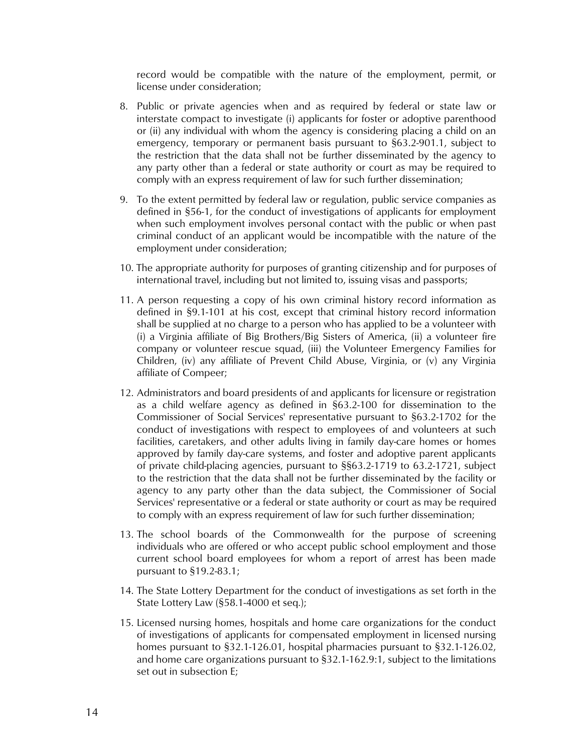record would be compatible with the nature of the employment, permit, or license under consideration;

8. Public or private agencies when and as required by federal or state law or interstate compact to investigate (i) applicants for foster or adoptive parenthood or (ii) any individual with whom the agency is considering placing a child on an emergency, temporary or permanent basis pursuant to §63.2-901.1, subject to the restriction that the data shall not be further disseminated by the agency to any party other than a federal or state authority or court as may be required to comply with an express requirement of law for such further dissemination;

9. To the extent permitted by federal law or regulation, public service companies as defined in §56-1, for the conduct of investigations of applicants for employment when such employment involves personal contact with the public or when past criminal conduct of an applicant would be incompatible with the nature of the employment under consideration;

10. The appropriate authority for purposes of granting citizenship and for purposes of international travel, including but not limited to, issuing visas and passports;

11. A person requesting a copy of his own criminal history record information as defined in §9.1-101 at his cost, except that criminal history record information shall be supplied at no charge to a person who has applied to be a volunteer with (i) a Virginia affiliate of Big Brothers/Big Sisters of America, (ii) a volunteer fire company or volunteer rescue squad, (iii) the Volunteer Emergency Families for Children, (iv) any affiliate of Prevent Child Abuse, Virginia, or (v) any Virginia affiliate of Compeer;

12. Administrators and board presidents of and applicants for licensure or registration as a child welfare agency as defined in §63.2-100 for dissemination to the Commissioner of Social Services' representative pursuant to §63.2-1702 for the conduct of investigations with respect to employees of and volunteers at such facilities, caretakers, and other adults living in family day-care homes or homes approved by family day-care systems, and foster and adoptive parent applicants of private child-placing agencies, pursuant to §§63.2-1719 to 63.2-1721, subject to the restriction that the data shall not be further disseminated by the facility or agency to any party other than the data subject, the Commissioner of Social Services' representative or a federal or state authority or court as may be required to comply with an express requirement of law for such further dissemination;

13. The school boards of the Commonwealth for the purpose of screening individuals who are offered or who accept public school employment and those current school board employees for whom a report of arrest has been made pursuant to §19.2-83.1;

14. The State Lottery Department for the conduct of investigations as set forth in the State Lottery Law (§58.1-4000 et seq.);

15. Licensed nursing homes, hospitals and home care organizations for the conduct of investigations of applicants for compensated employment in licensed nursing homes pursuant to §32.1-126.01, hospital pharmacies pursuant to §32.1-126.02, and home care organizations pursuant to §32.1-162.9:1, subject to the limitations set out in subsection E;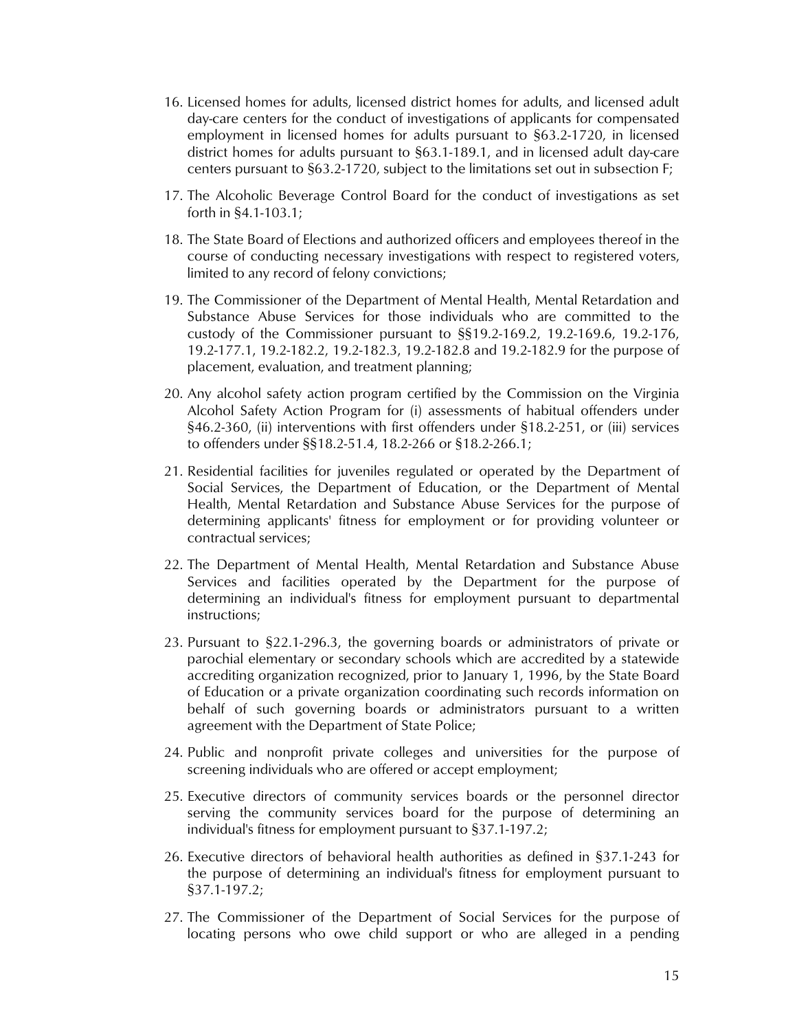16. Licensed homes for adults, licensed district homes for adults, and licensed adult day-care centers for the conduct of investigations of applicants for compensated employment in licensed homes for adults pursuant to §63.2-1720, in licensed district homes for adults pursuant to §63.1-189.1, and in licensed adult day-care centers pursuant to §63.2-1720, subject to the limitations set out in subsection F;

17. The Alcoholic Beverage Control Board for the conduct of investigations as set forth in §4.1-103.1;

18. The State Board of Elections and authorized officers and employees thereof in the course of conducting necessary investigations with respect to registered voters, limited to any record of felony convictions;

19. The Commissioner of the Department of Mental Health, Mental Retardation and Substance Abuse Services for those individuals who are committed to the custody of the Commissioner pursuant to §§19.2-169.2, 19.2-169.6, 19.2-176, 19.2-177.1, 19.2-182.2, 19.2-182.3, 19.2-182.8 and 19.2-182.9 for the purpose of placement, evaluation, and treatment planning;

20. Any alcohol safety action program certified by the Commission on the Virginia Alcohol Safety Action Program for (i) assessments of habitual offenders under §46.2-360, (ii) interventions with first offenders under §18.2-251, or (iii) services to offenders under §§18.2-51.4, 18.2-266 or §18.2-266.1;

21. Residential facilities for juveniles regulated or operated by the Department of Social Services, the Department of Education, or the Department of Mental Health, Mental Retardation and Substance Abuse Services for the purpose of determining applicants' fitness for employment or for providing volunteer or contractual services;

22. The Department of Mental Health, Mental Retardation and Substance Abuse Services and facilities operated by the Department for the purpose of determining an individual's fitness for employment pursuant to departmental instructions;

23. Pursuant to §22.1-296.3, the governing boards or administrators of private or parochial elementary or secondary schools which are accredited by a statewide accrediting organization recognized, prior to January 1, 1996, by the State Board of Education or a private organization coordinating such records information on behalf of such governing boards or administrators pursuant to a written agreement with the Department of State Police;

24. Public and nonprofit private colleges and universities for the purpose of screening individuals who are offered or accept employment;

25. Executive directors of community services boards or the personnel director serving the community services board for the purpose of determining an individual's fitness for employment pursuant to §37.1-197.2;

26. Executive directors of behavioral health authorities as defined in §37.1-243 for the purpose of determining an individual's fitness for employment pursuant to §37.1-197.2;

27. The Commissioner of the Department of Social Services for the purpose of locating persons who owe child support or who are alleged in a pending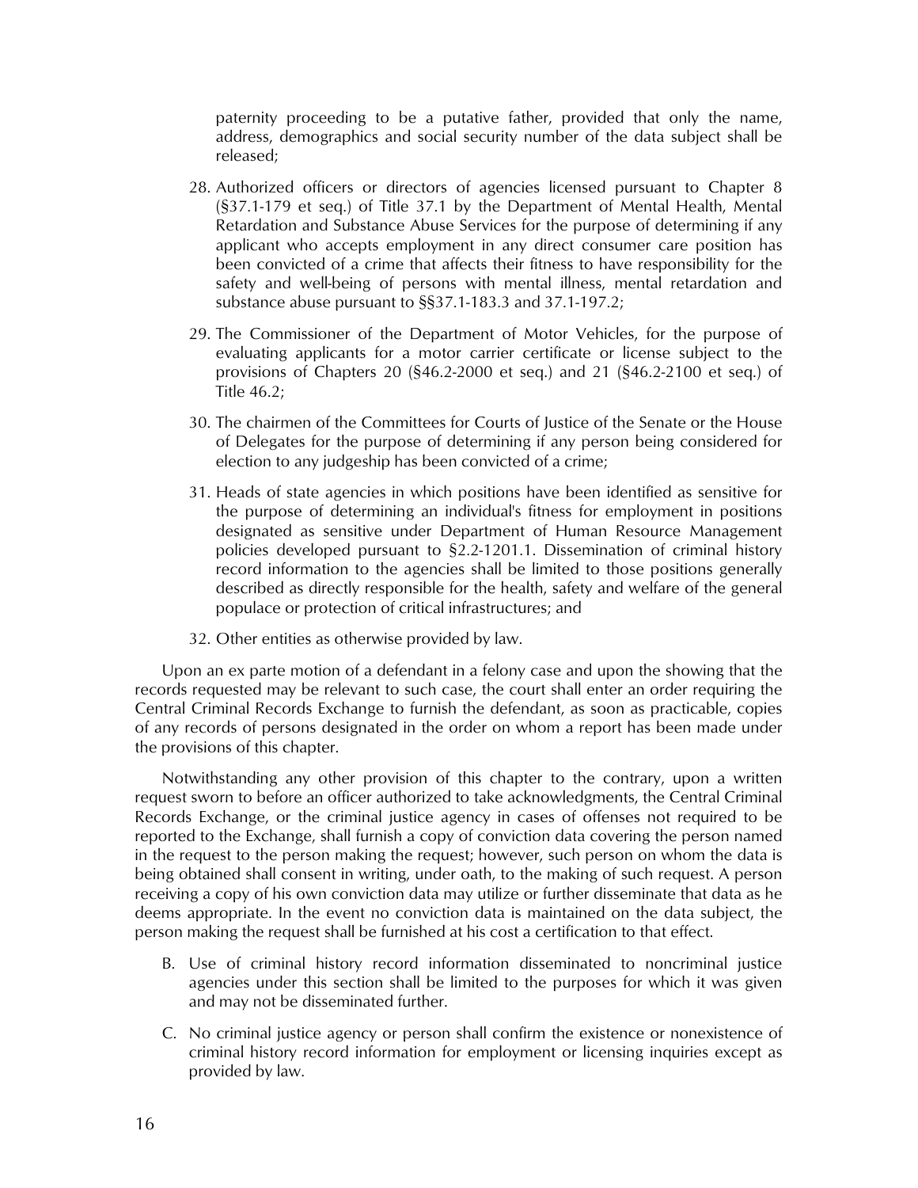paternity proceeding to be a putative father, provided that only the name, address, demographics and social security number of the data subject shall be released;

28. Authorized officers or directors of agencies licensed pursuant to Chapter 8 (§37.1-179 et seq.) of Title 37.1 by the Department of Mental Health, Mental Retardation and Substance Abuse Services for the purpose of determining if any applicant who accepts employment in any direct consumer care position has been convicted of a crime that affects their fitness to have responsibility for the safety and well-being of persons with mental illness, mental retardation and substance abuse pursuant to §§37.1-183.3 and 37.1-197.2;

29. The Commissioner of the Department of Motor Vehicles, for the purpose of evaluating applicants for a motor carrier certificate or license subject to the provisions of Chapters 20 (§46.2-2000 et seq.) and 21 (§46.2-2100 et seq.) of Title 46.2;

30. The chairmen of the Committees for Courts of Justice of the Senate or the House of Delegates for the purpose of determining if any person being considered for election to any judgeship has been convicted of a crime;

31. Heads of state agencies in which positions have been identified as sensitive for the purpose of determining an individual's fitness for employment in positions designated as sensitive under Department of Human Resource Management policies developed pursuant to §2.2-1201.1. Dissemination of criminal history record information to the agencies shall be limited to those positions generally described as directly responsible for the health, safety and welfare of the general populace or protection of critical infrastructures; and

32. Other entities as otherwise provided by law.

Upon an ex parte motion of a defendant in a felony case and upon the showing that the records requested may be relevant to such case, the court shall enter an order requiring the Central Criminal Records Exchange to furnish the defendant, as soon as practicable, copies of any records of persons designated in the order on whom a report has been made under the provisions of this chapter.

Notwithstanding any other provision of this chapter to the contrary, upon a written request sworn to before an officer authorized to take acknowledgments, the Central Criminal Records Exchange, or the criminal justice agency in cases of offenses not required to be reported to the Exchange, shall furnish a copy of conviction data covering the person named in the request to the person making the request; however, such person on whom the data is being obtained shall consent in writing, under oath, to the making of such request. A person receiving a copy of his own conviction data may utilize or further disseminate that data as he deems appropriate. In the event no conviction data is maintained on the data subject, the person making the request shall be furnished at his cost a certification to that effect.

B. Use of criminal history record information disseminated to noncriminal justice agencies under this section shall be limited to the purposes for which it was given and may not be disseminated further.

C. No criminal justice agency or person shall confirm the existence or nonexistence of criminal history record information for employment or licensing inquiries except as provided by law.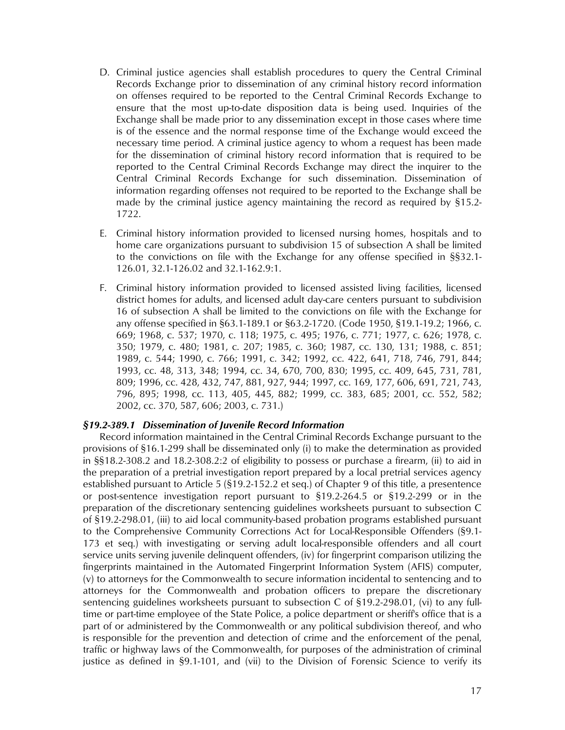D. Criminal justice agencies shall establish procedures to query the Central Criminal Records Exchange prior to dissemination of any criminal history record information on offenses required to be reported to the Central Criminal Records Exchange to ensure that the most up-to-date disposition data is being used. Inquiries of the Exchange shall be made prior to any dissemination except in those cases where time is of the essence and the normal response time of the Exchange would exceed the necessary time period. A criminal justice agency to whom a request has been made for the dissemination of criminal history record information that is required to be reported to the Central Criminal Records Exchange may direct the inquirer to the Central Criminal Records Exchange for such dissemination. Dissemination of information regarding offenses not required to be reported to the Exchange shall be made by the criminal justice agency maintaining the record as required by §15.2-1722.

E. Criminal history information provided to licensed nursing homes, hospitals and to home care organizations pursuant to subdivision 15 of subsection A shall be limited to the convictions on file with the Exchange for any offense specified in §§32.1-126.01, 32.1-126.02 and 32.1-162.9:1.

F. Criminal history information provided to licensed assisted living facilities, licensed district homes for adults, and licensed adult day-care centers pursuant to subdivision 16 of subsection A shall be limited to the convictions on file with the Exchange for any offense specified in §63.1-189.1 or §63.2-1720. (Code 1950, §19.1-19.2; 1966, c. 669; 1968, c. 537; 1970, c. 118; 1975, c. 495; 1976, c. 771; 1977, c. 626; 1978, c. 350; 1979, c. 480; 1981, c. 207; 1985, c. 360; 1987, cc. 130, 131; 1988, c. 851; 1989, c. 544; 1990, c. 766; 1991, c. 342; 1992, cc. 422, 641, 718, 746, 791, 844; 1993, cc. 48, 313, 348; 1994, cc. 34, 670, 700, 830; 1995, cc. 409, 645, 731, 781, 809; 1996, cc. 428, 432, 747, 881, 927, 944; 1997, cc. 169, 177, 606, 691, 721, 743, 796, 895; 1998, cc. 113, 405, 445, 882; 1999, cc. 383, 685; 2001, cc. 552, 582; 2002, cc. 370, 587, 606; 2003, c. 731.)

***§19.2-389.1 Dissemination of Juvenile Record Information***

Record information maintained in the Central Criminal Records Exchange pursuant to the provisions of §16.1-299 shall be disseminated only (i) to make the determination as provided in §§18.2-308.2 and 18.2-308.2:2 of eligibility to possess or purchase a firearm, (ii) to aid in the preparation of a pretrial investigation report prepared by a local pretrial services agency established pursuant to Article 5 (§19.2-152.2 et seq.) of Chapter 9 of this title, a presentence or post-sentence investigation report pursuant to §19.2-264.5 or §19.2-299 or in the preparation of the discretionary sentencing guidelines worksheets pursuant to subsection C of §19.2-298.01, (iii) to aid local community-based probation programs established pursuant to the Comprehensive Community Corrections Act for Local-Responsible Offenders (§9.1-173 et seq.) with investigating or serving adult local-responsible offenders and all court service units serving juvenile delinquent offenders, (iv) for fingerprint comparison utilizing the fingerprints maintained in the Automated Fingerprint Information System (AFIS) computer, (v) to attorneys for the Commonwealth to secure information incidental to sentencing and to attorneys for the Commonwealth and probation officers to prepare the discretionary sentencing guidelines worksheets pursuant to subsection C of §19.2-298.01, (vi) to any full-time or part-time employee of the State Police, a police department or sheriff's office that is a part of or administered by the Commonwealth or any political subdivision thereof, and who is responsible for the prevention and detection of crime and the enforcement of the penal, traffic or highway laws of the Commonwealth, for purposes of the administration of criminal justice as defined in §9.1-101, and (vii) to the Division of Forensic Science to verify its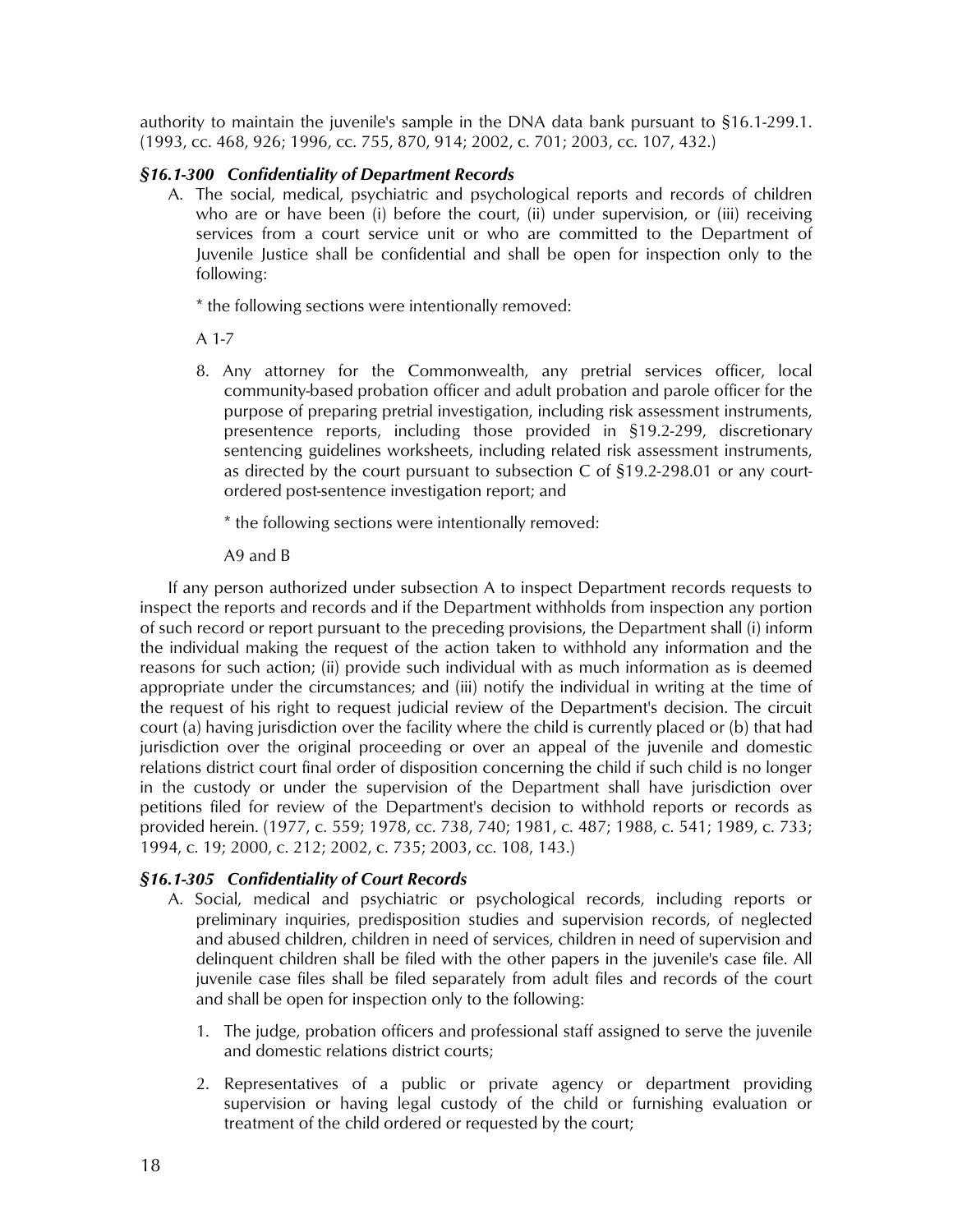authority to maintain the juvenile's sample in the DNA data bank pursuant to §16.1-299.1. (1993, cc. 468, 926; 1996, cc. 755, 870, 914; 2002, c. 701; 2003, cc. 107, 432.)

### *§16.1-300 Confidentiality of Department Records*

A. The social, medical, psychiatric and psychological reports and records of children who are or have been (i) before the court, (ii) under supervision, or (iii) receiving services from a court service unit or who are committed to the Department of Juvenile Justice shall be confidential and shall be open for inspection only to the following:

   * the following sections were intentionally removed:

   A 1-7

   8. Any attorney for the Commonwealth, any pretrial services officer, local community-based probation officer and adult probation and parole officer for the purpose of preparing pretrial investigation, including risk assessment instruments, presentence reports, including those provided in §19.2-299, discretionary sentencing guidelines worksheets, including related risk assessment instruments, as directed by the court pursuant to subsection C of §19.2-298.01 or any court-ordered post-sentence investigation report; and

   * the following sections were intentionally removed:

   A9 and B

If any person authorized under subsection A to inspect Department records requests to inspect the reports and records and if the Department withholds from inspection any portion of such record or report pursuant to the preceding provisions, the Department shall (i) inform the individual making the request of the action taken to withhold any information and the reasons for such action; (ii) provide such individual with as much information as is deemed appropriate under the circumstances; and (iii) notify the individual in writing at the time of the request of his right to request judicial review of the Department's decision. The circuit court (a) having jurisdiction over the facility where the child is currently placed or (b) that had jurisdiction over the original proceeding or over an appeal of the juvenile and domestic relations district court final order of disposition concerning the child if such child is no longer in the custody or under the supervision of the Department shall have jurisdiction over petitions filed for review of the Department's decision to withhold reports or records as provided herein. (1977, c. 559; 1978, cc. 738, 740; 1981, c. 487; 1988, c. 541; 1989, c. 733; 1994, c. 19; 2000, c. 212; 2002, c. 735; 2003, cc. 108, 143.)

### *§16.1-305 Confidentiality of Court Records*

A. Social, medical and psychiatric or psychological records, including reports or preliminary inquiries, predisposition studies and supervision records, of neglected and abused children, children in need of services, children in need of supervision and delinquent children shall be filed with the other papers in the juvenile's case file. All juvenile case files shall be filed separately from adult files and records of the court and shall be open for inspection only to the following:

   1. The judge, probation officers and professional staff assigned to serve the juvenile and domestic relations district courts;

   2. Representatives of a public or private agency or department providing supervision or having legal custody of the child or furnishing evaluation or treatment of the child ordered or requested by the court;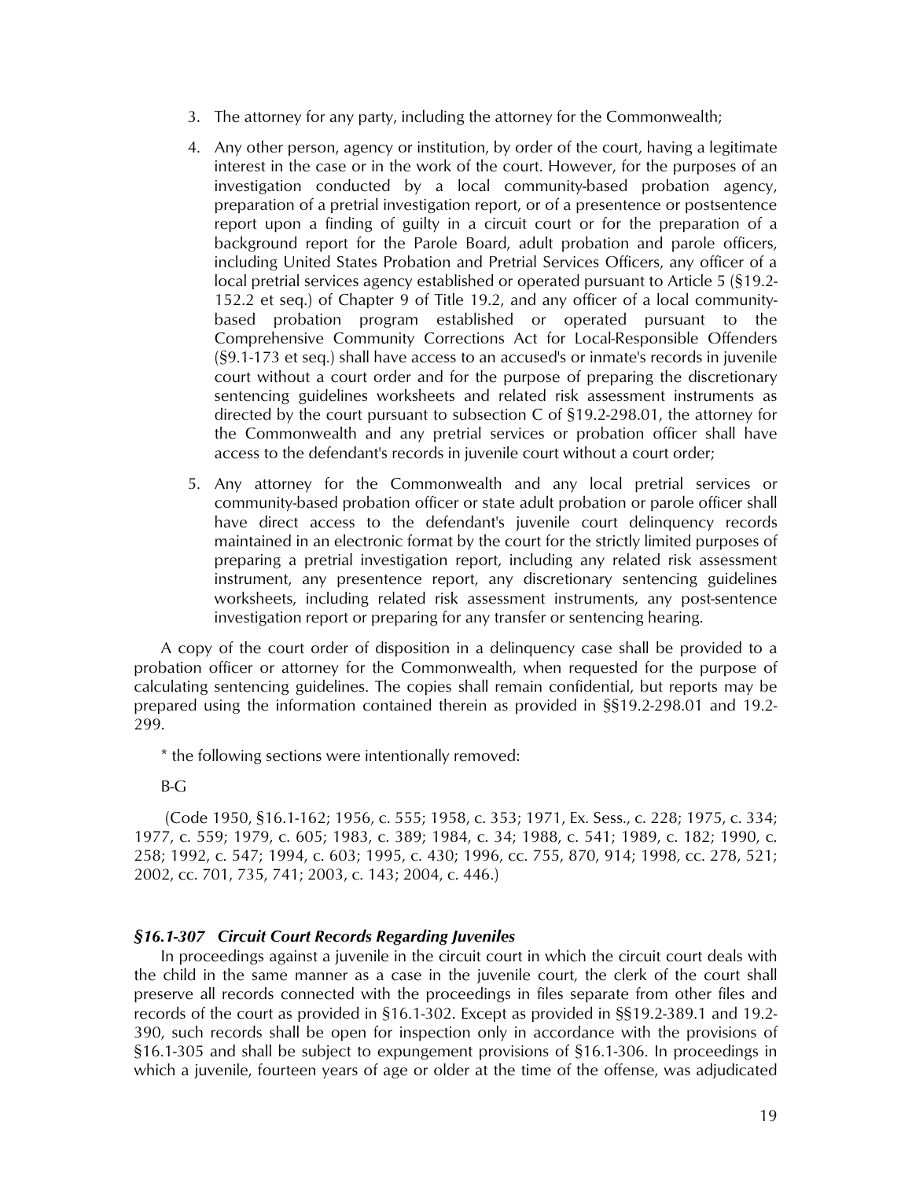3. The attorney for any party, including the attorney for the Commonwealth;

4. Any other person, agency or institution, by order of the court, having a legitimate interest in the case or in the work of the court. However, for the purposes of an investigation conducted by a local community-based probation agency, preparation of a pretrial investigation report, or of a presentence or postsentence report upon a finding of guilty in a circuit court or for the preparation of a background report for the Parole Board, adult probation and parole officers, including United States Probation and Pretrial Services Officers, any officer of a local pretrial services agency established or operated pursuant to Article 5 (§19.2-152.2 et seq.) of Chapter 9 of Title 19.2, and any officer of a local community-based probation program established or operated pursuant to the Comprehensive Community Corrections Act for Local-Responsible Offenders (§9.1-173 et seq.) shall have access to an accused's or inmate's records in juvenile court without a court order and for the purpose of preparing the discretionary sentencing guidelines worksheets and related risk assessment instruments as directed by the court pursuant to subsection C of §19.2-298.01, the attorney for the Commonwealth and any pretrial services or probation officer shall have access to the defendant's records in juvenile court without a court order;

5. Any attorney for the Commonwealth and any local pretrial services or community-based probation officer or state adult probation or parole officer shall have direct access to the defendant's juvenile court delinquency records maintained in an electronic format by the court for the strictly limited purposes of preparing a pretrial investigation report, including any related risk assessment instrument, any presentence report, any discretionary sentencing guidelines worksheets, including related risk assessment instruments, any post-sentence investigation report or preparing for any transfer or sentencing hearing.

A copy of the court order of disposition in a delinquency case shall be provided to a probation officer or attorney for the Commonwealth, when requested for the purpose of calculating sentencing guidelines. The copies shall remain confidential, but reports may be prepared using the information contained therein as provided in §§19.2-298.01 and 19.2-299.

* the following sections were intentionally removed:

B-G

(Code 1950, §16.1-162; 1956, c. 555; 1958, c. 353; 1971, Ex. Sess., c. 228; 1975, c. 334; 1977, c. 559; 1979, c. 605; 1983, c. 389; 1984, c. 34; 1988, c. 541; 1989, c. 182; 1990, c. 258; 1992, c. 547; 1994, c. 603; 1995, c. 430; 1996, cc. 755, 870, 914; 1998, cc. 278, 521; 2002, cc. 701, 735, 741; 2003, c. 143; 2004, c. 446.)

### *§16.1-307 Circuit Court Records Regarding Juveniles*

In proceedings against a juvenile in the circuit court in which the circuit court deals with the child in the same manner as a case in the juvenile court, the clerk of the court shall preserve all records connected with the proceedings in files separate from other files and records of the court as provided in §16.1-302. Except as provided in §§19.2-389.1 and 19.2-390, such records shall be open for inspection only in accordance with the provisions of §16.1-305 and shall be subject to expungement provisions of §16.1-306. In proceedings in which a juvenile, fourteen years of age or older at the time of the offense, was adjudicated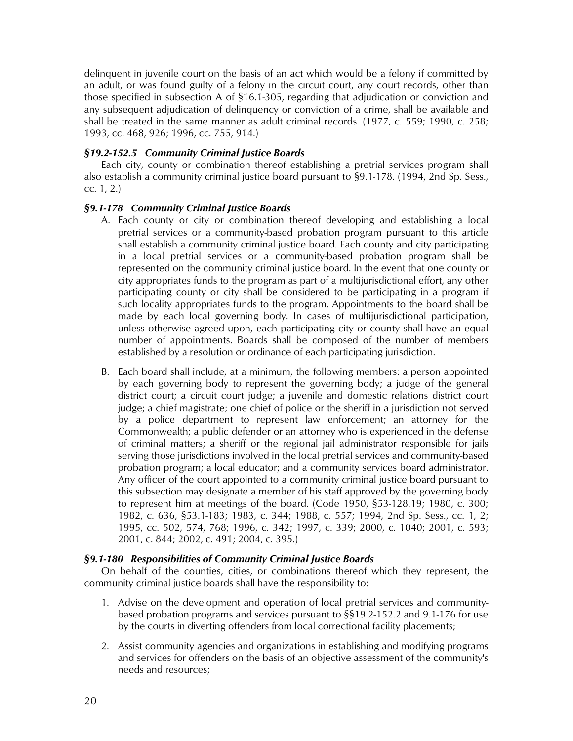delinquent in juvenile court on the basis of an act which would be a felony if committed by an adult, or was found guilty of a felony in the circuit court, any court records, other than those specified in subsection A of §16.1-305, regarding that adjudication or conviction and any subsequent adjudication of delinquency or conviction of a crime, shall be available and shall be treated in the same manner as adult criminal records. (1977, c. 559; 1990, c. 258; 1993, cc. 468, 926; 1996, cc. 755, 914.)

### *§19.2-152.5 Community Criminal Justice Boards*

Each city, county or combination thereof establishing a pretrial services program shall also establish a community criminal justice board pursuant to §9.1-178. (1994, 2nd Sp. Sess., cc. 1, 2.)

### *§9.1-178 Community Criminal Justice Boards*

A. Each county or city or combination thereof developing and establishing a local pretrial services or a community-based probation program pursuant to this article shall establish a community criminal justice board. Each county and city participating in a local pretrial services or a community-based probation program shall be represented on the community criminal justice board. In the event that one county or city appropriates funds to the program as part of a multijurisdictional effort, any other participating county or city shall be considered to be participating in a program if such locality appropriates funds to the program. Appointments to the board shall be made by each local governing body. In cases of multijurisdictional participation, unless otherwise agreed upon, each participating city or county shall have an equal number of appointments. Boards shall be composed of the number of members established by a resolution or ordinance of each participating jurisdiction.

B. Each board shall include, at a minimum, the following members: a person appointed by each governing body to represent the governing body; a judge of the general district court; a circuit court judge; a juvenile and domestic relations district court judge; a chief magistrate; one chief of police or the sheriff in a jurisdiction not served by a police department to represent law enforcement; an attorney for the Commonwealth; a public defender or an attorney who is experienced in the defense of criminal matters; a sheriff or the regional jail administrator responsible for jails serving those jurisdictions involved in the local pretrial services and community-based probation program; a local educator; and a community services board administrator. Any officer of the court appointed to a community criminal justice board pursuant to this subsection may designate a member of his staff approved by the governing body to represent him at meetings of the board. (Code 1950, §53-128.19; 1980, c. 300; 1982, c. 636, §53.1-183; 1983, c. 344; 1988, c. 557; 1994, 2nd Sp. Sess., cc. 1, 2; 1995, cc. 502, 574, 768; 1996, c. 342; 1997, c. 339; 2000, c. 1040; 2001, c. 593; 2001, c. 844; 2002, c. 491; 2004, c. 395.)

### *§9.1-180 Responsibilities of Community Criminal Justice Boards*

On behalf of the counties, cities, or combinations thereof which they represent, the community criminal justice boards shall have the responsibility to:

1. Advise on the development and operation of local pretrial services and community-based probation programs and services pursuant to §§19.2-152.2 and 9.1-176 for use by the courts in diverting offenders from local correctional facility placements;

2. Assist community agencies and organizations in establishing and modifying programs and services for offenders on the basis of an objective assessment of the community's needs and resources;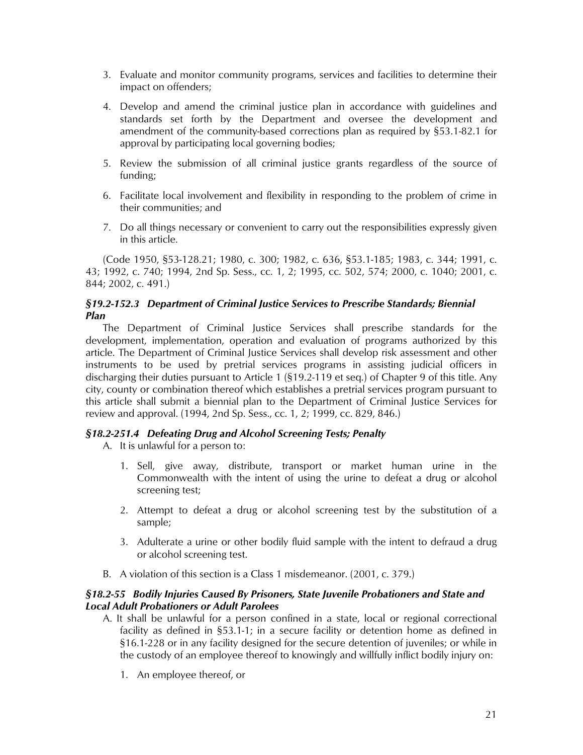3. Evaluate and monitor community programs, services and facilities to determine their impact on offenders;
4. Develop and amend the criminal justice plan in accordance with guidelines and standards set forth by the Department and oversee the development and amendment of the community-based corrections plan as required by §53.1-82.1 for approval by participating local governing bodies;
5. Review the submission of all criminal justice grants regardless of the source of funding;
6. Facilitate local involvement and flexibility in responding to the problem of crime in their communities; and
7. Do all things necessary or convenient to carry out the responsibilities expressly given in this article.

(Code 1950, §53-128.21; 1980, c. 300; 1982, c. 636, §53.1-185; 1983, c. 344; 1991, c. 43; 1992, c. 740; 1994, 2nd Sp. Sess., cc. 1, 2; 1995, cc. 502, 574; 2000, c. 1040; 2001, c. 844; 2002, c. 491.)

***§19.2-152.3 Department of Criminal Justice Services to Prescribe Standards; Biennial Plan***

The Department of Criminal Justice Services shall prescribe standards for the development, implementation, operation and evaluation of programs authorized by this article. The Department of Criminal Justice Services shall develop risk assessment and other instruments to be used by pretrial services programs in assisting judicial officers in discharging their duties pursuant to Article 1 (§19.2-119 et seq.) of Chapter 9 of this title. Any city, county or combination thereof which establishes a pretrial services program pursuant to this article shall submit a biennial plan to the Department of Criminal Justice Services for review and approval. (1994, 2nd Sp. Sess., cc. 1, 2; 1999, cc. 829, 846.)

***§18.2-251.4 Defeating Drug and Alcohol Screening Tests; Penalty***

A. It is unlawful for a person to:

   1. Sell, give away, distribute, transport or market human urine in the Commonwealth with the intent of using the urine to defeat a drug or alcohol screening test;
   2. Attempt to defeat a drug or alcohol screening test by the substitution of a sample;
   3. Adulterate a urine or other bodily fluid sample with the intent to defraud a drug or alcohol screening test.

B. A violation of this section is a Class 1 misdemeanor. (2001, c. 379.)

***§18.2-55 Bodily Injuries Caused By Prisoners, State Juvenile Probationers and State and Local Adult Probationers or Adult Parolees***

A. It shall be unlawful for a person confined in a state, local or regional correctional facility as defined in §53.1-1; in a secure facility or detention home as defined in §16.1-228 or in any facility designed for the secure detention of juveniles; or while in the custody of an employee thereof to knowingly and willfully inflict bodily injury on:

   1. An employee thereof, or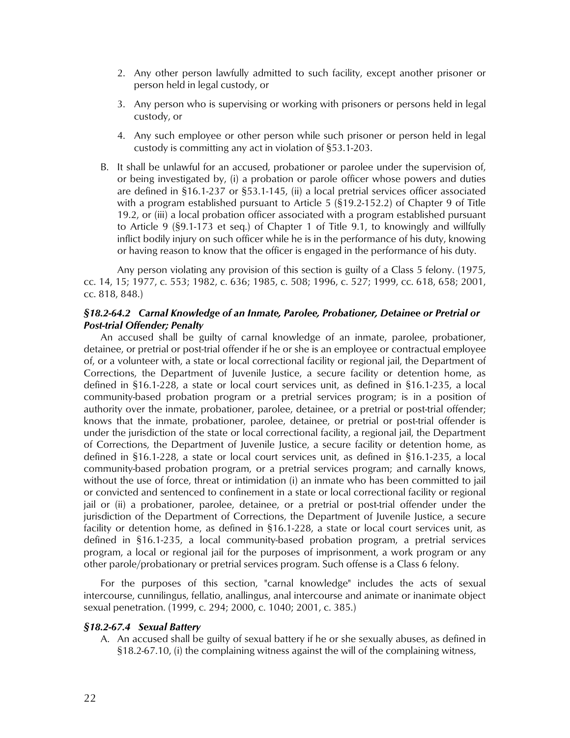2. Any other person lawfully admitted to such facility, except another prisoner or person held in legal custody, or

3. Any person who is supervising or working with prisoners or persons held in legal custody, or

4. Any such employee or other person while such prisoner or person held in legal custody is committing any act in violation of §53.1-203.

B. It shall be unlawful for an accused, probationer or parolee under the supervision of, or being investigated by, (i) a probation or parole officer whose powers and duties are defined in §16.1-237 or §53.1-145, (ii) a local pretrial services officer associated with a program established pursuant to Article 5 (§19.2-152.2) of Chapter 9 of Title 19.2, or (iii) a local probation officer associated with a program established pursuant to Article 9 (§9.1-173 et seq.) of Chapter 1 of Title 9.1, to knowingly and willfully inflict bodily injury on such officer while he is in the performance of his duty, knowing or having reason to know that the officer is engaged in the performance of his duty.

Any person violating any provision of this section is guilty of a Class 5 felony. (1975, cc. 14, 15; 1977, c. 553; 1982, c. 636; 1985, c. 508; 1996, c. 527; 1999, cc. 618, 658; 2001, cc. 818, 848.)

### *§18.2-64.2 Carnal Knowledge of an Inmate, Parolee, Probationer, Detainee or Pretrial or Post-trial Offender; Penalty*

An accused shall be guilty of carnal knowledge of an inmate, parolee, probationer, detainee, or pretrial or post-trial offender if he or she is an employee or contractual employee of, or a volunteer with, a state or local correctional facility or regional jail, the Department of Corrections, the Department of Juvenile Justice, a secure facility or detention home, as defined in §16.1-228, a state or local court services unit, as defined in §16.1-235, a local community-based probation program or a pretrial services program; is in a position of authority over the inmate, probationer, parolee, detainee, or a pretrial or post-trial offender; knows that the inmate, probationer, parolee, detainee, or pretrial or post-trial offender is under the jurisdiction of the state or local correctional facility, a regional jail, the Department of Corrections, the Department of Juvenile Justice, a secure facility or detention home, as defined in §16.1-228, a state or local court services unit, as defined in §16.1-235, a local community-based probation program, or a pretrial services program; and carnally knows, without the use of force, threat or intimidation (i) an inmate who has been committed to jail or convicted and sentenced to confinement in a state or local correctional facility or regional jail or (ii) a probationer, parolee, detainee, or a pretrial or post-trial offender under the jurisdiction of the Department of Corrections, the Department of Juvenile Justice, a secure facility or detention home, as defined in §16.1-228, a state or local court services unit, as defined in §16.1-235, a local community-based probation program, a pretrial services program, a local or regional jail for the purposes of imprisonment, a work program or any other parole/probationary or pretrial services program. Such offense is a Class 6 felony.

For the purposes of this section, "carnal knowledge" includes the acts of sexual intercourse, cunnilingus, fellatio, anallingus, anal intercourse and animate or inanimate object sexual penetration. (1999, c. 294; 2000, c. 1040; 2001, c. 385.)

### *§18.2-67.4 Sexual Battery*

A. An accused shall be guilty of sexual battery if he or she sexually abuses, as defined in §18.2-67.10, (i) the complaining witness against the will of the complaining witness,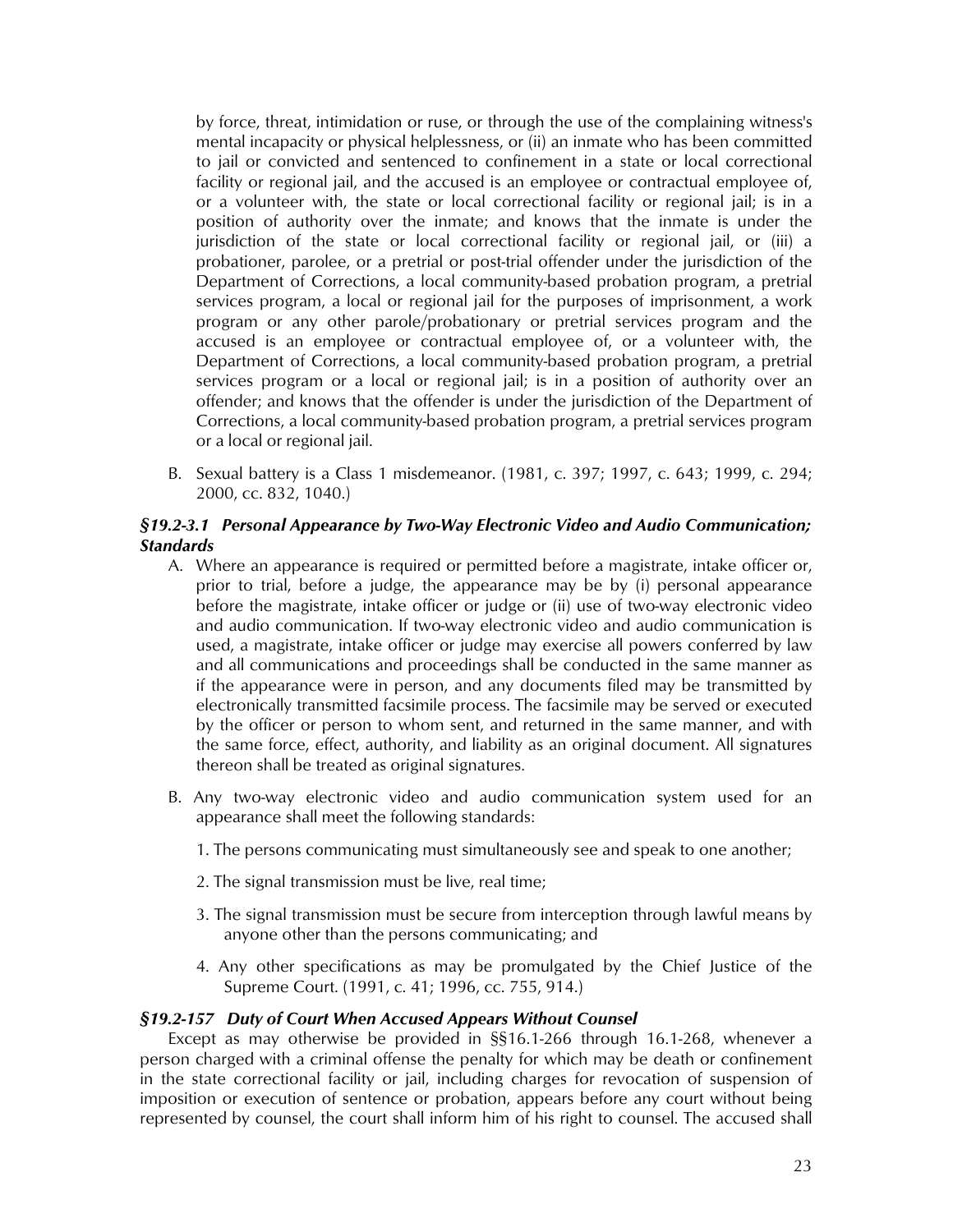by force, threat, intimidation or ruse, or through the use of the complaining witness's mental incapacity or physical helplessness, or (ii) an inmate who has been committed to jail or convicted and sentenced to confinement in a state or local correctional facility or regional jail, and the accused is an employee or contractual employee of, or a volunteer with, the state or local correctional facility or regional jail; is in a position of authority over the inmate; and knows that the inmate is under the jurisdiction of the state or local correctional facility or regional jail, or (iii) a probationer, parolee, or a pretrial or post-trial offender under the jurisdiction of the Department of Corrections, a local community-based probation program, a pretrial services program, a local or regional jail for the purposes of imprisonment, a work program or any other parole/probationary or pretrial services program and the accused is an employee or contractual employee of, or a volunteer with, the Department of Corrections, a local community-based probation program, a pretrial services program or a local or regional jail; is in a position of authority over an offender; and knows that the offender is under the jurisdiction of the Department of Corrections, a local community-based probation program, a pretrial services program or a local or regional jail.

B. Sexual battery is a Class 1 misdemeanor. (1981, c. 397; 1997, c. 643; 1999, c. 294; 2000, cc. 832, 1040.)

### *§19.2-3.1 Personal Appearance by Two-Way Electronic Video and Audio Communication; Standards*

A. Where an appearance is required or permitted before a magistrate, intake officer or, prior to trial, before a judge, the appearance may be by (i) personal appearance before the magistrate, intake officer or judge or (ii) use of two-way electronic video and audio communication. If two-way electronic video and audio communication is used, a magistrate, intake officer or judge may exercise all powers conferred by law and all communications and proceedings shall be conducted in the same manner as if the appearance were in person, and any documents filed may be transmitted by electronically transmitted facsimile process. The facsimile may be served or executed by the officer or person to whom sent, and returned in the same manner, and with the same force, effect, authority, and liability as an original document. All signatures thereon shall be treated as original signatures.

B. Any two-way electronic video and audio communication system used for an appearance shall meet the following standards:

1. The persons communicating must simultaneously see and speak to one another;
2. The signal transmission must be live, real time;
3. The signal transmission must be secure from interception through lawful means by anyone other than the persons communicating; and
4. Any other specifications as may be promulgated by the Chief Justice of the Supreme Court. (1991, c. 41; 1996, cc. 755, 914.)

### *§19.2-157 Duty of Court When Accused Appears Without Counsel*

Except as may otherwise be provided in §§16.1-266 through 16.1-268, whenever a person charged with a criminal offense the penalty for which may be death or confinement in the state correctional facility or jail, including charges for revocation of suspension of imposition or execution of sentence or probation, appears before any court without being represented by counsel, the court shall inform him of his right to counsel. The accused shall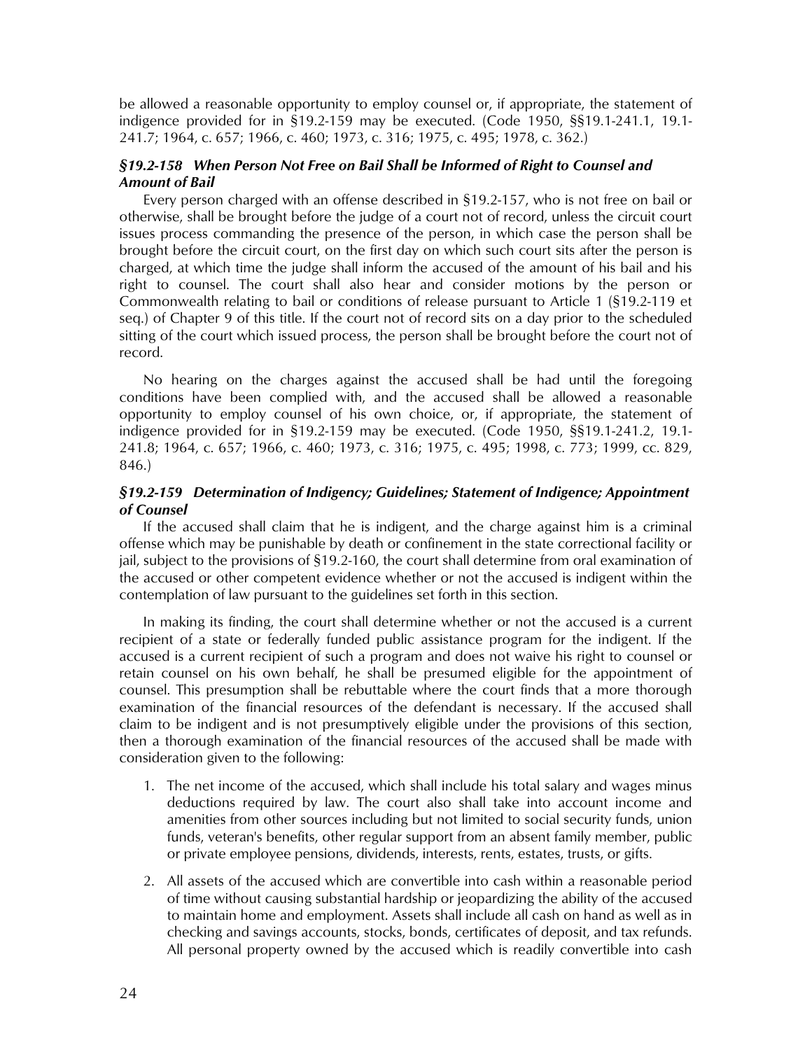be allowed a reasonable opportunity to employ counsel or, if appropriate, the statement of indigence provided for in §19.2-159 may be executed. (Code 1950, §§19.1-241.1, 19.1-241.7; 1964, c. 657; 1966, c. 460; 1973, c. 316; 1975, c. 495; 1978, c. 362.)

### *§19.2-158 When Person Not Free on Bail Shall be Informed of Right to Counsel and Amount of Bail*

Every person charged with an offense described in §19.2-157, who is not free on bail or otherwise, shall be brought before the judge of a court not of record, unless the circuit court issues process commanding the presence of the person, in which case the person shall be brought before the circuit court, on the first day on which such court sits after the person is charged, at which time the judge shall inform the accused of the amount of his bail and his right to counsel. The court shall also hear and consider motions by the person or Commonwealth relating to bail or conditions of release pursuant to Article 1 (§19.2-119 et seq.) of Chapter 9 of this title. If the court not of record sits on a day prior to the scheduled sitting of the court which issued process, the person shall be brought before the court not of record.

No hearing on the charges against the accused shall be had until the foregoing conditions have been complied with, and the accused shall be allowed a reasonable opportunity to employ counsel of his own choice, or, if appropriate, the statement of indigence provided for in §19.2-159 may be executed. (Code 1950, §§19.1-241.2, 19.1-241.8; 1964, c. 657; 1966, c. 460; 1973, c. 316; 1975, c. 495; 1998, c. 773; 1999, cc. 829, 846.)

### *§19.2-159 Determination of Indigency; Guidelines; Statement of Indigence; Appointment of Counsel*

If the accused shall claim that he is indigent, and the charge against him is a criminal offense which may be punishable by death or confinement in the state correctional facility or jail, subject to the provisions of §19.2-160, the court shall determine from oral examination of the accused or other competent evidence whether or not the accused is indigent within the contemplation of law pursuant to the guidelines set forth in this section.

In making its finding, the court shall determine whether or not the accused is a current recipient of a state or federally funded public assistance program for the indigent. If the accused is a current recipient of such a program and does not waive his right to counsel or retain counsel on his own behalf, he shall be presumed eligible for the appointment of counsel. This presumption shall be rebuttable where the court finds that a more thorough examination of the financial resources of the defendant is necessary. If the accused shall claim to be indigent and is not presumptively eligible under the provisions of this section, then a thorough examination of the financial resources of the accused shall be made with consideration given to the following:

1. The net income of the accused, which shall include his total salary and wages minus deductions required by law. The court also shall take into account income and amenities from other sources including but not limited to social security funds, union funds, veteran's benefits, other regular support from an absent family member, public or private employee pensions, dividends, interests, rents, estates, trusts, or gifts.
2. All assets of the accused which are convertible into cash within a reasonable period of time without causing substantial hardship or jeopardizing the ability of the accused to maintain home and employment. Assets shall include all cash on hand as well as in checking and savings accounts, stocks, bonds, certificates of deposit, and tax refunds. All personal property owned by the accused which is readily convertible into cash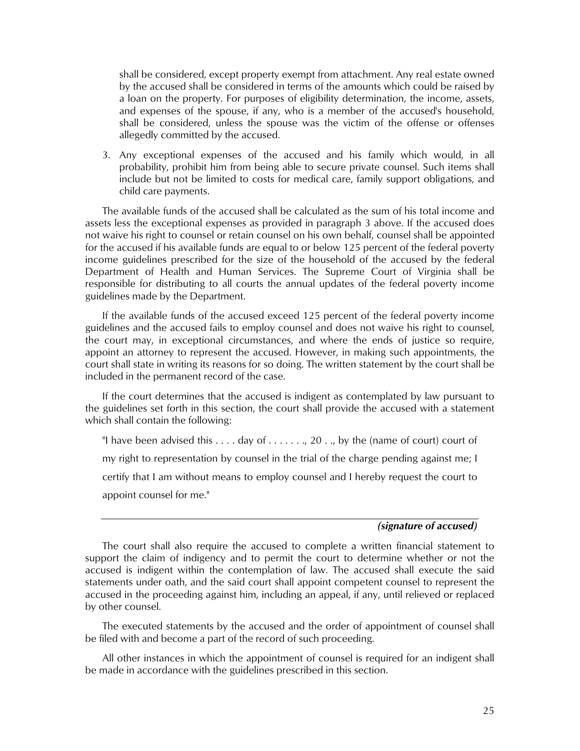shall be considered, except property exempt from attachment. Any real estate owned by the accused shall be considered in terms of the amounts which could be raised by a loan on the property. For purposes of eligibility determination, the income, assets, and expenses of the spouse, if any, who is a member of the accused's household, shall be considered, unless the spouse was the victim of the offense or offenses allegedly committed by the accused.

3. Any exceptional expenses of the accused and his family which would, in all probability, prohibit him from being able to secure private counsel. Such items shall include but not be limited to costs for medical care, family support obligations, and child care payments.

The available funds of the accused shall be calculated as the sum of his total income and assets less the exceptional expenses as provided in paragraph 3 above. If the accused does not waive his right to counsel or retain counsel on his own behalf, counsel shall be appointed for the accused if his available funds are equal to or below 125 percent of the federal poverty income guidelines prescribed for the size of the household of the accused by the federal Department of Health and Human Services. The Supreme Court of Virginia shall be responsible for distributing to all courts the annual updates of the federal poverty income guidelines made by the Department.

If the available funds of the accused exceed 125 percent of the federal poverty income guidelines and the accused fails to employ counsel and does not waive his right to counsel, the court may, in exceptional circumstances, and where the ends of justice so require, appoint an attorney to represent the accused. However, in making such appointments, the court shall state in writing its reasons for so doing. The written statement by the court shall be included in the permanent record of the case.

If the court determines that the accused is indigent as contemplated by law pursuant to the guidelines set forth in this section, the court shall provide the accused with a statement which shall contain the following:

"I have been advised this . . . . day of . . . . . . ., 20 . ., by the (name of court) court of my right to representation by counsel in the trial of the charge pending against me; I certify that I am without means to employ counsel and I hereby request the court to appoint counsel for me."

______________________________________________

***(signature of accused)***

The court shall also require the accused to complete a written financial statement to support the claim of indigency and to permit the court to determine whether or not the accused is indigent within the contemplation of law. The accused shall execute the said statements under oath, and the said court shall appoint competent counsel to represent the accused in the proceeding against him, including an appeal, if any, until relieved or replaced by other counsel.

The executed statements by the accused and the order of appointment of counsel shall be filed with and become a part of the record of such proceeding.

All other instances in which the appointment of counsel is required for an indigent shall be made in accordance with the guidelines prescribed in this section.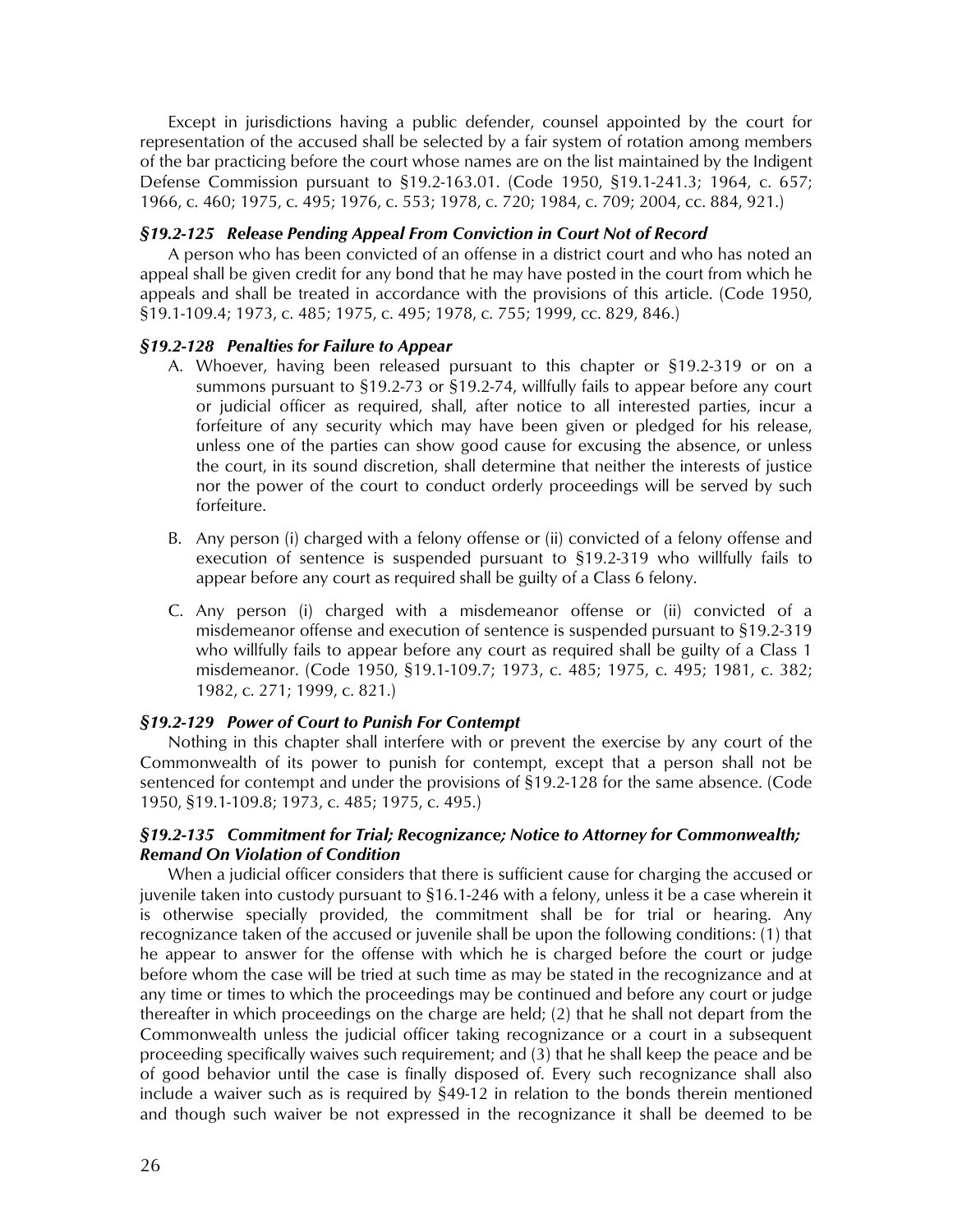Except in jurisdictions having a public defender, counsel appointed by the court for representation of the accused shall be selected by a fair system of rotation among members of the bar practicing before the court whose names are on the list maintained by the Indigent Defense Commission pursuant to §19.2-163.01. (Code 1950, §19.1-241.3; 1964, c. 657; 1966, c. 460; 1975, c. 495; 1976, c. 553; 1978, c. 720; 1984, c. 709; 2004, cc. 884, 921.)

### *§19.2-125 Release Pending Appeal From Conviction in Court Not of Record*

A person who has been convicted of an offense in a district court and who has noted an appeal shall be given credit for any bond that he may have posted in the court from which he appeals and shall be treated in accordance with the provisions of this article. (Code 1950, §19.1-109.4; 1973, c. 485; 1975, c. 495; 1978, c. 755; 1999, cc. 829, 846.)

### *§19.2-128 Penalties for Failure to Appear*

A. Whoever, having been released pursuant to this chapter or §19.2-319 or on a summons pursuant to §19.2-73 or §19.2-74, willfully fails to appear before any court or judicial officer as required, shall, after notice to all interested parties, incur a forfeiture of any security which may have been given or pledged for his release, unless one of the parties can show good cause for excusing the absence, or unless the court, in its sound discretion, shall determine that neither the interests of justice nor the power of the court to conduct orderly proceedings will be served by such forfeiture.

B. Any person (i) charged with a felony offense or (ii) convicted of a felony offense and execution of sentence is suspended pursuant to §19.2-319 who willfully fails to appear before any court as required shall be guilty of a Class 6 felony.

C. Any person (i) charged with a misdemeanor offense or (ii) convicted of a misdemeanor offense and execution of sentence is suspended pursuant to §19.2-319 who willfully fails to appear before any court as required shall be guilty of a Class 1 misdemeanor. (Code 1950, §19.1-109.7; 1973, c. 485; 1975, c. 495; 1981, c. 382; 1982, c. 271; 1999, c. 821.)

### *§19.2-129 Power of Court to Punish For Contempt*

Nothing in this chapter shall interfere with or prevent the exercise by any court of the Commonwealth of its power to punish for contempt, except that a person shall not be sentenced for contempt and under the provisions of §19.2-128 for the same absence. (Code 1950, §19.1-109.8; 1973, c. 485; 1975, c. 495.)

### *§19.2-135 Commitment for Trial; Recognizance; Notice to Attorney for Commonwealth; Remand On Violation of Condition*

When a judicial officer considers that there is sufficient cause for charging the accused or juvenile taken into custody pursuant to §16.1-246 with a felony, unless it be a case wherein it is otherwise specially provided, the commitment shall be for trial or hearing. Any recognizance taken of the accused or juvenile shall be upon the following conditions: (1) that he appear to answer for the offense with which he is charged before the court or judge before whom the case will be tried at such time as may be stated in the recognizance and at any time or times to which the proceedings may be continued and before any court or judge thereafter in which proceedings on the charge are held; (2) that he shall not depart from the Commonwealth unless the judicial officer taking recognizance or a court in a subsequent proceeding specifically waives such requirement; and (3) that he shall keep the peace and be of good behavior until the case is finally disposed of. Every such recognizance shall also include a waiver such as is required by §49-12 in relation to the bonds therein mentioned and though such waiver be not expressed in the recognizance it shall be deemed to be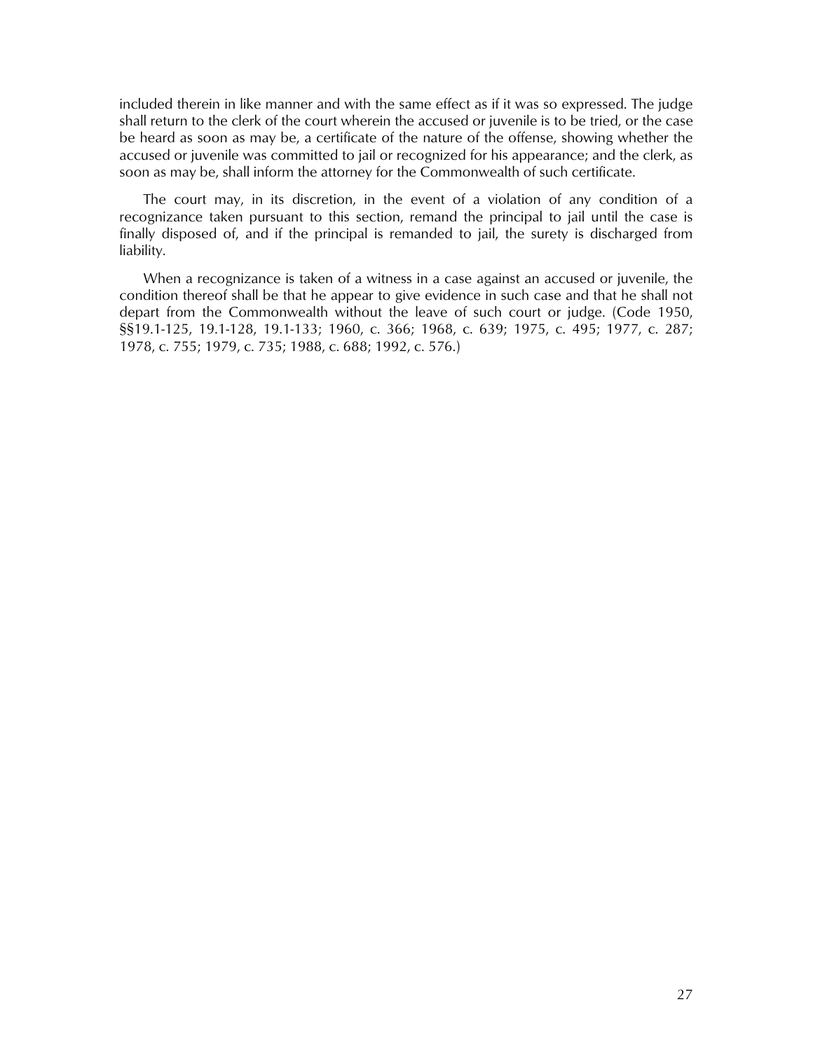included therein in like manner and with the same effect as if it was so expressed. The judge shall return to the clerk of the court wherein the accused or juvenile is to be tried, or the case be heard as soon as may be, a certificate of the nature of the offense, showing whether the accused or juvenile was committed to jail or recognized for his appearance; and the clerk, as soon as may be, shall inform the attorney for the Commonwealth of such certificate.

The court may, in its discretion, in the event of a violation of any condition of a recognizance taken pursuant to this section, remand the principal to jail until the case is finally disposed of, and if the principal is remanded to jail, the surety is discharged from liability.

When a recognizance is taken of a witness in a case against an accused or juvenile, the condition thereof shall be that he appear to give evidence in such case and that he shall not depart from the Commonwealth without the leave of such court or judge. (Code 1950, §§19.1-125, 19.1-128, 19.1-133; 1960, c. 366; 1968, c. 639; 1975, c. 495; 1977, c. 287; 1978, c. 755; 1979, c. 735; 1988, c. 688; 1992, c. 576.)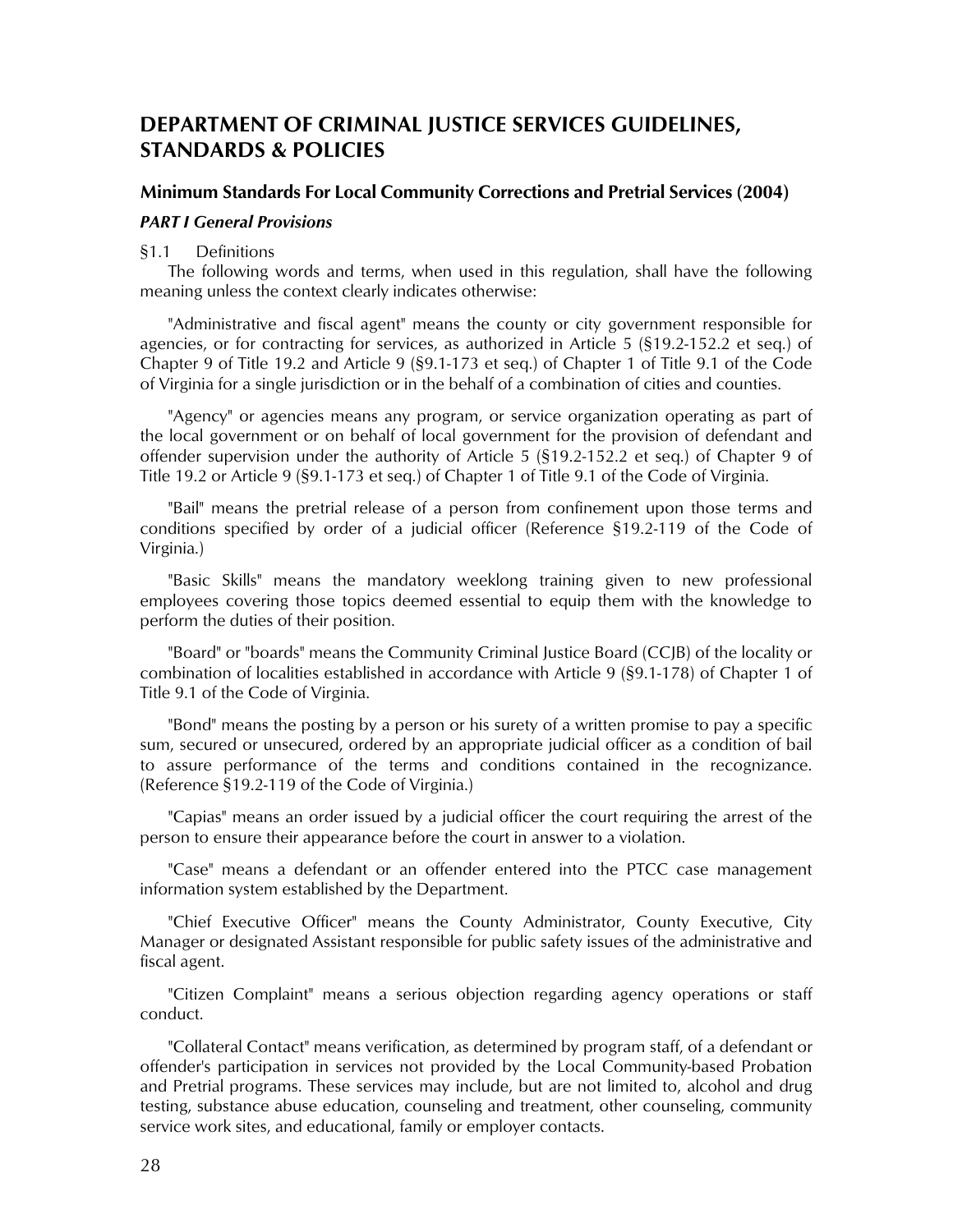# DEPARTMENT OF CRIMINAL JUSTICE SERVICES GUIDELINES, STANDARDS & POLICIES

## Minimum Standards For Local Community Corrections and Pretrial Services (2004)

### *PART I General Provisions*

§1.1 Definitions

The following words and terms, when used in this regulation, shall have the following meaning unless the context clearly indicates otherwise:

"Administrative and fiscal agent" means the county or city government responsible for agencies, or for contracting for services, as authorized in Article 5 (§19.2-152.2 et seq.) of Chapter 9 of Title 19.2 and Article 9 (§9.1-173 et seq.) of Chapter 1 of Title 9.1 of the Code of Virginia for a single jurisdiction or in the behalf of a combination of cities and counties.

"Agency" or agencies means any program, or service organization operating as part of the local government or on behalf of local government for the provision of defendant and offender supervision under the authority of Article 5 (§19.2-152.2 et seq.) of Chapter 9 of Title 19.2 or Article 9 (§9.1-173 et seq.) of Chapter 1 of Title 9.1 of the Code of Virginia.

"Bail" means the pretrial release of a person from confinement upon those terms and conditions specified by order of a judicial officer (Reference §19.2-119 of the Code of Virginia.)

"Basic Skills" means the mandatory weeklong training given to new professional employees covering those topics deemed essential to equip them with the knowledge to perform the duties of their position.

"Board" or "boards" means the Community Criminal Justice Board (CCJB) of the locality or combination of localities established in accordance with Article 9 (§9.1-178) of Chapter 1 of Title 9.1 of the Code of Virginia.

"Bond" means the posting by a person or his surety of a written promise to pay a specific sum, secured or unsecured, ordered by an appropriate judicial officer as a condition of bail to assure performance of the terms and conditions contained in the recognizance. (Reference §19.2-119 of the Code of Virginia.)

"Capias" means an order issued by a judicial officer the court requiring the arrest of the person to ensure their appearance before the court in answer to a violation.

"Case" means a defendant or an offender entered into the PTCC case management information system established by the Department.

"Chief Executive Officer" means the County Administrator, County Executive, City Manager or designated Assistant responsible for public safety issues of the administrative and fiscal agent.

"Citizen Complaint" means a serious objection regarding agency operations or staff conduct.

"Collateral Contact" means verification, as determined by program staff, of a defendant or offender's participation in services not provided by the Local Community-based Probation and Pretrial programs. These services may include, but are not limited to, alcohol and drug testing, substance abuse education, counseling and treatment, other counseling, community service work sites, and educational, family or employer contacts.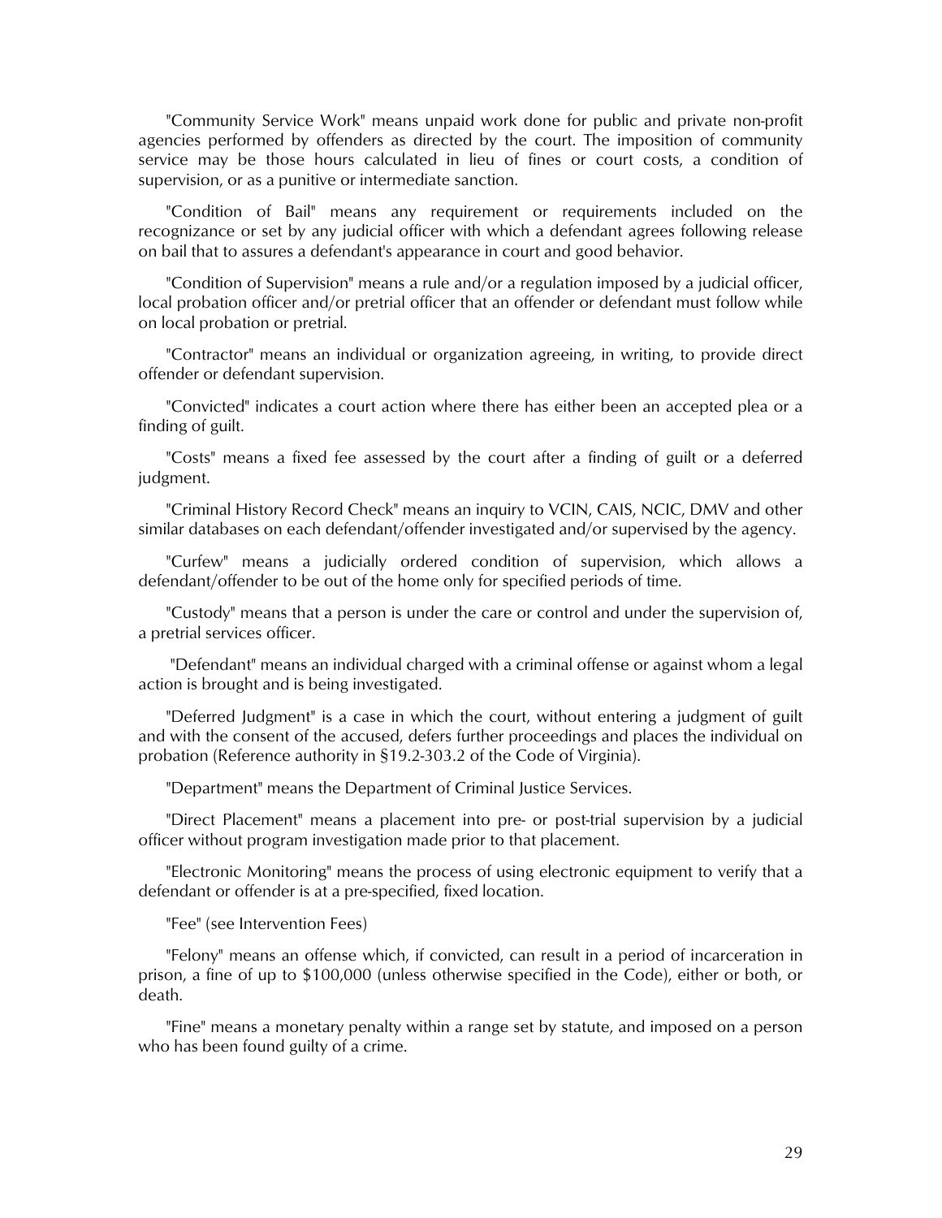"Community Service Work" means unpaid work done for public and private non-profit agencies performed by offenders as directed by the court. The imposition of community service may be those hours calculated in lieu of fines or court costs, a condition of supervision, or as a punitive or intermediate sanction.

"Condition of Bail" means any requirement or requirements included on the recognizance or set by any judicial officer with which a defendant agrees following release on bail that to assures a defendant's appearance in court and good behavior.

"Condition of Supervision" means a rule and/or a regulation imposed by a judicial officer, local probation officer and/or pretrial officer that an offender or defendant must follow while on local probation or pretrial.

"Contractor" means an individual or organization agreeing, in writing, to provide direct offender or defendant supervision.

"Convicted" indicates a court action where there has either been an accepted plea or a finding of guilt.

"Costs" means a fixed fee assessed by the court after a finding of guilt or a deferred judgment.

"Criminal History Record Check" means an inquiry to VCIN, CAIS, NCIC, DMV and other similar databases on each defendant/offender investigated and/or supervised by the agency.

"Curfew" means a judicially ordered condition of supervision, which allows a defendant/offender to be out of the home only for specified periods of time.

"Custody" means that a person is under the care or control and under the supervision of, a pretrial services officer.

"Defendant" means an individual charged with a criminal offense or against whom a legal action is brought and is being investigated.

"Deferred Judgment" is a case in which the court, without entering a judgment of guilt and with the consent of the accused, defers further proceedings and places the individual on probation (Reference authority in §19.2-303.2 of the Code of Virginia).

"Department" means the Department of Criminal Justice Services.

"Direct Placement" means a placement into pre- or post-trial supervision by a judicial officer without program investigation made prior to that placement.

"Electronic Monitoring" means the process of using electronic equipment to verify that a defendant or offender is at a pre-specified, fixed location.

"Fee" (see Intervention Fees)

"Felony" means an offense which, if convicted, can result in a period of incarceration in prison, a fine of up to $100,000 (unless otherwise specified in the Code), either or both, or death.

"Fine" means a monetary penalty within a range set by statute, and imposed on a person who has been found guilty of a crime.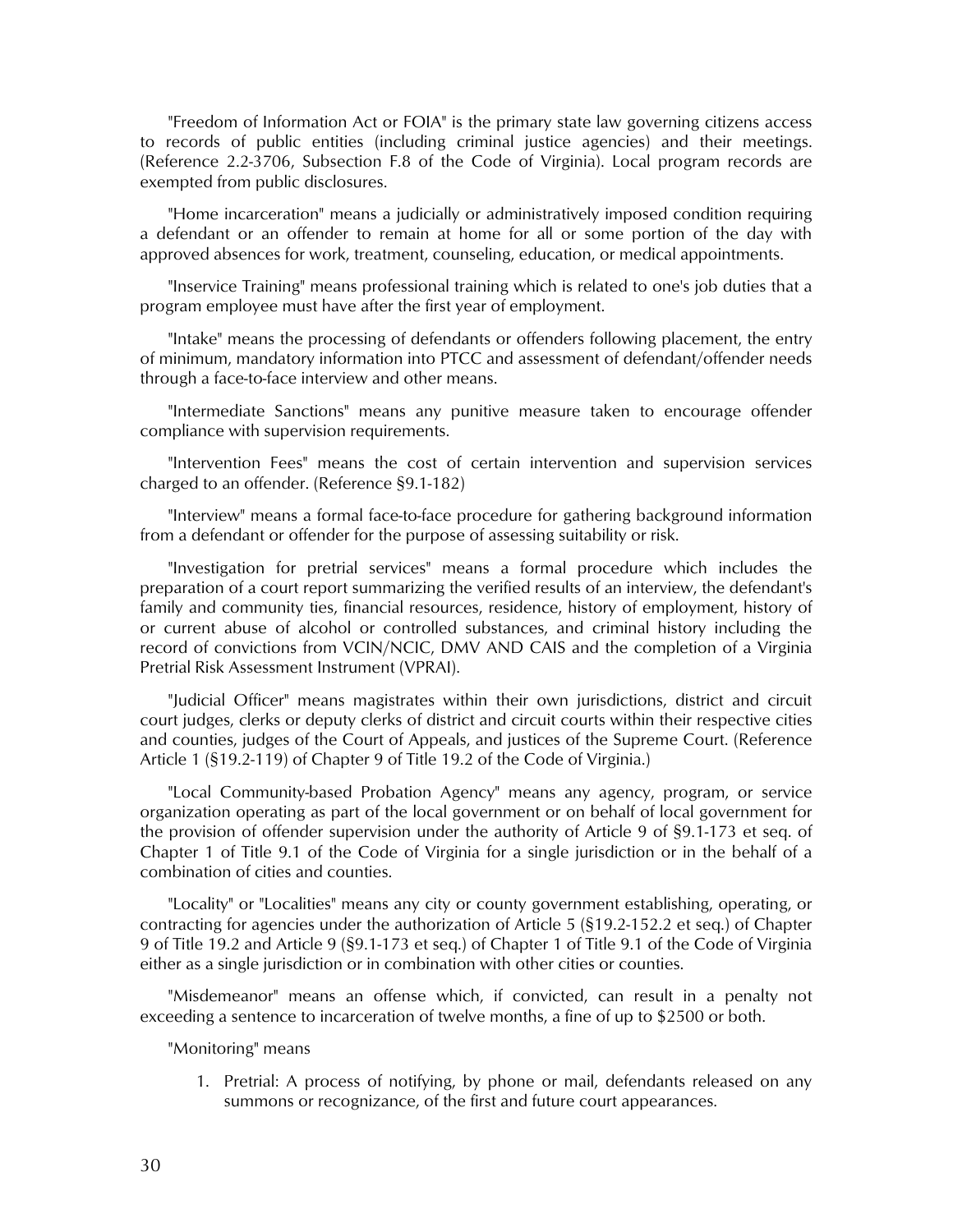"Freedom of Information Act or FOIA" is the primary state law governing citizens access to records of public entities (including criminal justice agencies) and their meetings. (Reference 2.2-3706, Subsection F.8 of the Code of Virginia). Local program records are exempted from public disclosures.

"Home incarceration" means a judicially or administratively imposed condition requiring a defendant or an offender to remain at home for all or some portion of the day with approved absences for work, treatment, counseling, education, or medical appointments.

"Inservice Training" means professional training which is related to one's job duties that a program employee must have after the first year of employment.

"Intake" means the processing of defendants or offenders following placement, the entry of minimum, mandatory information into PTCC and assessment of defendant/offender needs through a face-to-face interview and other means.

"Intermediate Sanctions" means any punitive measure taken to encourage offender compliance with supervision requirements.

"Intervention Fees" means the cost of certain intervention and supervision services charged to an offender. (Reference §9.1-182)

"Interview" means a formal face-to-face procedure for gathering background information from a defendant or offender for the purpose of assessing suitability or risk.

"Investigation for pretrial services" means a formal procedure which includes the preparation of a court report summarizing the verified results of an interview, the defendant's family and community ties, financial resources, residence, history of employment, history of or current abuse of alcohol or controlled substances, and criminal history including the record of convictions from VCIN/NCIC, DMV AND CAIS and the completion of a Virginia Pretrial Risk Assessment Instrument (VPRAI).

"Judicial Officer" means magistrates within their own jurisdictions, district and circuit court judges, clerks or deputy clerks of district and circuit courts within their respective cities and counties, judges of the Court of Appeals, and justices of the Supreme Court. (Reference Article 1 (§19.2-119) of Chapter 9 of Title 19.2 of the Code of Virginia.)

"Local Community-based Probation Agency" means any agency, program, or service organization operating as part of the local government or on behalf of local government for the provision of offender supervision under the authority of Article 9 of §9.1-173 et seq. of Chapter 1 of Title 9.1 of the Code of Virginia for a single jurisdiction or in the behalf of a combination of cities and counties.

"Locality" or "Localities" means any city or county government establishing, operating, or contracting for agencies under the authorization of Article 5 (§19.2-152.2 et seq.) of Chapter 9 of Title 19.2 and Article 9 (§9.1-173 et seq.) of Chapter 1 of Title 9.1 of the Code of Virginia either as a single jurisdiction or in combination with other cities or counties.

"Misdemeanor" means an offense which, if convicted, can result in a penalty not exceeding a sentence to incarceration of twelve months, a fine of up to $2500 or both.

"Monitoring" means

1. Pretrial: A process of notifying, by phone or mail, defendants released on any summons or recognizance, of the first and future court appearances.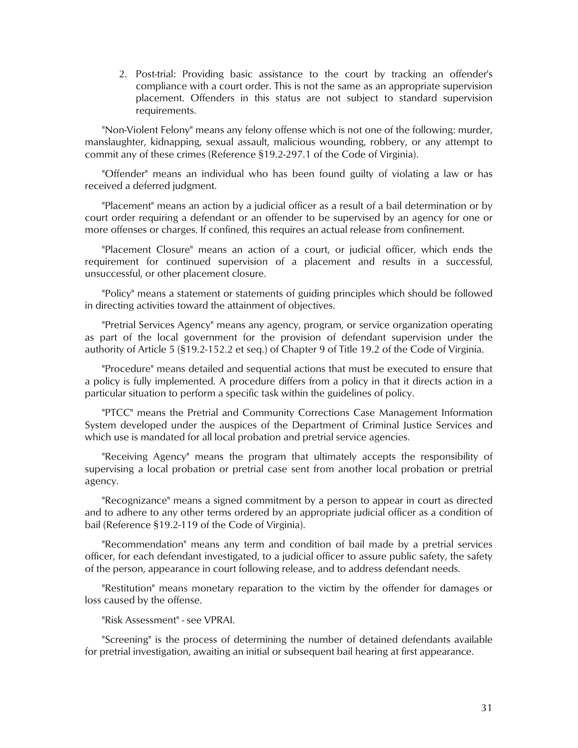2. Post-trial: Providing basic assistance to the court by tracking an offender's compliance with a court order. This is not the same as an appropriate supervision placement. Offenders in this status are not subject to standard supervision requirements.

"Non-Violent Felony" means any felony offense which is not one of the following: murder, manslaughter, kidnapping, sexual assault, malicious wounding, robbery, or any attempt to commit any of these crimes (Reference §19.2-297.1 of the Code of Virginia).

"Offender" means an individual who has been found guilty of violating a law or has received a deferred judgment.

"Placement" means an action by a judicial officer as a result of a bail determination or by court order requiring a defendant or an offender to be supervised by an agency for one or more offenses or charges. If confined, this requires an actual release from confinement.

"Placement Closure" means an action of a court, or judicial officer, which ends the requirement for continued supervision of a placement and results in a successful, unsuccessful, or other placement closure.

"Policy" means a statement or statements of guiding principles which should be followed in directing activities toward the attainment of objectives.

"Pretrial Services Agency" means any agency, program, or service organization operating as part of the local government for the provision of defendant supervision under the authority of Article 5 (§19.2-152.2 et seq.) of Chapter 9 of Title 19.2 of the Code of Virginia.

"Procedure" means detailed and sequential actions that must be executed to ensure that a policy is fully implemented. A procedure differs from a policy in that it directs action in a particular situation to perform a specific task within the guidelines of policy.

"PTCC" means the Pretrial and Community Corrections Case Management Information System developed under the auspices of the Department of Criminal Justice Services and which use is mandated for all local probation and pretrial service agencies.

"Receiving Agency" means the program that ultimately accepts the responsibility of supervising a local probation or pretrial case sent from another local probation or pretrial agency.

"Recognizance" means a signed commitment by a person to appear in court as directed and to adhere to any other terms ordered by an appropriate judicial officer as a condition of bail (Reference §19.2-119 of the Code of Virginia).

"Recommendation" means any term and condition of bail made by a pretrial services officer, for each defendant investigated, to a judicial officer to assure public safety, the safety of the person, appearance in court following release, and to address defendant needs.

"Restitution" means monetary reparation to the victim by the offender for damages or loss caused by the offense.

"Risk Assessment" - see VPRAI.

"Screening" is the process of determining the number of detained defendants available for pretrial investigation, awaiting an initial or subsequent bail hearing at first appearance.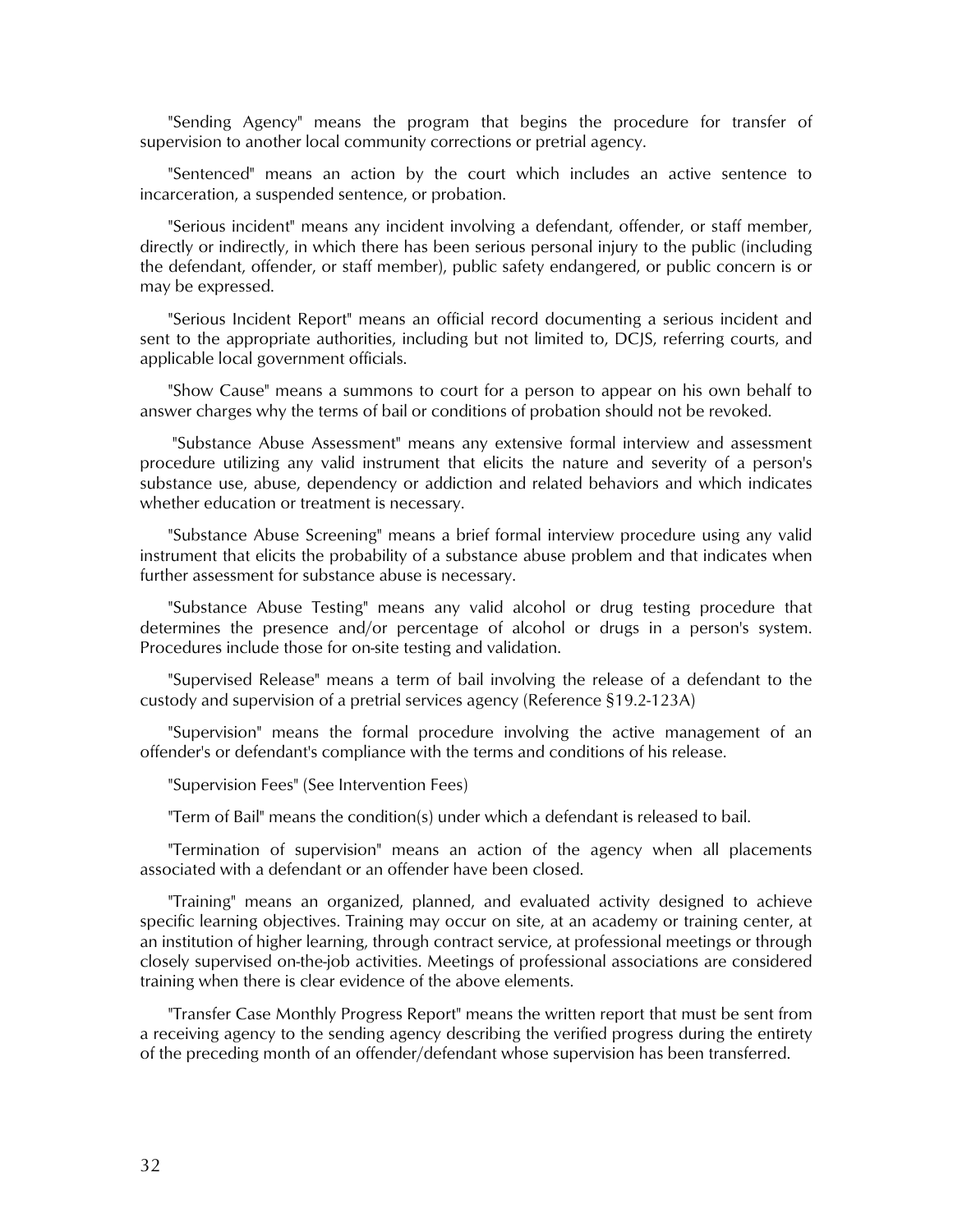"Sending Agency" means the program that begins the procedure for transfer of supervision to another local community corrections or pretrial agency.

"Sentenced" means an action by the court which includes an active sentence to incarceration, a suspended sentence, or probation.

"Serious incident" means any incident involving a defendant, offender, or staff member, directly or indirectly, in which there has been serious personal injury to the public (including the defendant, offender, or staff member), public safety endangered, or public concern is or may be expressed.

"Serious Incident Report" means an official record documenting a serious incident and sent to the appropriate authorities, including but not limited to, DCJS, referring courts, and applicable local government officials.

"Show Cause" means a summons to court for a person to appear on his own behalf to answer charges why the terms of bail or conditions of probation should not be revoked.

"Substance Abuse Assessment" means any extensive formal interview and assessment procedure utilizing any valid instrument that elicits the nature and severity of a person's substance use, abuse, dependency or addiction and related behaviors and which indicates whether education or treatment is necessary.

"Substance Abuse Screening" means a brief formal interview procedure using any valid instrument that elicits the probability of a substance abuse problem and that indicates when further assessment for substance abuse is necessary.

"Substance Abuse Testing" means any valid alcohol or drug testing procedure that determines the presence and/or percentage of alcohol or drugs in a person's system. Procedures include those for on-site testing and validation.

"Supervised Release" means a term of bail involving the release of a defendant to the custody and supervision of a pretrial services agency (Reference §19.2-123A)

"Supervision" means the formal procedure involving the active management of an offender's or defendant's compliance with the terms and conditions of his release.

"Supervision Fees" (See Intervention Fees)

"Term of Bail" means the condition(s) under which a defendant is released to bail.

"Termination of supervision" means an action of the agency when all placements associated with a defendant or an offender have been closed.

"Training" means an organized, planned, and evaluated activity designed to achieve specific learning objectives. Training may occur on site, at an academy or training center, at an institution of higher learning, through contract service, at professional meetings or through closely supervised on-the-job activities. Meetings of professional associations are considered training when there is clear evidence of the above elements.

"Transfer Case Monthly Progress Report" means the written report that must be sent from a receiving agency to the sending agency describing the verified progress during the entirety of the preceding month of an offender/defendant whose supervision has been transferred.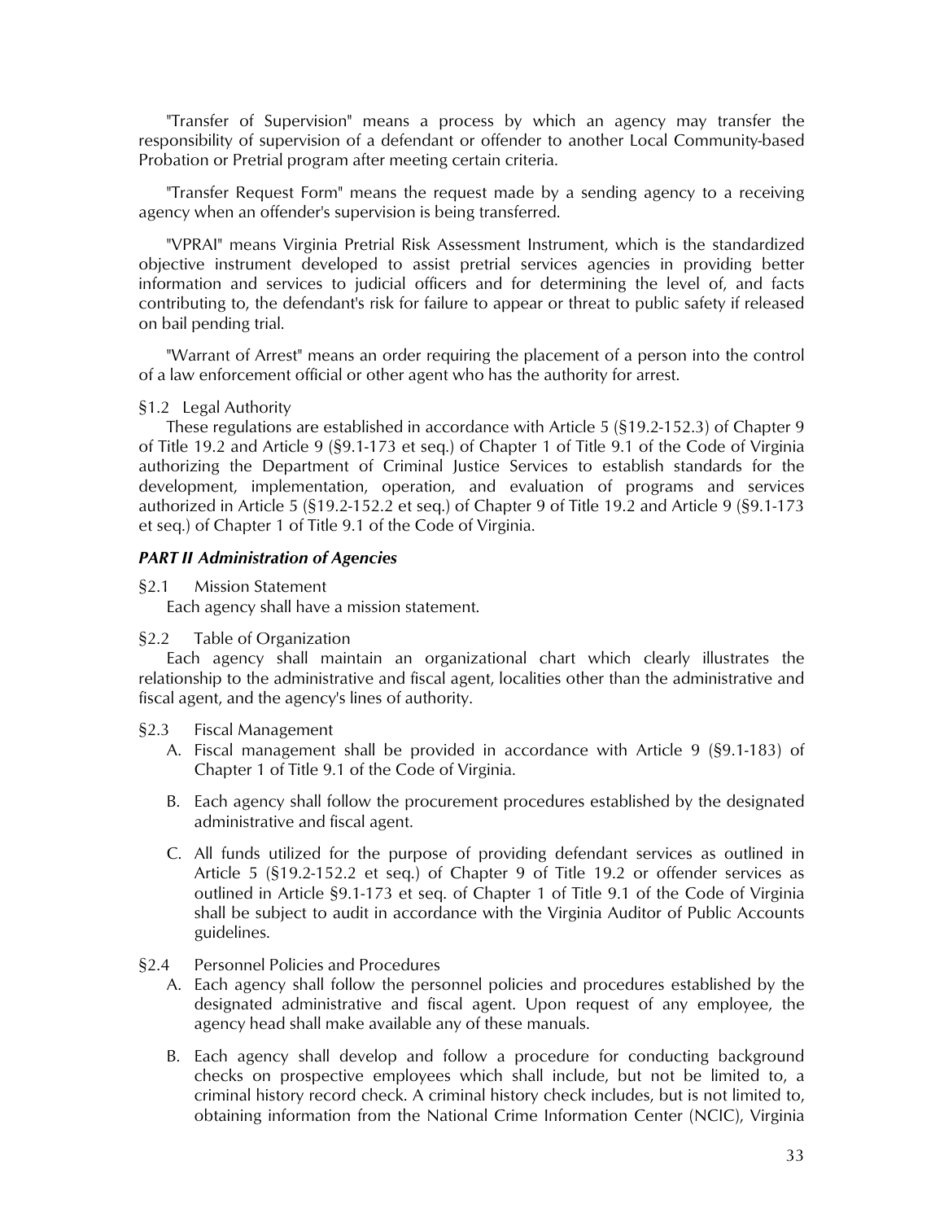"Transfer of Supervision" means a process by which an agency may transfer the responsibility of supervision of a defendant or offender to another Local Community-based Probation or Pretrial program after meeting certain criteria.

"Transfer Request Form" means the request made by a sending agency to a receiving agency when an offender's supervision is being transferred.

"VPRAI" means Virginia Pretrial Risk Assessment Instrument, which is the standardized objective instrument developed to assist pretrial services agencies in providing better information and services to judicial officers and for determining the level of, and facts contributing to, the defendant's risk for failure to appear or threat to public safety if released on bail pending trial.

"Warrant of Arrest" means an order requiring the placement of a person into the control of a law enforcement official or other agent who has the authority for arrest.

§1.2 Legal Authority

These regulations are established in accordance with Article 5 (§19.2-152.3) of Chapter 9 of Title 19.2 and Article 9 (§9.1-173 et seq.) of Chapter 1 of Title 9.1 of the Code of Virginia authorizing the Department of Criminal Justice Services to establish standards for the development, implementation, operation, and evaluation of programs and services authorized in Article 5 (§19.2-152.2 et seq.) of Chapter 9 of Title 19.2 and Article 9 (§9.1-173 et seq.) of Chapter 1 of Title 9.1 of the Code of Virginia.

***PART II Administration of Agencies***

§2.1 Mission Statement

Each agency shall have a mission statement.

§2.2 Table of Organization

Each agency shall maintain an organizational chart which clearly illustrates the relationship to the administrative and fiscal agent, localities other than the administrative and fiscal agent, and the agency's lines of authority.

§2.3 Fiscal Management

A. Fiscal management shall be provided in accordance with Article 9 (§9.1-183) of Chapter 1 of Title 9.1 of the Code of Virginia.

B. Each agency shall follow the procurement procedures established by the designated administrative and fiscal agent.

C. All funds utilized for the purpose of providing defendant services as outlined in Article 5 (§19.2-152.2 et seq.) of Chapter 9 of Title 19.2 or offender services as outlined in Article §9.1-173 et seq. of Chapter 1 of Title 9.1 of the Code of Virginia shall be subject to audit in accordance with the Virginia Auditor of Public Accounts guidelines.

§2.4 Personnel Policies and Procedures

A. Each agency shall follow the personnel policies and procedures established by the designated administrative and fiscal agent. Upon request of any employee, the agency head shall make available any of these manuals.

B. Each agency shall develop and follow a procedure for conducting background checks on prospective employees which shall include, but not be limited to, a criminal history record check. A criminal history check includes, but is not limited to, obtaining information from the National Crime Information Center (NCIC), Virginia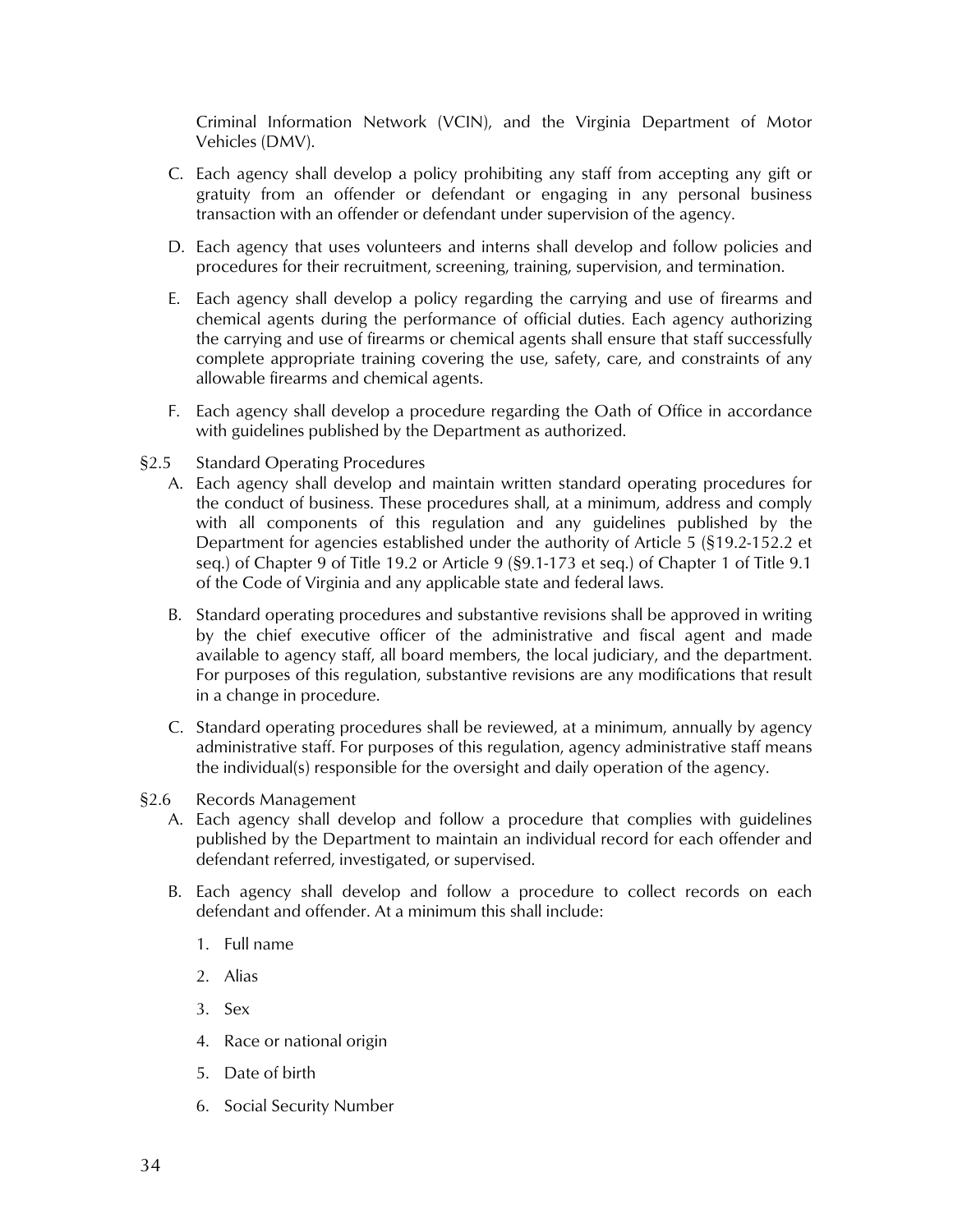Criminal Information Network (VCIN), and the Virginia Department of Motor Vehicles (DMV).

C. Each agency shall develop a policy prohibiting any staff from accepting any gift or gratuity from an offender or defendant or engaging in any personal business transaction with an offender or defendant under supervision of the agency.

D. Each agency that uses volunteers and interns shall develop and follow policies and procedures for their recruitment, screening, training, supervision, and termination.

E. Each agency shall develop a policy regarding the carrying and use of firearms and chemical agents during the performance of official duties. Each agency authorizing the carrying and use of firearms or chemical agents shall ensure that staff successfully complete appropriate training covering the use, safety, care, and constraints of any allowable firearms and chemical agents.

F. Each agency shall develop a procedure regarding the Oath of Office in accordance with guidelines published by the Department as authorized.

§2.5 Standard Operating Procedures

A. Each agency shall develop and maintain written standard operating procedures for the conduct of business. These procedures shall, at a minimum, address and comply with all components of this regulation and any guidelines published by the Department for agencies established under the authority of Article 5 (§19.2-152.2 et seq.) of Chapter 9 of Title 19.2 or Article 9 (§9.1-173 et seq.) of Chapter 1 of Title 9.1 of the Code of Virginia and any applicable state and federal laws.

B. Standard operating procedures and substantive revisions shall be approved in writing by the chief executive officer of the administrative and fiscal agent and made available to agency staff, all board members, the local judiciary, and the department. For purposes of this regulation, substantive revisions are any modifications that result in a change in procedure.

C. Standard operating procedures shall be reviewed, at a minimum, annually by agency administrative staff. For purposes of this regulation, agency administrative staff means the individual(s) responsible for the oversight and daily operation of the agency.

§2.6 Records Management

A. Each agency shall develop and follow a procedure that complies with guidelines published by the Department to maintain an individual record for each offender and defendant referred, investigated, or supervised.

B. Each agency shall develop and follow a procedure to collect records on each defendant and offender. At a minimum this shall include:

1. Full name
2. Alias
3. Sex
4. Race or national origin
5. Date of birth
6. Social Security Number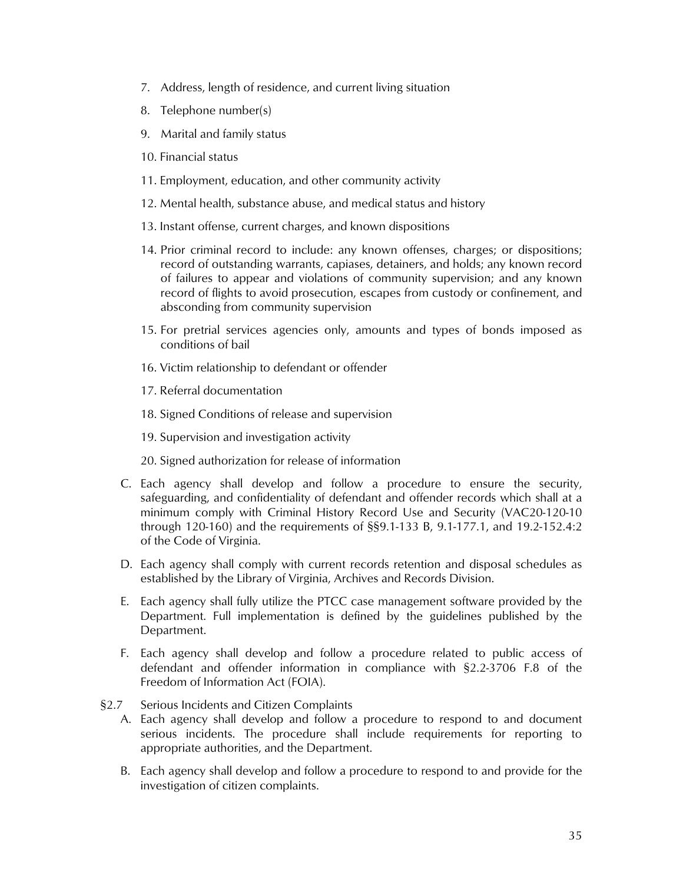7. Address, length of residence, and current living situation
8. Telephone number(s)
9. Marital and family status
10. Financial status
11. Employment, education, and other community activity
12. Mental health, substance abuse, and medical status and history
13. Instant offense, current charges, and known dispositions
14. Prior criminal record to include: any known offenses, charges; or dispositions; record of outstanding warrants, capiases, detainers, and holds; any known record of failures to appear and violations of community supervision; and any known record of flights to avoid prosecution, escapes from custody or confinement, and absconding from community supervision
15. For pretrial services agencies only, amounts and types of bonds imposed as conditions of bail
16. Victim relationship to defendant or offender
17. Referral documentation
18. Signed Conditions of release and supervision
19. Supervision and investigation activity
20. Signed authorization for release of information

C. Each agency shall develop and follow a procedure to ensure the security, safeguarding, and confidentiality of defendant and offender records which shall at a minimum comply with Criminal History Record Use and Security (VAC20-120-10 through 120-160) and the requirements of §§9.1-133 B, 9.1-177.1, and 19.2-152.4:2 of the Code of Virginia.

D. Each agency shall comply with current records retention and disposal schedules as established by the Library of Virginia, Archives and Records Division.

E. Each agency shall fully utilize the PTCC case management software provided by the Department. Full implementation is defined by the guidelines published by the Department.

F. Each agency shall develop and follow a procedure related to public access of defendant and offender information in compliance with §2.2-3706 F.8 of the Freedom of Information Act (FOIA).

§2.7 Serious Incidents and Citizen Complaints

A. Each agency shall develop and follow a procedure to respond to and document serious incidents. The procedure shall include requirements for reporting to appropriate authorities, and the Department.

B. Each agency shall develop and follow a procedure to respond to and provide for the investigation of citizen complaints.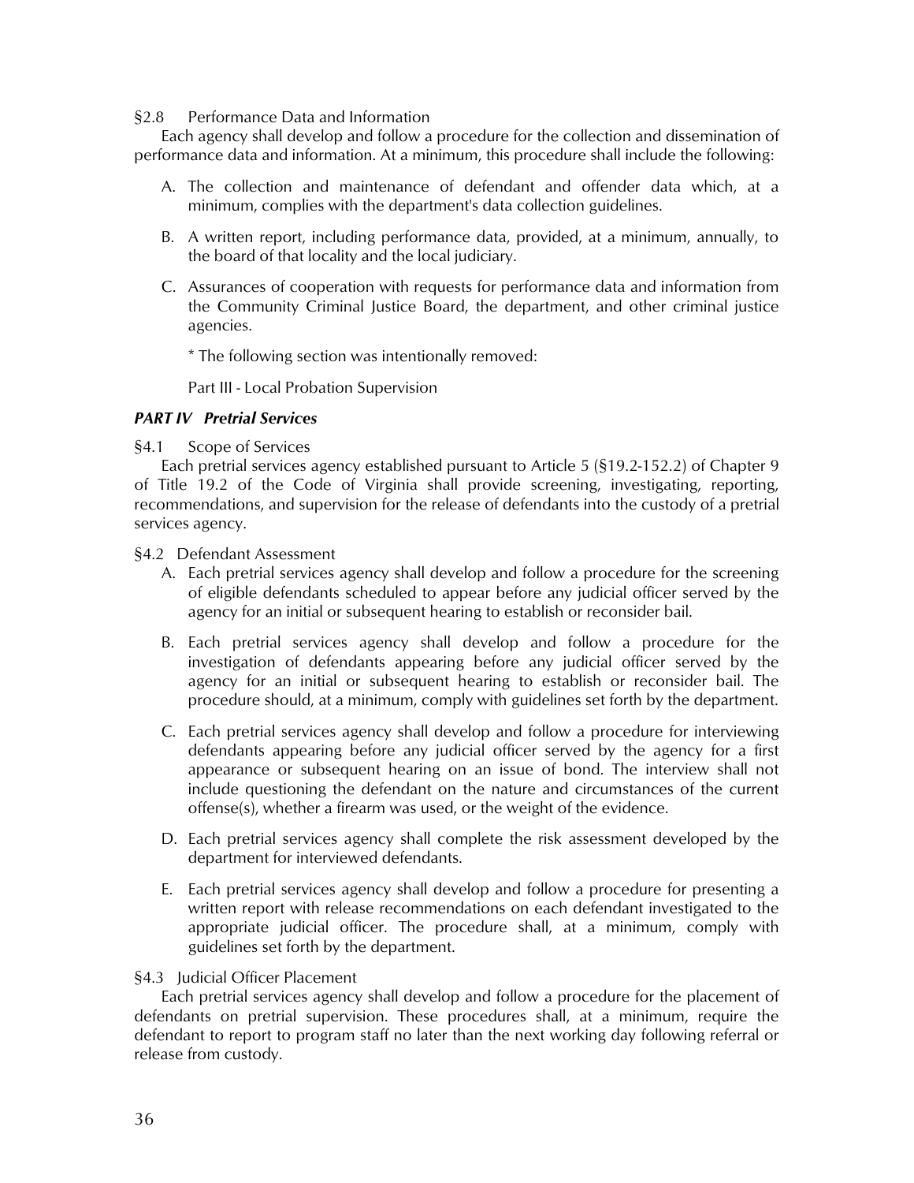§2.8 Performance Data and Information

Each agency shall develop and follow a procedure for the collection and dissemination of performance data and information. At a minimum, this procedure shall include the following:

A. The collection and maintenance of defendant and offender data which, at a minimum, complies with the department's data collection guidelines.

B. A written report, including performance data, provided, at a minimum, annually, to the board of that locality and the local judiciary.

C. Assurances of cooperation with requests for performance data and information from the Community Criminal Justice Board, the department, and other criminal justice agencies.

   * The following section was intentionally removed:

   Part III - Local Probation Supervision

## *PART IV Pretrial Services*

§4.1 Scope of Services

Each pretrial services agency established pursuant to Article 5 (§19.2-152.2) of Chapter 9 of Title 19.2 of the Code of Virginia shall provide screening, investigating, reporting, recommendations, and supervision for the release of defendants into the custody of a pretrial services agency.

§4.2 Defendant Assessment

A. Each pretrial services agency shall develop and follow a procedure for the screening of eligible defendants scheduled to appear before any judicial officer served by the agency for an initial or subsequent hearing to establish or reconsider bail.

B. Each pretrial services agency shall develop and follow a procedure for the investigation of defendants appearing before any judicial officer served by the agency for an initial or subsequent hearing to establish or reconsider bail. The procedure should, at a minimum, comply with guidelines set forth by the department.

C. Each pretrial services agency shall develop and follow a procedure for interviewing defendants appearing before any judicial officer served by the agency for a first appearance or subsequent hearing on an issue of bond. The interview shall not include questioning the defendant on the nature and circumstances of the current offense(s), whether a firearm was used, or the weight of the evidence.

D. Each pretrial services agency shall complete the risk assessment developed by the department for interviewed defendants.

E. Each pretrial services agency shall develop and follow a procedure for presenting a written report with release recommendations on each defendant investigated to the appropriate judicial officer. The procedure shall, at a minimum, comply with guidelines set forth by the department.

§4.3 Judicial Officer Placement

Each pretrial services agency shall develop and follow a procedure for the placement of defendants on pretrial supervision. These procedures shall, at a minimum, require the defendant to report to program staff no later than the next working day following referral or release from custody.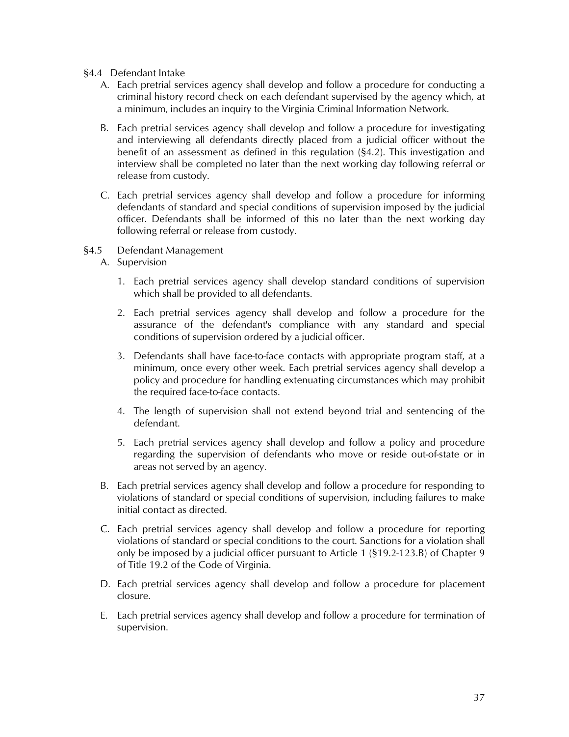## §4.4 Defendant Intake

A. Each pretrial services agency shall develop and follow a procedure for conducting a criminal history record check on each defendant supervised by the agency which, at a minimum, includes an inquiry to the Virginia Criminal Information Network.

B. Each pretrial services agency shall develop and follow a procedure for investigating and interviewing all defendants directly placed from a judicial officer without the benefit of an assessment as defined in this regulation (§4.2). This investigation and interview shall be completed no later than the next working day following referral or release from custody.

C. Each pretrial services agency shall develop and follow a procedure for informing defendants of standard and special conditions of supervision imposed by the judicial officer. Defendants shall be informed of this no later than the next working day following referral or release from custody.

## §4.5 Defendant Management

A. Supervision

1. Each pretrial services agency shall develop standard conditions of supervision which shall be provided to all defendants.

2. Each pretrial services agency shall develop and follow a procedure for the assurance of the defendant's compliance with any standard and special conditions of supervision ordered by a judicial officer.

3. Defendants shall have face-to-face contacts with appropriate program staff, at a minimum, once every other week. Each pretrial services agency shall develop a policy and procedure for handling extenuating circumstances which may prohibit the required face-to-face contacts.

4. The length of supervision shall not extend beyond trial and sentencing of the defendant.

5. Each pretrial services agency shall develop and follow a policy and procedure regarding the supervision of defendants who move or reside out-of-state or in areas not served by an agency.

B. Each pretrial services agency shall develop and follow a procedure for responding to violations of standard or special conditions of supervision, including failures to make initial contact as directed.

C. Each pretrial services agency shall develop and follow a procedure for reporting violations of standard or special conditions to the court. Sanctions for a violation shall only be imposed by a judicial officer pursuant to Article 1 (§19.2-123.B) of Chapter 9 of Title 19.2 of the Code of Virginia.

D. Each pretrial services agency shall develop and follow a procedure for placement closure.

E. Each pretrial services agency shall develop and follow a procedure for termination of supervision.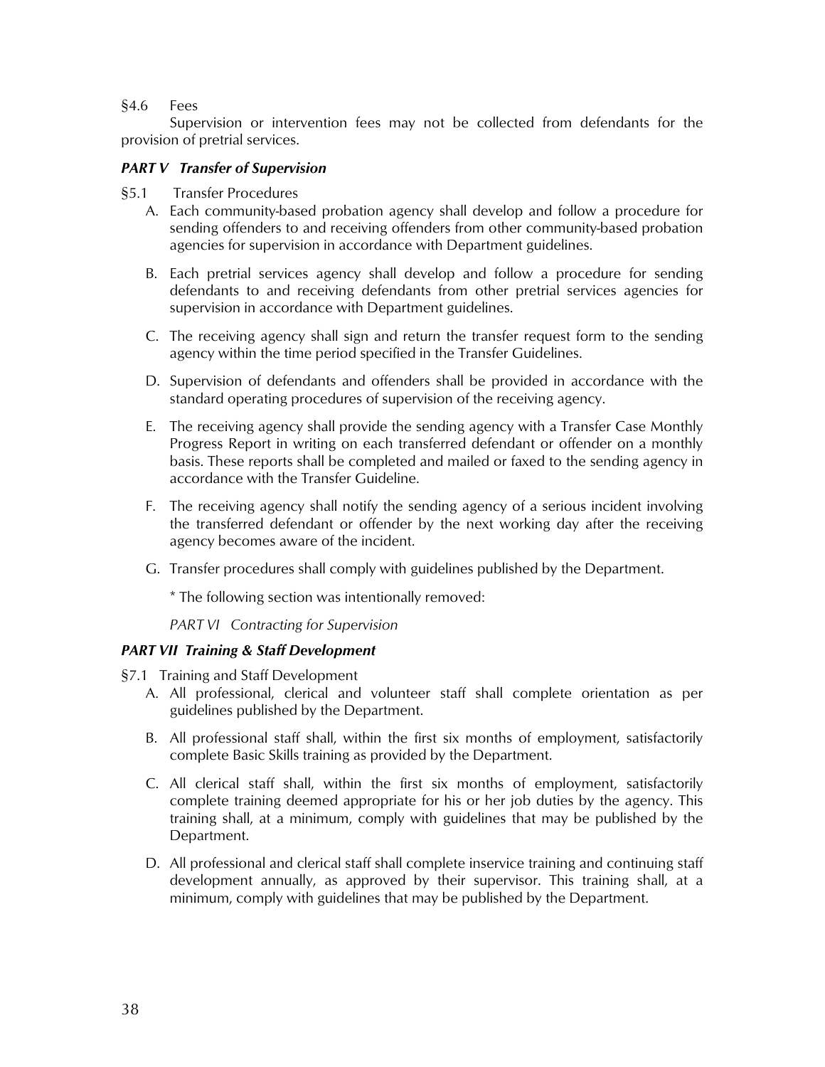§4.6 Fees

Supervision or intervention fees may not be collected from defendants for the provision of pretrial services.

***PART V Transfer of Supervision***

§5.1 Transfer Procedures

A. Each community-based probation agency shall develop and follow a procedure for sending offenders to and receiving offenders from other community-based probation agencies for supervision in accordance with Department guidelines.

B. Each pretrial services agency shall develop and follow a procedure for sending defendants to and receiving defendants from other pretrial services agencies for supervision in accordance with Department guidelines.

C. The receiving agency shall sign and return the transfer request form to the sending agency within the time period specified in the Transfer Guidelines.

D. Supervision of defendants and offenders shall be provided in accordance with the standard operating procedures of supervision of the receiving agency.

E. The receiving agency shall provide the sending agency with a Transfer Case Monthly Progress Report in writing on each transferred defendant or offender on a monthly basis. These reports shall be completed and mailed or faxed to the sending agency in accordance with the Transfer Guideline.

F. The receiving agency shall notify the sending agency of a serious incident involving the transferred defendant or offender by the next working day after the receiving agency becomes aware of the incident.

G. Transfer procedures shall comply with guidelines published by the Department.

\* The following section was intentionally removed:

*PART VI Contracting for Supervision*

***PART VII Training & Staff Development***

§7.1 Training and Staff Development

A. All professional, clerical and volunteer staff shall complete orientation as per guidelines published by the Department.

B. All professional staff shall, within the first six months of employment, satisfactorily complete Basic Skills training as provided by the Department.

C. All clerical staff shall, within the first six months of employment, satisfactorily complete training deemed appropriate for his or her job duties by the agency. This training shall, at a minimum, comply with guidelines that may be published by the Department.

D. All professional and clerical staff shall complete inservice training and continuing staff development annually, as approved by their supervisor. This training shall, at a minimum, comply with guidelines that may be published by the Department.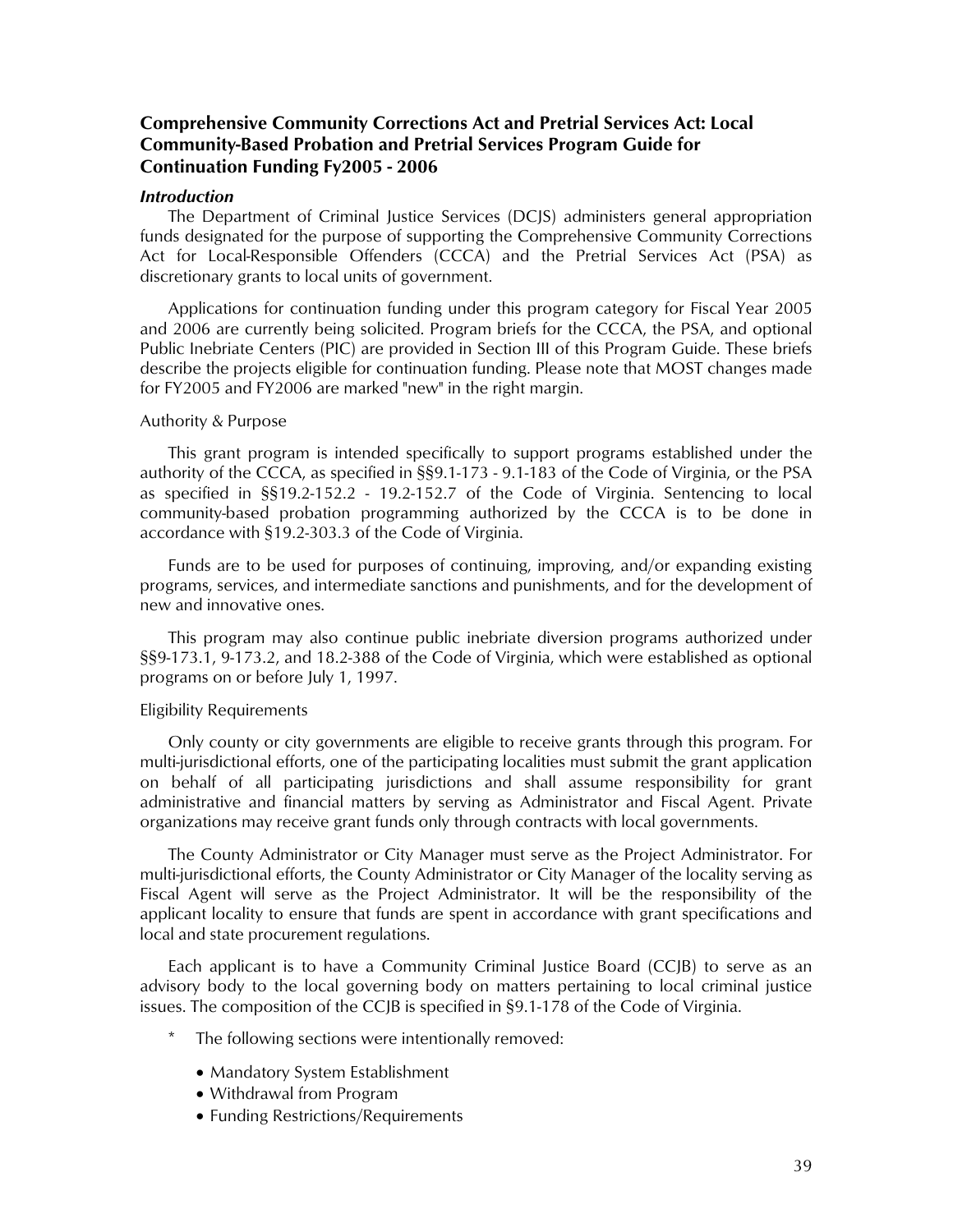## Comprehensive Community Corrections Act and Pretrial Services Act: Local Community-Based Probation and Pretrial Services Program Guide for Continuation Funding Fy2005 - 2006

### *Introduction*

The Department of Criminal Justice Services (DCJS) administers general appropriation funds designated for the purpose of supporting the Comprehensive Community Corrections Act for Local-Responsible Offenders (CCCA) and the Pretrial Services Act (PSA) as discretionary grants to local units of government.

Applications for continuation funding under this program category for Fiscal Year 2005 and 2006 are currently being solicited. Program briefs for the CCCA, the PSA, and optional Public Inebriate Centers (PIC) are provided in Section III of this Program Guide. These briefs describe the projects eligible for continuation funding. Please note that MOST changes made for FY2005 and FY2006 are marked "new" in the right margin.

Authority & Purpose

This grant program is intended specifically to support programs established under the authority of the CCCA, as specified in §§9.1-173 - 9.1-183 of the Code of Virginia, or the PSA as specified in §§19.2-152.2 - 19.2-152.7 of the Code of Virginia. Sentencing to local community-based probation programming authorized by the CCCA is to be done in accordance with §19.2-303.3 of the Code of Virginia.

Funds are to be used for purposes of continuing, improving, and/or expanding existing programs, services, and intermediate sanctions and punishments, and for the development of new and innovative ones.

This program may also continue public inebriate diversion programs authorized under §§9-173.1, 9-173.2, and 18.2-388 of the Code of Virginia, which were established as optional programs on or before July 1, 1997.

Eligibility Requirements

Only county or city governments are eligible to receive grants through this program. For multi-jurisdictional efforts, one of the participating localities must submit the grant application on behalf of all participating jurisdictions and shall assume responsibility for grant administrative and financial matters by serving as Administrator and Fiscal Agent. Private organizations may receive grant funds only through contracts with local governments.

The County Administrator or City Manager must serve as the Project Administrator. For multi-jurisdictional efforts, the County Administrator or City Manager of the locality serving as Fiscal Agent will serve as the Project Administrator. It will be the responsibility of the applicant locality to ensure that funds are spent in accordance with grant specifications and local and state procurement regulations.

Each applicant is to have a Community Criminal Justice Board (CCJB) to serve as an advisory body to the local governing body on matters pertaining to local criminal justice issues. The composition of the CCJB is specified in §9.1-178 of the Code of Virginia.

\* The following sections were intentionally removed:

- Mandatory System Establishment
- Withdrawal from Program
- Funding Restrictions/Requirements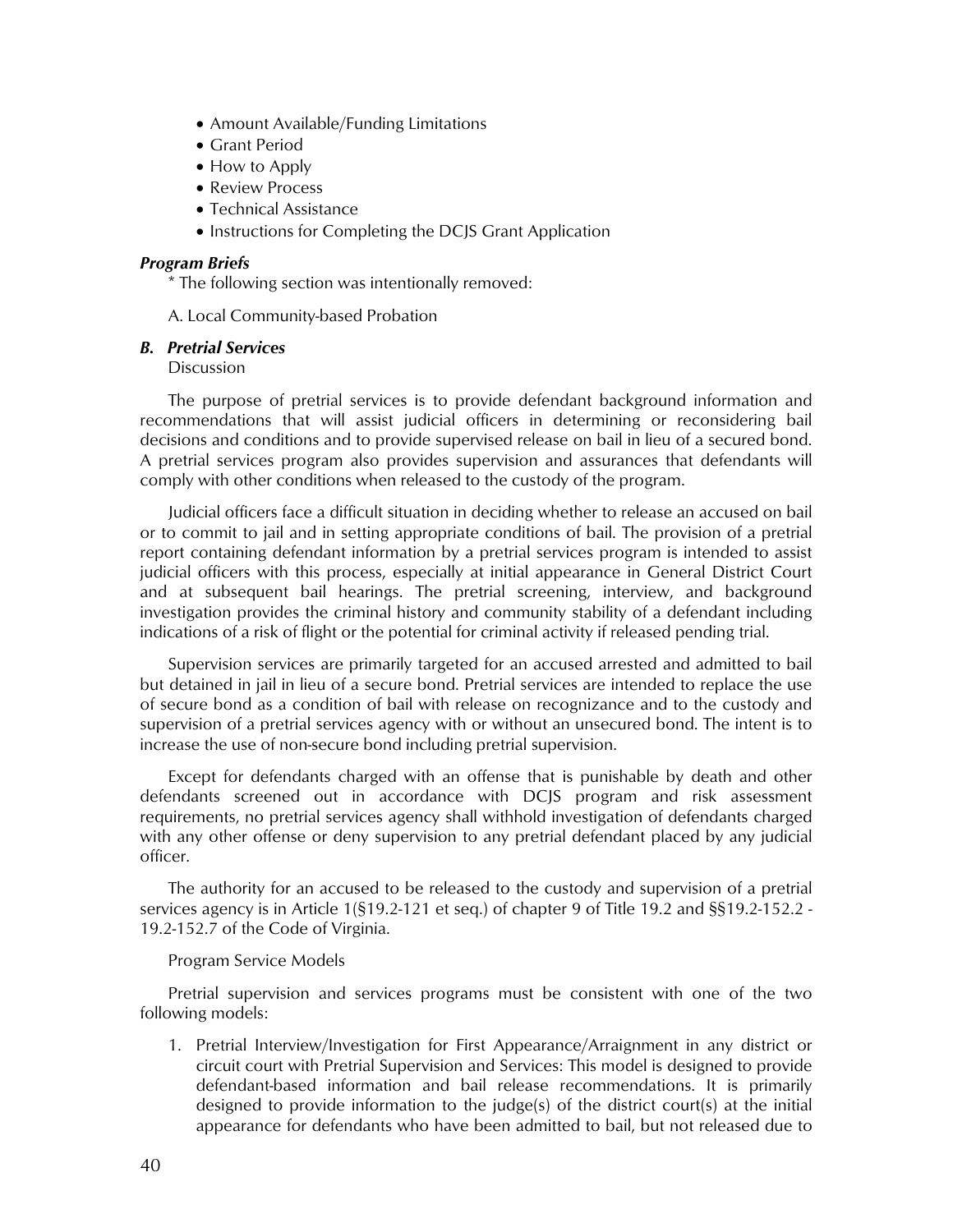- Amount Available/Funding Limitations
- Grant Period
- How to Apply
- Review Process
- Technical Assistance
- Instructions for Completing the DCJS Grant Application

***Program Briefs***

* The following section was intentionally removed:

A. Local Community-based Probation

### *B. Pretrial Services*

Discussion

The purpose of pretrial services is to provide defendant background information and recommendations that will assist judicial officers in determining or reconsidering bail decisions and conditions and to provide supervised release on bail in lieu of a secured bond. A pretrial services program also provides supervision and assurances that defendants will comply with other conditions when released to the custody of the program.

Judicial officers face a difficult situation in deciding whether to release an accused on bail or to commit to jail and in setting appropriate conditions of bail. The provision of a pretrial report containing defendant information by a pretrial services program is intended to assist judicial officers with this process, especially at initial appearance in General District Court and at subsequent bail hearings. The pretrial screening, interview, and background investigation provides the criminal history and community stability of a defendant including indications of a risk of flight or the potential for criminal activity if released pending trial.

Supervision services are primarily targeted for an accused arrested and admitted to bail but detained in jail in lieu of a secure bond. Pretrial services are intended to replace the use of secure bond as a condition of bail with release on recognizance and to the custody and supervision of a pretrial services agency with or without an unsecured bond. The intent is to increase the use of non-secure bond including pretrial supervision.

Except for defendants charged with an offense that is punishable by death and other defendants screened out in accordance with DCJS program and risk assessment requirements, no pretrial services agency shall withhold investigation of defendants charged with any other offense or deny supervision to any pretrial defendant placed by any judicial officer.

The authority for an accused to be released to the custody and supervision of a pretrial services agency is in Article 1(§19.2-121 et seq.) of chapter 9 of Title 19.2 and §§19.2-152.2 - 19.2-152.7 of the Code of Virginia.

Program Service Models

Pretrial supervision and services programs must be consistent with one of the two following models:

1. Pretrial Interview/Investigation for First Appearance/Arraignment in any district or circuit court with Pretrial Supervision and Services: This model is designed to provide defendant-based information and bail release recommendations. It is primarily designed to provide information to the judge(s) of the district court(s) at the initial appearance for defendants who have been admitted to bail, but not released due to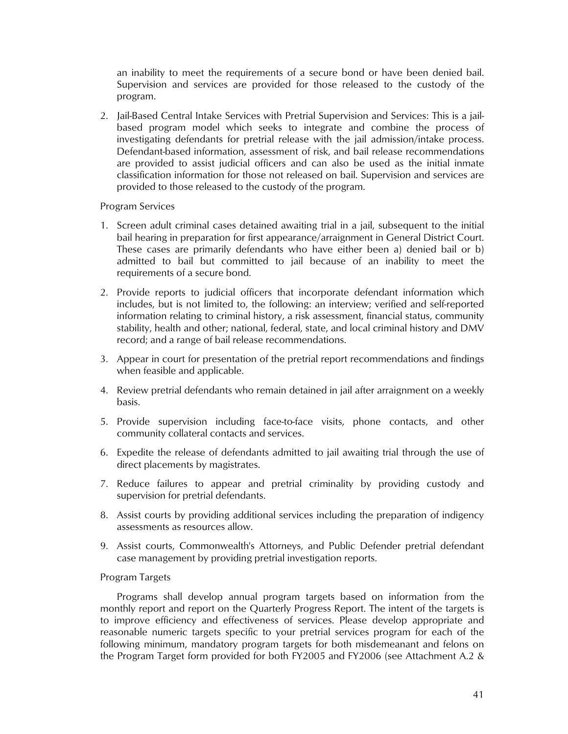an inability to meet the requirements of a secure bond or have been denied bail. Supervision and services are provided for those released to the custody of the program.

2. Jail-Based Central Intake Services with Pretrial Supervision and Services: This is a jail-based program model which seeks to integrate and combine the process of investigating defendants for pretrial release with the jail admission/intake process. Defendant-based information, assessment of risk, and bail release recommendations are provided to assist judicial officers and can also be used as the initial inmate classification information for those not released on bail. Supervision and services are provided to those released to the custody of the program.

Program Services

1. Screen adult criminal cases detained awaiting trial in a jail, subsequent to the initial bail hearing in preparation for first appearance/arraignment in General District Court. These cases are primarily defendants who have either been a) denied bail or b) admitted to bail but committed to jail because of an inability to meet the requirements of a secure bond.
2. Provide reports to judicial officers that incorporate defendant information which includes, but is not limited to, the following: an interview; verified and self-reported information relating to criminal history, a risk assessment, financial status, community stability, health and other; national, federal, state, and local criminal history and DMV record; and a range of bail release recommendations.
3. Appear in court for presentation of the pretrial report recommendations and findings when feasible and applicable.
4. Review pretrial defendants who remain detained in jail after arraignment on a weekly basis.
5. Provide supervision including face-to-face visits, phone contacts, and other community collateral contacts and services.
6. Expedite the release of defendants admitted to jail awaiting trial through the use of direct placements by magistrates.
7. Reduce failures to appear and pretrial criminality by providing custody and supervision for pretrial defendants.
8. Assist courts by providing additional services including the preparation of indigency assessments as resources allow.
9. Assist courts, Commonwealth's Attorneys, and Public Defender pretrial defendant case management by providing pretrial investigation reports.

Program Targets

Programs shall develop annual program targets based on information from the monthly report and report on the Quarterly Progress Report. The intent of the targets is to improve efficiency and effectiveness of services. Please develop appropriate and reasonable numeric targets specific to your pretrial services program for each of the following minimum, mandatory program targets for both misdemeanant and felons on the Program Target form provided for both FY2005 and FY2006 (see Attachment A.2 &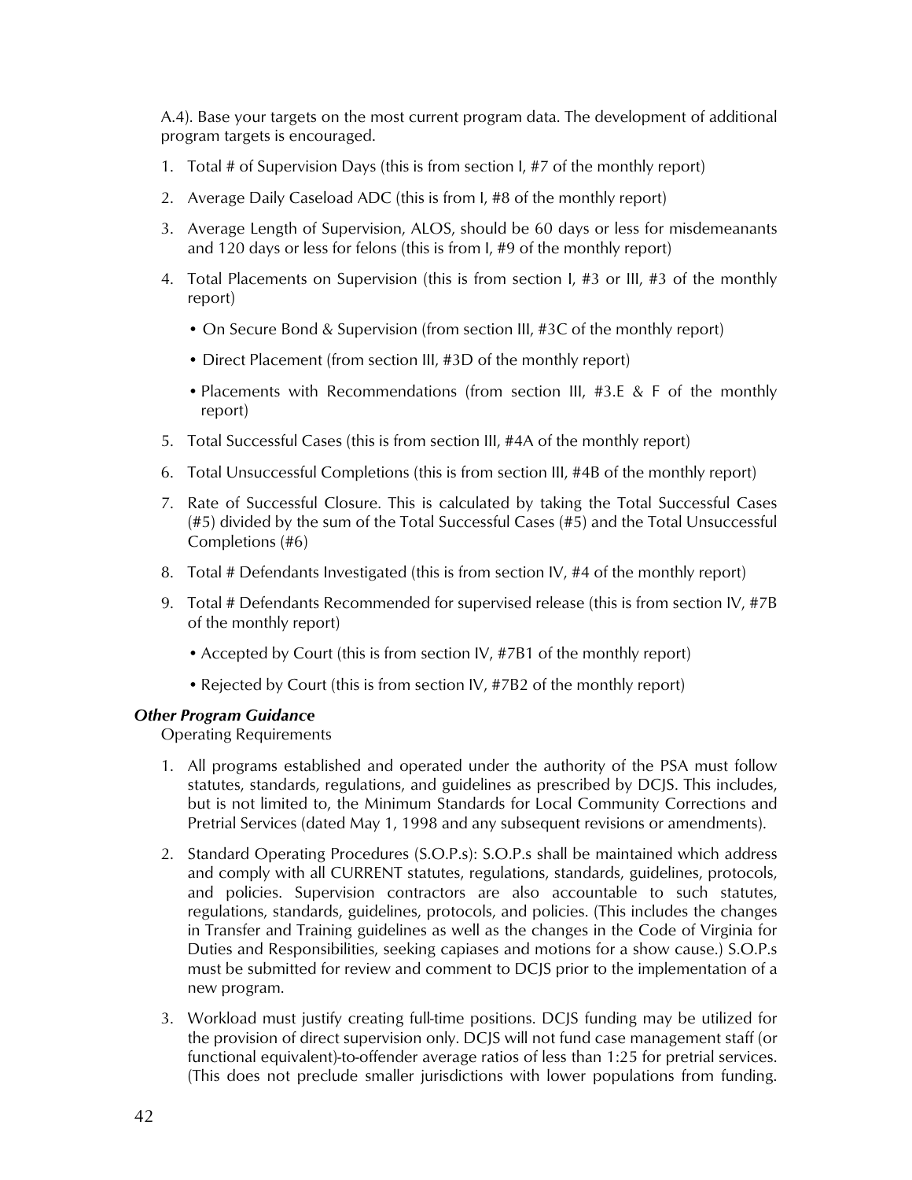A.4). Base your targets on the most current program data. The development of additional program targets is encouraged.

1. Total # of Supervision Days (this is from section I, #7 of the monthly report)
2. Average Daily Caseload ADC (this is from I, #8 of the monthly report)
3. Average Length of Supervision, ALOS, should be 60 days or less for misdemeanants and 120 days or less for felons (this is from I, #9 of the monthly report)
4. Total Placements on Supervision (this is from section I, #3 or III, #3 of the monthly report)
   - On Secure Bond & Supervision (from section III, #3C of the monthly report)
   - Direct Placement (from section III, #3D of the monthly report)
   - Placements with Recommendations (from section III, #3.E & F of the monthly report)
5. Total Successful Cases (this is from section III, #4A of the monthly report)
6. Total Unsuccessful Completions (this is from section III, #4B of the monthly report)
7. Rate of Successful Closure. This is calculated by taking the Total Successful Cases (#5) divided by the sum of the Total Successful Cases (#5) and the Total Unsuccessful Completions (#6)
8. Total # Defendants Investigated (this is from section IV, #4 of the monthly report)
9. Total # Defendants Recommended for supervised release (this is from section IV, #7B of the monthly report)
   - Accepted by Court (this is from section IV, #7B1 of the monthly report)
   - Rejected by Court (this is from section IV, #7B2 of the monthly report)

***Other Program Guidance***

Operating Requirements

1. All programs established and operated under the authority of the PSA must follow statutes, standards, regulations, and guidelines as prescribed by DCJS. This includes, but is not limited to, the Minimum Standards for Local Community Corrections and Pretrial Services (dated May 1, 1998 and any subsequent revisions or amendments).
2. Standard Operating Procedures (S.O.P.s): S.O.P.s shall be maintained which address and comply with all CURRENT statutes, regulations, standards, guidelines, protocols, and policies. Supervision contractors are also accountable to such statutes, regulations, standards, guidelines, protocols, and policies. (This includes the changes in Transfer and Training guidelines as well as the changes in the Code of Virginia for Duties and Responsibilities, seeking capiases and motions for a show cause.) S.O.P.s must be submitted for review and comment to DCJS prior to the implementation of a new program.
3. Workload must justify creating full-time positions. DCJS funding may be utilized for the provision of direct supervision only. DCJS will not fund case management staff (or functional equivalent)-to-offender average ratios of less than 1:25 for pretrial services. (This does not preclude smaller jurisdictions with lower populations from funding.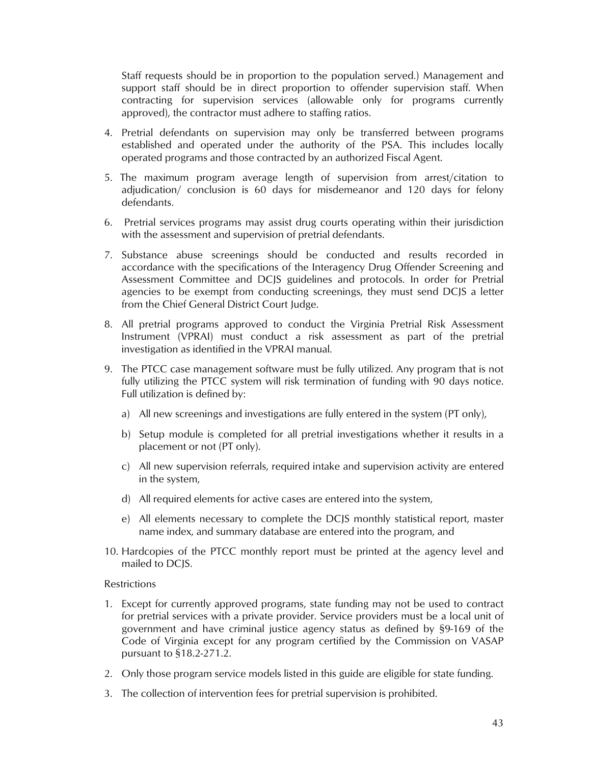Staff requests should be in proportion to the population served.) Management and support staff should be in direct proportion to offender supervision staff. When contracting for supervision services (allowable only for programs currently approved), the contractor must adhere to staffing ratios.

4. Pretrial defendants on supervision may only be transferred between programs established and operated under the authority of the PSA. This includes locally operated programs and those contracted by an authorized Fiscal Agent.

5. The maximum program average length of supervision from arrest/citation to adjudication/ conclusion is 60 days for misdemeanor and 120 days for felony defendants.

6. Pretrial services programs may assist drug courts operating within their jurisdiction with the assessment and supervision of pretrial defendants.

7. Substance abuse screenings should be conducted and results recorded in accordance with the specifications of the Interagency Drug Offender Screening and Assessment Committee and DCJS guidelines and protocols. In order for Pretrial agencies to be exempt from conducting screenings, they must send DCJS a letter from the Chief General District Court Judge.

8. All pretrial programs approved to conduct the Virginia Pretrial Risk Assessment Instrument (VPRAI) must conduct a risk assessment as part of the pretrial investigation as identified in the VPRAI manual.

9. The PTCC case management software must be fully utilized. Any program that is not fully utilizing the PTCC system will risk termination of funding with 90 days notice. Full utilization is defined by:

   a) All new screenings and investigations are fully entered in the system (PT only),

   b) Setup module is completed for all pretrial investigations whether it results in a placement or not (PT only).

   c) All new supervision referrals, required intake and supervision activity are entered in the system,

   d) All required elements for active cases are entered into the system,

   e) All elements necessary to complete the DCJS monthly statistical report, master name index, and summary database are entered into the program, and

10. Hardcopies of the PTCC monthly report must be printed at the agency level and mailed to DCJS.

Restrictions

1. Except for currently approved programs, state funding may not be used to contract for pretrial services with a private provider. Service providers must be a local unit of government and have criminal justice agency status as defined by §9-169 of the Code of Virginia except for any program certified by the Commission on VASAP pursuant to §18.2-271.2.

2. Only those program service models listed in this guide are eligible for state funding.

3. The collection of intervention fees for pretrial supervision is prohibited.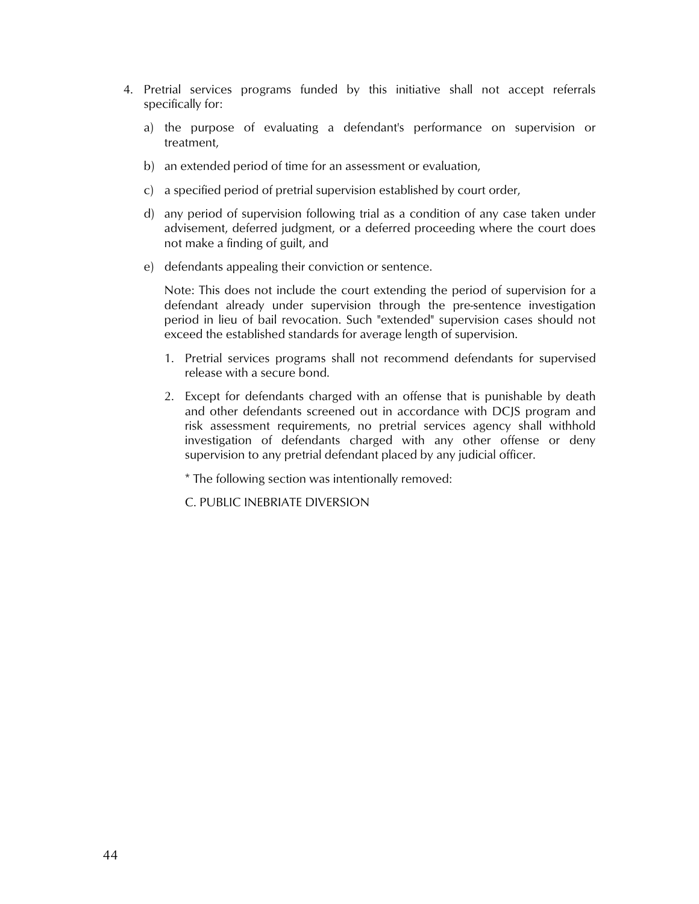4. Pretrial services programs funded by this initiative shall not accept referrals specifically for:

   a) the purpose of evaluating a defendant's performance on supervision or treatment,

   b) an extended period of time for an assessment or evaluation,

   c) a specified period of pretrial supervision established by court order,

   d) any period of supervision following trial as a condition of any case taken under advisement, deferred judgment, or a deferred proceeding where the court does not make a finding of guilt, and

   e) defendants appealing their conviction or sentence.

   Note: This does not include the court extending the period of supervision for a defendant already under supervision through the pre-sentence investigation period in lieu of bail revocation. Such "extended" supervision cases should not exceed the established standards for average length of supervision.

   1. Pretrial services programs shall not recommend defendants for supervised release with a secure bond.

   2. Except for defendants charged with an offense that is punishable by death and other defendants screened out in accordance with DCJS program and risk assessment requirements, no pretrial services agency shall withhold investigation of defendants charged with any other offense or deny supervision to any pretrial defendant placed by any judicial officer.

      * The following section was intentionally removed:

      C. PUBLIC INEBRIATE DIVERSION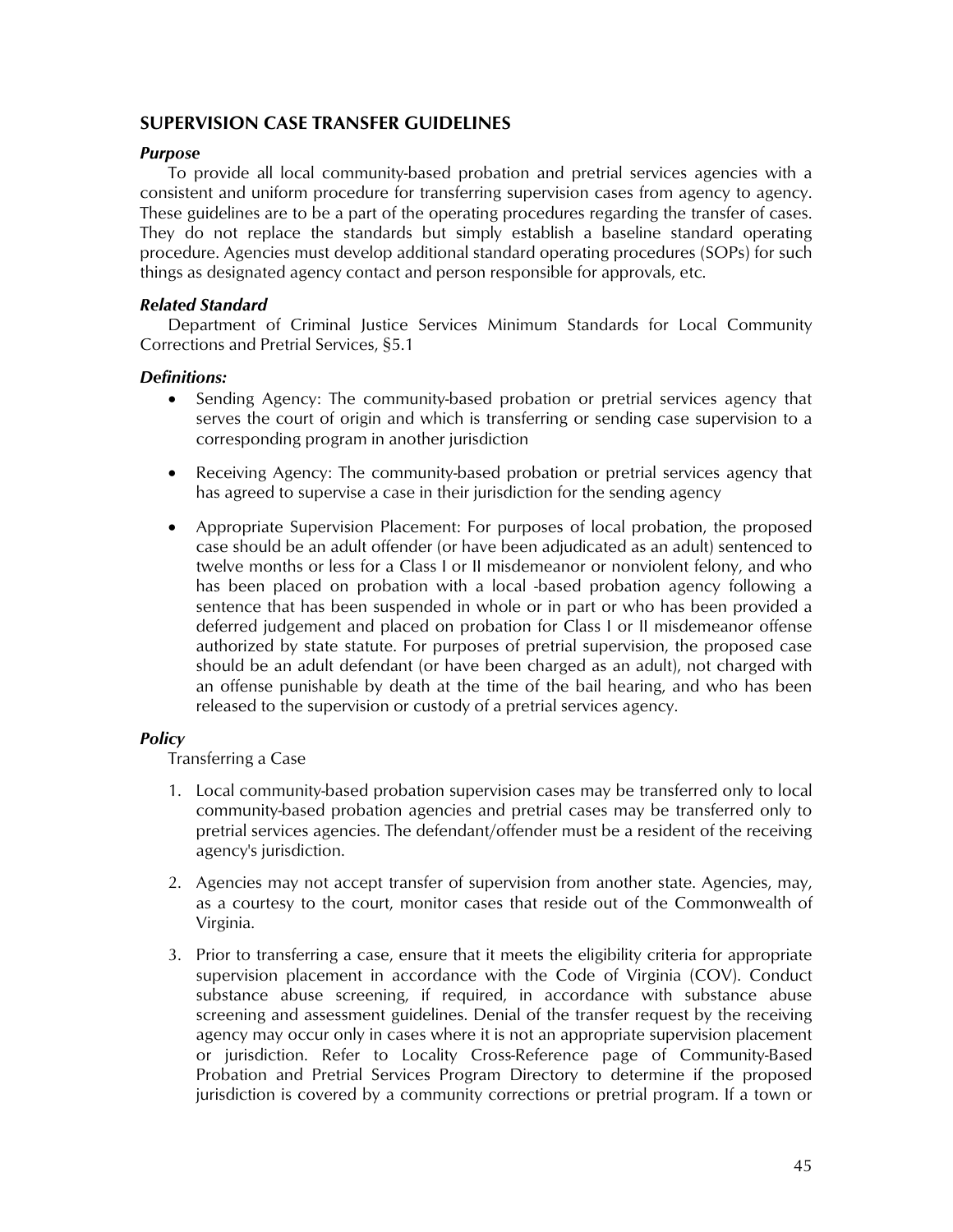## SUPERVISION CASE TRANSFER GUIDELINES

### *Purpose*

To provide all local community-based probation and pretrial services agencies with a consistent and uniform procedure for transferring supervision cases from agency to agency. These guidelines are to be a part of the operating procedures regarding the transfer of cases. They do not replace the standards but simply establish a baseline standard operating procedure. Agencies must develop additional standard operating procedures (SOPs) for such things as designated agency contact and person responsible for approvals, etc.

### *Related Standard*

Department of Criminal Justice Services Minimum Standards for Local Community Corrections and Pretrial Services, §5.1

### *Definitions:*

- Sending Agency: The community-based probation or pretrial services agency that serves the court of origin and which is transferring or sending case supervision to a corresponding program in another jurisdiction
- Receiving Agency: The community-based probation or pretrial services agency that has agreed to supervise a case in their jurisdiction for the sending agency
- Appropriate Supervision Placement: For purposes of local probation, the proposed case should be an adult offender (or have been adjudicated as an adult) sentenced to twelve months or less for a Class I or II misdemeanor or nonviolent felony, and who has been placed on probation with a local -based probation agency following a sentence that has been suspended in whole or in part or who has been provided a deferred judgement and placed on probation for Class I or II misdemeanor offense authorized by state statute. For purposes of pretrial supervision, the proposed case should be an adult defendant (or have been charged as an adult), not charged with an offense punishable by death at the time of the bail hearing, and who has been released to the supervision or custody of a pretrial services agency.

### *Policy*

Transferring a Case

1. Local community-based probation supervision cases may be transferred only to local community-based probation agencies and pretrial cases may be transferred only to pretrial services agencies. The defendant/offender must be a resident of the receiving agency's jurisdiction.
2. Agencies may not accept transfer of supervision from another state. Agencies, may, as a courtesy to the court, monitor cases that reside out of the Commonwealth of Virginia.
3. Prior to transferring a case, ensure that it meets the eligibility criteria for appropriate supervision placement in accordance with the Code of Virginia (COV). Conduct substance abuse screening, if required, in accordance with substance abuse screening and assessment guidelines. Denial of the transfer request by the receiving agency may occur only in cases where it is not an appropriate supervision placement or jurisdiction. Refer to Locality Cross-Reference page of Community-Based Probation and Pretrial Services Program Directory to determine if the proposed jurisdiction is covered by a community corrections or pretrial program. If a town or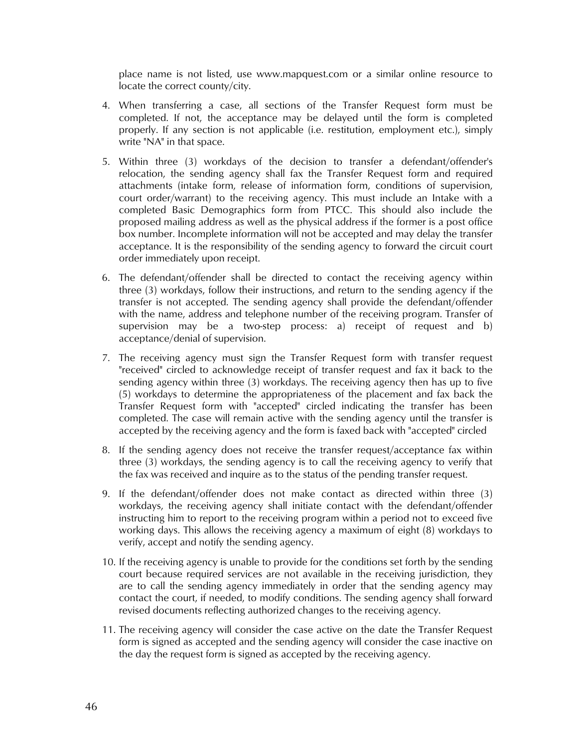place name is not listed, use www.mapquest.com or a similar online resource to locate the correct county/city.

4. When transferring a case, all sections of the Transfer Request form must be completed. If not, the acceptance may be delayed until the form is completed properly. If any section is not applicable (i.e. restitution, employment etc.), simply write "NA" in that space.

5. Within three (3) workdays of the decision to transfer a defendant/offender's relocation, the sending agency shall fax the Transfer Request form and required attachments (intake form, release of information form, conditions of supervision, court order/warrant) to the receiving agency. This must include an Intake with a completed Basic Demographics form from PTCC. This should also include the proposed mailing address as well as the physical address if the former is a post office box number. Incomplete information will not be accepted and may delay the transfer acceptance. It is the responsibility of the sending agency to forward the circuit court order immediately upon receipt.

6. The defendant/offender shall be directed to contact the receiving agency within three (3) workdays, follow their instructions, and return to the sending agency if the transfer is not accepted. The sending agency shall provide the defendant/offender with the name, address and telephone number of the receiving program. Transfer of supervision may be a two-step process: a) receipt of request and b) acceptance/denial of supervision.

7. The receiving agency must sign the Transfer Request form with transfer request "received" circled to acknowledge receipt of transfer request and fax it back to the sending agency within three (3) workdays. The receiving agency then has up to five (5) workdays to determine the appropriateness of the placement and fax back the Transfer Request form with "accepted" circled indicating the transfer has been completed. The case will remain active with the sending agency until the transfer is accepted by the receiving agency and the form is faxed back with "accepted" circled

8. If the sending agency does not receive the transfer request/acceptance fax within three (3) workdays, the sending agency is to call the receiving agency to verify that the fax was received and inquire as to the status of the pending transfer request.

9. If the defendant/offender does not make contact as directed within three (3) workdays, the receiving agency shall initiate contact with the defendant/offender instructing him to report to the receiving program within a period not to exceed five working days. This allows the receiving agency a maximum of eight (8) workdays to verify, accept and notify the sending agency.

10. If the receiving agency is unable to provide for the conditions set forth by the sending court because required services are not available in the receiving jurisdiction, they are to call the sending agency immediately in order that the sending agency may contact the court, if needed, to modify conditions. The sending agency shall forward revised documents reflecting authorized changes to the receiving agency.

11. The receiving agency will consider the case active on the date the Transfer Request form is signed as accepted and the sending agency will consider the case inactive on the day the request form is signed as accepted by the receiving agency.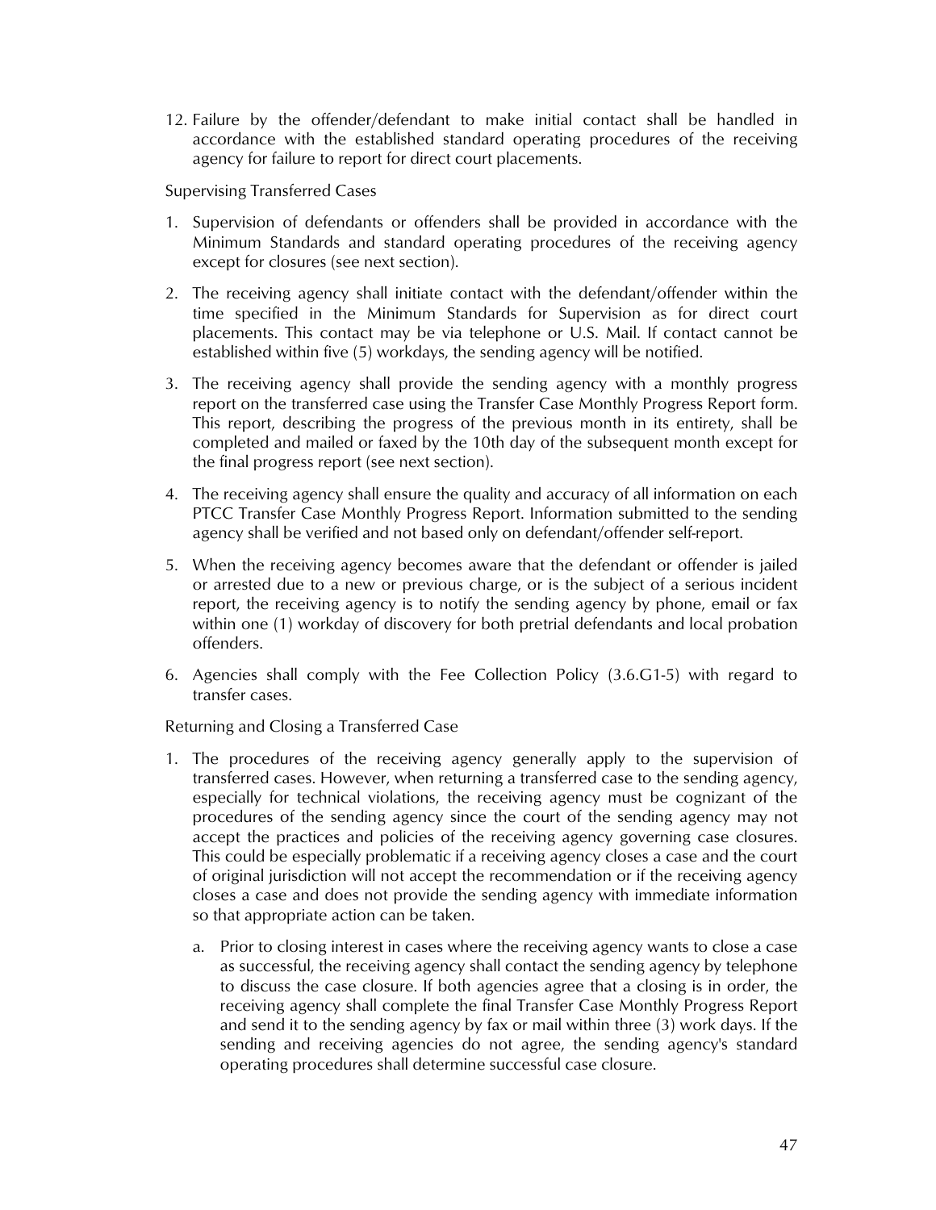12. Failure by the offender/defendant to make initial contact shall be handled in accordance with the established standard operating procedures of the receiving agency for failure to report for direct court placements.

Supervising Transferred Cases

1. Supervision of defendants or offenders shall be provided in accordance with the Minimum Standards and standard operating procedures of the receiving agency except for closures (see next section).
2. The receiving agency shall initiate contact with the defendant/offender within the time specified in the Minimum Standards for Supervision as for direct court placements. This contact may be via telephone or U.S. Mail. If contact cannot be established within five (5) workdays, the sending agency will be notified.
3. The receiving agency shall provide the sending agency with a monthly progress report on the transferred case using the Transfer Case Monthly Progress Report form. This report, describing the progress of the previous month in its entirety, shall be completed and mailed or faxed by the 10th day of the subsequent month except for the final progress report (see next section).
4. The receiving agency shall ensure the quality and accuracy of all information on each PTCC Transfer Case Monthly Progress Report. Information submitted to the sending agency shall be verified and not based only on defendant/offender self-report.
5. When the receiving agency becomes aware that the defendant or offender is jailed or arrested due to a new or previous charge, or is the subject of a serious incident report, the receiving agency is to notify the sending agency by phone, email or fax within one (1) workday of discovery for both pretrial defendants and local probation offenders.
6. Agencies shall comply with the Fee Collection Policy (3.6.G1-5) with regard to transfer cases.

Returning and Closing a Transferred Case

1. The procedures of the receiving agency generally apply to the supervision of transferred cases. However, when returning a transferred case to the sending agency, especially for technical violations, the receiving agency must be cognizant of the procedures of the sending agency since the court of the sending agency may not accept the practices and policies of the receiving agency governing case closures. This could be especially problematic if a receiving agency closes a case and the court of original jurisdiction will not accept the recommendation or if the receiving agency closes a case and does not provide the sending agency with immediate information so that appropriate action can be taken.
   a. Prior to closing interest in cases where the receiving agency wants to close a case as successful, the receiving agency shall contact the sending agency by telephone to discuss the case closure. If both agencies agree that a closing is in order, the receiving agency shall complete the final Transfer Case Monthly Progress Report and send it to the sending agency by fax or mail within three (3) work days. If the sending and receiving agencies do not agree, the sending agency's standard operating procedures shall determine successful case closure.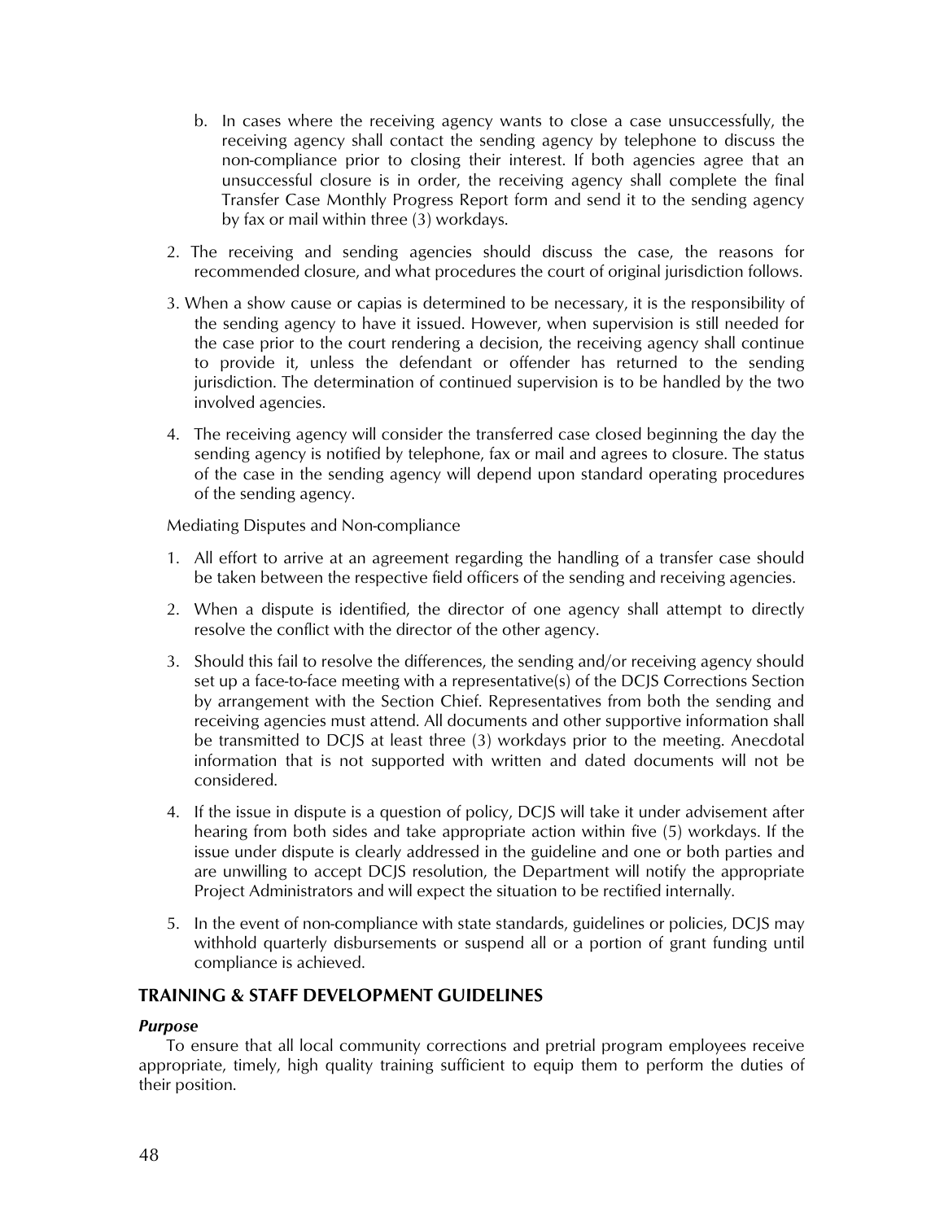b. In cases where the receiving agency wants to close a case unsuccessfully, the receiving agency shall contact the sending agency by telephone to discuss the non-compliance prior to closing their interest. If both agencies agree that an unsuccessful closure is in order, the receiving agency shall complete the final Transfer Case Monthly Progress Report form and send it to the sending agency by fax or mail within three (3) workdays.

2. The receiving and sending agencies should discuss the case, the reasons for recommended closure, and what procedures the court of original jurisdiction follows.

3. When a show cause or capias is determined to be necessary, it is the responsibility of the sending agency to have it issued. However, when supervision is still needed for the case prior to the court rendering a decision, the receiving agency shall continue to provide it, unless the defendant or offender has returned to the sending jurisdiction. The determination of continued supervision is to be handled by the two involved agencies.

4. The receiving agency will consider the transferred case closed beginning the day the sending agency is notified by telephone, fax or mail and agrees to closure. The status of the case in the sending agency will depend upon standard operating procedures of the sending agency.

Mediating Disputes and Non-compliance

1. All effort to arrive at an agreement regarding the handling of a transfer case should be taken between the respective field officers of the sending and receiving agencies.

2. When a dispute is identified, the director of one agency shall attempt to directly resolve the conflict with the director of the other agency.

3. Should this fail to resolve the differences, the sending and/or receiving agency should set up a face-to-face meeting with a representative(s) of the DCJS Corrections Section by arrangement with the Section Chief. Representatives from both the sending and receiving agencies must attend. All documents and other supportive information shall be transmitted to DCJS at least three (3) workdays prior to the meeting. Anecdotal information that is not supported with written and dated documents will not be considered.

4. If the issue in dispute is a question of policy, DCJS will take it under advisement after hearing from both sides and take appropriate action within five (5) workdays. If the issue under dispute is clearly addressed in the guideline and one or both parties and are unwilling to accept DCJS resolution, the Department will notify the appropriate Project Administrators and will expect the situation to be rectified internally.

5. In the event of non-compliance with state standards, guidelines or policies, DCJS may withhold quarterly disbursements or suspend all or a portion of grant funding until compliance is achieved.

## TRAINING & STAFF DEVELOPMENT GUIDELINES

### *Purpose*

To ensure that all local community corrections and pretrial program employees receive appropriate, timely, high quality training sufficient to equip them to perform the duties of their position.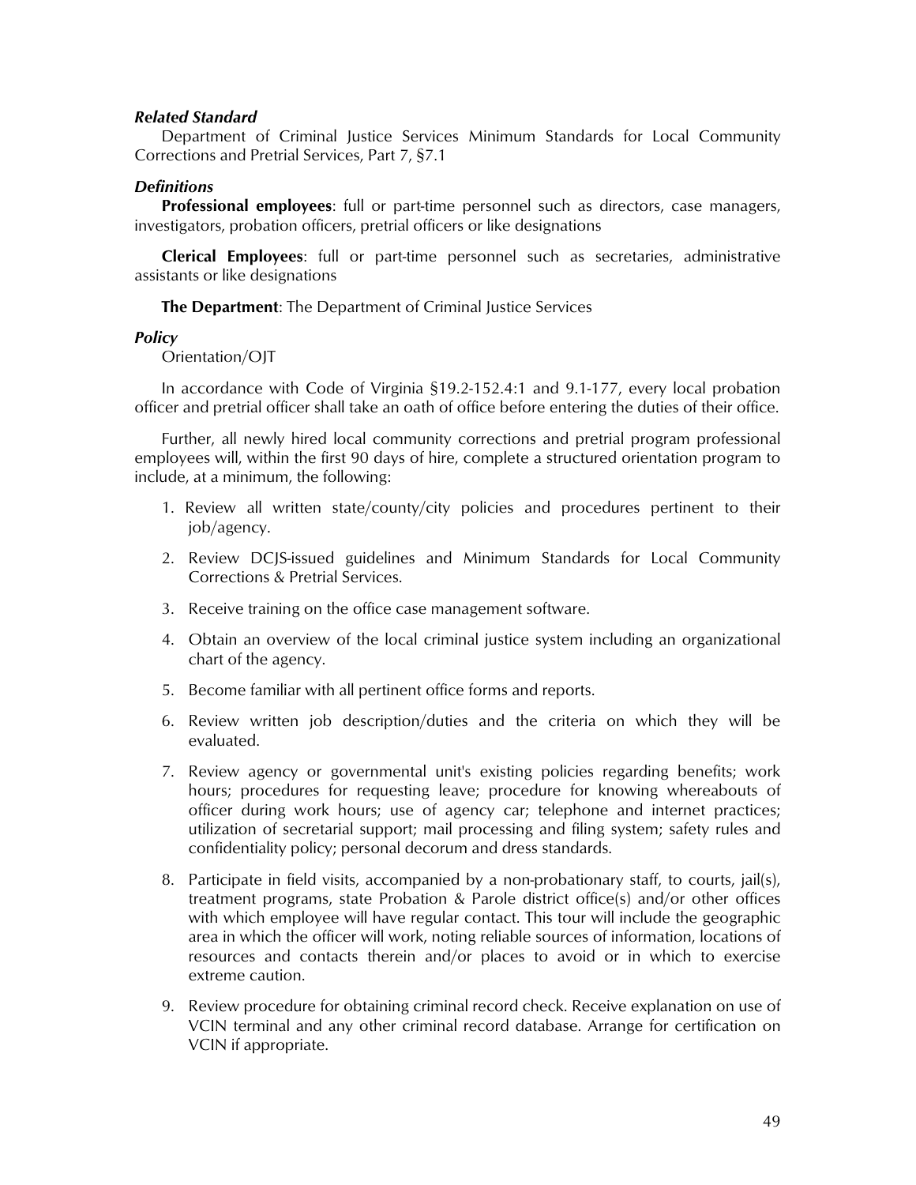***Related Standard***

Department of Criminal Justice Services Minimum Standards for Local Community Corrections and Pretrial Services, Part 7, §7.1

***Definitions***

**Professional employees**: full or part-time personnel such as directors, case managers, investigators, probation officers, pretrial officers or like designations

**Clerical Employees**: full or part-time personnel such as secretaries, administrative assistants or like designations

**The Department**: The Department of Criminal Justice Services

***Policy***

Orientation/OJT

In accordance with Code of Virginia §19.2-152.4:1 and 9.1-177, every local probation officer and pretrial officer shall take an oath of office before entering the duties of their office.

Further, all newly hired local community corrections and pretrial program professional employees will, within the first 90 days of hire, complete a structured orientation program to include, at a minimum, the following:

1. Review all written state/county/city policies and procedures pertinent to their job/agency.
2. Review DCJS-issued guidelines and Minimum Standards for Local Community Corrections & Pretrial Services.
3. Receive training on the office case management software.
4. Obtain an overview of the local criminal justice system including an organizational chart of the agency.
5. Become familiar with all pertinent office forms and reports.
6. Review written job description/duties and the criteria on which they will be evaluated.
7. Review agency or governmental unit's existing policies regarding benefits; work hours; procedures for requesting leave; procedure for knowing whereabouts of officer during work hours; use of agency car; telephone and internet practices; utilization of secretarial support; mail processing and filing system; safety rules and confidentiality policy; personal decorum and dress standards.
8. Participate in field visits, accompanied by a non-probationary staff, to courts, jail(s), treatment programs, state Probation & Parole district office(s) and/or other offices with which employee will have regular contact. This tour will include the geographic area in which the officer will work, noting reliable sources of information, locations of resources and contacts therein and/or places to avoid or in which to exercise extreme caution.
9. Review procedure for obtaining criminal record check. Receive explanation on use of VCIN terminal and any other criminal record database. Arrange for certification on VCIN if appropriate.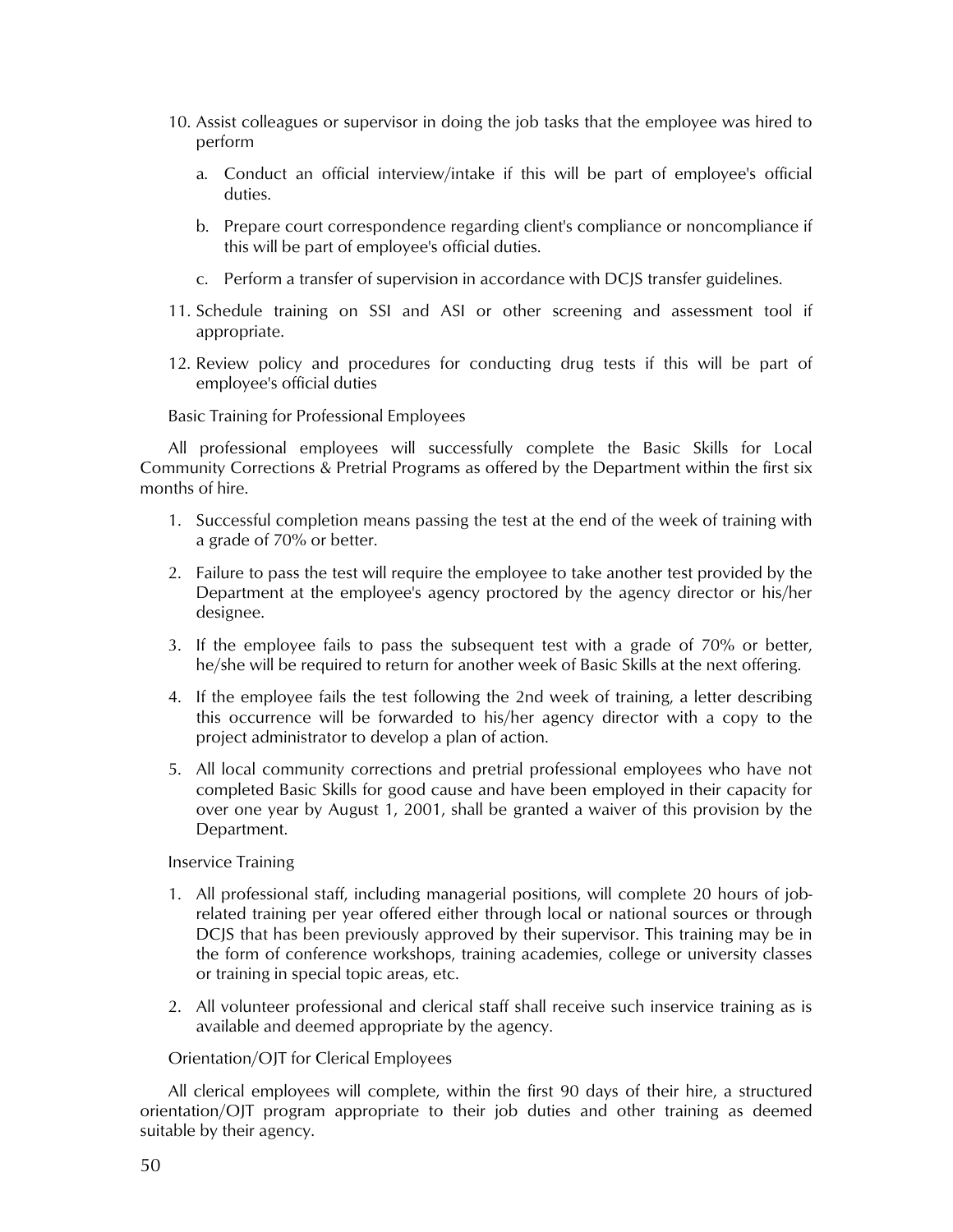10. Assist colleagues or supervisor in doing the job tasks that the employee was hired to perform
    a. Conduct an official interview/intake if this will be part of employee's official duties.
    b. Prepare court correspondence regarding client's compliance or noncompliance if this will be part of employee's official duties.
    c. Perform a transfer of supervision in accordance with DCJS transfer guidelines.
11. Schedule training on SSI and ASI or other screening and assessment tool if appropriate.
12. Review policy and procedures for conducting drug tests if this will be part of employee's official duties

Basic Training for Professional Employees

All professional employees will successfully complete the Basic Skills for Local Community Corrections & Pretrial Programs as offered by the Department within the first six months of hire.

1. Successful completion means passing the test at the end of the week of training with a grade of 70% or better.
2. Failure to pass the test will require the employee to take another test provided by the Department at the employee's agency proctored by the agency director or his/her designee.
3. If the employee fails to pass the subsequent test with a grade of 70% or better, he/she will be required to return for another week of Basic Skills at the next offering.
4. If the employee fails the test following the 2nd week of training, a letter describing this occurrence will be forwarded to his/her agency director with a copy to the project administrator to develop a plan of action.
5. All local community corrections and pretrial professional employees who have not completed Basic Skills for good cause and have been employed in their capacity for over one year by August 1, 2001, shall be granted a waiver of this provision by the Department.

Inservice Training

1. All professional staff, including managerial positions, will complete 20 hours of job-related training per year offered either through local or national sources or through DCJS that has been previously approved by their supervisor. This training may be in the form of conference workshops, training academies, college or university classes or training in special topic areas, etc.
2. All volunteer professional and clerical staff shall receive such inservice training as is available and deemed appropriate by the agency.

Orientation/OJT for Clerical Employees

All clerical employees will complete, within the first 90 days of their hire, a structured orientation/OJT program appropriate to their job duties and other training as deemed suitable by their agency.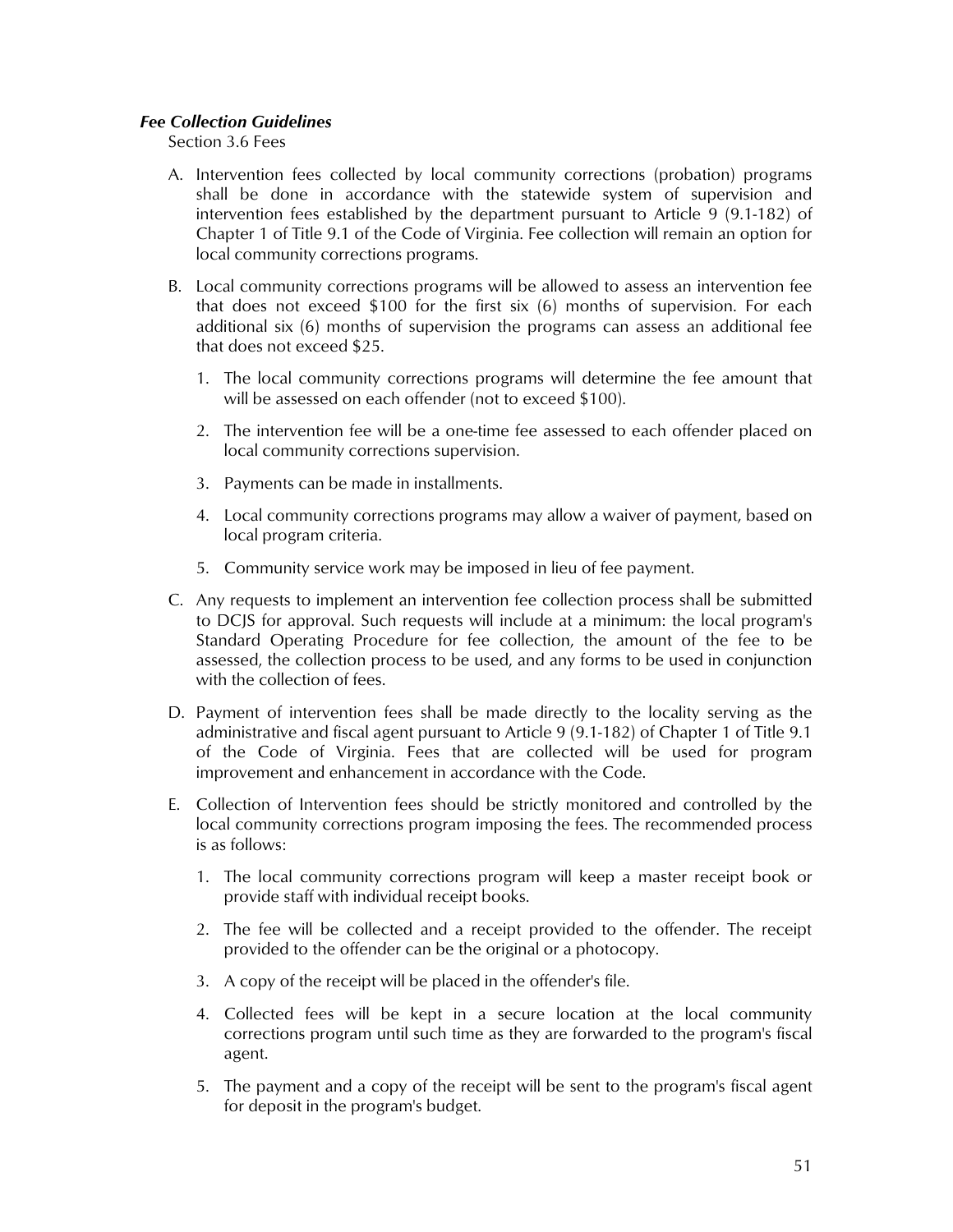***Fee Collection Guidelines***

Section 3.6 Fees

A. Intervention fees collected by local community corrections (probation) programs shall be done in accordance with the statewide system of supervision and intervention fees established by the department pursuant to Article 9 (9.1-182) of Chapter 1 of Title 9.1 of the Code of Virginia. Fee collection will remain an option for local community corrections programs.

B. Local community corrections programs will be allowed to assess an intervention fee that does not exceed $100 for the first six (6) months of supervision. For each additional six (6) months of supervision the programs can assess an additional fee that does not exceed $25.

   1. The local community corrections programs will determine the fee amount that will be assessed on each offender (not to exceed $100).

   2. The intervention fee will be a one-time fee assessed to each offender placed on local community corrections supervision.

   3. Payments can be made in installments.

   4. Local community corrections programs may allow a waiver of payment, based on local program criteria.

   5. Community service work may be imposed in lieu of fee payment.

C. Any requests to implement an intervention fee collection process shall be submitted to DCJS for approval. Such requests will include at a minimum: the local program's Standard Operating Procedure for fee collection, the amount of the fee to be assessed, the collection process to be used, and any forms to be used in conjunction with the collection of fees.

D. Payment of intervention fees shall be made directly to the locality serving as the administrative and fiscal agent pursuant to Article 9 (9.1-182) of Chapter 1 of Title 9.1 of the Code of Virginia. Fees that are collected will be used for program improvement and enhancement in accordance with the Code.

E. Collection of Intervention fees should be strictly monitored and controlled by the local community corrections program imposing the fees. The recommended process is as follows:

   1. The local community corrections program will keep a master receipt book or provide staff with individual receipt books.

   2. The fee will be collected and a receipt provided to the offender. The receipt provided to the offender can be the original or a photocopy.

   3. A copy of the receipt will be placed in the offender's file.

   4. Collected fees will be kept in a secure location at the local community corrections program until such time as they are forwarded to the program's fiscal agent.

   5. The payment and a copy of the receipt will be sent to the program's fiscal agent for deposit in the program's budget.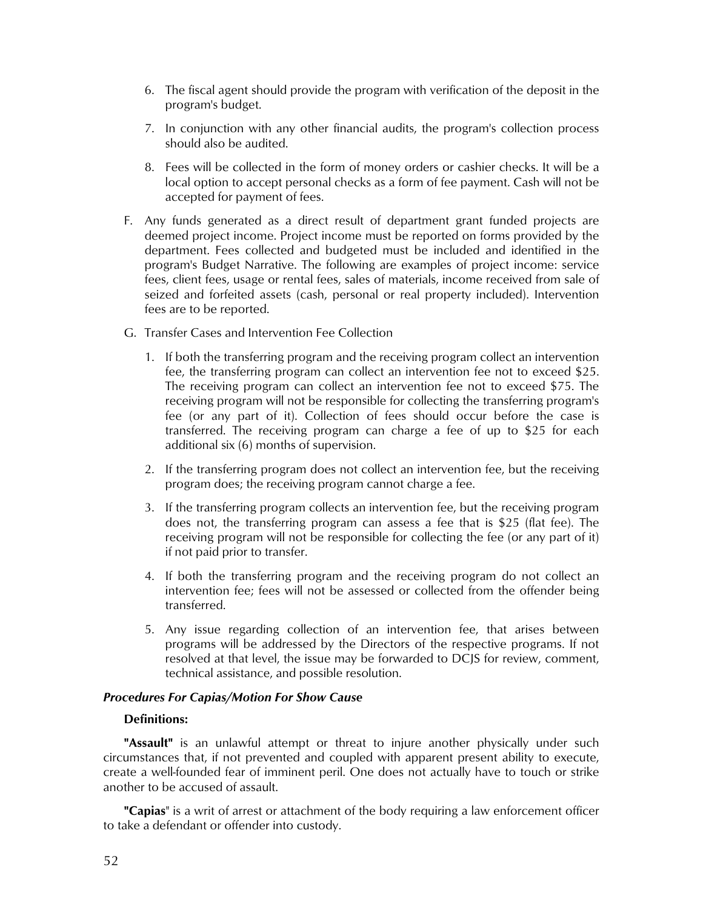6. The fiscal agent should provide the program with verification of the deposit in the program's budget.

7. In conjunction with any other financial audits, the program's collection process should also be audited.

8. Fees will be collected in the form of money orders or cashier checks. It will be a local option to accept personal checks as a form of fee payment. Cash will not be accepted for payment of fees.

F. Any funds generated as a direct result of department grant funded projects are deemed project income. Project income must be reported on forms provided by the department. Fees collected and budgeted must be included and identified in the program's Budget Narrative. The following are examples of project income: service fees, client fees, usage or rental fees, sales of materials, income received from sale of seized and forfeited assets (cash, personal or real property included). Intervention fees are to be reported.

G. Transfer Cases and Intervention Fee Collection

1. If both the transferring program and the receiving program collect an intervention fee, the transferring program can collect an intervention fee not to exceed $25. The receiving program can collect an intervention fee not to exceed $75. The receiving program will not be responsible for collecting the transferring program's fee (or any part of it). Collection of fees should occur before the case is transferred. The receiving program can charge a fee of up to $25 for each additional six (6) months of supervision.

2. If the transferring program does not collect an intervention fee, but the receiving program does; the receiving program cannot charge a fee.

3. If the transferring program collects an intervention fee, but the receiving program does not, the transferring program can assess a fee that is $25 (flat fee). The receiving program will not be responsible for collecting the fee (or any part of it) if not paid prior to transfer.

4. If both the transferring program and the receiving program do not collect an intervention fee; fees will not be assessed or collected from the offender being transferred.

5. Any issue regarding collection of an intervention fee, that arises between programs will be addressed by the Directors of the respective programs. If not resolved at that level, the issue may be forwarded to DCJS for review, comment, technical assistance, and possible resolution.

***Procedures For Capias/Motion For Show Cause***

**Definitions:**

**"Assault"** is an unlawful attempt or threat to injure another physically under such circumstances that, if not prevented and coupled with apparent present ability to execute, create a well-founded fear of imminent peril. One does not actually have to touch or strike another to be accused of assault.

**"Capias"** is a writ of arrest or attachment of the body requiring a law enforcement officer to take a defendant or offender into custody.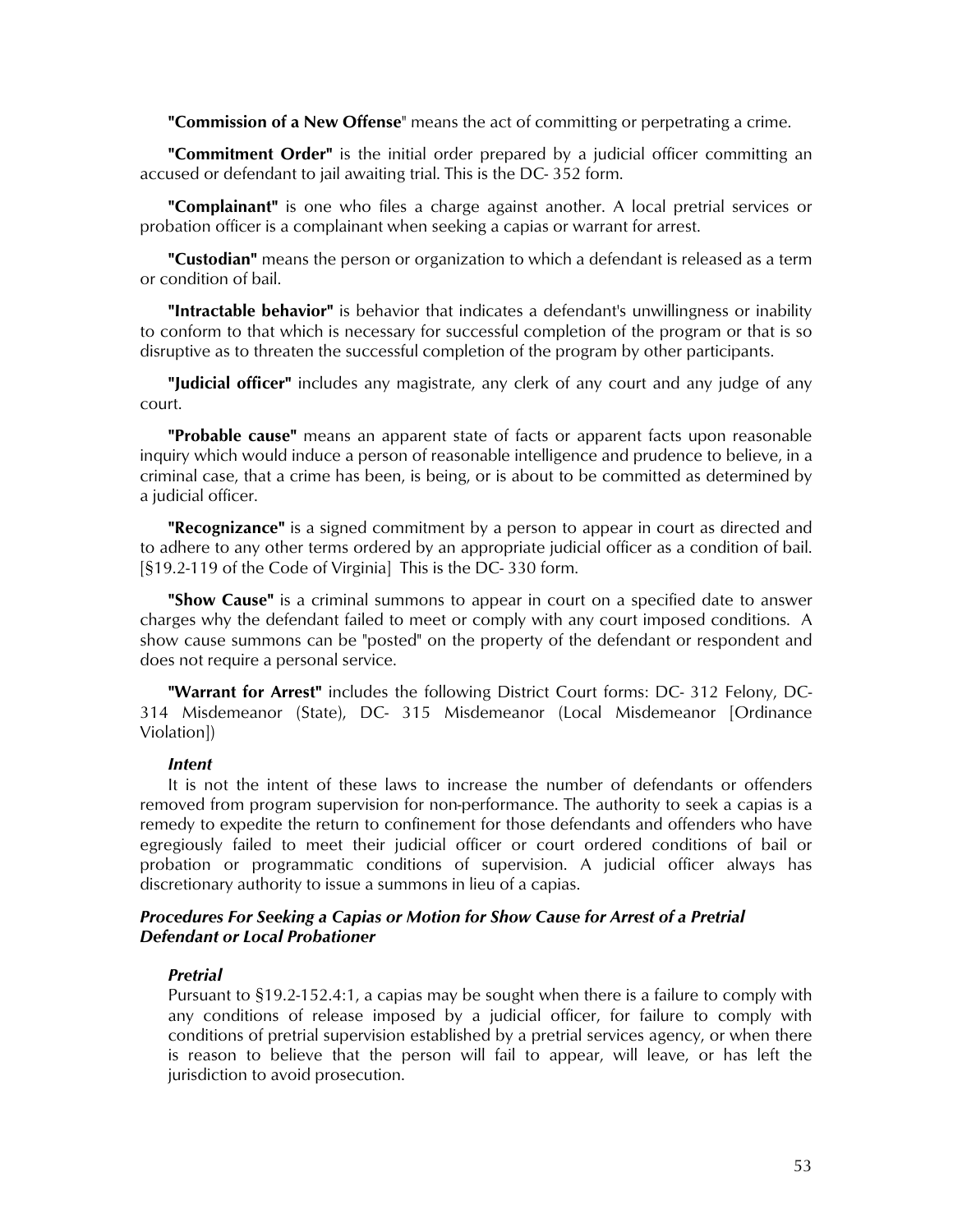**"Commission of a New Offense**" means the act of committing or perpetrating a crime.

**"Commitment Order"** is the initial order prepared by a judicial officer committing an accused or defendant to jail awaiting trial. This is the DC- 352 form.

**"Complainant"** is one who files a charge against another. A local pretrial services or probation officer is a complainant when seeking a capias or warrant for arrest.

**"Custodian"** means the person or organization to which a defendant is released as a term or condition of bail.

**"Intractable behavior"** is behavior that indicates a defendant's unwillingness or inability to conform to that which is necessary for successful completion of the program or that is so disruptive as to threaten the successful completion of the program by other participants.

**"Judicial officer"** includes any magistrate, any clerk of any court and any judge of any court.

**"Probable cause"** means an apparent state of facts or apparent facts upon reasonable inquiry which would induce a person of reasonable intelligence and prudence to believe, in a criminal case, that a crime has been, is being, or is about to be committed as determined by a judicial officer.

**"Recognizance"** is a signed commitment by a person to appear in court as directed and to adhere to any other terms ordered by an appropriate judicial officer as a condition of bail. [§19.2-119 of the Code of Virginia] This is the DC- 330 form.

**"Show Cause"** is a criminal summons to appear in court on a specified date to answer charges why the defendant failed to meet or comply with any court imposed conditions. A show cause summons can be "posted" on the property of the defendant or respondent and does not require a personal service.

**"Warrant for Arrest"** includes the following District Court forms: DC- 312 Felony, DC- 314 Misdemeanor (State), DC- 315 Misdemeanor (Local Misdemeanor [Ordinance Violation])

***Intent***

It is not the intent of these laws to increase the number of defendants or offenders removed from program supervision for non-performance. The authority to seek a capias is a remedy to expedite the return to confinement for those defendants and offenders who have egregiously failed to meet their judicial officer or court ordered conditions of bail or probation or programmatic conditions of supervision. A judicial officer always has discretionary authority to issue a summons in lieu of a capias.

### *Procedures For Seeking a Capias or Motion for Show Cause for Arrest of a Pretrial Defendant or Local Probationer*

***Pretrial***

Pursuant to §19.2-152.4:1, a capias may be sought when there is a failure to comply with any conditions of release imposed by a judicial officer, for failure to comply with conditions of pretrial supervision established by a pretrial services agency, or when there is reason to believe that the person will fail to appear, will leave, or has left the jurisdiction to avoid prosecution.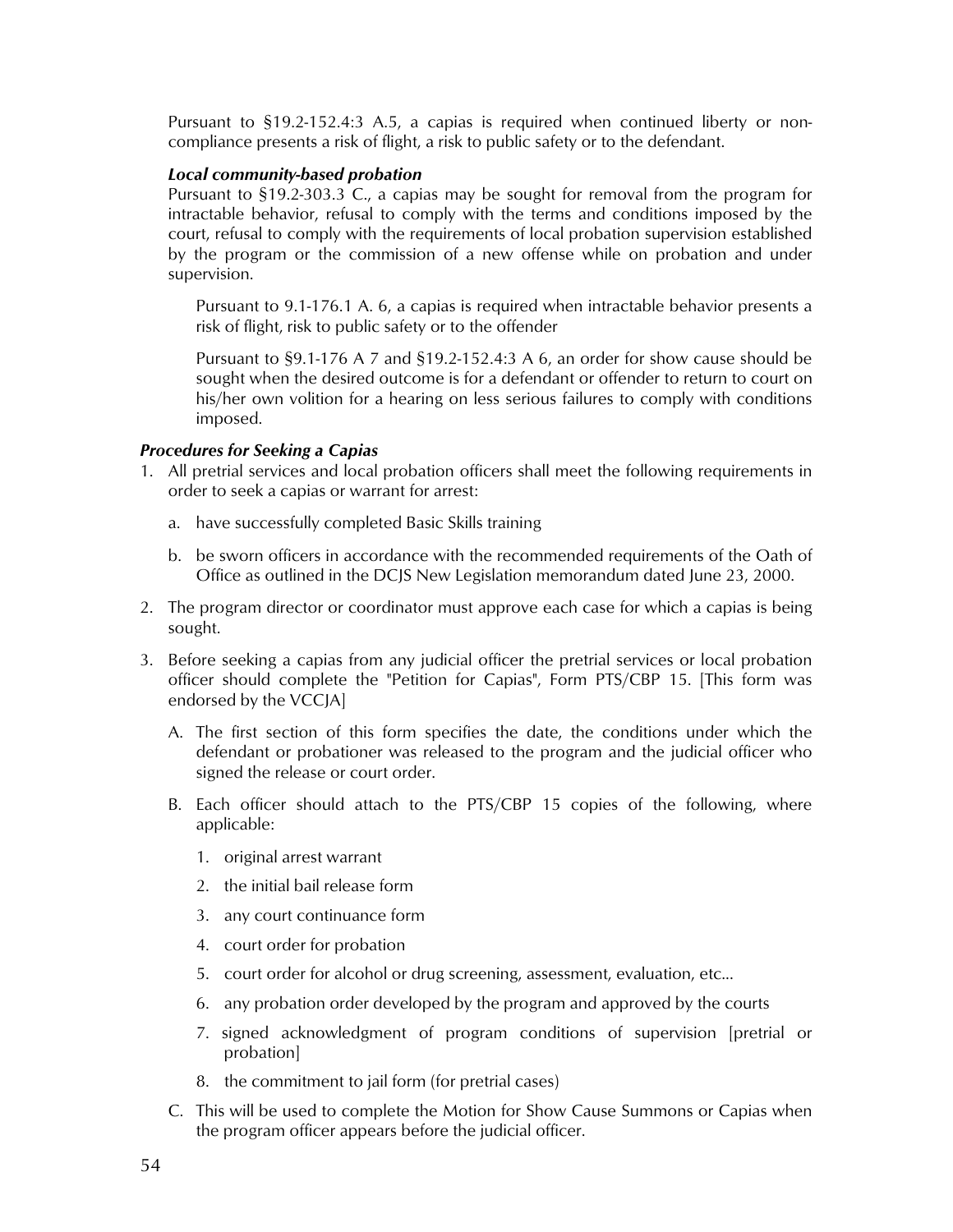Pursuant to §19.2-152.4:3 A.5, a capias is required when continued liberty or non-compliance presents a risk of flight, a risk to public safety or to the defendant.

***Local community-based probation***

Pursuant to §19.2-303.3 C., a capias may be sought for removal from the program for intractable behavior, refusal to comply with the terms and conditions imposed by the court, refusal to comply with the requirements of local probation supervision established by the program or the commission of a new offense while on probation and under supervision.

> Pursuant to 9.1-176.1 A. 6, a capias is required when intractable behavior presents a risk of flight, risk to public safety or to the offender
>
> Pursuant to §9.1-176 A 7 and §19.2-152.4:3 A 6, an order for show cause should be sought when the desired outcome is for a defendant or offender to return to court on his/her own volition for a hearing on less serious failures to comply with conditions imposed.

***Procedures for Seeking a Capias***

1. All pretrial services and local probation officers shall meet the following requirements in order to seek a capias or warrant for arrest:
   a. have successfully completed Basic Skills training
   b. be sworn officers in accordance with the recommended requirements of the Oath of Office as outlined in the DCJS New Legislation memorandum dated June 23, 2000.
2. The program director or coordinator must approve each case for which a capias is being sought.
3. Before seeking a capias from any judicial officer the pretrial services or local probation officer should complete the "Petition for Capias", Form PTS/CBP 15. [This form was endorsed by the VCCJA]
   A. The first section of this form specifies the date, the conditions under which the defendant or probationer was released to the program and the judicial officer who signed the release or court order.
   B. Each officer should attach to the PTS/CBP 15 copies of the following, where applicable:
      1. original arrest warrant
      2. the initial bail release form
      3. any court continuance form
      4. court order for probation
      5. court order for alcohol or drug screening, assessment, evaluation, etc...
      6. any probation order developed by the program and approved by the courts
      7. signed acknowledgment of program conditions of supervision [pretrial or probation]
      8. the commitment to jail form (for pretrial cases)
   C. This will be used to complete the Motion for Show Cause Summons or Capias when the program officer appears before the judicial officer.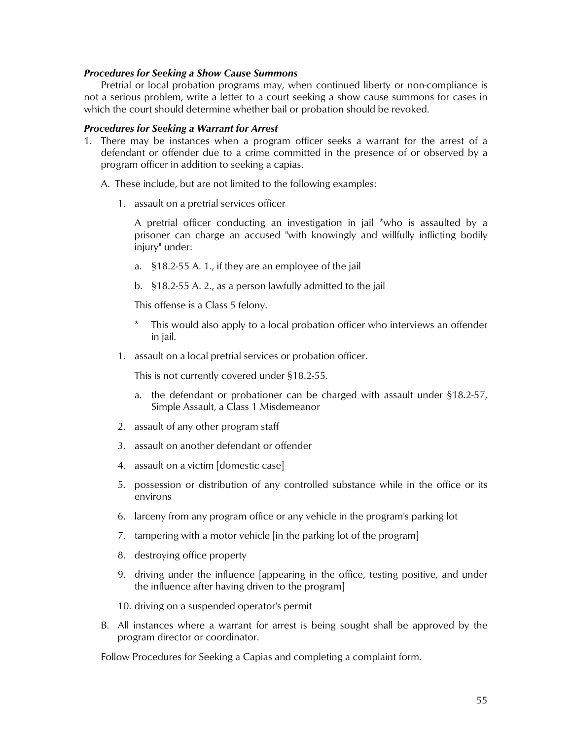***Procedures for Seeking a Show Cause Summons***

Pretrial or local probation programs may, when continued liberty or non-compliance is not a serious problem, write a letter to a court seeking a show cause summons for cases in which the court should determine whether bail or probation should be revoked.

***Procedures for Seeking a Warrant for Arrest***

1. There may be instances when a program officer seeks a warrant for the arrest of a defendant or offender due to a crime committed in the presence of or observed by a program officer in addition to seeking a capias.

   A. These include, but are not limited to the following examples:

      1. assault on a pretrial services officer

         A pretrial officer conducting an investigation in jail *who is assaulted by a prisoner can charge an accused "with knowingly and willfully inflicting bodily injury" under:

         a. §18.2-55 A. 1., if they are an employee of the jail

         b. §18.2-55 A. 2., as a person lawfully admitted to the jail

         This offense is a Class 5 felony.

         \* This would also apply to a local probation officer who interviews an offender in jail.

      1. assault on a local pretrial services or probation officer.

         This is not currently covered under §18.2-55.

         a. the defendant or probationer can be charged with assault under §18.2-57, Simple Assault, a Class 1 Misdemeanor

      2. assault of any other program staff

      3. assault on another defendant or offender

      4. assault on a victim [domestic case]

      5. possession or distribution of any controlled substance while in the office or its environs

      6. larceny from any program office or any vehicle in the program's parking lot

      7. tampering with a motor vehicle [in the parking lot of the program]

      8. destroying office property

      9. driving under the influence [appearing in the office, testing positive, and under the influence after having driven to the program]

      10. driving on a suspended operator's permit

   B. All instances where a warrant for arrest is being sought shall be approved by the program director or coordinator.

   Follow Procedures for Seeking a Capias and completing a complaint form.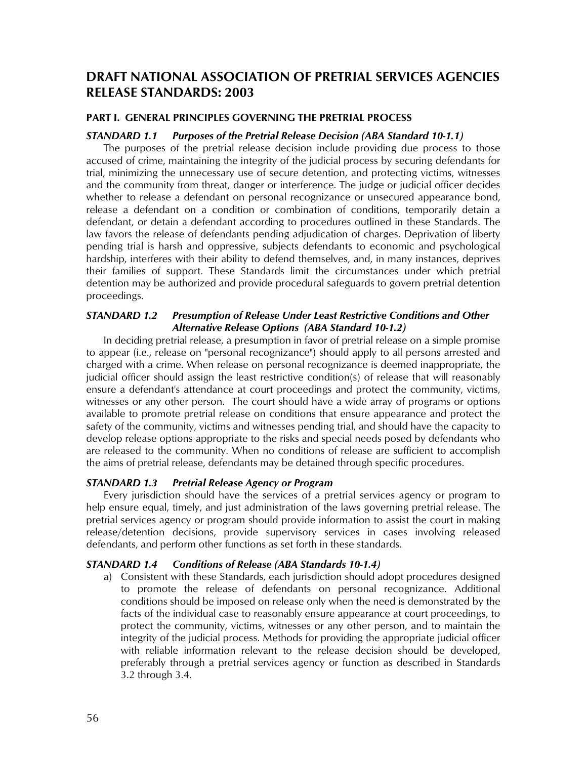# DRAFT NATIONAL ASSOCIATION OF PRETRIAL SERVICES AGENCIES RELEASE STANDARDS: 2003

## PART I. GENERAL PRINCIPLES GOVERNING THE PRETRIAL PROCESS

### *STANDARD 1.1 Purposes of the Pretrial Release Decision (ABA Standard 10-1.1)*

The purposes of the pretrial release decision include providing due process to those accused of crime, maintaining the integrity of the judicial process by securing defendants for trial, minimizing the unnecessary use of secure detention, and protecting victims, witnesses and the community from threat, danger or interference. The judge or judicial officer decides whether to release a defendant on personal recognizance or unsecured appearance bond, release a defendant on a condition or combination of conditions, temporarily detain a defendant, or detain a defendant according to procedures outlined in these Standards. The law favors the release of defendants pending adjudication of charges. Deprivation of liberty pending trial is harsh and oppressive, subjects defendants to economic and psychological hardship, interferes with their ability to defend themselves, and, in many instances, deprives their families of support. These Standards limit the circumstances under which pretrial detention may be authorized and provide procedural safeguards to govern pretrial detention proceedings.

### *STANDARD 1.2 Presumption of Release Under Least Restrictive Conditions and Other Alternative Release Options (ABA Standard 10-1.2)*

In deciding pretrial release, a presumption in favor of pretrial release on a simple promise to appear (i.e., release on "personal recognizance") should apply to all persons arrested and charged with a crime. When release on personal recognizance is deemed inappropriate, the judicial officer should assign the least restrictive condition(s) of release that will reasonably ensure a defendant's attendance at court proceedings and protect the community, victims, witnesses or any other person. The court should have a wide array of programs or options available to promote pretrial release on conditions that ensure appearance and protect the safety of the community, victims and witnesses pending trial, and should have the capacity to develop release options appropriate to the risks and special needs posed by defendants who are released to the community. When no conditions of release are sufficient to accomplish the aims of pretrial release, defendants may be detained through specific procedures.

### *STANDARD 1.3 Pretrial Release Agency or Program*

Every jurisdiction should have the services of a pretrial services agency or program to help ensure equal, timely, and just administration of the laws governing pretrial release. The pretrial services agency or program should provide information to assist the court in making release/detention decisions, provide supervisory services in cases involving released defendants, and perform other functions as set forth in these standards.

### *STANDARD 1.4 Conditions of Release (ABA Standards 10-1.4)*

a) Consistent with these Standards, each jurisdiction should adopt procedures designed to promote the release of defendants on personal recognizance. Additional conditions should be imposed on release only when the need is demonstrated by the facts of the individual case to reasonably ensure appearance at court proceedings, to protect the community, victims, witnesses or any other person, and to maintain the integrity of the judicial process. Methods for providing the appropriate judicial officer with reliable information relevant to the release decision should be developed, preferably through a pretrial services agency or function as described in Standards 3.2 through 3.4.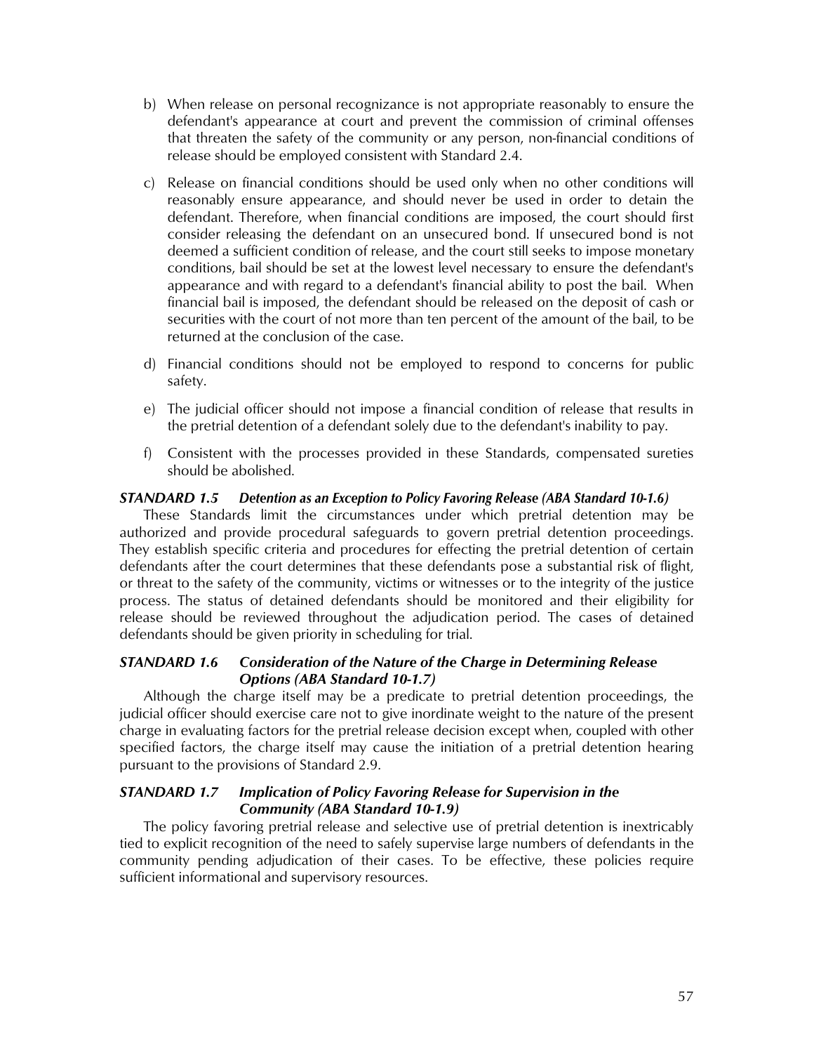b) When release on personal recognizance is not appropriate reasonably to ensure the defendant's appearance at court and prevent the commission of criminal offenses that threaten the safety of the community or any person, non-financial conditions of release should be employed consistent with Standard 2.4.

c) Release on financial conditions should be used only when no other conditions will reasonably ensure appearance, and should never be used in order to detain the defendant. Therefore, when financial conditions are imposed, the court should first consider releasing the defendant on an unsecured bond. If unsecured bond is not deemed a sufficient condition of release, and the court still seeks to impose monetary conditions, bail should be set at the lowest level necessary to ensure the defendant's appearance and with regard to a defendant's financial ability to post the bail. When financial bail is imposed, the defendant should be released on the deposit of cash or securities with the court of not more than ten percent of the amount of the bail, to be returned at the conclusion of the case.

d) Financial conditions should not be employed to respond to concerns for public safety.

e) The judicial officer should not impose a financial condition of release that results in the pretrial detention of a defendant solely due to the defendant's inability to pay.

f) Consistent with the processes provided in these Standards, compensated sureties should be abolished.

### *STANDARD 1.5 Detention as an Exception to Policy Favoring Release (ABA Standard 10-1.6)*

These Standards limit the circumstances under which pretrial detention may be authorized and provide procedural safeguards to govern pretrial detention proceedings. They establish specific criteria and procedures for effecting the pretrial detention of certain defendants after the court determines that these defendants pose a substantial risk of flight, or threat to the safety of the community, victims or witnesses or to the integrity of the justice process. The status of detained defendants should be monitored and their eligibility for release should be reviewed throughout the adjudication period. The cases of detained defendants should be given priority in scheduling for trial.

### *STANDARD 1.6 Consideration of the Nature of the Charge in Determining Release Options (ABA Standard 10-1.7)*

Although the charge itself may be a predicate to pretrial detention proceedings, the judicial officer should exercise care not to give inordinate weight to the nature of the present charge in evaluating factors for the pretrial release decision except when, coupled with other specified factors, the charge itself may cause the initiation of a pretrial detention hearing pursuant to the provisions of Standard 2.9.

### *STANDARD 1.7 Implication of Policy Favoring Release for Supervision in the Community (ABA Standard 10-1.9)*

The policy favoring pretrial release and selective use of pretrial detention is inextricably tied to explicit recognition of the need to safely supervise large numbers of defendants in the community pending adjudication of their cases. To be effective, these policies require sufficient informational and supervisory resources.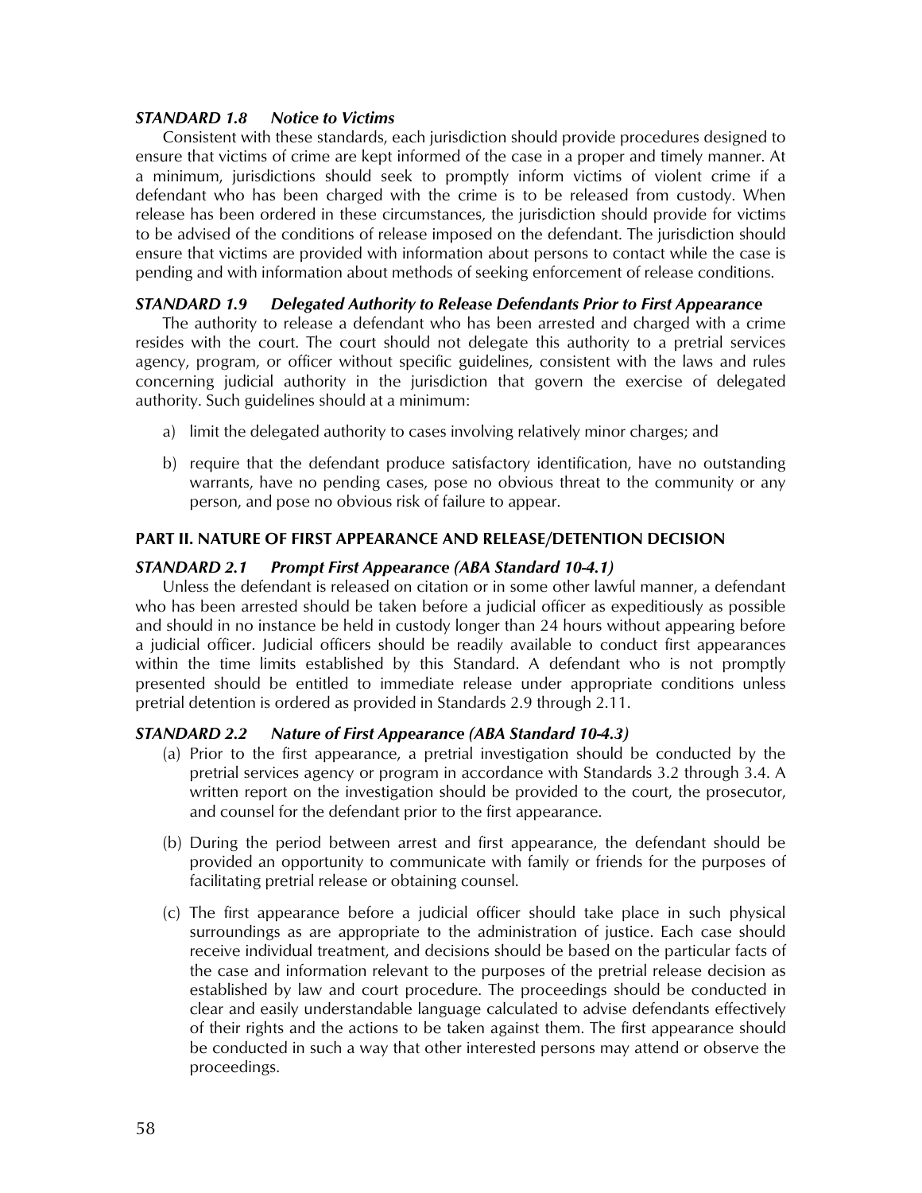### *STANDARD 1.8 Notice to Victims*

Consistent with these standards, each jurisdiction should provide procedures designed to ensure that victims of crime are kept informed of the case in a proper and timely manner. At a minimum, jurisdictions should seek to promptly inform victims of violent crime if a defendant who has been charged with the crime is to be released from custody. When release has been ordered in these circumstances, the jurisdiction should provide for victims to be advised of the conditions of release imposed on the defendant. The jurisdiction should ensure that victims are provided with information about persons to contact while the case is pending and with information about methods of seeking enforcement of release conditions.

### *STANDARD 1.9 Delegated Authority to Release Defendants Prior to First Appearance*

The authority to release a defendant who has been arrested and charged with a crime resides with the court. The court should not delegate this authority to a pretrial services agency, program, or officer without specific guidelines, consistent with the laws and rules concerning judicial authority in the jurisdiction that govern the exercise of delegated authority. Such guidelines should at a minimum:

a) limit the delegated authority to cases involving relatively minor charges; and

b) require that the defendant produce satisfactory identification, have no outstanding warrants, have no pending cases, pose no obvious threat to the community or any person, and pose no obvious risk of failure to appear.

## PART II. NATURE OF FIRST APPEARANCE AND RELEASE/DETENTION DECISION

### *STANDARD 2.1 Prompt First Appearance (ABA Standard 10-4.1)*

Unless the defendant is released on citation or in some other lawful manner, a defendant who has been arrested should be taken before a judicial officer as expeditiously as possible and should in no instance be held in custody longer than 24 hours without appearing before a judicial officer. Judicial officers should be readily available to conduct first appearances within the time limits established by this Standard. A defendant who is not promptly presented should be entitled to immediate release under appropriate conditions unless pretrial detention is ordered as provided in Standards 2.9 through 2.11.

### *STANDARD 2.2 Nature of First Appearance (ABA Standard 10-4.3)*

(a) Prior to the first appearance, a pretrial investigation should be conducted by the pretrial services agency or program in accordance with Standards 3.2 through 3.4. A written report on the investigation should be provided to the court, the prosecutor, and counsel for the defendant prior to the first appearance.

(b) During the period between arrest and first appearance, the defendant should be provided an opportunity to communicate with family or friends for the purposes of facilitating pretrial release or obtaining counsel.

(c) The first appearance before a judicial officer should take place in such physical surroundings as are appropriate to the administration of justice. Each case should receive individual treatment, and decisions should be based on the particular facts of the case and information relevant to the purposes of the pretrial release decision as established by law and court procedure. The proceedings should be conducted in clear and easily understandable language calculated to advise defendants effectively of their rights and the actions to be taken against them. The first appearance should be conducted in such a way that other interested persons may attend or observe the proceedings.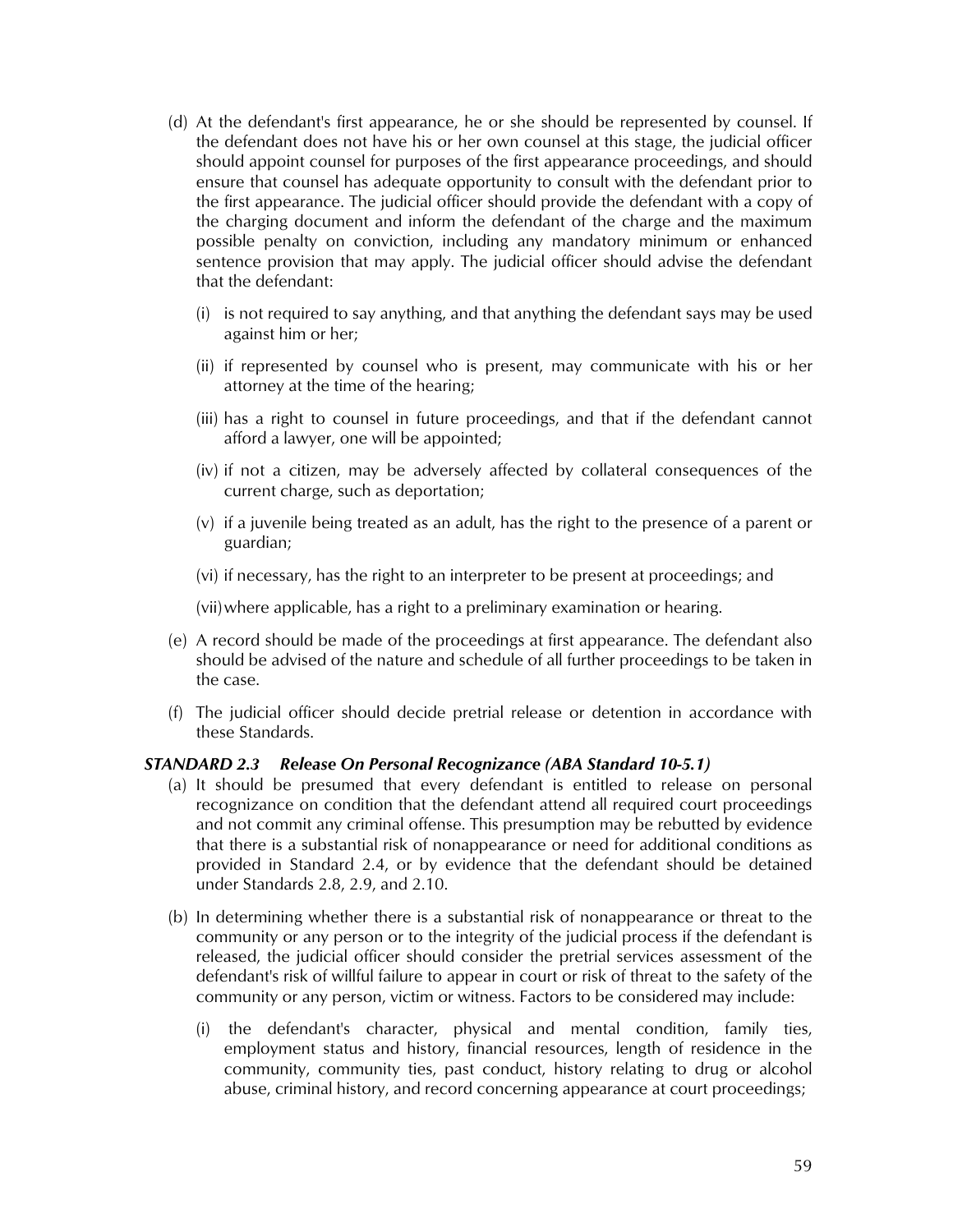(d) At the defendant's first appearance, he or she should be represented by counsel. If the defendant does not have his or her own counsel at this stage, the judicial officer should appoint counsel for purposes of the first appearance proceedings, and should ensure that counsel has adequate opportunity to consult with the defendant prior to the first appearance. The judicial officer should provide the defendant with a copy of the charging document and inform the defendant of the charge and the maximum possible penalty on conviction, including any mandatory minimum or enhanced sentence provision that may apply. The judicial officer should advise the defendant that the defendant:

   (i) is not required to say anything, and that anything the defendant says may be used against him or her;

   (ii) if represented by counsel who is present, may communicate with his or her attorney at the time of the hearing;

   (iii) has a right to counsel in future proceedings, and that if the defendant cannot afford a lawyer, one will be appointed;

   (iv) if not a citizen, may be adversely affected by collateral consequences of the current charge, such as deportation;

   (v) if a juvenile being treated as an adult, has the right to the presence of a parent or guardian;

   (vi) if necessary, has the right to an interpreter to be present at proceedings; and

   (vii) where applicable, has a right to a preliminary examination or hearing.

(e) A record should be made of the proceedings at first appearance. The defendant also should be advised of the nature and schedule of all further proceedings to be taken in the case.

(f) The judicial officer should decide pretrial release or detention in accordance with these Standards.

### *STANDARD 2.3 Release On Personal Recognizance (ABA Standard 10-5.1)*

(a) It should be presumed that every defendant is entitled to release on personal recognizance on condition that the defendant attend all required court proceedings and not commit any criminal offense. This presumption may be rebutted by evidence that there is a substantial risk of nonappearance or need for additional conditions as provided in Standard 2.4, or by evidence that the defendant should be detained under Standards 2.8, 2.9, and 2.10.

(b) In determining whether there is a substantial risk of nonappearance or threat to the community or any person or to the integrity of the judicial process if the defendant is released, the judicial officer should consider the pretrial services assessment of the defendant's risk of willful failure to appear in court or risk of threat to the safety of the community or any person, victim or witness. Factors to be considered may include:

   (i) the defendant's character, physical and mental condition, family ties, employment status and history, financial resources, length of residence in the community, community ties, past conduct, history relating to drug or alcohol abuse, criminal history, and record concerning appearance at court proceedings;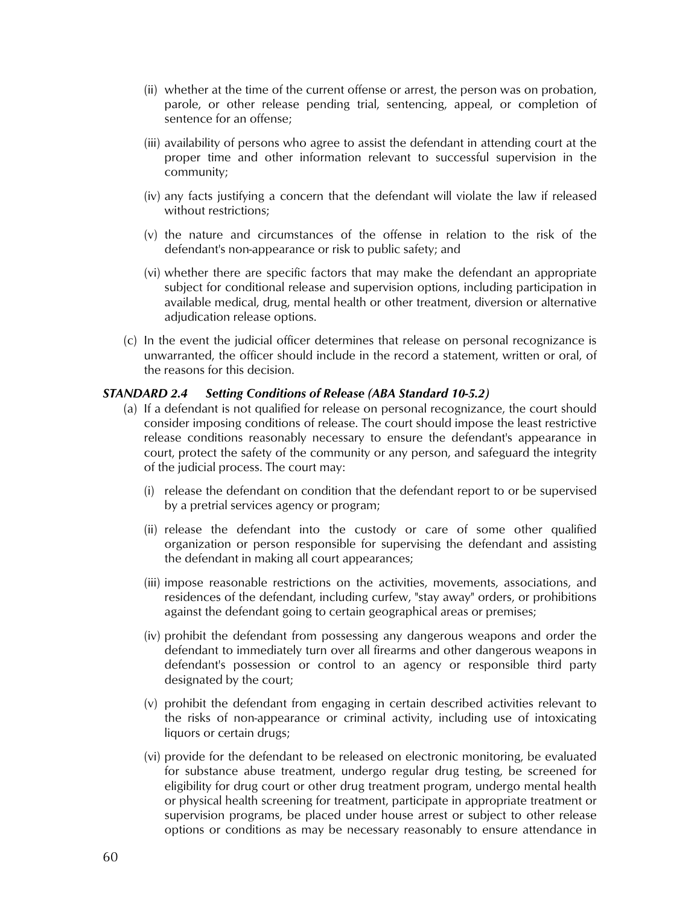(ii) whether at the time of the current offense or arrest, the person was on probation, parole, or other release pending trial, sentencing, appeal, or completion of sentence for an offense;

(iii) availability of persons who agree to assist the defendant in attending court at the proper time and other information relevant to successful supervision in the community;

(iv) any facts justifying a concern that the defendant will violate the law if released without restrictions;

(v) the nature and circumstances of the offense in relation to the risk of the defendant's non-appearance or risk to public safety; and

(vi) whether there are specific factors that may make the defendant an appropriate subject for conditional release and supervision options, including participation in available medical, drug, mental health or other treatment, diversion or alternative adjudication release options.

(c) In the event the judicial officer determines that release on personal recognizance is unwarranted, the officer should include in the record a statement, written or oral, of the reasons for this decision.

### *STANDARD 2.4 Setting Conditions of Release (ABA Standard 10-5.2)*

(a) If a defendant is not qualified for release on personal recognizance, the court should consider imposing conditions of release. The court should impose the least restrictive release conditions reasonably necessary to ensure the defendant's appearance in court, protect the safety of the community or any person, and safeguard the integrity of the judicial process. The court may:

(i) release the defendant on condition that the defendant report to or be supervised by a pretrial services agency or program;

(ii) release the defendant into the custody or care of some other qualified organization or person responsible for supervising the defendant and assisting the defendant in making all court appearances;

(iii) impose reasonable restrictions on the activities, movements, associations, and residences of the defendant, including curfew, "stay away" orders, or prohibitions against the defendant going to certain geographical areas or premises;

(iv) prohibit the defendant from possessing any dangerous weapons and order the defendant to immediately turn over all firearms and other dangerous weapons in defendant's possession or control to an agency or responsible third party designated by the court;

(v) prohibit the defendant from engaging in certain described activities relevant to the risks of non-appearance or criminal activity, including use of intoxicating liquors or certain drugs;

(vi) provide for the defendant to be released on electronic monitoring, be evaluated for substance abuse treatment, undergo regular drug testing, be screened for eligibility for drug court or other drug treatment program, undergo mental health or physical health screening for treatment, participate in appropriate treatment or supervision programs, be placed under house arrest or subject to other release options or conditions as may be necessary reasonably to ensure attendance in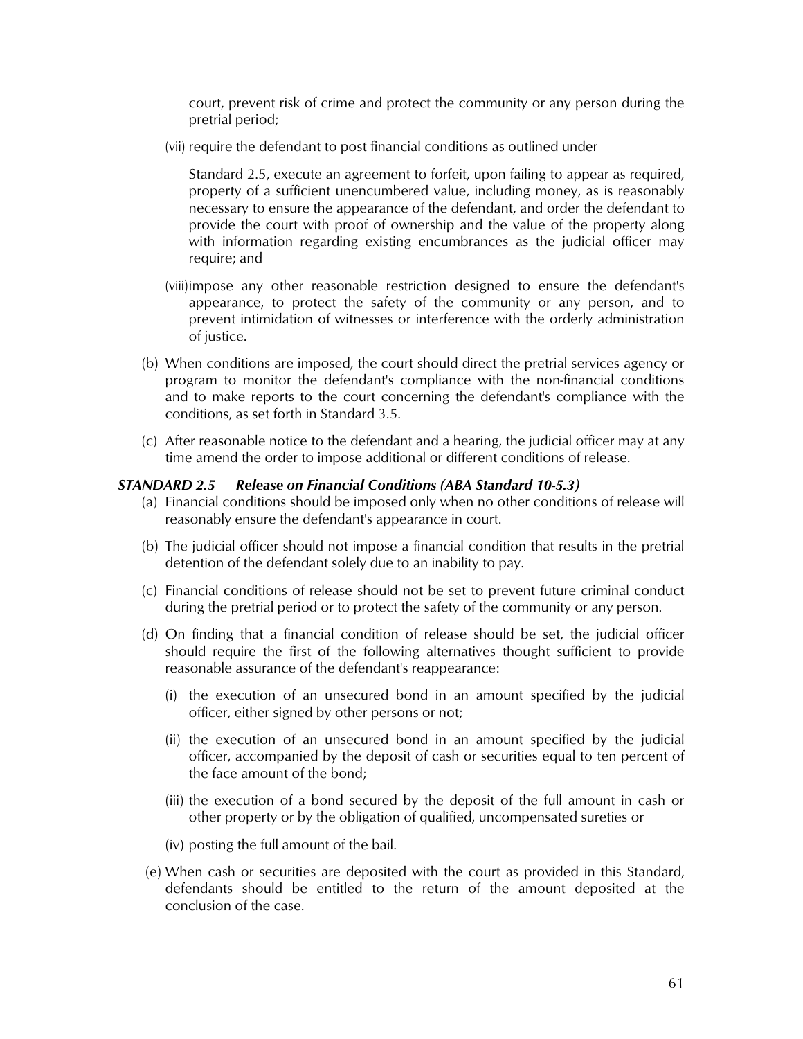court, prevent risk of crime and protect the community or any person during the pretrial period;

(vii) require the defendant to post financial conditions as outlined under

Standard 2.5, execute an agreement to forfeit, upon failing to appear as required, property of a sufficient unencumbered value, including money, as is reasonably necessary to ensure the appearance of the defendant, and order the defendant to provide the court with proof of ownership and the value of the property along with information regarding existing encumbrances as the judicial officer may require; and

(viii) impose any other reasonable restriction designed to ensure the defendant's appearance, to protect the safety of the community or any person, and to prevent intimidation of witnesses or interference with the orderly administration of justice.

(b) When conditions are imposed, the court should direct the pretrial services agency or program to monitor the defendant's compliance with the non-financial conditions and to make reports to the court concerning the defendant's compliance with the conditions, as set forth in Standard 3.5.

(c) After reasonable notice to the defendant and a hearing, the judicial officer may at any time amend the order to impose additional or different conditions of release.

### *STANDARD 2.5 Release on Financial Conditions (ABA Standard 10-5.3)*

(a) Financial conditions should be imposed only when no other conditions of release will reasonably ensure the defendant's appearance in court.

(b) The judicial officer should not impose a financial condition that results in the pretrial detention of the defendant solely due to an inability to pay.

(c) Financial conditions of release should not be set to prevent future criminal conduct during the pretrial period or to protect the safety of the community or any person.

(d) On finding that a financial condition of release should be set, the judicial officer should require the first of the following alternatives thought sufficient to provide reasonable assurance of the defendant's reappearance:

(i) the execution of an unsecured bond in an amount specified by the judicial officer, either signed by other persons or not;

(ii) the execution of an unsecured bond in an amount specified by the judicial officer, accompanied by the deposit of cash or securities equal to ten percent of the face amount of the bond;

(iii) the execution of a bond secured by the deposit of the full amount in cash or other property or by the obligation of qualified, uncompensated sureties or

(iv) posting the full amount of the bail.

(e) When cash or securities are deposited with the court as provided in this Standard, defendants should be entitled to the return of the amount deposited at the conclusion of the case.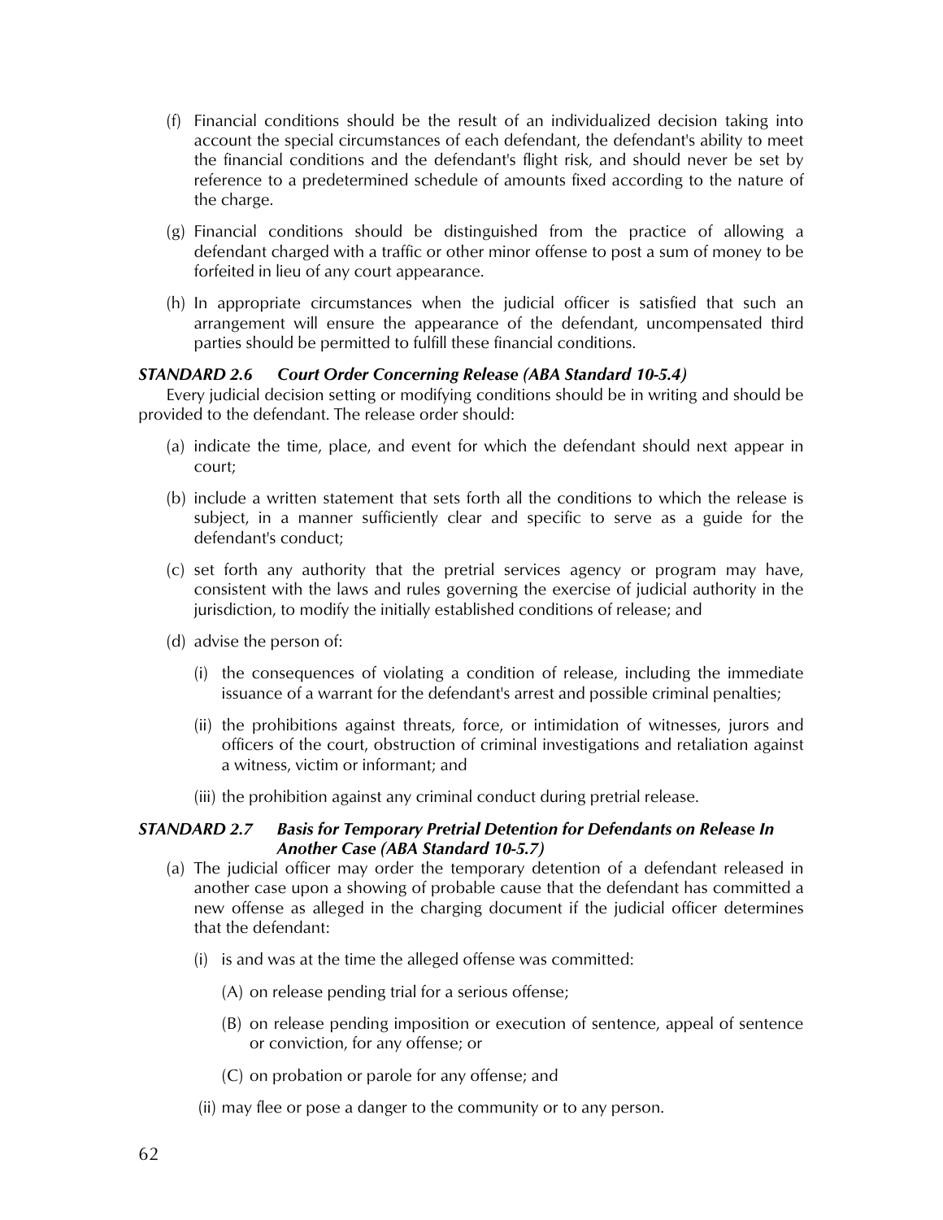(f) Financial conditions should be the result of an individualized decision taking into account the special circumstances of each defendant, the defendant's ability to meet the financial conditions and the defendant's flight risk, and should never be set by reference to a predetermined schedule of amounts fixed according to the nature of the charge.

(g) Financial conditions should be distinguished from the practice of allowing a defendant charged with a traffic or other minor offense to post a sum of money to be forfeited in lieu of any court appearance.

(h) In appropriate circumstances when the judicial officer is satisfied that such an arrangement will ensure the appearance of the defendant, uncompensated third parties should be permitted to fulfill these financial conditions.

### *STANDARD 2.6 Court Order Concerning Release (ABA Standard 10-5.4)*

Every judicial decision setting or modifying conditions should be in writing and should be provided to the defendant. The release order should:

(a) indicate the time, place, and event for which the defendant should next appear in court;

(b) include a written statement that sets forth all the conditions to which the release is subject, in a manner sufficiently clear and specific to serve as a guide for the defendant's conduct;

(c) set forth any authority that the pretrial services agency or program may have, consistent with the laws and rules governing the exercise of judicial authority in the jurisdiction, to modify the initially established conditions of release; and

(d) advise the person of:

- (i) the consequences of violating a condition of release, including the immediate issuance of a warrant for the defendant's arrest and possible criminal penalties;
- (ii) the prohibitions against threats, force, or intimidation of witnesses, jurors and officers of the court, obstruction of criminal investigations and retaliation against a witness, victim or informant; and
- (iii) the prohibition against any criminal conduct during pretrial release.

### *STANDARD 2.7 Basis for Temporary Pretrial Detention for Defendants on Release In Another Case (ABA Standard 10-5.7)*

(a) The judicial officer may order the temporary detention of a defendant released in another case upon a showing of probable cause that the defendant has committed a new offense as alleged in the charging document if the judicial officer determines that the defendant:

- (i) is and was at the time the alleged offense was committed:
  - (A) on release pending trial for a serious offense;
  - (B) on release pending imposition or execution of sentence, appeal of sentence or conviction, for any offense; or
  - (C) on probation or parole for any offense; and
- (ii) may flee or pose a danger to the community or to any person.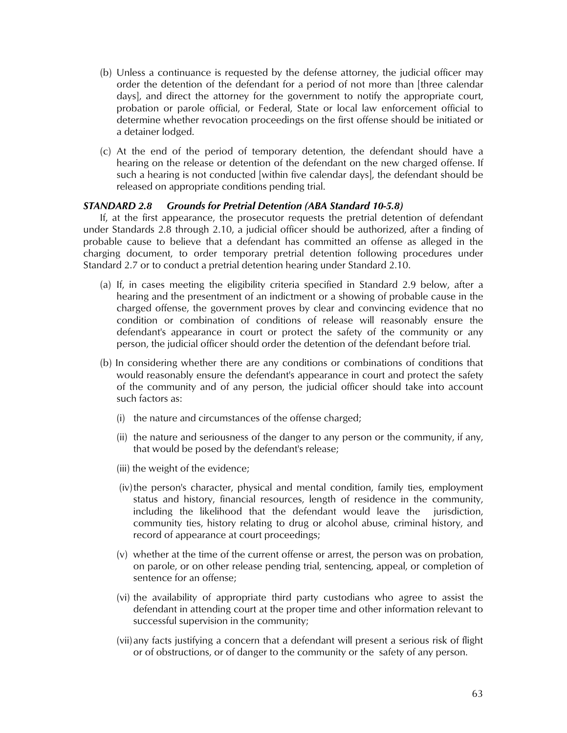(b) Unless a continuance is requested by the defense attorney, the judicial officer may order the detention of the defendant for a period of not more than [three calendar days], and direct the attorney for the government to notify the appropriate court, probation or parole official, or Federal, State or local law enforcement official to determine whether revocation proceedings on the first offense should be initiated or a detainer lodged.

(c) At the end of the period of temporary detention, the defendant should have a hearing on the release or detention of the defendant on the new charged offense. If such a hearing is not conducted [within five calendar days], the defendant should be released on appropriate conditions pending trial.

### *STANDARD 2.8 Grounds for Pretrial Detention (ABA Standard 10-5.8)*

If, at the first appearance, the prosecutor requests the pretrial detention of defendant under Standards 2.8 through 2.10, a judicial officer should be authorized, after a finding of probable cause to believe that a defendant has committed an offense as alleged in the charging document, to order temporary pretrial detention following procedures under Standard 2.7 or to conduct a pretrial detention hearing under Standard 2.10.

(a) If, in cases meeting the eligibility criteria specified in Standard 2.9 below, after a hearing and the presentment of an indictment or a showing of probable cause in the charged offense, the government proves by clear and convincing evidence that no condition or combination of conditions of release will reasonably ensure the defendant's appearance in court or protect the safety of the community or any person, the judicial officer should order the detention of the defendant before trial.

(b) In considering whether there are any conditions or combinations of conditions that would reasonably ensure the defendant's appearance in court and protect the safety of the community and of any person, the judicial officer should take into account such factors as:

(i) the nature and circumstances of the offense charged;

(ii) the nature and seriousness of the danger to any person or the community, if any, that would be posed by the defendant's release;

(iii) the weight of the evidence;

(iv) the person's character, physical and mental condition, family ties, employment status and history, financial resources, length of residence in the community, including the likelihood that the defendant would leave the jurisdiction, community ties, history relating to drug or alcohol abuse, criminal history, and record of appearance at court proceedings;

(v) whether at the time of the current offense or arrest, the person was on probation, on parole, or on other release pending trial, sentencing, appeal, or completion of sentence for an offense;

(vi) the availability of appropriate third party custodians who agree to assist the defendant in attending court at the proper time and other information relevant to successful supervision in the community;

(vii) any facts justifying a concern that a defendant will present a serious risk of flight or of obstructions, or of danger to the community or the safety of any person.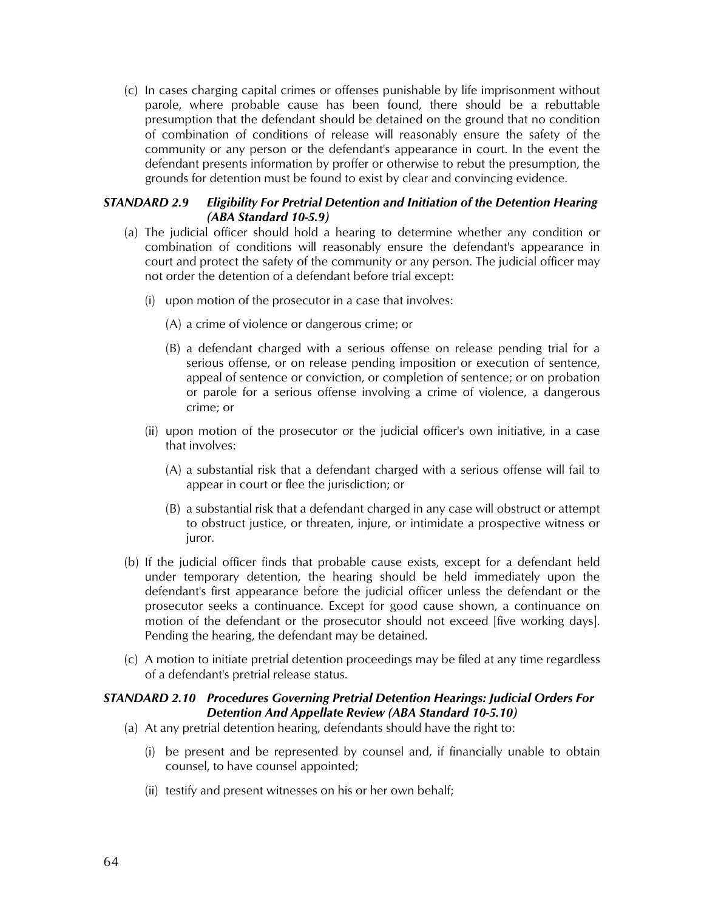(c) In cases charging capital crimes or offenses punishable by life imprisonment without parole, where probable cause has been found, there should be a rebuttable presumption that the defendant should be detained on the ground that no condition of combination of conditions of release will reasonably ensure the safety of the community or any person or the defendant's appearance in court. In the event the defendant presents information by proffer or otherwise to rebut the presumption, the grounds for detention must be found to exist by clear and convincing evidence.

### *STANDARD 2.9 Eligibility For Pretrial Detention and Initiation of the Detention Hearing (ABA Standard 10-5.9)*

(a) The judicial officer should hold a hearing to determine whether any condition or combination of conditions will reasonably ensure the defendant's appearance in court and protect the safety of the community or any person. The judicial officer may not order the detention of a defendant before trial except:

(i) upon motion of the prosecutor in a case that involves:

(A) a crime of violence or dangerous crime; or

(B) a defendant charged with a serious offense on release pending trial for a serious offense, or on release pending imposition or execution of sentence, appeal of sentence or conviction, or completion of sentence; or on probation or parole for a serious offense involving a crime of violence, a dangerous crime; or

(ii) upon motion of the prosecutor or the judicial officer's own initiative, in a case that involves:

(A) a substantial risk that a defendant charged with a serious offense will fail to appear in court or flee the jurisdiction; or

(B) a substantial risk that a defendant charged in any case will obstruct or attempt to obstruct justice, or threaten, injure, or intimidate a prospective witness or juror.

(b) If the judicial officer finds that probable cause exists, except for a defendant held under temporary detention, the hearing should be held immediately upon the defendant's first appearance before the judicial officer unless the defendant or the prosecutor seeks a continuance. Except for good cause shown, a continuance on motion of the defendant or the prosecutor should not exceed [five working days]. Pending the hearing, the defendant may be detained.

(c) A motion to initiate pretrial detention proceedings may be filed at any time regardless of a defendant's pretrial release status.

### *STANDARD 2.10 Procedures Governing Pretrial Detention Hearings: Judicial Orders For Detention And Appellate Review (ABA Standard 10-5.10)*

(a) At any pretrial detention hearing, defendants should have the right to:

(i) be present and be represented by counsel and, if financially unable to obtain counsel, to have counsel appointed;

(ii) testify and present witnesses on his or her own behalf;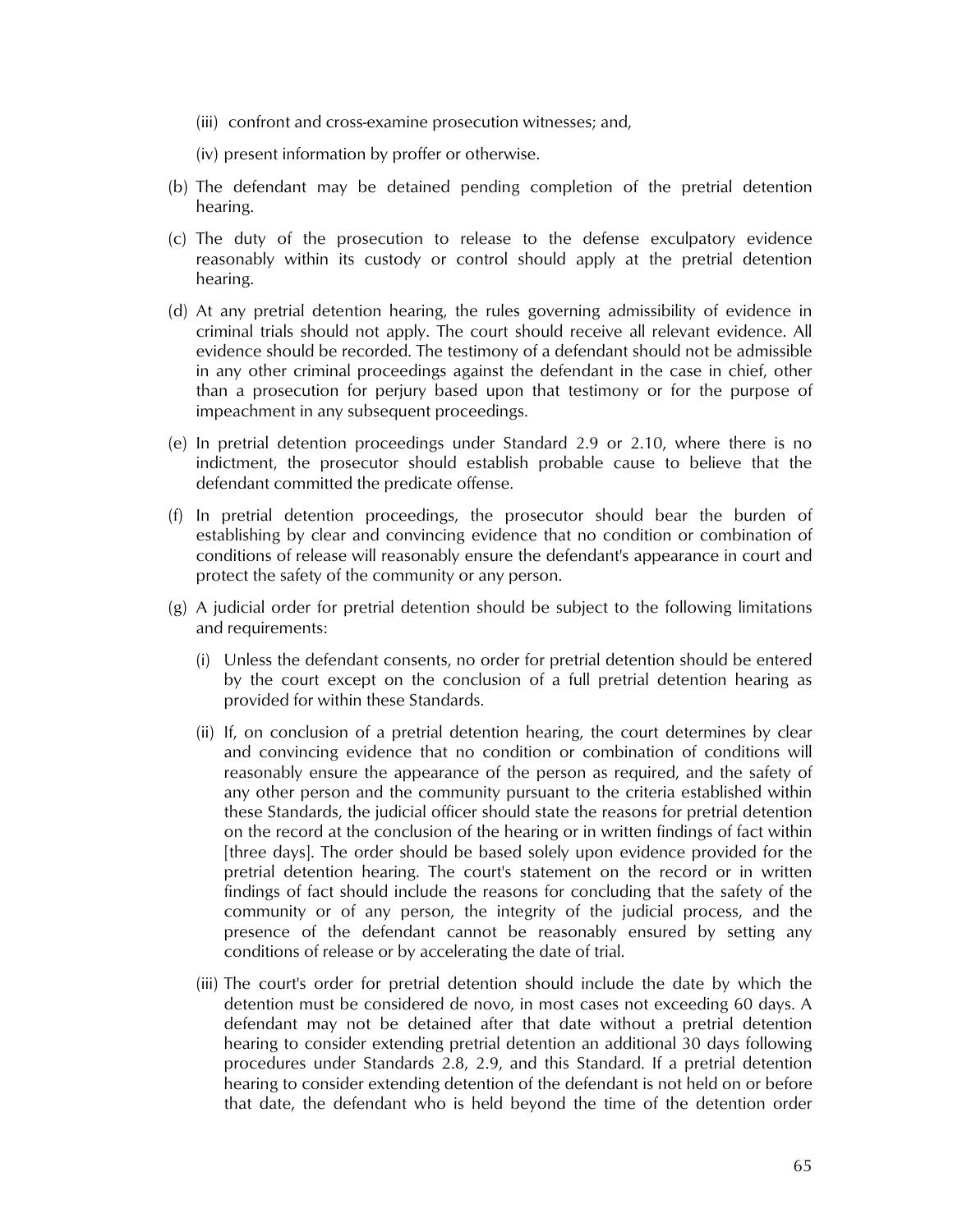(iii) confront and cross-examine prosecution witnesses; and,

(iv) present information by proffer or otherwise.

(b) The defendant may be detained pending completion of the pretrial detention hearing.

(c) The duty of the prosecution to release to the defense exculpatory evidence reasonably within its custody or control should apply at the pretrial detention hearing.

(d) At any pretrial detention hearing, the rules governing admissibility of evidence in criminal trials should not apply. The court should receive all relevant evidence. All evidence should be recorded. The testimony of a defendant should not be admissible in any other criminal proceedings against the defendant in the case in chief, other than a prosecution for perjury based upon that testimony or for the purpose of impeachment in any subsequent proceedings.

(e) In pretrial detention proceedings under Standard 2.9 or 2.10, where there is no indictment, the prosecutor should establish probable cause to believe that the defendant committed the predicate offense.

(f) In pretrial detention proceedings, the prosecutor should bear the burden of establishing by clear and convincing evidence that no condition or combination of conditions of release will reasonably ensure the defendant's appearance in court and protect the safety of the community or any person.

(g) A judicial order for pretrial detention should be subject to the following limitations and requirements:

   (i) Unless the defendant consents, no order for pretrial detention should be entered by the court except on the conclusion of a full pretrial detention hearing as provided for within these Standards.

   (ii) If, on conclusion of a pretrial detention hearing, the court determines by clear and convincing evidence that no condition or combination of conditions will reasonably ensure the appearance of the person as required, and the safety of any other person and the community pursuant to the criteria established within these Standards, the judicial officer should state the reasons for pretrial detention on the record at the conclusion of the hearing or in written findings of fact within [three days]. The order should be based solely upon evidence provided for the pretrial detention hearing. The court's statement on the record or in written findings of fact should include the reasons for concluding that the safety of the community or of any person, the integrity of the judicial process, and the presence of the defendant cannot be reasonably ensured by setting any conditions of release or by accelerating the date of trial.

   (iii) The court's order for pretrial detention should include the date by which the detention must be considered de novo, in most cases not exceeding 60 days. A defendant may not be detained after that date without a pretrial detention hearing to consider extending pretrial detention an additional 30 days following procedures under Standards 2.8, 2.9, and this Standard. If a pretrial detention hearing to consider extending detention of the defendant is not held on or before that date, the defendant who is held beyond the time of the detention order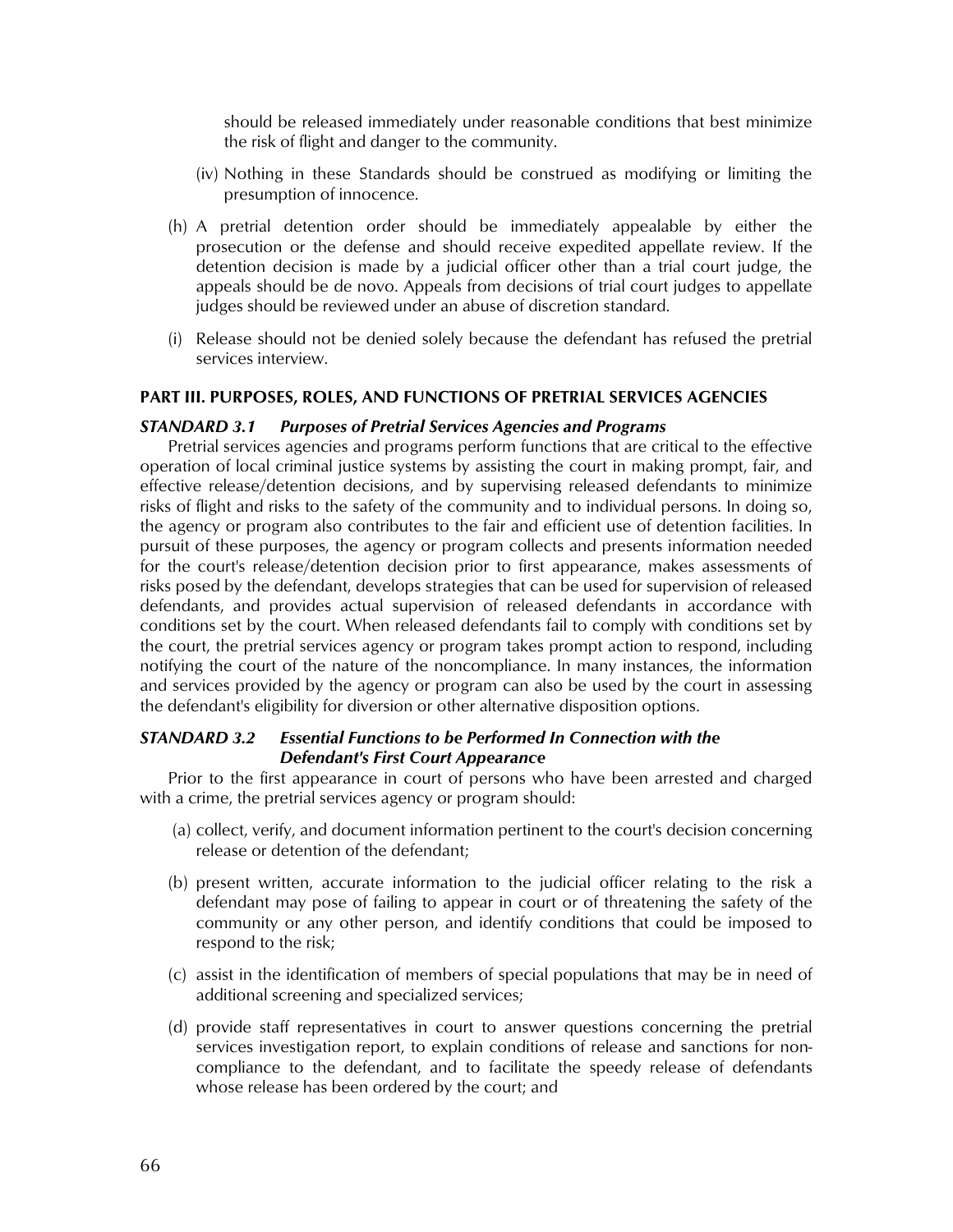should be released immediately under reasonable conditions that best minimize the risk of flight and danger to the community.

(iv) Nothing in these Standards should be construed as modifying or limiting the presumption of innocence.

(h) A pretrial detention order should be immediately appealable by either the prosecution or the defense and should receive expedited appellate review. If the detention decision is made by a judicial officer other than a trial court judge, the appeals should be de novo. Appeals from decisions of trial court judges to appellate judges should be reviewed under an abuse of discretion standard.

(i) Release should not be denied solely because the defendant has refused the pretrial services interview.

## PART III. PURPOSES, ROLES, AND FUNCTIONS OF PRETRIAL SERVICES AGENCIES

### *STANDARD 3.1 Purposes of Pretrial Services Agencies and Programs*

Pretrial services agencies and programs perform functions that are critical to the effective operation of local criminal justice systems by assisting the court in making prompt, fair, and effective release/detention decisions, and by supervising released defendants to minimize risks of flight and risks to the safety of the community and to individual persons. In doing so, the agency or program also contributes to the fair and efficient use of detention facilities. In pursuit of these purposes, the agency or program collects and presents information needed for the court's release/detention decision prior to first appearance, makes assessments of risks posed by the defendant, develops strategies that can be used for supervision of released defendants, and provides actual supervision of released defendants in accordance with conditions set by the court. When released defendants fail to comply with conditions set by the court, the pretrial services agency or program takes prompt action to respond, including notifying the court of the nature of the noncompliance. In many instances, the information and services provided by the agency or program can also be used by the court in assessing the defendant's eligibility for diversion or other alternative disposition options.

### *STANDARD 3.2 Essential Functions to be Performed In Connection with the Defendant's First Court Appearance*

Prior to the first appearance in court of persons who have been arrested and charged with a crime, the pretrial services agency or program should:

(a) collect, verify, and document information pertinent to the court's decision concerning release or detention of the defendant;

(b) present written, accurate information to the judicial officer relating to the risk a defendant may pose of failing to appear in court or of threatening the safety of the community or any other person, and identify conditions that could be imposed to respond to the risk;

(c) assist in the identification of members of special populations that may be in need of additional screening and specialized services;

(d) provide staff representatives in court to answer questions concerning the pretrial services investigation report, to explain conditions of release and sanctions for non-compliance to the defendant, and to facilitate the speedy release of defendants whose release has been ordered by the court; and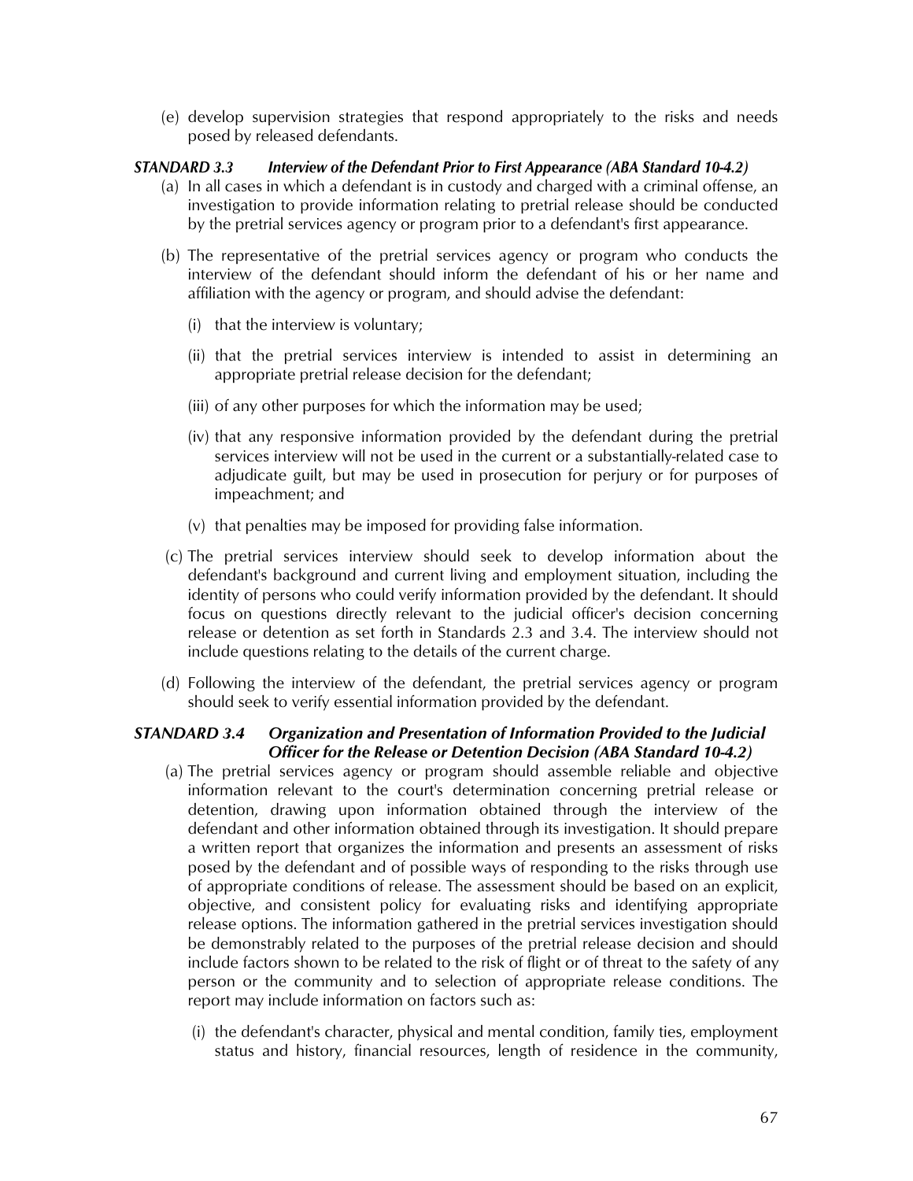(e) develop supervision strategies that respond appropriately to the risks and needs posed by released defendants.

***STANDARD 3.3 Interview of the Defendant Prior to First Appearance (ABA Standard 10-4.2)***

(a) In all cases in which a defendant is in custody and charged with a criminal offense, an investigation to provide information relating to pretrial release should be conducted by the pretrial services agency or program prior to a defendant's first appearance.

(b) The representative of the pretrial services agency or program who conducts the interview of the defendant should inform the defendant of his or her name and affiliation with the agency or program, and should advise the defendant:

(i) that the interview is voluntary;

(ii) that the pretrial services interview is intended to assist in determining an appropriate pretrial release decision for the defendant;

(iii) of any other purposes for which the information may be used;

(iv) that any responsive information provided by the defendant during the pretrial services interview will not be used in the current or a substantially-related case to adjudicate guilt, but may be used in prosecution for perjury or for purposes of impeachment; and

(v) that penalties may be imposed for providing false information.

(c) The pretrial services interview should seek to develop information about the defendant's background and current living and employment situation, including the identity of persons who could verify information provided by the defendant. It should focus on questions directly relevant to the judicial officer's decision concerning release or detention as set forth in Standards 2.3 and 3.4. The interview should not include questions relating to the details of the current charge.

(d) Following the interview of the defendant, the pretrial services agency or program should seek to verify essential information provided by the defendant.

***STANDARD 3.4 Organization and Presentation of Information Provided to the Judicial Officer for the Release or Detention Decision (ABA Standard 10-4.2)***

(a) The pretrial services agency or program should assemble reliable and objective information relevant to the court's determination concerning pretrial release or detention, drawing upon information obtained through the interview of the defendant and other information obtained through its investigation. It should prepare a written report that organizes the information and presents an assessment of risks posed by the defendant and of possible ways of responding to the risks through use of appropriate conditions of release. The assessment should be based on an explicit, objective, and consistent policy for evaluating risks and identifying appropriate release options. The information gathered in the pretrial services investigation should be demonstrably related to the purposes of the pretrial release decision and should include factors shown to be related to the risk of flight or of threat to the safety of any person or the community and to selection of appropriate release conditions. The report may include information on factors such as:

(i) the defendant's character, physical and mental condition, family ties, employment status and history, financial resources, length of residence in the community,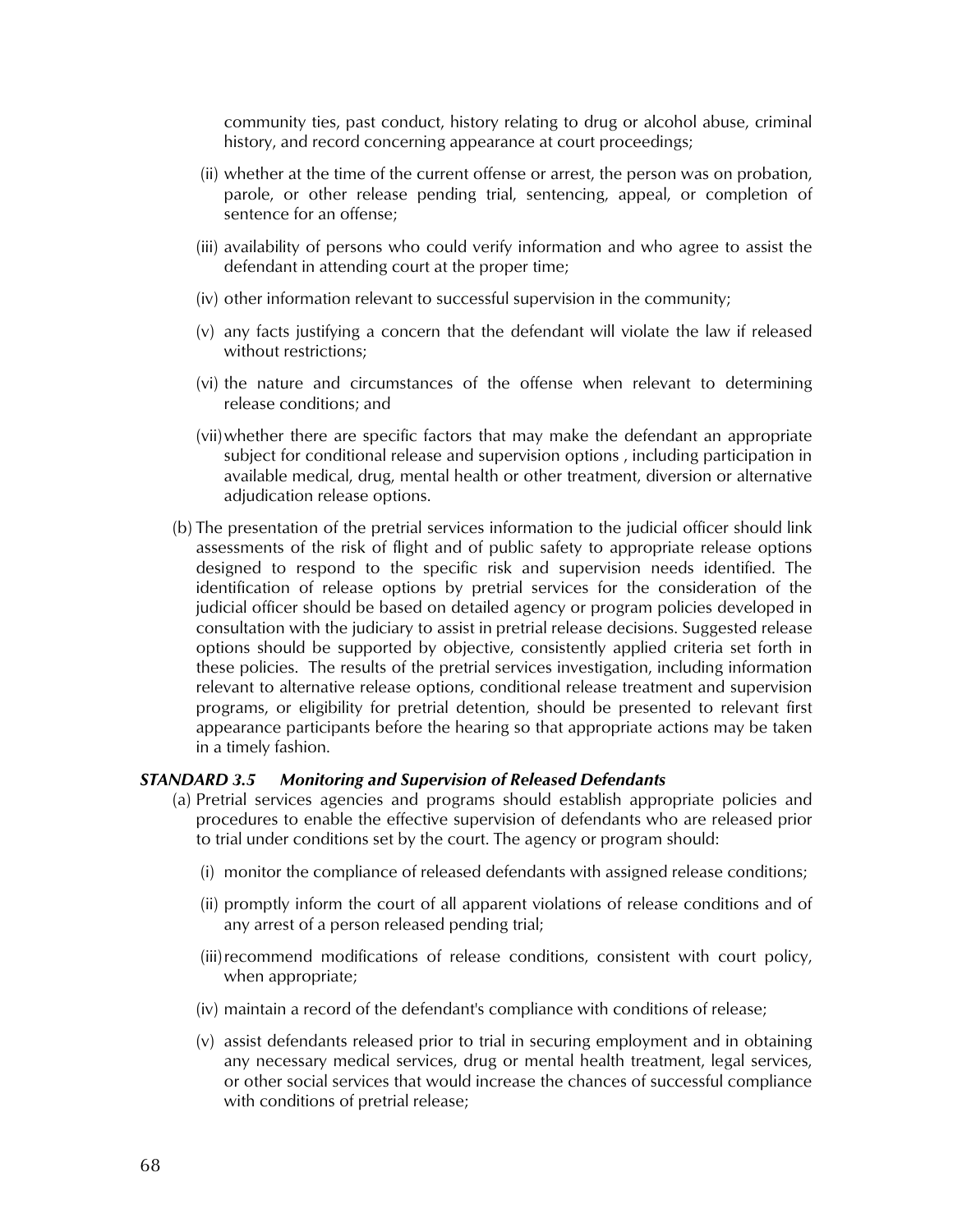community ties, past conduct, history relating to drug or alcohol abuse, criminal history, and record concerning appearance at court proceedings;

(ii) whether at the time of the current offense or arrest, the person was on probation, parole, or other release pending trial, sentencing, appeal, or completion of sentence for an offense;

(iii) availability of persons who could verify information and who agree to assist the defendant in attending court at the proper time;

(iv) other information relevant to successful supervision in the community;

(v) any facts justifying a concern that the defendant will violate the law if released without restrictions;

(vi) the nature and circumstances of the offense when relevant to determining release conditions; and

(vii) whether there are specific factors that may make the defendant an appropriate subject for conditional release and supervision options , including participation in available medical, drug, mental health or other treatment, diversion or alternative adjudication release options.

(b) The presentation of the pretrial services information to the judicial officer should link assessments of the risk of flight and of public safety to appropriate release options designed to respond to the specific risk and supervision needs identified. The identification of release options by pretrial services for the consideration of the judicial officer should be based on detailed agency or program policies developed in consultation with the judiciary to assist in pretrial release decisions. Suggested release options should be supported by objective, consistently applied criteria set forth in these policies. The results of the pretrial services investigation, including information relevant to alternative release options, conditional release treatment and supervision programs, or eligibility for pretrial detention, should be presented to relevant first appearance participants before the hearing so that appropriate actions may be taken in a timely fashion.

***STANDARD 3.5 Monitoring and Supervision of Released Defendants***

(a) Pretrial services agencies and programs should establish appropriate policies and procedures to enable the effective supervision of defendants who are released prior to trial under conditions set by the court. The agency or program should:

(i) monitor the compliance of released defendants with assigned release conditions;

(ii) promptly inform the court of all apparent violations of release conditions and of any arrest of a person released pending trial;

(iii) recommend modifications of release conditions, consistent with court policy, when appropriate;

(iv) maintain a record of the defendant's compliance with conditions of release;

(v) assist defendants released prior to trial in securing employment and in obtaining any necessary medical services, drug or mental health treatment, legal services, or other social services that would increase the chances of successful compliance with conditions of pretrial release;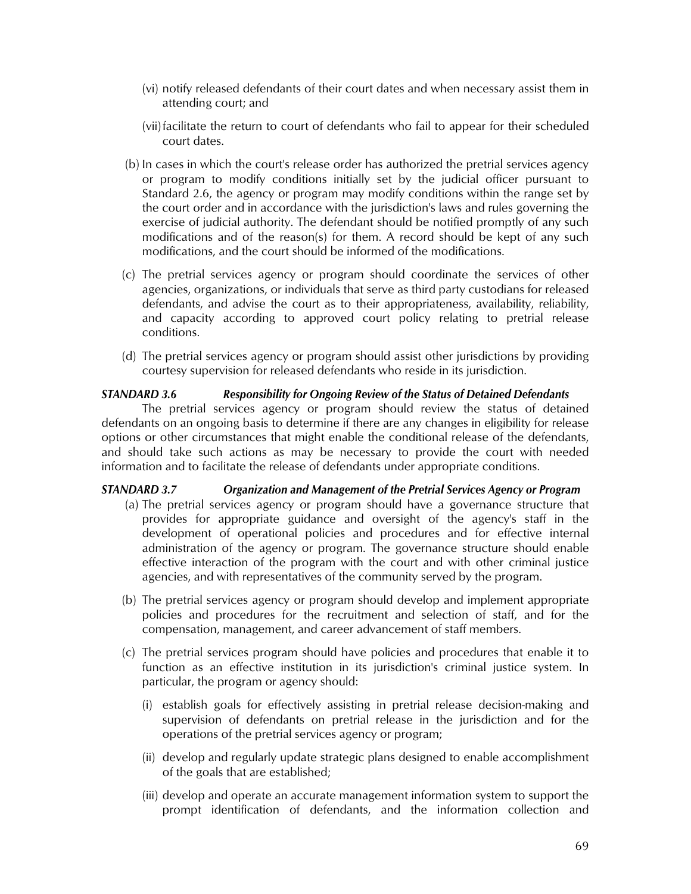(vi) notify released defendants of their court dates and when necessary assist them in attending court; and

(vii) facilitate the return to court of defendants who fail to appear for their scheduled court dates.

(b) In cases in which the court's release order has authorized the pretrial services agency or program to modify conditions initially set by the judicial officer pursuant to Standard 2.6, the agency or program may modify conditions within the range set by the court order and in accordance with the jurisdiction's laws and rules governing the exercise of judicial authority. The defendant should be notified promptly of any such modifications and of the reason(s) for them. A record should be kept of any such modifications, and the court should be informed of the modifications.

(c) The pretrial services agency or program should coordinate the services of other agencies, organizations, or individuals that serve as third party custodians for released defendants, and advise the court as to their appropriateness, availability, reliability, and capacity according to approved court policy relating to pretrial release conditions.

(d) The pretrial services agency or program should assist other jurisdictions by providing courtesy supervision for released defendants who reside in its jurisdiction.

***STANDARD 3.6 Responsibility for Ongoing Review of the Status of Detained Defendants***

The pretrial services agency or program should review the status of detained defendants on an ongoing basis to determine if there are any changes in eligibility for release options or other circumstances that might enable the conditional release of the defendants, and should take such actions as may be necessary to provide the court with needed information and to facilitate the release of defendants under appropriate conditions.

***STANDARD 3.7 Organization and Management of the Pretrial Services Agency or Program***

(a) The pretrial services agency or program should have a governance structure that provides for appropriate guidance and oversight of the agency's staff in the development of operational policies and procedures and for effective internal administration of the agency or program. The governance structure should enable effective interaction of the program with the court and with other criminal justice agencies, and with representatives of the community served by the program.

(b) The pretrial services agency or program should develop and implement appropriate policies and procedures for the recruitment and selection of staff, and for the compensation, management, and career advancement of staff members.

(c) The pretrial services program should have policies and procedures that enable it to function as an effective institution in its jurisdiction's criminal justice system. In particular, the program or agency should:

(i) establish goals for effectively assisting in pretrial release decision-making and supervision of defendants on pretrial release in the jurisdiction and for the operations of the pretrial services agency or program;

(ii) develop and regularly update strategic plans designed to enable accomplishment of the goals that are established;

(iii) develop and operate an accurate management information system to support the prompt identification of defendants, and the information collection and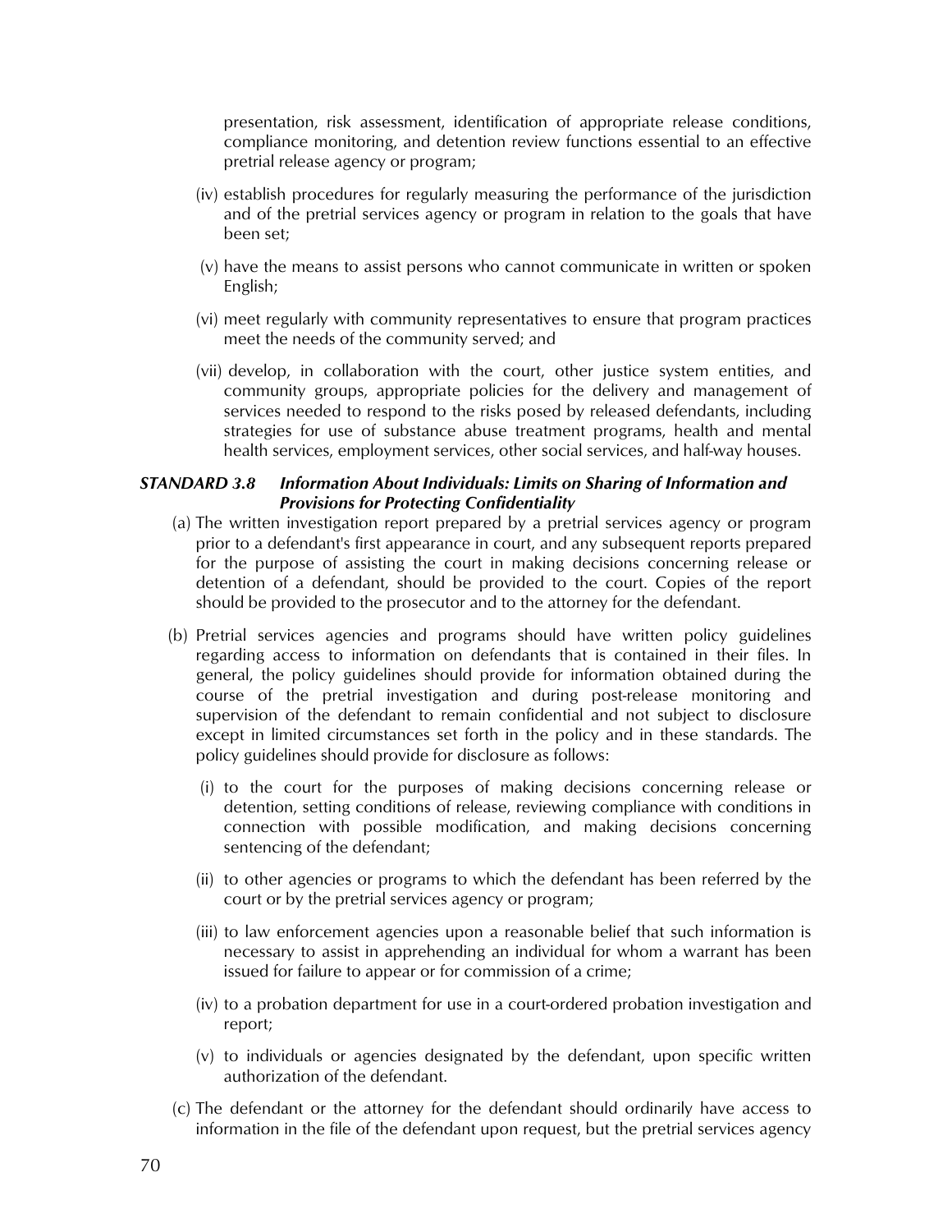presentation, risk assessment, identification of appropriate release conditions, compliance monitoring, and detention review functions essential to an effective pretrial release agency or program;

(iv) establish procedures for regularly measuring the performance of the jurisdiction and of the pretrial services agency or program in relation to the goals that have been set;

(v) have the means to assist persons who cannot communicate in written or spoken English;

(vi) meet regularly with community representatives to ensure that program practices meet the needs of the community served; and

(vii) develop, in collaboration with the court, other justice system entities, and community groups, appropriate policies for the delivery and management of services needed to respond to the risks posed by released defendants, including strategies for use of substance abuse treatment programs, health and mental health services, employment services, other social services, and half-way houses.

### *STANDARD 3.8 Information About Individuals: Limits on Sharing of Information and Provisions for Protecting Confidentiality*

(a) The written investigation report prepared by a pretrial services agency or program prior to a defendant's first appearance in court, and any subsequent reports prepared for the purpose of assisting the court in making decisions concerning release or detention of a defendant, should be provided to the court. Copies of the report should be provided to the prosecutor and to the attorney for the defendant.

(b) Pretrial services agencies and programs should have written policy guidelines regarding access to information on defendants that is contained in their files. In general, the policy guidelines should provide for information obtained during the course of the pretrial investigation and during post-release monitoring and supervision of the defendant to remain confidential and not subject to disclosure except in limited circumstances set forth in the policy and in these standards. The policy guidelines should provide for disclosure as follows:

(i) to the court for the purposes of making decisions concerning release or detention, setting conditions of release, reviewing compliance with conditions in connection with possible modification, and making decisions concerning sentencing of the defendant;

(ii) to other agencies or programs to which the defendant has been referred by the court or by the pretrial services agency or program;

(iii) to law enforcement agencies upon a reasonable belief that such information is necessary to assist in apprehending an individual for whom a warrant has been issued for failure to appear or for commission of a crime;

(iv) to a probation department for use in a court-ordered probation investigation and report;

(v) to individuals or agencies designated by the defendant, upon specific written authorization of the defendant.

(c) The defendant or the attorney for the defendant should ordinarily have access to information in the file of the defendant upon request, but the pretrial services agency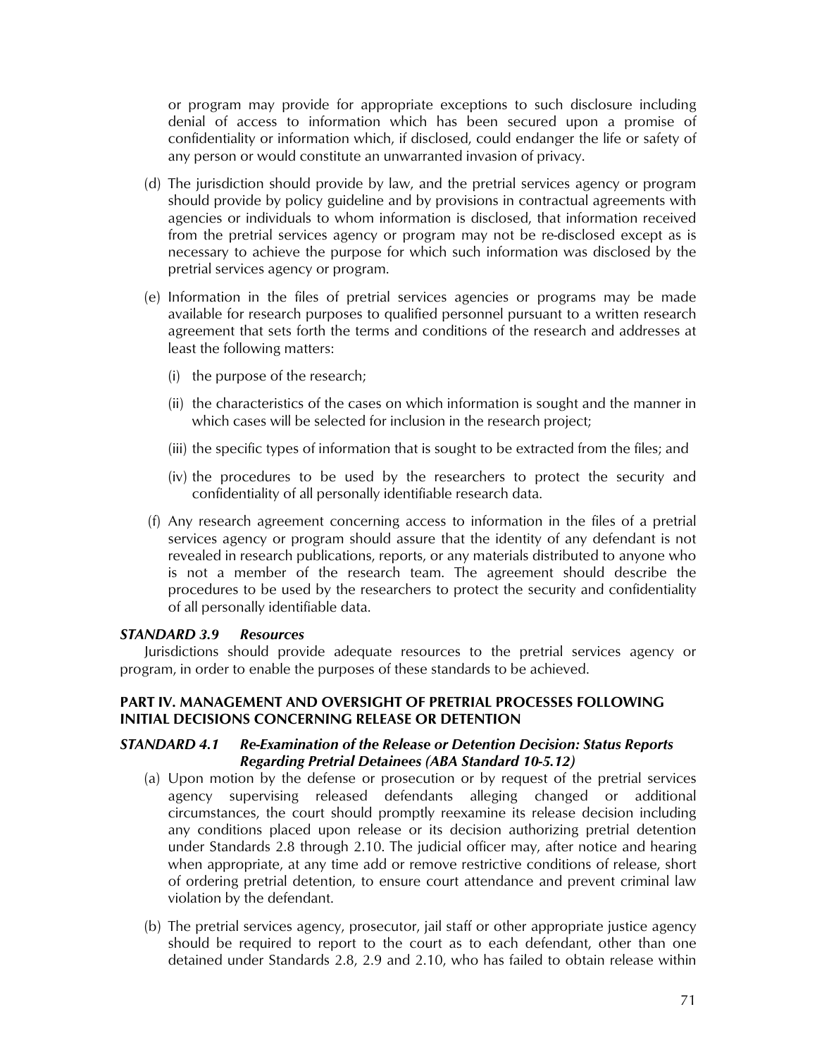or program may provide for appropriate exceptions to such disclosure including denial of access to information which has been secured upon a promise of confidentiality or information which, if disclosed, could endanger the life or safety of any person or would constitute an unwarranted invasion of privacy.

(d) The jurisdiction should provide by law, and the pretrial services agency or program should provide by policy guideline and by provisions in contractual agreements with agencies or individuals to whom information is disclosed, that information received from the pretrial services agency or program may not be re-disclosed except as is necessary to achieve the purpose for which such information was disclosed by the pretrial services agency or program.

(e) Information in the files of pretrial services agencies or programs may be made available for research purposes to qualified personnel pursuant to a written research agreement that sets forth the terms and conditions of the research and addresses at least the following matters:

(i) the purpose of the research;

(ii) the characteristics of the cases on which information is sought and the manner in which cases will be selected for inclusion in the research project;

(iii) the specific types of information that is sought to be extracted from the files; and

(iv) the procedures to be used by the researchers to protect the security and confidentiality of all personally identifiable research data.

(f) Any research agreement concerning access to information in the files of a pretrial services agency or program should assure that the identity of any defendant is not revealed in research publications, reports, or any materials distributed to anyone who is not a member of the research team. The agreement should describe the procedures to be used by the researchers to protect the security and confidentiality of all personally identifiable data.

***STANDARD 3.9 Resources***

Jurisdictions should provide adequate resources to the pretrial services agency or program, in order to enable the purposes of these standards to be achieved.

## PART IV. MANAGEMENT AND OVERSIGHT OF PRETRIAL PROCESSES FOLLOWING INITIAL DECISIONS CONCERNING RELEASE OR DETENTION

***STANDARD 4.1 Re-Examination of the Release or Detention Decision: Status Reports Regarding Pretrial Detainees (ABA Standard 10-5.12)***

(a) Upon motion by the defense or prosecution or by request of the pretrial services agency supervising released defendants alleging changed or additional circumstances, the court should promptly reexamine its release decision including any conditions placed upon release or its decision authorizing pretrial detention under Standards 2.8 through 2.10. The judicial officer may, after notice and hearing when appropriate, at any time add or remove restrictive conditions of release, short of ordering pretrial detention, to ensure court attendance and prevent criminal law violation by the defendant.

(b) The pretrial services agency, prosecutor, jail staff or other appropriate justice agency should be required to report to the court as to each defendant, other than one detained under Standards 2.8, 2.9 and 2.10, who has failed to obtain release within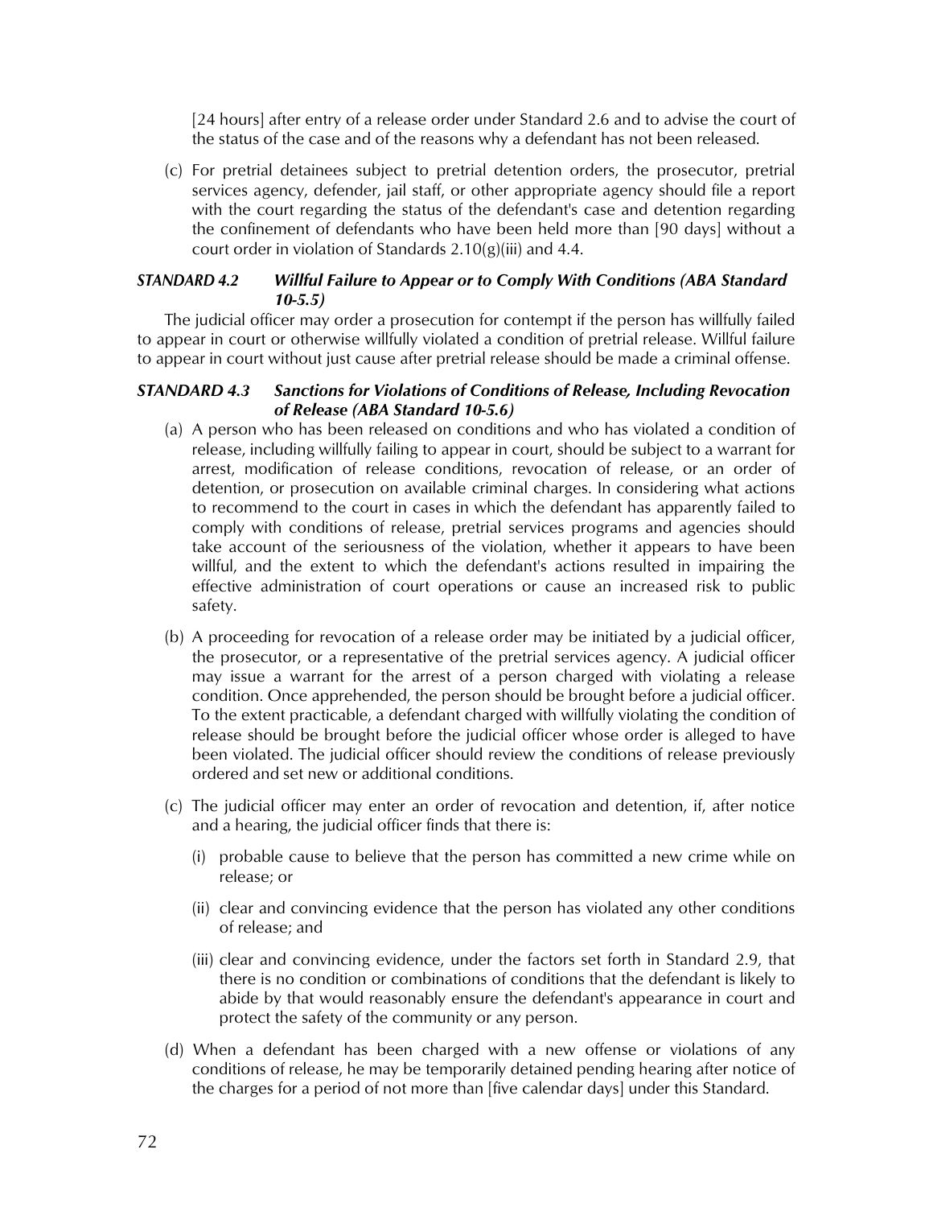[24 hours] after entry of a release order under Standard 2.6 and to advise the court of the status of the case and of the reasons why a defendant has not been released.

(c) For pretrial detainees subject to pretrial detention orders, the prosecutor, pretrial services agency, defender, jail staff, or other appropriate agency should file a report with the court regarding the status of the defendant's case and detention regarding the confinement of defendants who have been held more than [90 days] without a court order in violation of Standards 2.10(g)(iii) and 4.4.

### *STANDARD 4.2 Willful Failure to Appear or to Comply With Conditions (ABA Standard 10-5.5)*

The judicial officer may order a prosecution for contempt if the person has willfully failed to appear in court or otherwise willfully violated a condition of pretrial release. Willful failure to appear in court without just cause after pretrial release should be made a criminal offense.

### *STANDARD 4.3 Sanctions for Violations of Conditions of Release, Including Revocation of Release (ABA Standard 10-5.6)*

(a) A person who has been released on conditions and who has violated a condition of release, including willfully failing to appear in court, should be subject to a warrant for arrest, modification of release conditions, revocation of release, or an order of detention, or prosecution on available criminal charges. In considering what actions to recommend to the court in cases in which the defendant has apparently failed to comply with conditions of release, pretrial services programs and agencies should take account of the seriousness of the violation, whether it appears to have been willful, and the extent to which the defendant's actions resulted in impairing the effective administration of court operations or cause an increased risk to public safety.

(b) A proceeding for revocation of a release order may be initiated by a judicial officer, the prosecutor, or a representative of the pretrial services agency. A judicial officer may issue a warrant for the arrest of a person charged with violating a release condition. Once apprehended, the person should be brought before a judicial officer. To the extent practicable, a defendant charged with willfully violating the condition of release should be brought before the judicial officer whose order is alleged to have been violated. The judicial officer should review the conditions of release previously ordered and set new or additional conditions.

(c) The judicial officer may enter an order of revocation and detention, if, after notice and a hearing, the judicial officer finds that there is:

(i) probable cause to believe that the person has committed a new crime while on release; or

(ii) clear and convincing evidence that the person has violated any other conditions of release; and

(iii) clear and convincing evidence, under the factors set forth in Standard 2.9, that there is no condition or combinations of conditions that the defendant is likely to abide by that would reasonably ensure the defendant's appearance in court and protect the safety of the community or any person.

(d) When a defendant has been charged with a new offense or violations of any conditions of release, he may be temporarily detained pending hearing after notice of the charges for a period of not more than [five calendar days] under this Standard.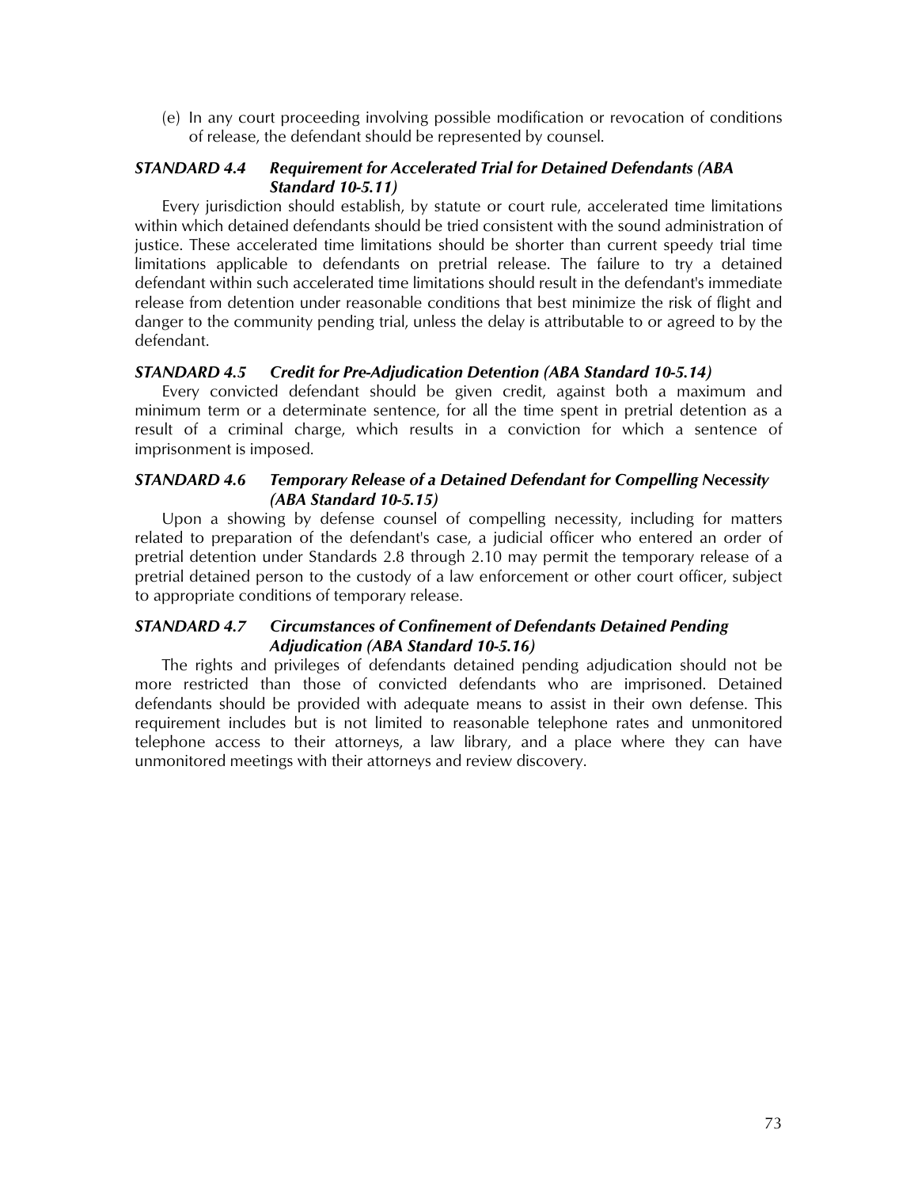(e) In any court proceeding involving possible modification or revocation of conditions of release, the defendant should be represented by counsel.

### *STANDARD 4.4 Requirement for Accelerated Trial for Detained Defendants (ABA Standard 10-5.11)*

Every jurisdiction should establish, by statute or court rule, accelerated time limitations within which detained defendants should be tried consistent with the sound administration of justice. These accelerated time limitations should be shorter than current speedy trial time limitations applicable to defendants on pretrial release. The failure to try a detained defendant within such accelerated time limitations should result in the defendant's immediate release from detention under reasonable conditions that best minimize the risk of flight and danger to the community pending trial, unless the delay is attributable to or agreed to by the defendant.

### *STANDARD 4.5 Credit for Pre-Adjudication Detention (ABA Standard 10-5.14)*

Every convicted defendant should be given credit, against both a maximum and minimum term or a determinate sentence, for all the time spent in pretrial detention as a result of a criminal charge, which results in a conviction for which a sentence of imprisonment is imposed.

### *STANDARD 4.6 Temporary Release of a Detained Defendant for Compelling Necessity (ABA Standard 10-5.15)*

Upon a showing by defense counsel of compelling necessity, including for matters related to preparation of the defendant's case, a judicial officer who entered an order of pretrial detention under Standards 2.8 through 2.10 may permit the temporary release of a pretrial detained person to the custody of a law enforcement or other court officer, subject to appropriate conditions of temporary release.

### *STANDARD 4.7 Circumstances of Confinement of Defendants Detained Pending Adjudication (ABA Standard 10-5.16)*

The rights and privileges of defendants detained pending adjudication should not be more restricted than those of convicted defendants who are imprisoned. Detained defendants should be provided with adequate means to assist in their own defense. This requirement includes but is not limited to reasonable telephone rates and unmonitored telephone access to their attorneys, a law library, and a place where they can have unmonitored meetings with their attorneys and review discovery.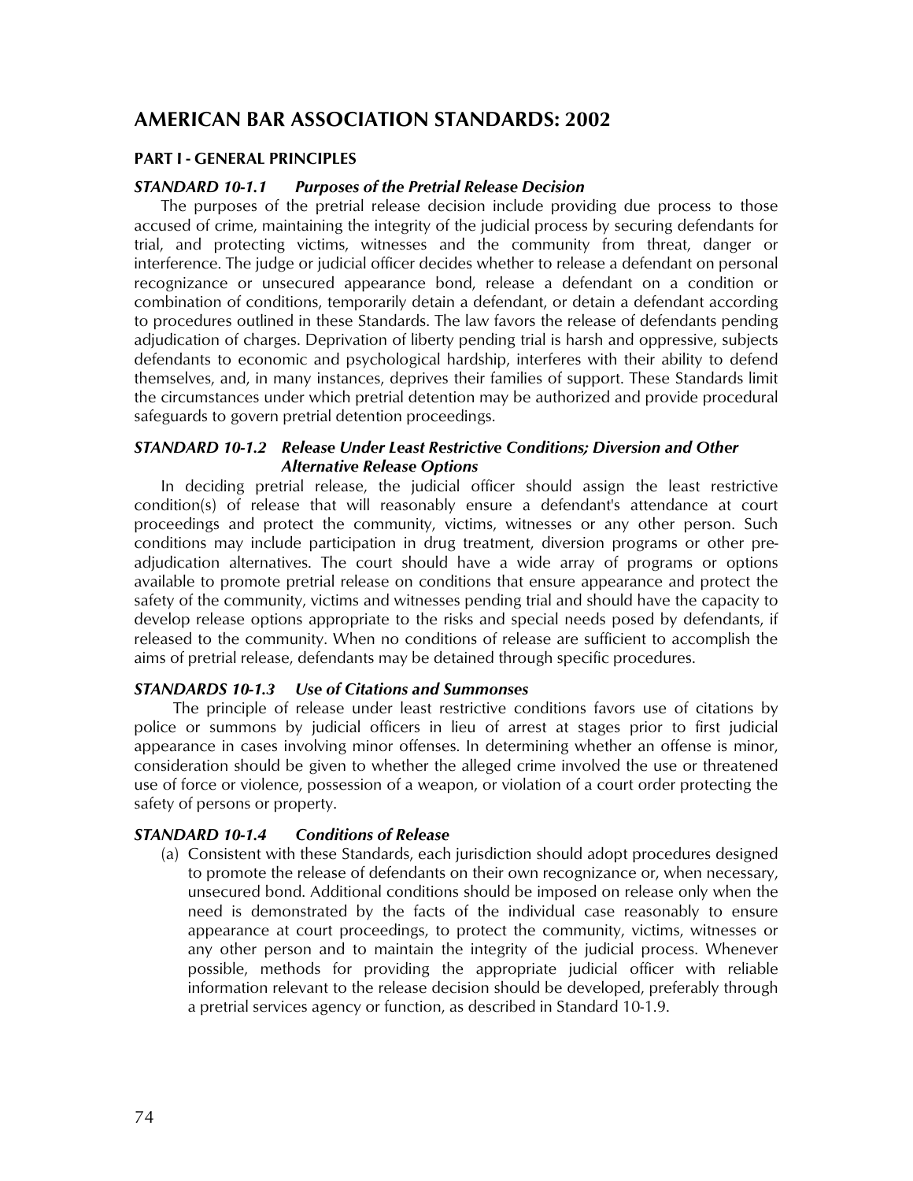## AMERICAN BAR ASSOCIATION STANDARDS: 2002

### PART I - GENERAL PRINCIPLES

#### *STANDARD 10-1.1 Purposes of the Pretrial Release Decision*

The purposes of the pretrial release decision include providing due process to those accused of crime, maintaining the integrity of the judicial process by securing defendants for trial, and protecting victims, witnesses and the community from threat, danger or interference. The judge or judicial officer decides whether to release a defendant on personal recognizance or unsecured appearance bond, release a defendant on a condition or combination of conditions, temporarily detain a defendant, or detain a defendant according to procedures outlined in these Standards. The law favors the release of defendants pending adjudication of charges. Deprivation of liberty pending trial is harsh and oppressive, subjects defendants to economic and psychological hardship, interferes with their ability to defend themselves, and, in many instances, deprives their families of support. These Standards limit the circumstances under which pretrial detention may be authorized and provide procedural safeguards to govern pretrial detention proceedings.

#### *STANDARD 10-1.2 Release Under Least Restrictive Conditions; Diversion and Other Alternative Release Options*

In deciding pretrial release, the judicial officer should assign the least restrictive condition(s) of release that will reasonably ensure a defendant's attendance at court proceedings and protect the community, victims, witnesses or any other person. Such conditions may include participation in drug treatment, diversion programs or other pre-adjudication alternatives. The court should have a wide array of programs or options available to promote pretrial release on conditions that ensure appearance and protect the safety of the community, victims and witnesses pending trial and should have the capacity to develop release options appropriate to the risks and special needs posed by defendants, if released to the community. When no conditions of release are sufficient to accomplish the aims of pretrial release, defendants may be detained through specific procedures.

#### *STANDARDS 10-1.3 Use of Citations and Summonses*

The principle of release under least restrictive conditions favors use of citations by police or summons by judicial officers in lieu of arrest at stages prior to first judicial appearance in cases involving minor offenses. In determining whether an offense is minor, consideration should be given to whether the alleged crime involved the use or threatened use of force or violence, possession of a weapon, or violation of a court order protecting the safety of persons or property.

#### *STANDARD 10-1.4 Conditions of Release*

(a) Consistent with these Standards, each jurisdiction should adopt procedures designed to promote the release of defendants on their own recognizance or, when necessary, unsecured bond. Additional conditions should be imposed on release only when the need is demonstrated by the facts of the individual case reasonably to ensure appearance at court proceedings, to protect the community, victims, witnesses or any other person and to maintain the integrity of the judicial process. Whenever possible, methods for providing the appropriate judicial officer with reliable information relevant to the release decision should be developed, preferably through a pretrial services agency or function, as described in Standard 10-1.9.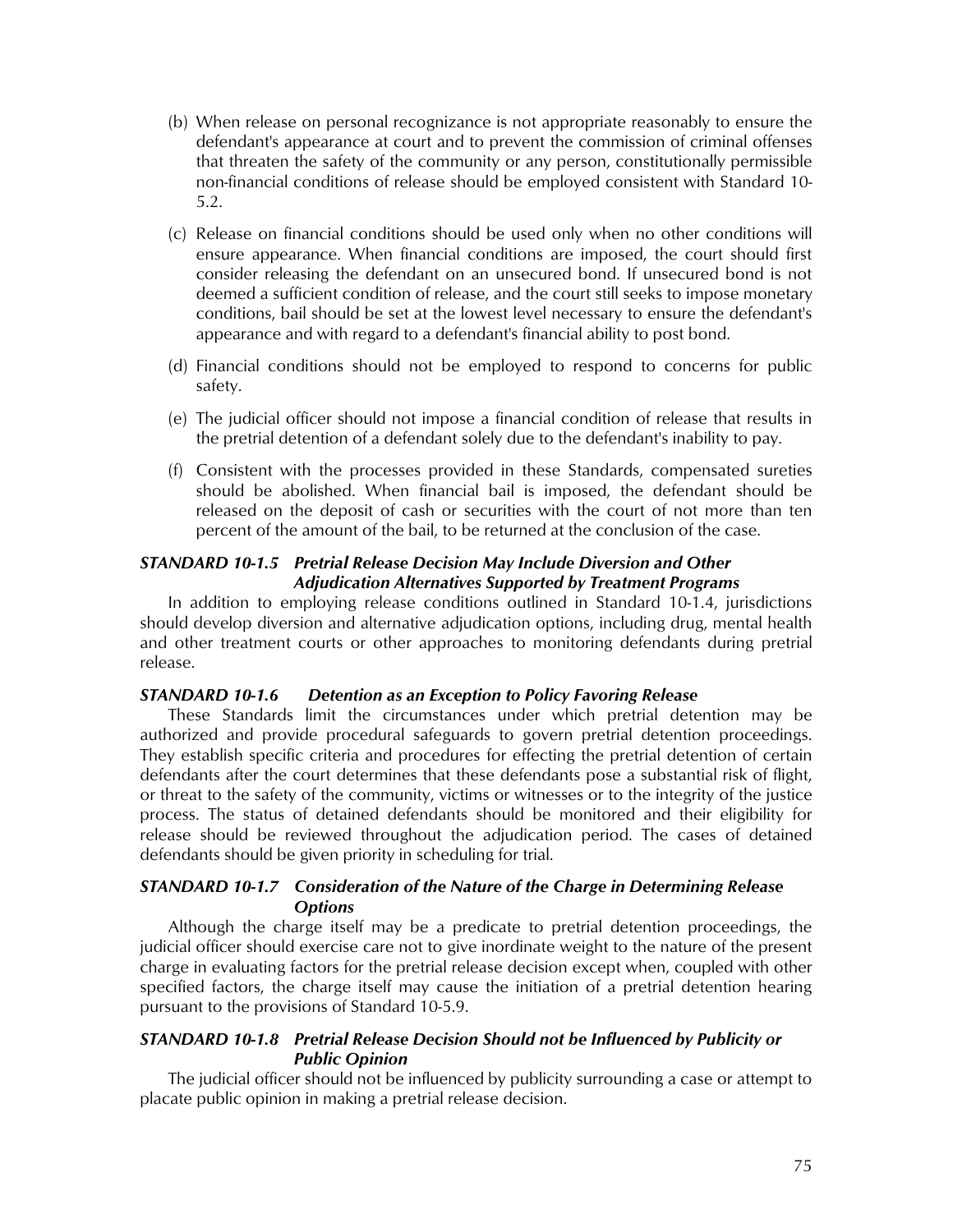(b) When release on personal recognizance is not appropriate reasonably to ensure the defendant's appearance at court and to prevent the commission of criminal offenses that threaten the safety of the community or any person, constitutionally permissible non-financial conditions of release should be employed consistent with Standard 10-5.2.

(c) Release on financial conditions should be used only when no other conditions will ensure appearance. When financial conditions are imposed, the court should first consider releasing the defendant on an unsecured bond. If unsecured bond is not deemed a sufficient condition of release, and the court still seeks to impose monetary conditions, bail should be set at the lowest level necessary to ensure the defendant's appearance and with regard to a defendant's financial ability to post bond.

(d) Financial conditions should not be employed to respond to concerns for public safety.

(e) The judicial officer should not impose a financial condition of release that results in the pretrial detention of a defendant solely due to the defendant's inability to pay.

(f) Consistent with the processes provided in these Standards, compensated sureties should be abolished. When financial bail is imposed, the defendant should be released on the deposit of cash or securities with the court of not more than ten percent of the amount of the bail, to be returned at the conclusion of the case.

### *STANDARD 10-1.5 Pretrial Release Decision May Include Diversion and Other Adjudication Alternatives Supported by Treatment Programs*

In addition to employing release conditions outlined in Standard 10-1.4, jurisdictions should develop diversion and alternative adjudication options, including drug, mental health and other treatment courts or other approaches to monitoring defendants during pretrial release.

### *STANDARD 10-1.6 Detention as an Exception to Policy Favoring Release*

These Standards limit the circumstances under which pretrial detention may be authorized and provide procedural safeguards to govern pretrial detention proceedings. They establish specific criteria and procedures for effecting the pretrial detention of certain defendants after the court determines that these defendants pose a substantial risk of flight, or threat to the safety of the community, victims or witnesses or to the integrity of the justice process. The status of detained defendants should be monitored and their eligibility for release should be reviewed throughout the adjudication period. The cases of detained defendants should be given priority in scheduling for trial.

### *STANDARD 10-1.7 Consideration of the Nature of the Charge in Determining Release Options*

Although the charge itself may be a predicate to pretrial detention proceedings, the judicial officer should exercise care not to give inordinate weight to the nature of the present charge in evaluating factors for the pretrial release decision except when, coupled with other specified factors, the charge itself may cause the initiation of a pretrial detention hearing pursuant to the provisions of Standard 10-5.9.

### *STANDARD 10-1.8 Pretrial Release Decision Should not be Influenced by Publicity or Public Opinion*

The judicial officer should not be influenced by publicity surrounding a case or attempt to placate public opinion in making a pretrial release decision.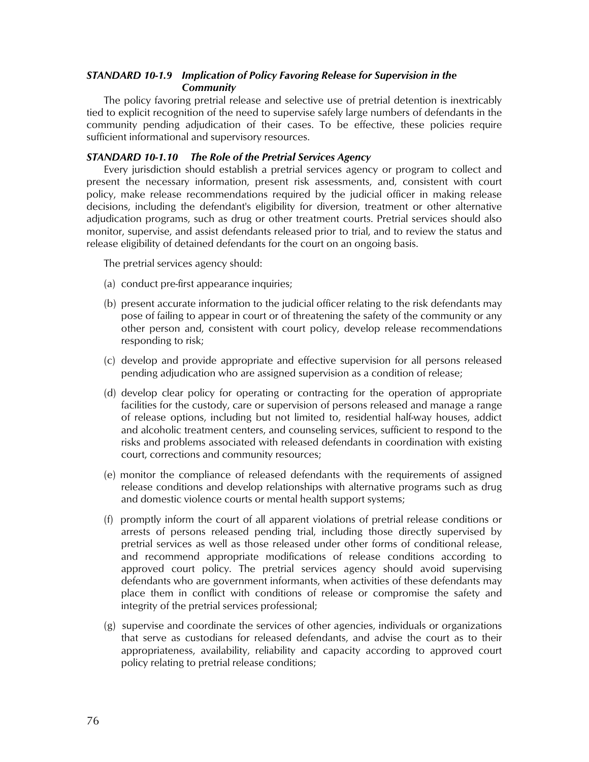### *STANDARD 10-1.9 Implication of Policy Favoring Release for Supervision in the Community*

The policy favoring pretrial release and selective use of pretrial detention is inextricably tied to explicit recognition of the need to supervise safely large numbers of defendants in the community pending adjudication of their cases. To be effective, these policies require sufficient informational and supervisory resources.

### *STANDARD 10-1.10 The Role of the Pretrial Services Agency*

Every jurisdiction should establish a pretrial services agency or program to collect and present the necessary information, present risk assessments, and, consistent with court policy, make release recommendations required by the judicial officer in making release decisions, including the defendant's eligibility for diversion, treatment or other alternative adjudication programs, such as drug or other treatment courts. Pretrial services should also monitor, supervise, and assist defendants released prior to trial, and to review the status and release eligibility of detained defendants for the court on an ongoing basis.

The pretrial services agency should:

(a) conduct pre-first appearance inquiries;

(b) present accurate information to the judicial officer relating to the risk defendants may pose of failing to appear in court or of threatening the safety of the community or any other person and, consistent with court policy, develop release recommendations responding to risk;

(c) develop and provide appropriate and effective supervision for all persons released pending adjudication who are assigned supervision as a condition of release;

(d) develop clear policy for operating or contracting for the operation of appropriate facilities for the custody, care or supervision of persons released and manage a range of release options, including but not limited to, residential half-way houses, addict and alcoholic treatment centers, and counseling services, sufficient to respond to the risks and problems associated with released defendants in coordination with existing court, corrections and community resources;

(e) monitor the compliance of released defendants with the requirements of assigned release conditions and develop relationships with alternative programs such as drug and domestic violence courts or mental health support systems;

(f) promptly inform the court of all apparent violations of pretrial release conditions or arrests of persons released pending trial, including those directly supervised by pretrial services as well as those released under other forms of conditional release, and recommend appropriate modifications of release conditions according to approved court policy. The pretrial services agency should avoid supervising defendants who are government informants, when activities of these defendants may place them in conflict with conditions of release or compromise the safety and integrity of the pretrial services professional;

(g) supervise and coordinate the services of other agencies, individuals or organizations that serve as custodians for released defendants, and advise the court as to their appropriateness, availability, reliability and capacity according to approved court policy relating to pretrial release conditions;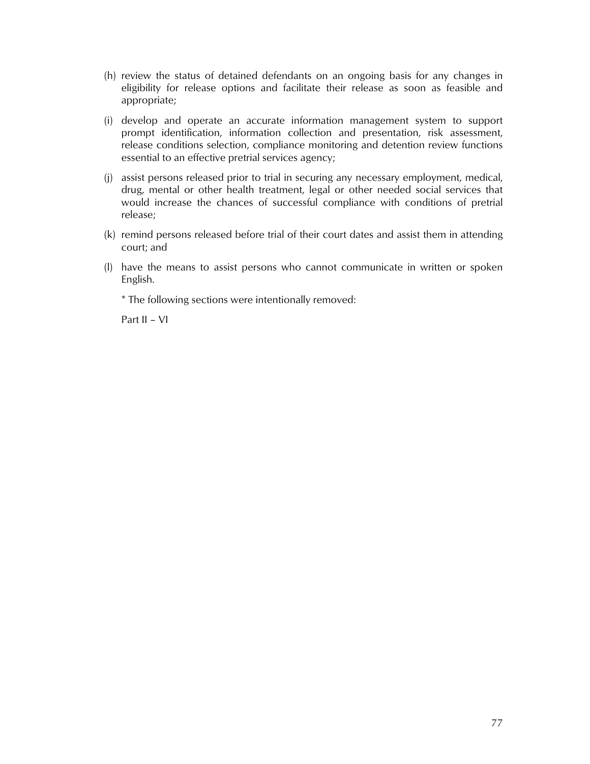(h) review the status of detained defendants on an ongoing basis for any changes in eligibility for release options and facilitate their release as soon as feasible and appropriate;

(i) develop and operate an accurate information management system to support prompt identification, information collection and presentation, risk assessment, release conditions selection, compliance monitoring and detention review functions essential to an effective pretrial services agency;

(j) assist persons released prior to trial in securing any necessary employment, medical, drug, mental or other health treatment, legal or other needed social services that would increase the chances of successful compliance with conditions of pretrial release;

(k) remind persons released before trial of their court dates and assist them in attending court; and

(l) have the means to assist persons who cannot communicate in written or spoken English.

* The following sections were intentionally removed:

Part II – VI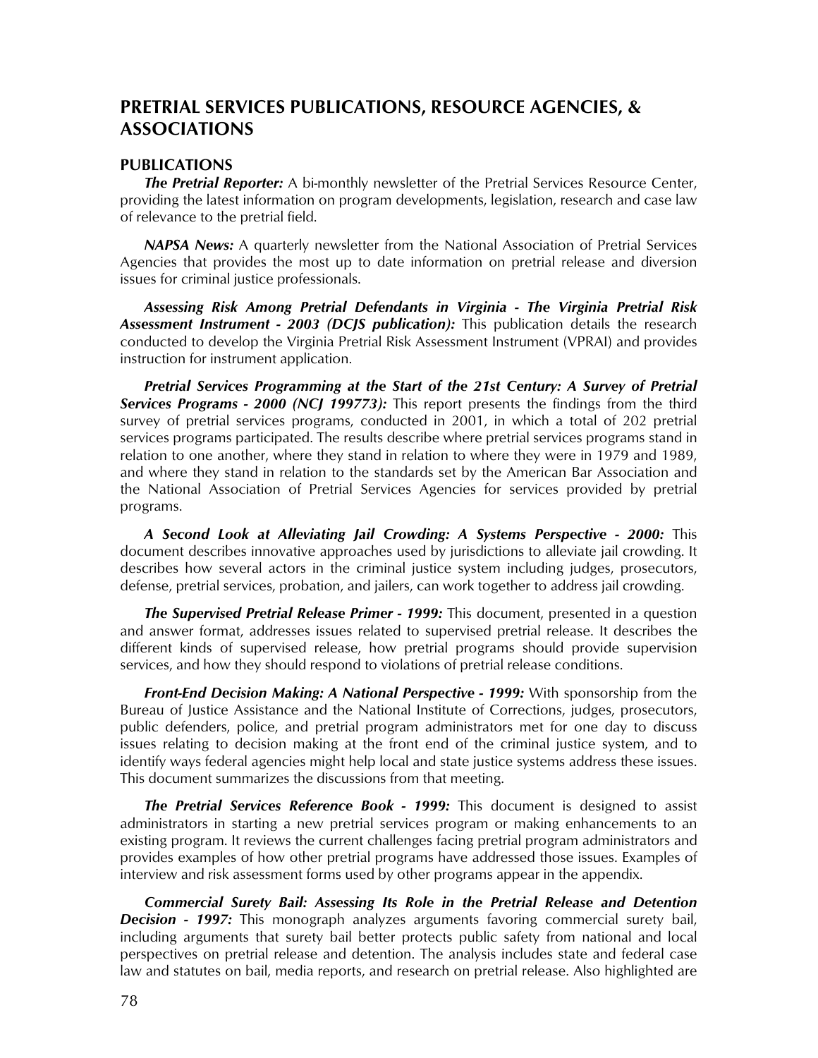## PRETRIAL SERVICES PUBLICATIONS, RESOURCE AGENCIES, & ASSOCIATIONS

### PUBLICATIONS

***The Pretrial Reporter:*** A bi-monthly newsletter of the Pretrial Services Resource Center, providing the latest information on program developments, legislation, research and case law of relevance to the pretrial field.

***NAPSA News:*** A quarterly newsletter from the National Association of Pretrial Services Agencies that provides the most up to date information on pretrial release and diversion issues for criminal justice professionals.

***Assessing Risk Among Pretrial Defendants in Virginia - The Virginia Pretrial Risk Assessment Instrument - 2003 (DCJS publication):*** This publication details the research conducted to develop the Virginia Pretrial Risk Assessment Instrument (VPRAI) and provides instruction for instrument application.

***Pretrial Services Programming at the Start of the 21st Century: A Survey of Pretrial Services Programs - 2000 (NCJ 199773):*** This report presents the findings from the third survey of pretrial services programs, conducted in 2001, in which a total of 202 pretrial services programs participated. The results describe where pretrial services programs stand in relation to one another, where they stand in relation to where they were in 1979 and 1989, and where they stand in relation to the standards set by the American Bar Association and the National Association of Pretrial Services Agencies for services provided by pretrial programs.

***A Second Look at Alleviating Jail Crowding: A Systems Perspective - 2000:*** This document describes innovative approaches used by jurisdictions to alleviate jail crowding. It describes how several actors in the criminal justice system including judges, prosecutors, defense, pretrial services, probation, and jailers, can work together to address jail crowding.

***The Supervised Pretrial Release Primer - 1999:*** This document, presented in a question and answer format, addresses issues related to supervised pretrial release. It describes the different kinds of supervised release, how pretrial programs should provide supervision services, and how they should respond to violations of pretrial release conditions.

***Front-End Decision Making: A National Perspective - 1999:*** With sponsorship from the Bureau of Justice Assistance and the National Institute of Corrections, judges, prosecutors, public defenders, police, and pretrial program administrators met for one day to discuss issues relating to decision making at the front end of the criminal justice system, and to identify ways federal agencies might help local and state justice systems address these issues. This document summarizes the discussions from that meeting.

***The Pretrial Services Reference Book - 1999:*** This document is designed to assist administrators in starting a new pretrial services program or making enhancements to an existing program. It reviews the current challenges facing pretrial program administrators and provides examples of how other pretrial programs have addressed those issues. Examples of interview and risk assessment forms used by other programs appear in the appendix.

***Commercial Surety Bail: Assessing Its Role in the Pretrial Release and Detention Decision - 1997:*** This monograph analyzes arguments favoring commercial surety bail, including arguments that surety bail better protects public safety from national and local perspectives on pretrial release and detention. The analysis includes state and federal case law and statutes on bail, media reports, and research on pretrial release. Also highlighted are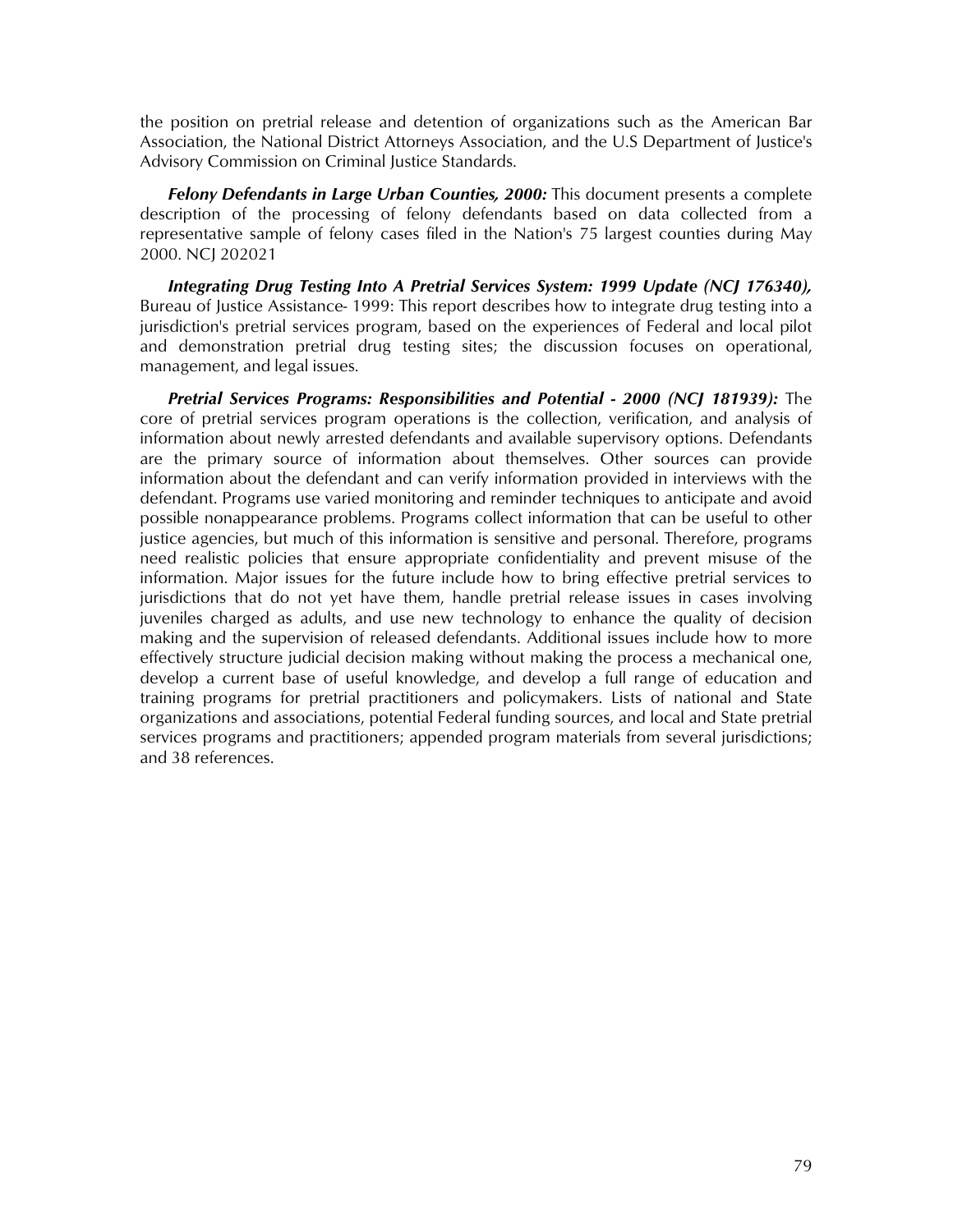the position on pretrial release and detention of organizations such as the American Bar Association, the National District Attorneys Association, and the U.S Department of Justice's Advisory Commission on Criminal Justice Standards.

***Felony Defendants in Large Urban Counties, 2000:*** This document presents a complete description of the processing of felony defendants based on data collected from a representative sample of felony cases filed in the Nation's 75 largest counties during May 2000. NCJ 202021

***Integrating Drug Testing Into A Pretrial Services System: 1999 Update (NCJ 176340),*** Bureau of Justice Assistance- 1999: This report describes how to integrate drug testing into a jurisdiction's pretrial services program, based on the experiences of Federal and local pilot and demonstration pretrial drug testing sites; the discussion focuses on operational, management, and legal issues.

***Pretrial Services Programs: Responsibilities and Potential - 2000 (NCJ 181939):*** The core of pretrial services program operations is the collection, verification, and analysis of information about newly arrested defendants and available supervisory options. Defendants are the primary source of information about themselves. Other sources can provide information about the defendant and can verify information provided in interviews with the defendant. Programs use varied monitoring and reminder techniques to anticipate and avoid possible nonappearance problems. Programs collect information that can be useful to other justice agencies, but much of this information is sensitive and personal. Therefore, programs need realistic policies that ensure appropriate confidentiality and prevent misuse of the information. Major issues for the future include how to bring effective pretrial services to jurisdictions that do not yet have them, handle pretrial release issues in cases involving juveniles charged as adults, and use new technology to enhance the quality of decision making and the supervision of released defendants. Additional issues include how to more effectively structure judicial decision making without making the process a mechanical one, develop a current base of useful knowledge, and develop a full range of education and training programs for pretrial practitioners and policymakers. Lists of national and State organizations and associations, potential Federal funding sources, and local and State pretrial services programs and practitioners; appended program materials from several jurisdictions; and 38 references.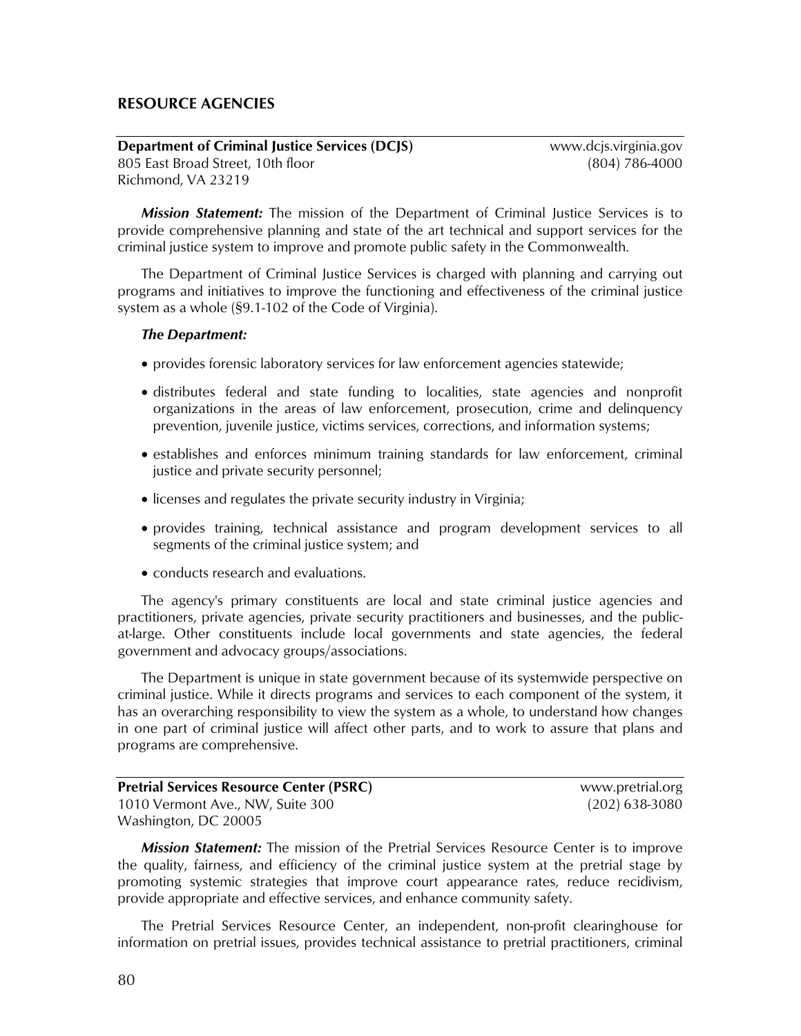## RESOURCE AGENCIES

**Department of Criminal Justice Services (DCJS)** www.dcjs.virginia.gov
805 East Broad Street, 10th floor (804) 786-4000
Richmond, VA 23219

***Mission Statement:*** The mission of the Department of Criminal Justice Services is to provide comprehensive planning and state of the art technical and support services for the criminal justice system to improve and promote public safety in the Commonwealth.

The Department of Criminal Justice Services is charged with planning and carrying out programs and initiatives to improve the functioning and effectiveness of the criminal justice system as a whole (§9.1-102 of the Code of Virginia).

***The Department:***

- provides forensic laboratory services for law enforcement agencies statewide;
- distributes federal and state funding to localities, state agencies and nonprofit organizations in the areas of law enforcement, prosecution, crime and delinquency prevention, juvenile justice, victims services, corrections, and information systems;
- establishes and enforces minimum training standards for law enforcement, criminal justice and private security personnel;
- licenses and regulates the private security industry in Virginia;
- provides training, technical assistance and program development services to all segments of the criminal justice system; and
- conducts research and evaluations.

The agency's primary constituents are local and state criminal justice agencies and practitioners, private agencies, private security practitioners and businesses, and the public-at-large. Other constituents include local governments and state agencies, the federal government and advocacy groups/associations.

The Department is unique in state government because of its systemwide perspective on criminal justice. While it directs programs and services to each component of the system, it has an overarching responsibility to view the system as a whole, to understand how changes in one part of criminal justice will affect other parts, and to work to assure that plans and programs are comprehensive.

**Pretrial Services Resource Center (PSRC)** www.pretrial.org
1010 Vermont Ave., NW, Suite 300 (202) 638-3080
Washington, DC 20005

***Mission Statement:*** The mission of the Pretrial Services Resource Center is to improve the quality, fairness, and efficiency of the criminal justice system at the pretrial stage by promoting systemic strategies that improve court appearance rates, reduce recidivism, provide appropriate and effective services, and enhance community safety.

The Pretrial Services Resource Center, an independent, non-profit clearinghouse for information on pretrial issues, provides technical assistance to pretrial practitioners, criminal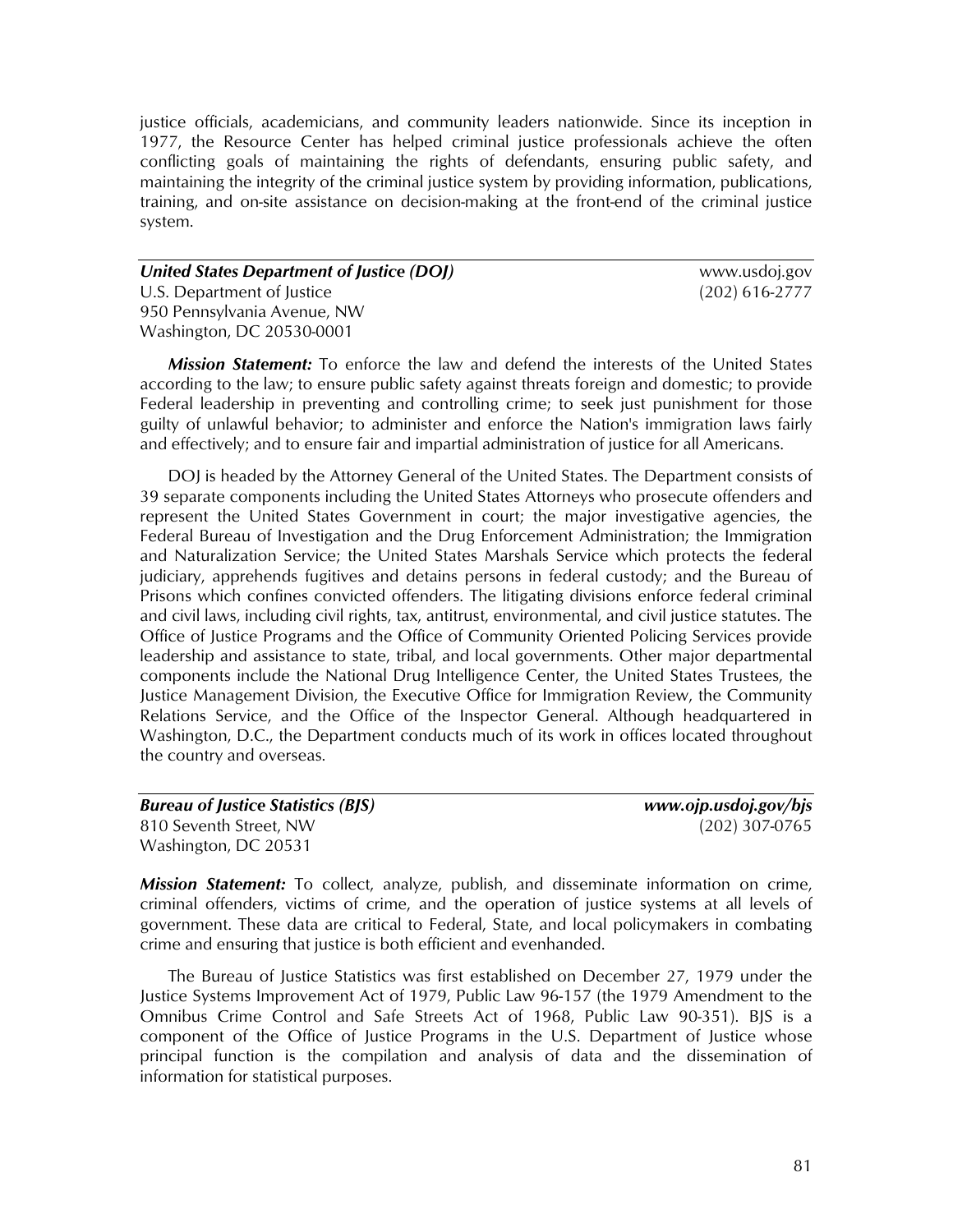justice officials, academicians, and community leaders nationwide. Since its inception in 1977, the Resource Center has helped criminal justice professionals achieve the often conflicting goals of maintaining the rights of defendants, ensuring public safety, and maintaining the integrity of the criminal justice system by providing information, publications, training, and on-site assistance on decision-making at the front-end of the criminal justice system.

---

***United States Department of Justice (DOJ)*** www.usdoj.gov

U.S. Department of Justice (202) 616-2777
950 Pennsylvania Avenue, NW
Washington, DC 20530-0001

***Mission Statement:*** To enforce the law and defend the interests of the United States according to the law; to ensure public safety against threats foreign and domestic; to provide Federal leadership in preventing and controlling crime; to seek just punishment for those guilty of unlawful behavior; to administer and enforce the Nation's immigration laws fairly and effectively; and to ensure fair and impartial administration of justice for all Americans.

DOJ is headed by the Attorney General of the United States. The Department consists of 39 separate components including the United States Attorneys who prosecute offenders and represent the United States Government in court; the major investigative agencies, the Federal Bureau of Investigation and the Drug Enforcement Administration; the Immigration and Naturalization Service; the United States Marshals Service which protects the federal judiciary, apprehends fugitives and detains persons in federal custody; and the Bureau of Prisons which confines convicted offenders. The litigating divisions enforce federal criminal and civil laws, including civil rights, tax, antitrust, environmental, and civil justice statutes. The Office of Justice Programs and the Office of Community Oriented Policing Services provide leadership and assistance to state, tribal, and local governments. Other major departmental components include the National Drug Intelligence Center, the United States Trustees, the Justice Management Division, the Executive Office for Immigration Review, the Community Relations Service, and the Office of the Inspector General. Although headquartered in Washington, D.C., the Department conducts much of its work in offices located throughout the country and overseas.

---

***Bureau of Justice Statistics (BJS)*** ***www.ojp.usdoj.gov/bjs***

810 Seventh Street, NW (202) 307-0765
Washington, DC 20531

***Mission Statement:*** To collect, analyze, publish, and disseminate information on crime, criminal offenders, victims of crime, and the operation of justice systems at all levels of government. These data are critical to Federal, State, and local policymakers in combating crime and ensuring that justice is both efficient and evenhanded.

The Bureau of Justice Statistics was first established on December 27, 1979 under the Justice Systems Improvement Act of 1979, Public Law 96-157 (the 1979 Amendment to the Omnibus Crime Control and Safe Streets Act of 1968, Public Law 90-351). BJS is a component of the Office of Justice Programs in the U.S. Department of Justice whose principal function is the compilation and analysis of data and the dissemination of information for statistical purposes.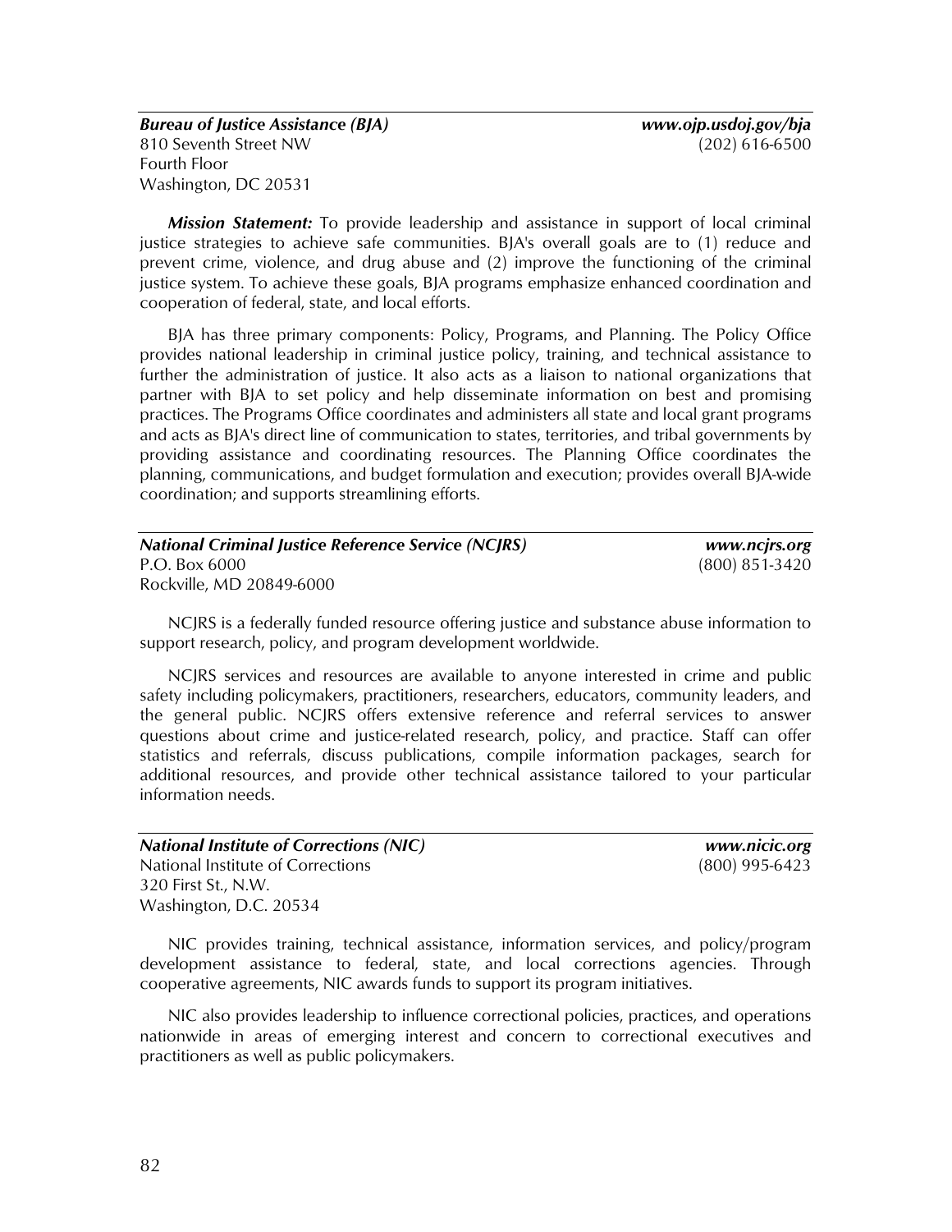***Bureau of Justice Assistance (BJA)*** ***www.ojp.usdoj.gov/bja***
810 Seventh Street NW (202) 616-6500
Fourth Floor
Washington, DC 20531

***Mission Statement:*** To provide leadership and assistance in support of local criminal justice strategies to achieve safe communities. BJA's overall goals are to (1) reduce and prevent crime, violence, and drug abuse and (2) improve the functioning of the criminal justice system. To achieve these goals, BJA programs emphasize enhanced coordination and cooperation of federal, state, and local efforts.

BJA has three primary components: Policy, Programs, and Planning. The Policy Office provides national leadership in criminal justice policy, training, and technical assistance to further the administration of justice. It also acts as a liaison to national organizations that partner with BJA to set policy and help disseminate information on best and promising practices. The Programs Office coordinates and administers all state and local grant programs and acts as BJA's direct line of communication to states, territories, and tribal governments by providing assistance and coordinating resources. The Planning Office coordinates the planning, communications, and budget formulation and execution; provides overall BJA-wide coordination; and supports streamlining efforts.

***National Criminal Justice Reference Service (NCJRS)*** ***www.ncjrs.org***
P.O. Box 6000 (800) 851-3420
Rockville, MD 20849-6000

NCJRS is a federally funded resource offering justice and substance abuse information to support research, policy, and program development worldwide.

NCJRS services and resources are available to anyone interested in crime and public safety including policymakers, practitioners, researchers, educators, community leaders, and the general public. NCJRS offers extensive reference and referral services to answer questions about crime and justice-related research, policy, and practice. Staff can offer statistics and referrals, discuss publications, compile information packages, search for additional resources, and provide other technical assistance tailored to your particular information needs.

***National Institute of Corrections (NIC)*** ***www.nicic.org***
National Institute of Corrections (800) 995-6423
320 First St., N.W.
Washington, D.C. 20534

NIC provides training, technical assistance, information services, and policy/program development assistance to federal, state, and local corrections agencies. Through cooperative agreements, NIC awards funds to support its program initiatives.

NIC also provides leadership to influence correctional policies, practices, and operations nationwide in areas of emerging interest and concern to correctional executives and practitioners as well as public policymakers.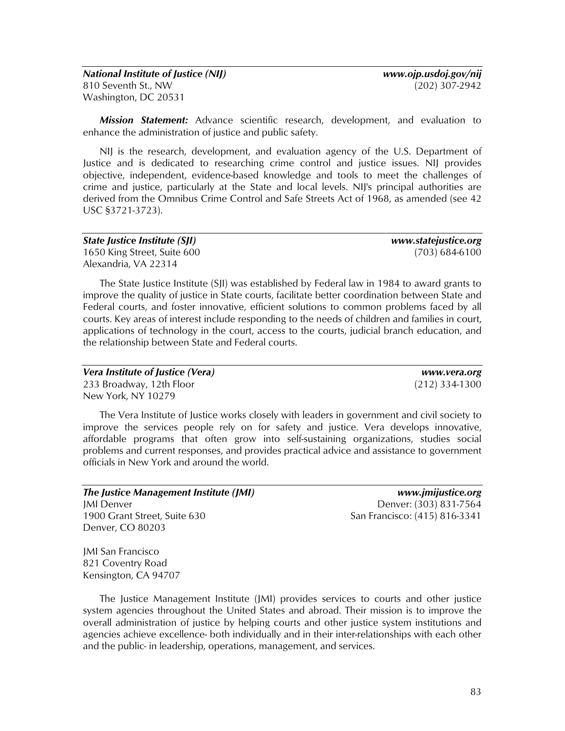***National Institute of Justice (NIJ)*** ***www.ojp.usdoj.gov/nij***
810 Seventh St., NW (202) 307-2942
Washington, DC 20531

***Mission Statement:*** Advance scientific research, development, and evaluation to enhance the administration of justice and public safety.

NIJ is the research, development, and evaluation agency of the U.S. Department of Justice and is dedicated to researching crime control and justice issues. NIJ provides objective, independent, evidence-based knowledge and tools to meet the challenges of crime and justice, particularly at the State and local levels. NIJ's principal authorities are derived from the Omnibus Crime Control and Safe Streets Act of 1968, as amended (see 42 USC §3721-3723).

***State Justice Institute (SJI)*** ***www.statejustice.org***
1650 King Street, Suite 600 (703) 684-6100
Alexandria, VA 22314

The State Justice Institute (SJI) was established by Federal law in 1984 to award grants to improve the quality of justice in State courts, facilitate better coordination between State and Federal courts, and foster innovative, efficient solutions to common problems faced by all courts. Key areas of interest include responding to the needs of children and families in court, applications of technology in the court, access to the courts, judicial branch education, and the relationship between State and Federal courts.

***Vera Institute of Justice (Vera)*** ***www.vera.org***
233 Broadway, 12th Floor (212) 334-1300
New York, NY 10279

The Vera Institute of Justice works closely with leaders in government and civil society to improve the services people rely on for safety and justice. Vera develops innovative, affordable programs that often grow into self-sustaining organizations, studies social problems and current responses, and provides practical advice and assistance to government officials in New York and around the world.

***The Justice Management Institute (JMI)*** ***www.jmijustice.org***
JMI Denver Denver: (303) 831-7564
1900 Grant Street, Suite 630 San Francisco: (415) 816-3341
Denver, CO 80203

JMI San Francisco
821 Coventry Road
Kensington, CA 94707

The Justice Management Institute (JMI) provides services to courts and other justice system agencies throughout the United States and abroad. Their mission is to improve the overall administration of justice by helping courts and other justice system institutions and agencies achieve excellence- both individually and in their inter-relationships with each other and the public- in leadership, operations, management, and services.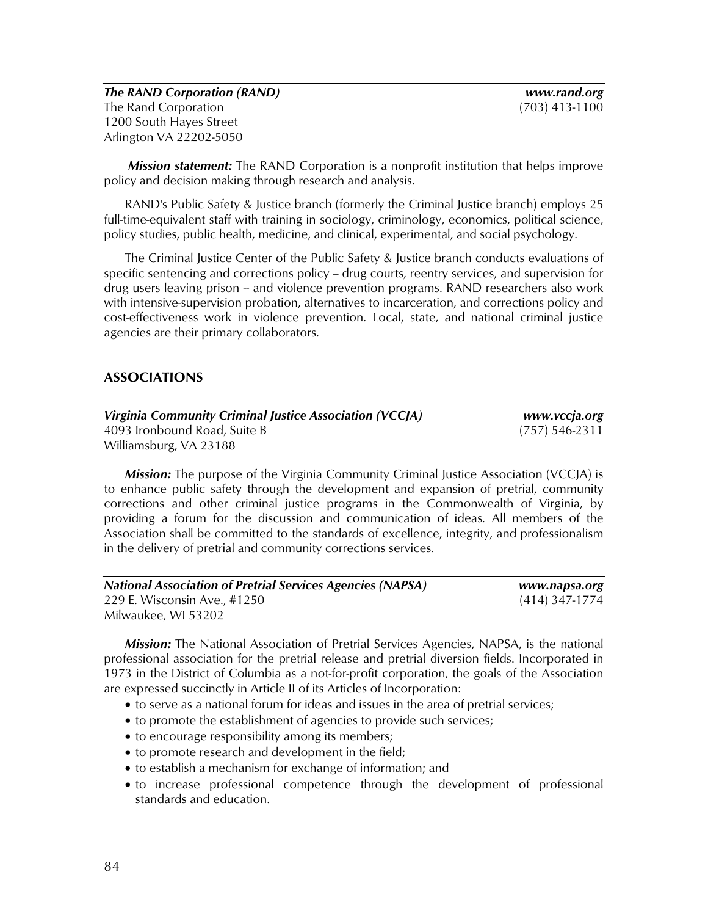***The RAND Corporation (RAND)*** ***www.rand.org***
The Rand Corporation (703) 413-1100
1200 South Hayes Street
Arlington VA 22202-5050

***Mission statement:*** The RAND Corporation is a nonprofit institution that helps improve policy and decision making through research and analysis.

RAND's Public Safety & Justice branch (formerly the Criminal Justice branch) employs 25 full-time-equivalent staff with training in sociology, criminology, economics, political science, policy studies, public health, medicine, and clinical, experimental, and social psychology.

The Criminal Justice Center of the Public Safety & Justice branch conducts evaluations of specific sentencing and corrections policy – drug courts, reentry services, and supervision for drug users leaving prison – and violence prevention programs. RAND researchers also work with intensive-supervision probation, alternatives to incarceration, and corrections policy and cost-effectiveness work in violence prevention. Local, state, and national criminal justice agencies are their primary collaborators.

## ASSOCIATIONS

***Virginia Community Criminal Justice Association (VCCJA)*** ***www.vccja.org***
4093 Ironbound Road, Suite B (757) 546-2311
Williamsburg, VA 23188

***Mission:*** The purpose of the Virginia Community Criminal Justice Association (VCCJA) is to enhance public safety through the development and expansion of pretrial, community corrections and other criminal justice programs in the Commonwealth of Virginia, by providing a forum for the discussion and communication of ideas. All members of the Association shall be committed to the standards of excellence, integrity, and professionalism in the delivery of pretrial and community corrections services.

***National Association of Pretrial Services Agencies (NAPSA)*** ***www.napsa.org***
229 E. Wisconsin Ave., #1250 (414) 347-1774
Milwaukee, WI 53202

***Mission:*** The National Association of Pretrial Services Agencies, NAPSA, is the national professional association for the pretrial release and pretrial diversion fields. Incorporated in 1973 in the District of Columbia as a not-for-profit corporation, the goals of the Association are expressed succinctly in Article II of its Articles of Incorporation:

- to serve as a national forum for ideas and issues in the area of pretrial services;
- to promote the establishment of agencies to provide such services;
- to encourage responsibility among its members;
- to promote research and development in the field;
- to establish a mechanism for exchange of information; and
- to increase professional competence through the development of professional standards and education.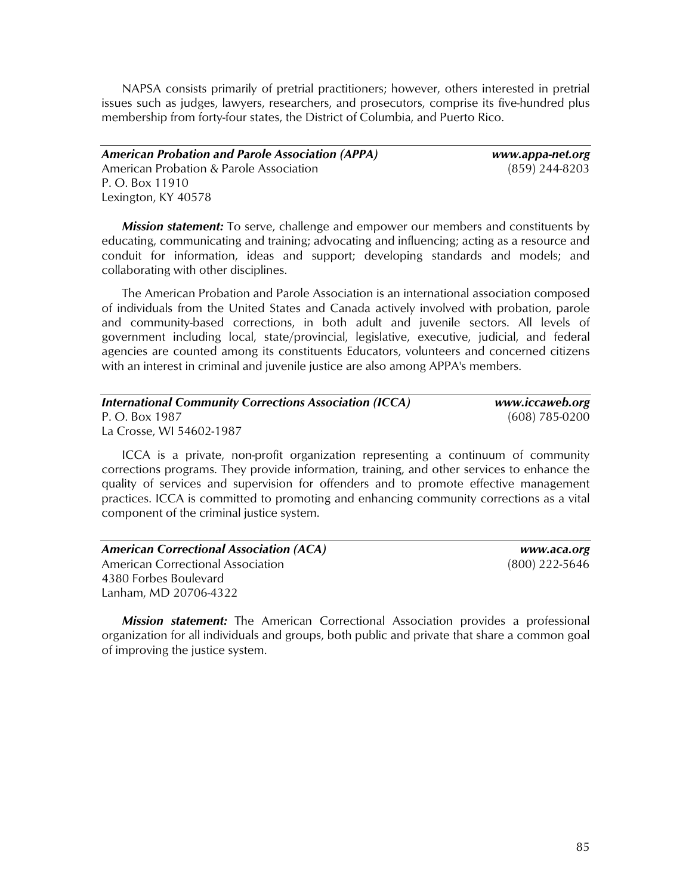NAPSA consists primarily of pretrial practitioners; however, others interested in pretrial issues such as judges, lawyers, researchers, and prosecutors, comprise its five-hundred plus membership from forty-four states, the District of Columbia, and Puerto Rico.

***American Probation and Parole Association (APPA)*** ***www.appa-net.org***
American Probation & Parole Association (859) 244-8203
P. O. Box 11910
Lexington, KY 40578

***Mission statement:*** To serve, challenge and empower our members and constituents by educating, communicating and training; advocating and influencing; acting as a resource and conduit for information, ideas and support; developing standards and models; and collaborating with other disciplines.

The American Probation and Parole Association is an international association composed of individuals from the United States and Canada actively involved with probation, parole and community-based corrections, in both adult and juvenile sectors. All levels of government including local, state/provincial, legislative, executive, judicial, and federal agencies are counted among its constituents Educators, volunteers and concerned citizens with an interest in criminal and juvenile justice are also among APPA's members.

***International Community Corrections Association (ICCA)*** ***www.iccaweb.org***
P. O. Box 1987 (608) 785-0200
La Crosse, WI 54602-1987

ICCA is a private, non-profit organization representing a continuum of community corrections programs. They provide information, training, and other services to enhance the quality of services and supervision for offenders and to promote effective management practices. ICCA is committed to promoting and enhancing community corrections as a vital component of the criminal justice system.

***American Correctional Association (ACA)*** ***www.aca.org***
American Correctional Association (800) 222-5646
4380 Forbes Boulevard
Lanham, MD 20706-4322

***Mission statement:*** The American Correctional Association provides a professional organization for all individuals and groups, both public and private that share a common goal of improving the justice system.